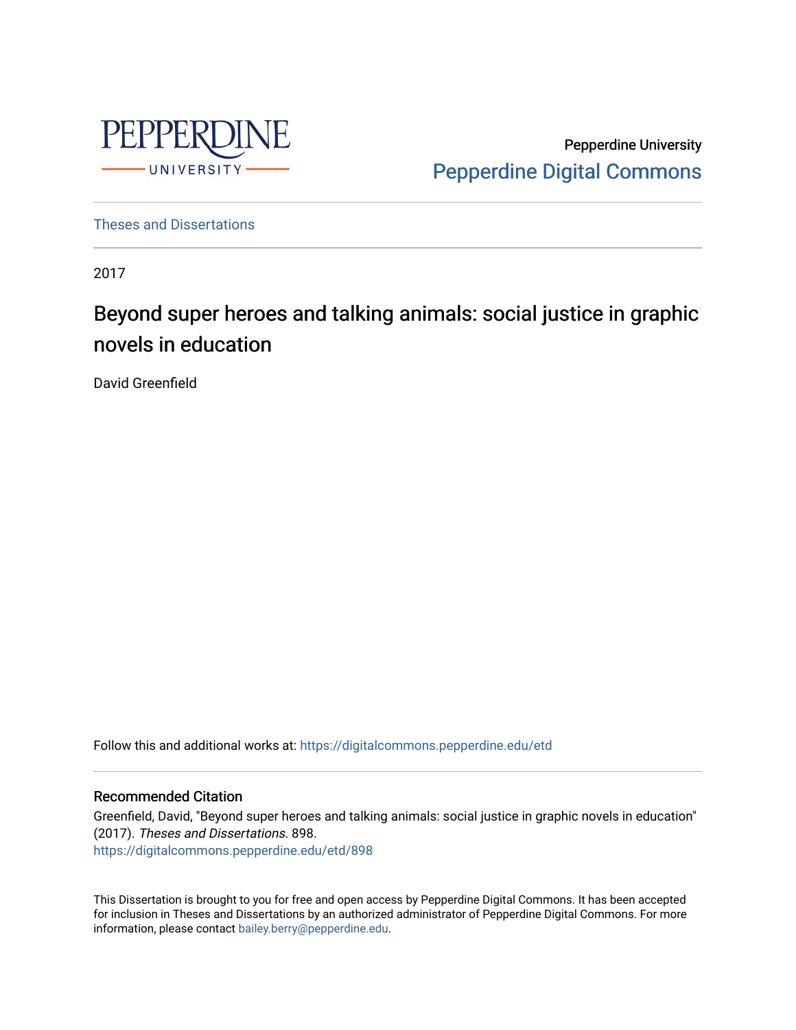PEPPERDINE UNIVERSITY

Pepperdine University
Pepperdine Digital Commons

Theses and Dissertations

2017

# Beyond super heroes and talking animals: social justice in graphic novels in education

David Greenfield

Follow this and additional works at: https://digitalcommons.pepperdine.edu/etd

## Recommended Citation

Greenfield, David, "Beyond super heroes and talking animals: social justice in graphic novels in education" (2017). *Theses and Dissertations*. 898.
https://digitalcommons.pepperdine.edu/etd/898

This Dissertation is brought to you for free and open access by Pepperdine Digital Commons. It has been accepted for inclusion in Theses and Dissertations by an authorized administrator of Pepperdine Digital Commons. For more information, please contact bailey.berry@pepperdine.edu.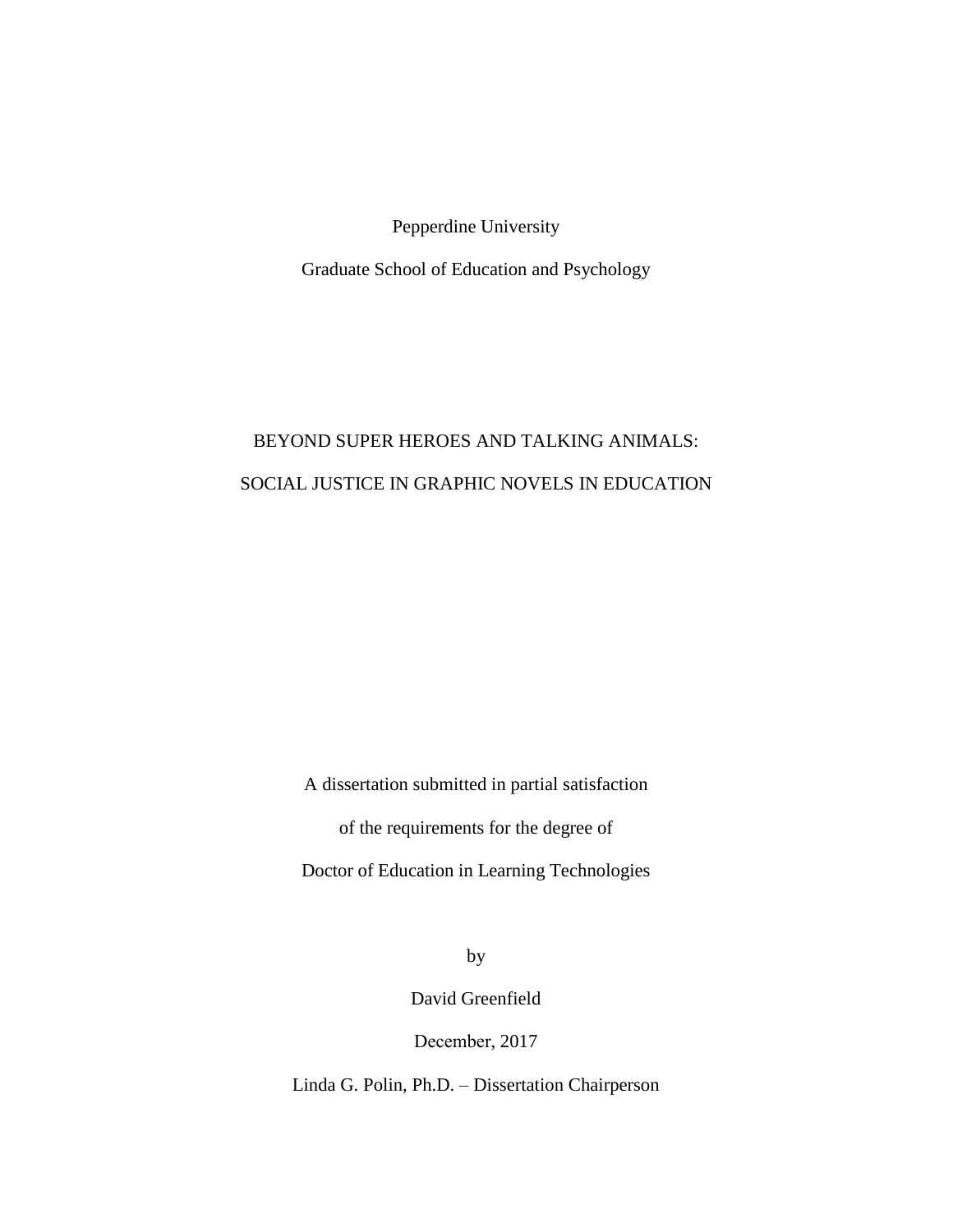Pepperdine University

Graduate School of Education and Psychology

# BEYOND SUPER HEROES AND TALKING ANIMALS: SOCIAL JUSTICE IN GRAPHIC NOVELS IN EDUCATION

A dissertation submitted in partial satisfaction

of the requirements for the degree of

Doctor of Education in Learning Technologies

by

David Greenfield

December, 2017

Linda G. Polin, Ph.D. – Dissertation Chairperson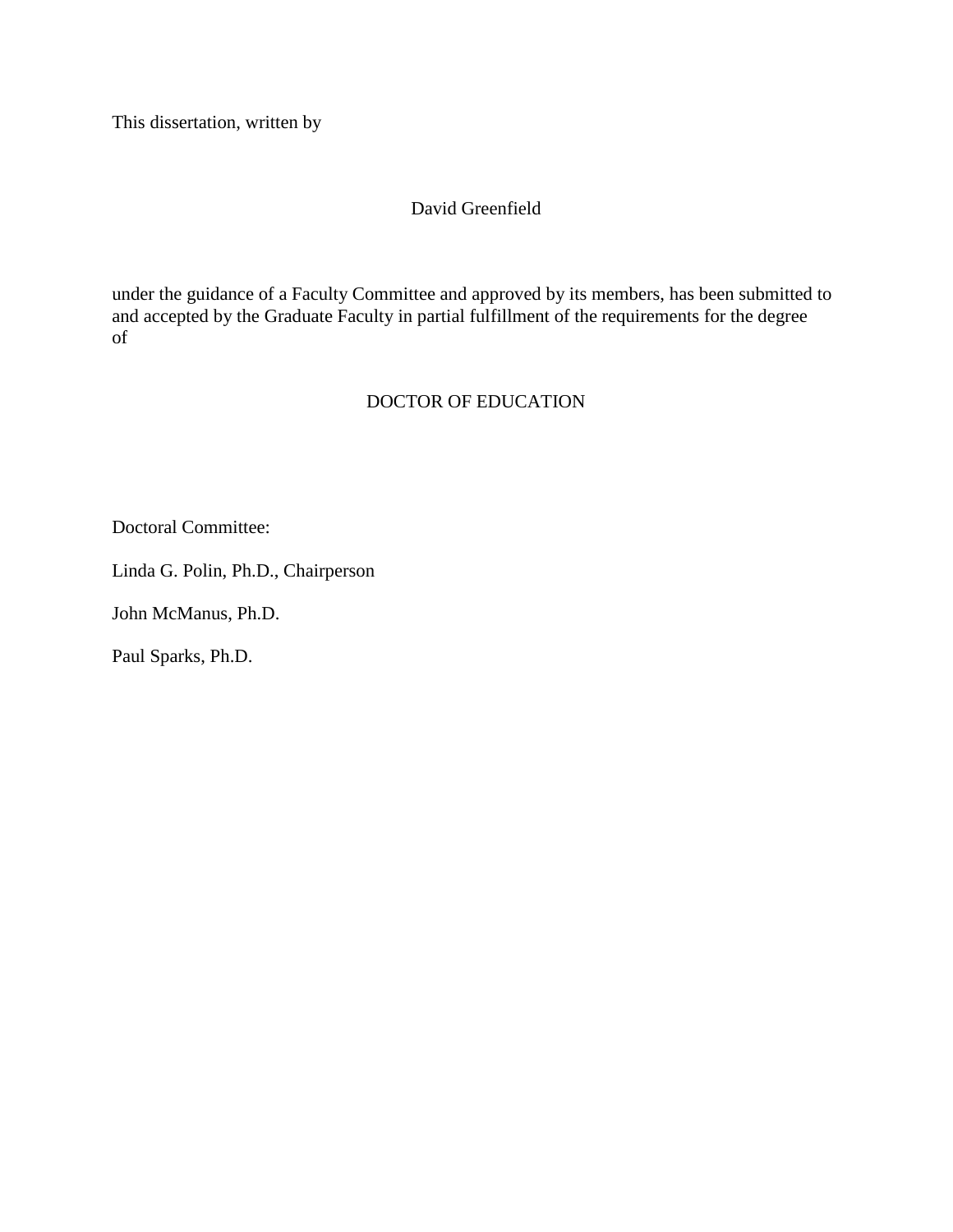This dissertation, written by

David Greenfield

under the guidance of a Faculty Committee and approved by its members, has been submitted to and accepted by the Graduate Faculty in partial fulfillment of the requirements for the degree of

DOCTOR OF EDUCATION

Doctoral Committee:

Linda G. Polin, Ph.D., Chairperson

John McManus, Ph.D.

Paul Sparks, Ph.D.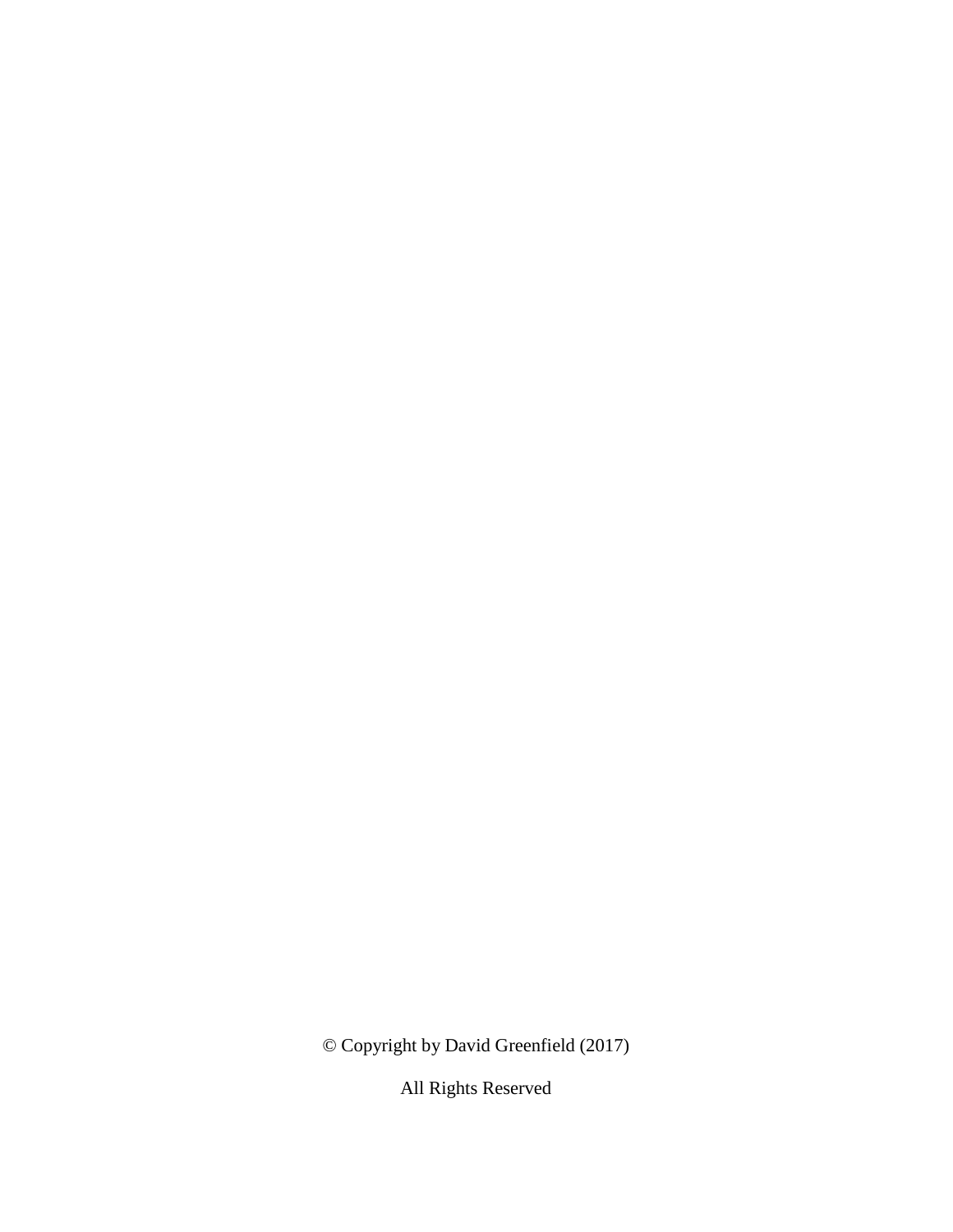© Copyright by David Greenfield (2017)

All Rights Reserved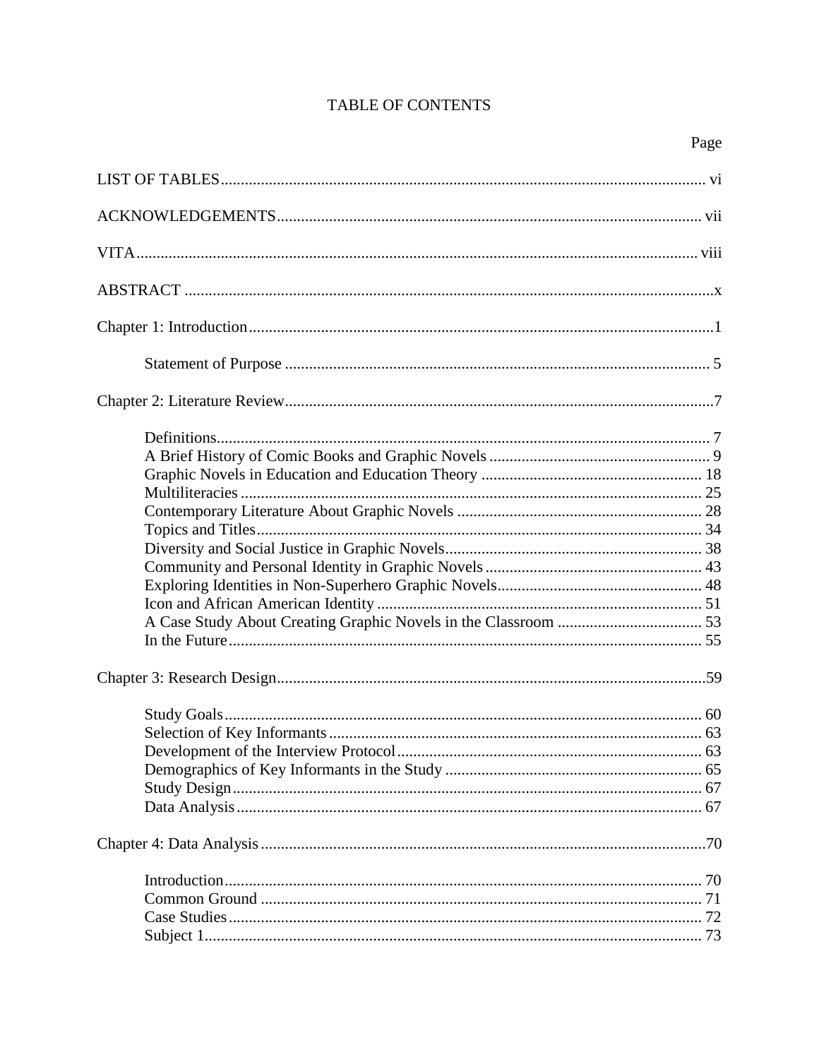# TABLE OF CONTENTS

Page

LIST OF TABLES ........ vi

ACKNOWLEDGEMENTS ........ vii

VITA ........ viii

ABSTRACT ........ x

Chapter 1: Introduction ........ 1

- Statement of Purpose ........ 5

Chapter 2: Literature Review ........ 7

- Definitions ........ 7
- A Brief History of Comic Books and Graphic Novels ........ 9
- Graphic Novels in Education and Education Theory ........ 18
- Multiliteracies ........ 25
- Contemporary Literature About Graphic Novels ........ 28
- Topics and Titles ........ 34
- Diversity and Social Justice in Graphic Novels ........ 38
- Community and Personal Identity in Graphic Novels ........ 43
- Exploring Identities in Non-Superhero Graphic Novels ........ 48
- Icon and African American Identity ........ 51
- A Case Study About Creating Graphic Novels in the Classroom ........ 53
- In the Future ........ 55

Chapter 3: Research Design ........ 59

- Study Goals ........ 60
- Selection of Key Informants ........ 63
- Development of the Interview Protocol ........ 63
- Demographics of Key Informants in the Study ........ 65
- Study Design ........ 67
- Data Analysis ........ 67

Chapter 4: Data Analysis ........ 70

- Introduction ........ 70
- Common Ground ........ 71
- Case Studies ........ 72
- Subject 1 ........ 73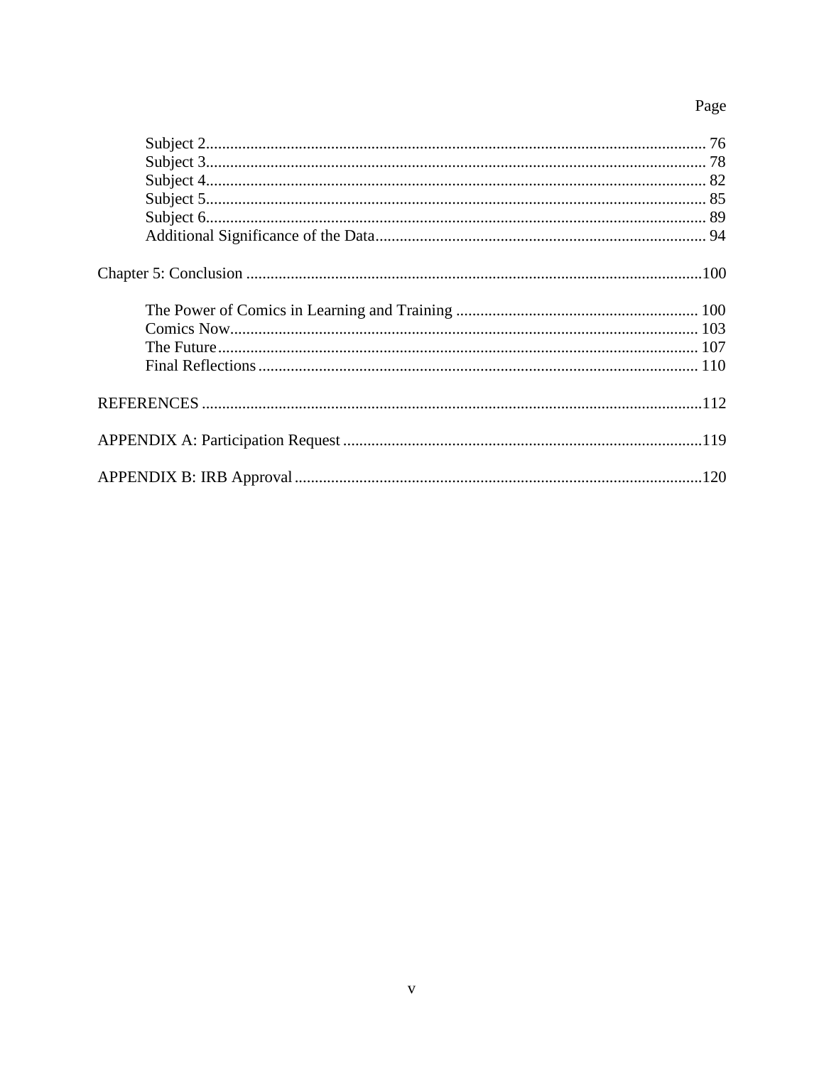Page

Subject 2 ... 76
Subject 3 ... 78
Subject 4 ... 82
Subject 5 ... 85
Subject 6 ... 89
Additional Significance of the Data ... 94

Chapter 5: Conclusion ... 100

The Power of Comics in Learning and Training ... 100
Comics Now ... 103
The Future ... 107
Final Reflections ... 110

REFERENCES ... 112

APPENDIX A: Participation Request ... 119

APPENDIX B: IRB Approval ... 120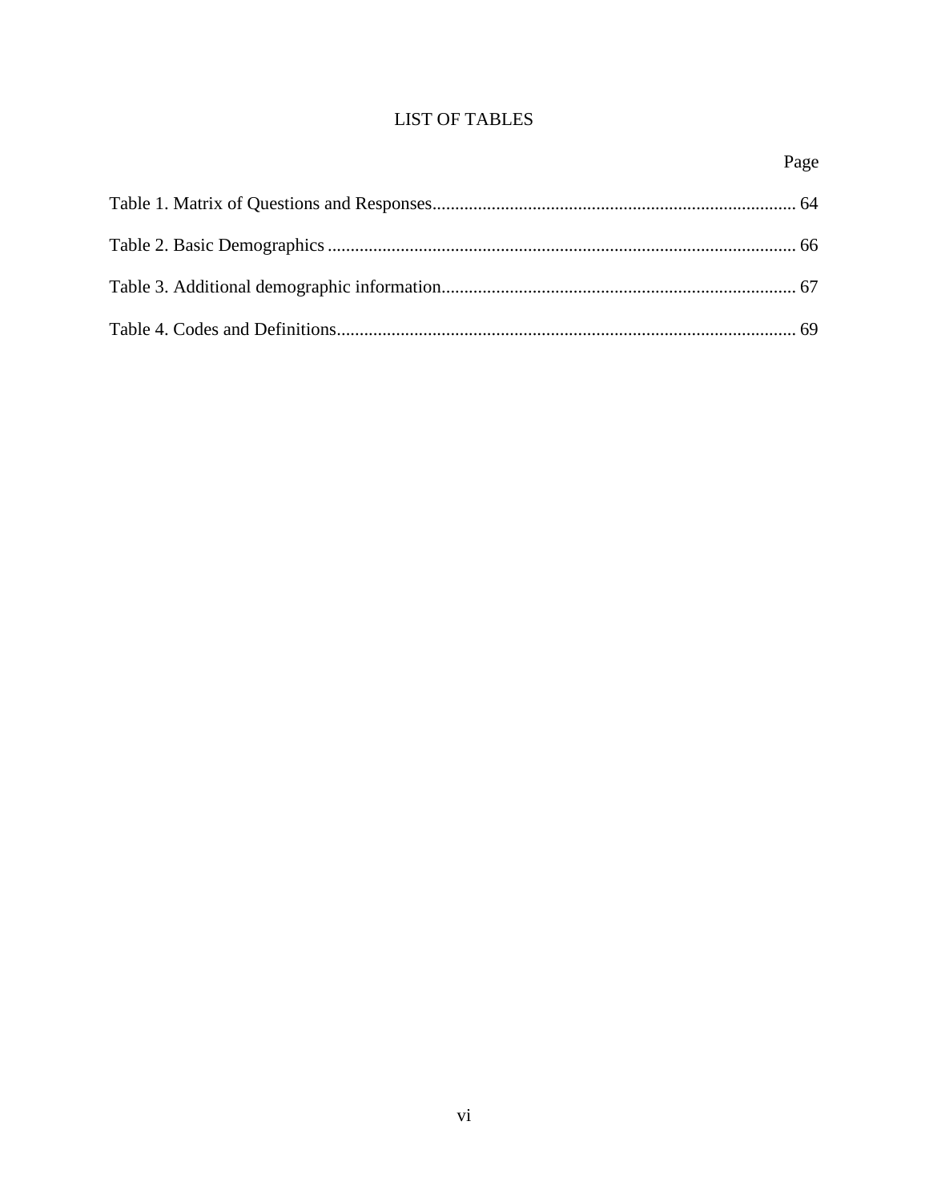# LIST OF TABLES

Page

Table 1. Matrix of Questions and Responses................................................................................ 64

Table 2. Basic Demographics ....................................................................................................... 66

Table 3. Additional demographic information.............................................................................. 67

Table 4. Codes and Definitions..................................................................................................... 69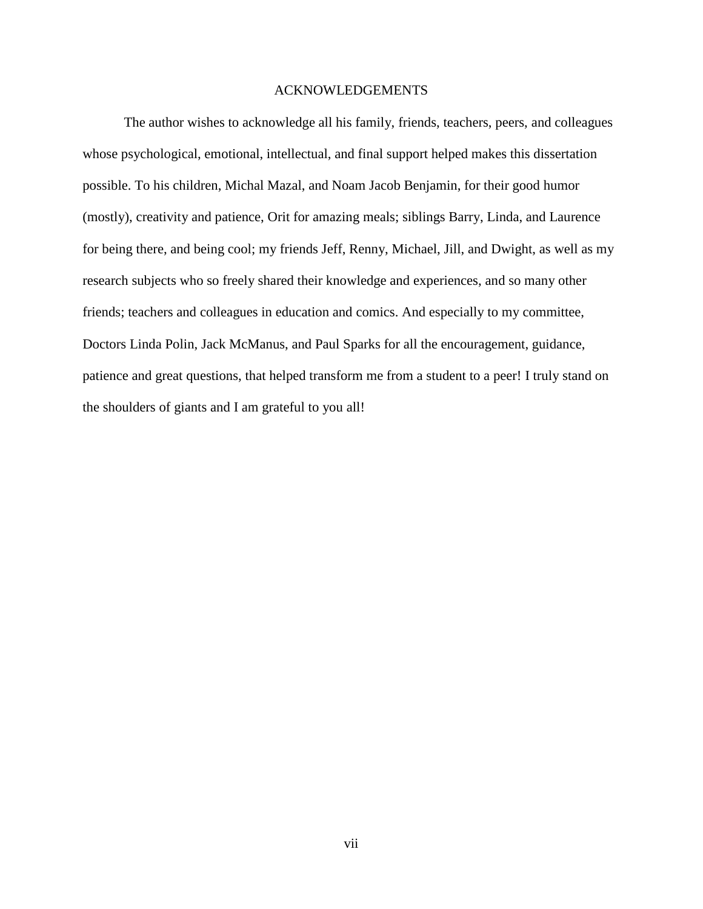# ACKNOWLEDGEMENTS

The author wishes to acknowledge all his family, friends, teachers, peers, and colleagues whose psychological, emotional, intellectual, and final support helped makes this dissertation possible. To his children, Michal Mazal, and Noam Jacob Benjamin, for their good humor (mostly), creativity and patience, Orit for amazing meals; siblings Barry, Linda, and Laurence for being there, and being cool; my friends Jeff, Renny, Michael, Jill, and Dwight, as well as my research subjects who so freely shared their knowledge and experiences, and so many other friends; teachers and colleagues in education and comics. And especially to my committee, Doctors Linda Polin, Jack McManus, and Paul Sparks for all the encouragement, guidance, patience and great questions, that helped transform me from a student to a peer! I truly stand on the shoulders of giants and I am grateful to you all!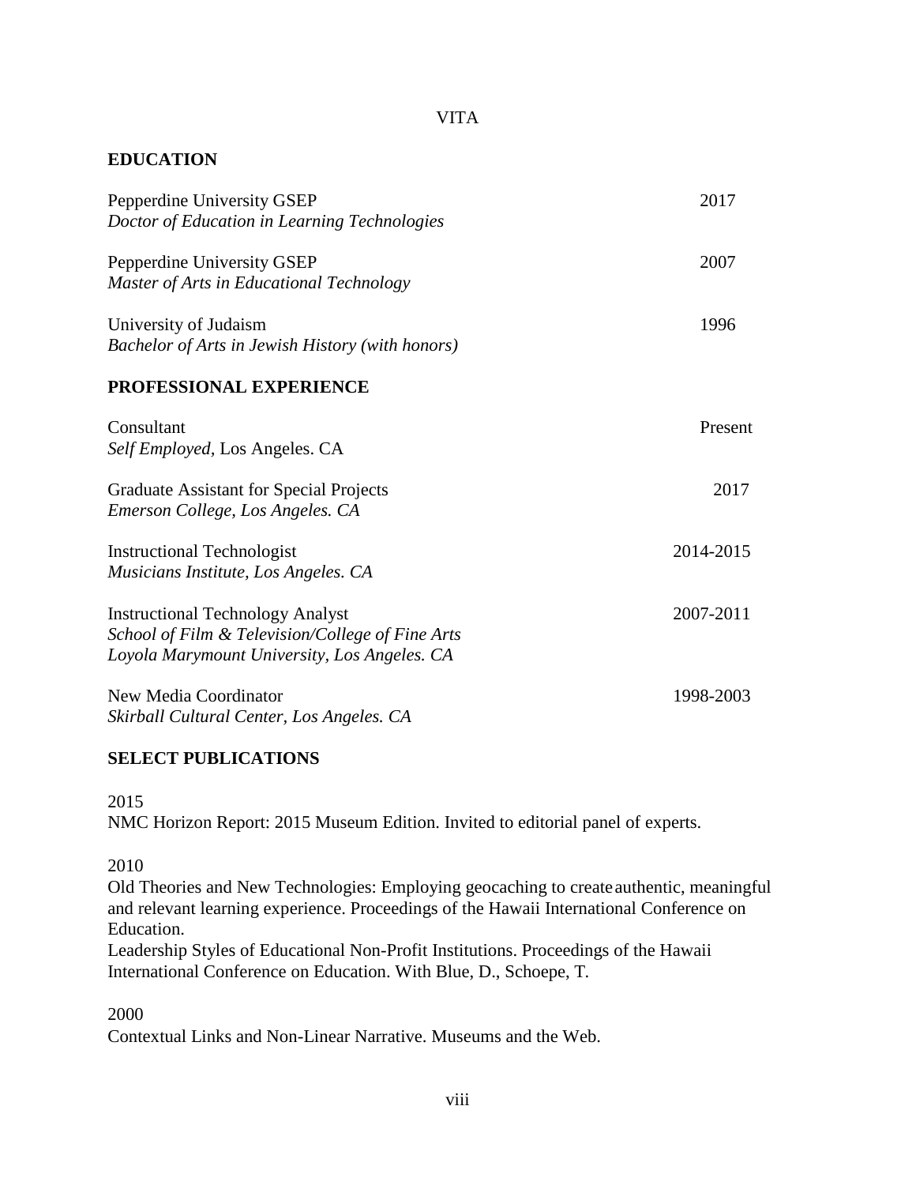# VITA

## EDUCATION

Pepperdine University GSEP — 2017
*Doctor of Education in Learning Technologies*

Pepperdine University GSEP — 2007
*Master of Arts in Educational Technology*

University of Judaism — 1996
*Bachelor of Arts in Jewish History (with honors)*

## PROFESSIONAL EXPERIENCE

Consultant — Present
*Self Employed*, Los Angeles. CA

Graduate Assistant for Special Projects — 2017
*Emerson College, Los Angeles. CA*

Instructional Technologist — 2014-2015
*Musicians Institute, Los Angeles. CA*

Instructional Technology Analyst — 2007-2011
*School of Film & Television/College of Fine Arts*
*Loyola Marymount University, Los Angeles. CA*

New Media Coordinator — 1998-2003
*Skirball Cultural Center, Los Angeles. CA*

## SELECT PUBLICATIONS

2015
NMC Horizon Report: 2015 Museum Edition. Invited to editorial panel of experts.

2010
Old Theories and New Technologies: Employing geocaching to create authentic, meaningful and relevant learning experience. Proceedings of the Hawaii International Conference on Education.
Leadership Styles of Educational Non-Profit Institutions. Proceedings of the Hawaii International Conference on Education. With Blue, D., Schoepe, T.

2000
Contextual Links and Non-Linear Narrative. Museums and the Web.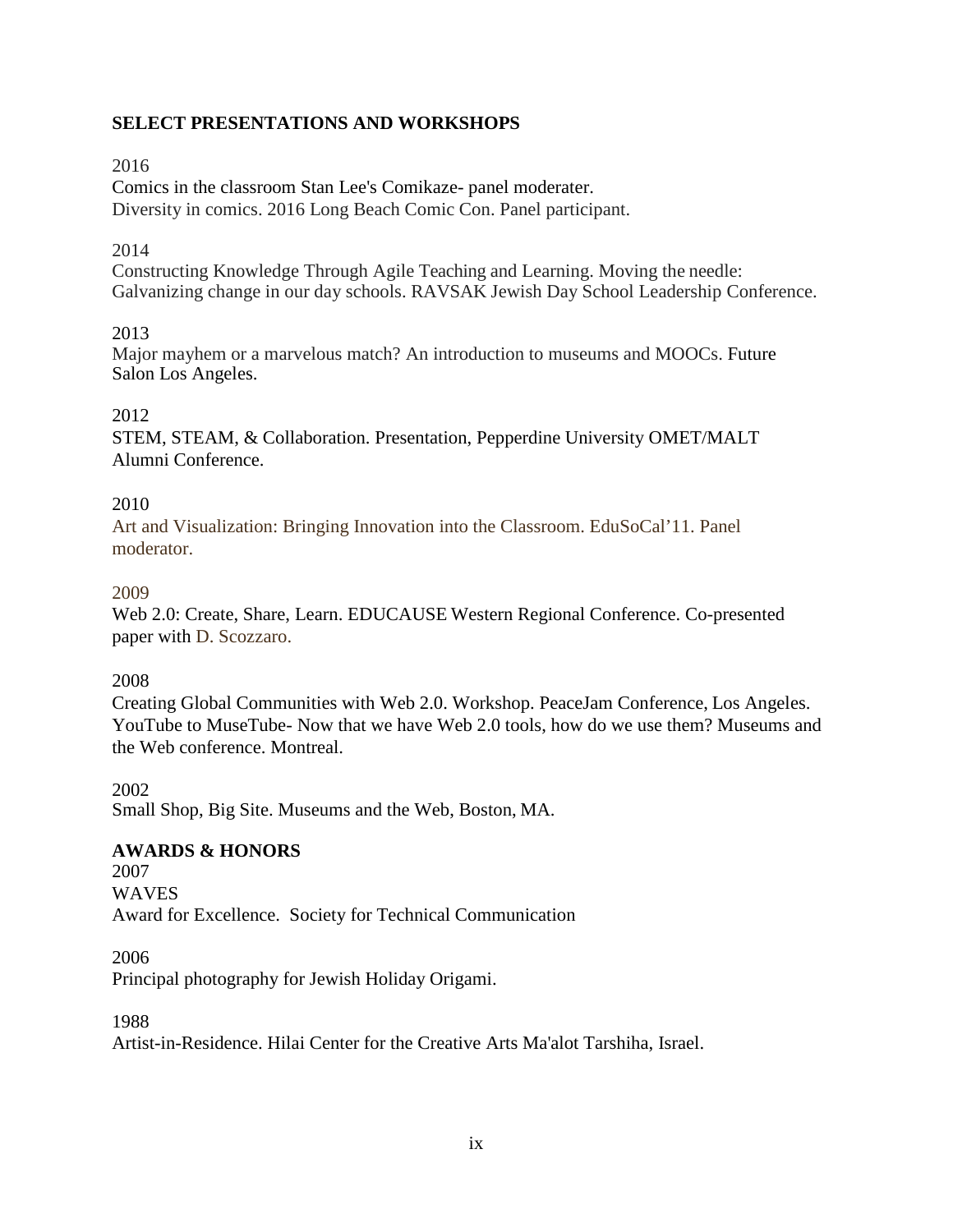## SELECT PRESENTATIONS AND WORKSHOPS

2016

Comics in the classroom Stan Lee's Comikaze- panel moderater.
Diversity in comics. 2016 Long Beach Comic Con. Panel participant.

2014

Constructing Knowledge Through Agile Teaching and Learning. Moving the needle: Galvanizing change in our day schools. RAVSAK Jewish Day School Leadership Conference.

2013

Major mayhem or a marvelous match? An introduction to museums and MOOCs. Future Salon Los Angeles.

2012

STEM, STEAM, & Collaboration. Presentation, Pepperdine University OMET/MALT Alumni Conference.

2010

Art and Visualization: Bringing Innovation into the Classroom. EduSoCal'11. Panel moderator.

2009

Web 2.0: Create, Share, Learn. EDUCAUSE Western Regional Conference. Co-presented paper with D. Scozzaro.

2008

Creating Global Communities with Web 2.0. Workshop. PeaceJam Conference, Los Angeles.
YouTube to MuseTube- Now that we have Web 2.0 tools, how do we use them? Museums and the Web conference. Montreal.

2002

Small Shop, Big Site. Museums and the Web, Boston, MA.

## AWARDS & HONORS

2007

WAVES

Award for Excellence. Society for Technical Communication

2006

Principal photography for Jewish Holiday Origami.

1988

Artist-in-Residence. Hilai Center for the Creative Arts Ma'alot Tarshiha, Israel.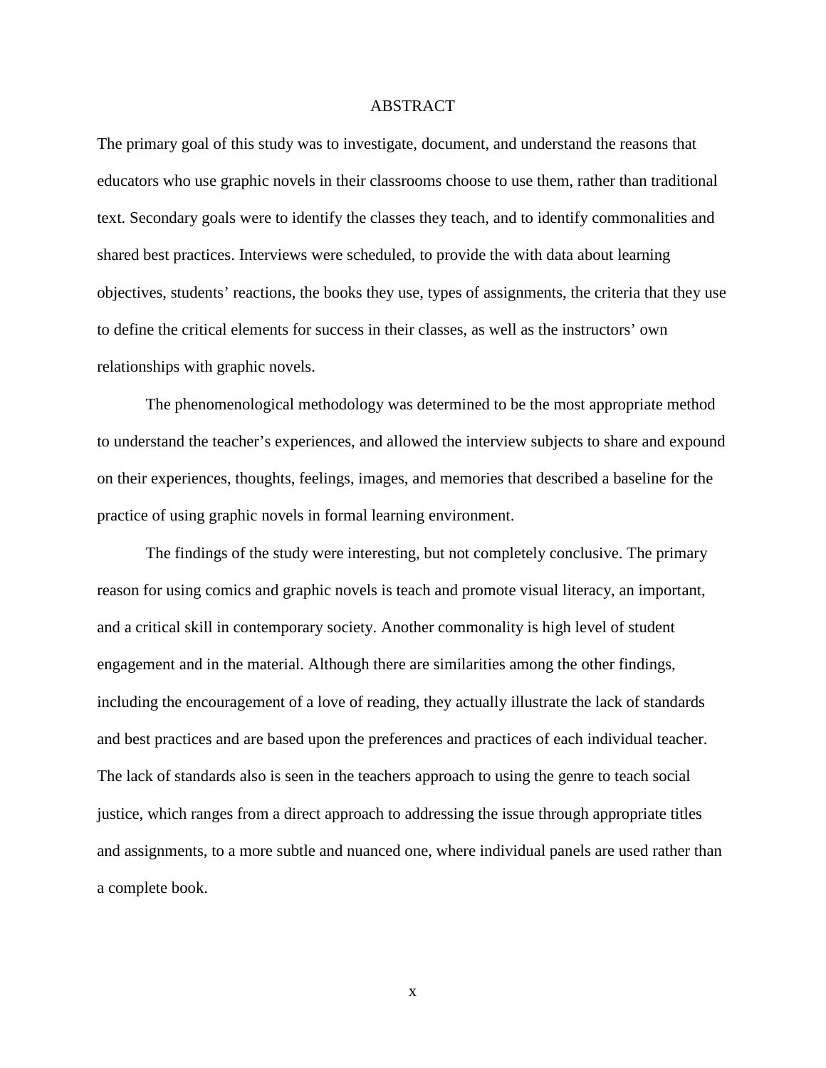# ABSTRACT

The primary goal of this study was to investigate, document, and understand the reasons that educators who use graphic novels in their classrooms choose to use them, rather than traditional text. Secondary goals were to identify the classes they teach, and to identify commonalities and shared best practices. Interviews were scheduled, to provide the with data about learning objectives, students' reactions, the books they use, types of assignments, the criteria that they use to define the critical elements for success in their classes, as well as the instructors' own relationships with graphic novels.

The phenomenological methodology was determined to be the most appropriate method to understand the teacher's experiences, and allowed the interview subjects to share and expound on their experiences, thoughts, feelings, images, and memories that described a baseline for the practice of using graphic novels in formal learning environment.

The findings of the study were interesting, but not completely conclusive. The primary reason for using comics and graphic novels is teach and promote visual literacy, an important, and a critical skill in contemporary society. Another commonality is high level of student engagement and in the material. Although there are similarities among the other findings, including the encouragement of a love of reading, they actually illustrate the lack of standards and best practices and are based upon the preferences and practices of each individual teacher. The lack of standards also is seen in the teachers approach to using the genre to teach social justice, which ranges from a direct approach to addressing the issue through appropriate titles and assignments, to a more subtle and nuanced one, where individual panels are used rather than a complete book.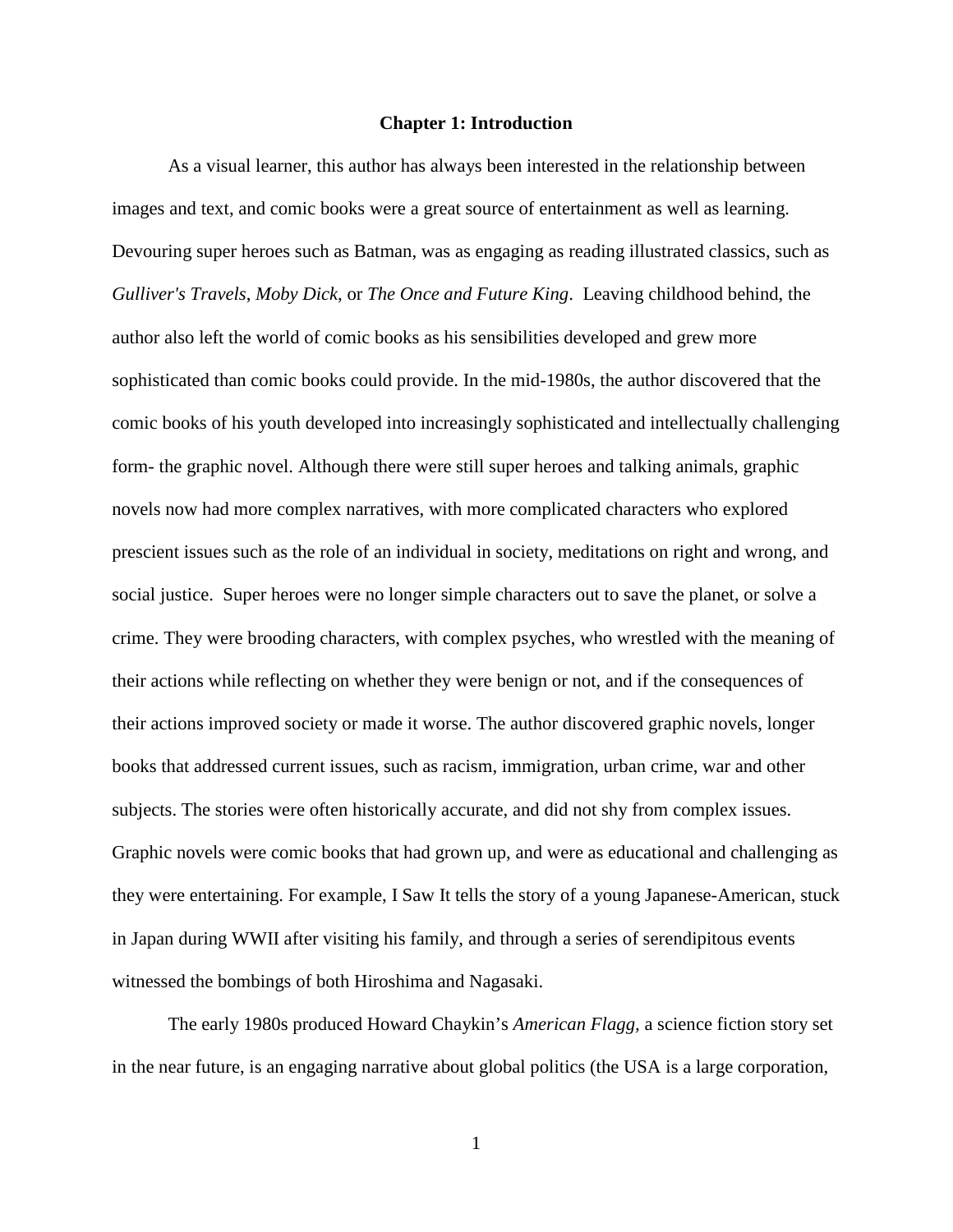# Chapter 1: Introduction

As a visual learner, this author has always been interested in the relationship between images and text, and comic books were a great source of entertainment as well as learning. Devouring super heroes such as Batman, was as engaging as reading illustrated classics, such as *Gulliver's Travels*, *Moby Dick*, or *The Once and Future King*. Leaving childhood behind, the author also left the world of comic books as his sensibilities developed and grew more sophisticated than comic books could provide. In the mid-1980s, the author discovered that the comic books of his youth developed into increasingly sophisticated and intellectually challenging form- the graphic novel. Although there were still super heroes and talking animals, graphic novels now had more complex narratives, with more complicated characters who explored prescient issues such as the role of an individual in society, meditations on right and wrong, and social justice. Super heroes were no longer simple characters out to save the planet, or solve a crime. They were brooding characters, with complex psyches, who wrestled with the meaning of their actions while reflecting on whether they were benign or not, and if the consequences of their actions improved society or made it worse. The author discovered graphic novels, longer books that addressed current issues, such as racism, immigration, urban crime, war and other subjects. The stories were often historically accurate, and did not shy from complex issues. Graphic novels were comic books that had grown up, and were as educational and challenging as they were entertaining. For example, I Saw It tells the story of a young Japanese-American, stuck in Japan during WWII after visiting his family, and through a series of serendipitous events witnessed the bombings of both Hiroshima and Nagasaki.

The early 1980s produced Howard Chaykin's *American Flagg,* a science fiction story set in the near future, is an engaging narrative about global politics (the USA is a large corporation,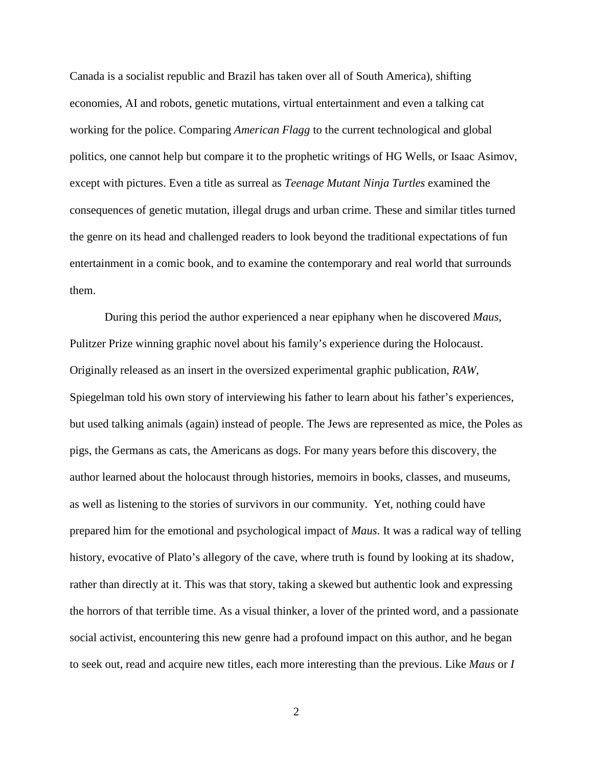Canada is a socialist republic and Brazil has taken over all of South America), shifting economies, AI and robots, genetic mutations, virtual entertainment and even a talking cat working for the police. Comparing *American Flagg* to the current technological and global politics, one cannot help but compare it to the prophetic writings of HG Wells, or Isaac Asimov, except with pictures. Even a title as surreal as *Teenage Mutant Ninja Turtles* examined the consequences of genetic mutation, illegal drugs and urban crime. These and similar titles turned the genre on its head and challenged readers to look beyond the traditional expectations of fun entertainment in a comic book, and to examine the contemporary and real world that surrounds them.

During this period the author experienced a near epiphany when he discovered *Maus*, Pulitzer Prize winning graphic novel about his family's experience during the Holocaust. Originally released as an insert in the oversized experimental graphic publication, *RAW*, Spiegelman told his own story of interviewing his father to learn about his father's experiences, but used talking animals (again) instead of people. The Jews are represented as mice, the Poles as pigs, the Germans as cats, the Americans as dogs. For many years before this discovery, the author learned about the holocaust through histories, memoirs in books, classes, and museums, as well as listening to the stories of survivors in our community. Yet, nothing could have prepared him for the emotional and psychological impact of *Maus*. It was a radical way of telling history, evocative of Plato's allegory of the cave, where truth is found by looking at its shadow, rather than directly at it. This was that story, taking a skewed but authentic look and expressing the horrors of that terrible time. As a visual thinker, a lover of the printed word, and a passionate social activist, encountering this new genre had a profound impact on this author, and he began to seek out, read and acquire new titles, each more interesting than the previous. Like *Maus* or *I*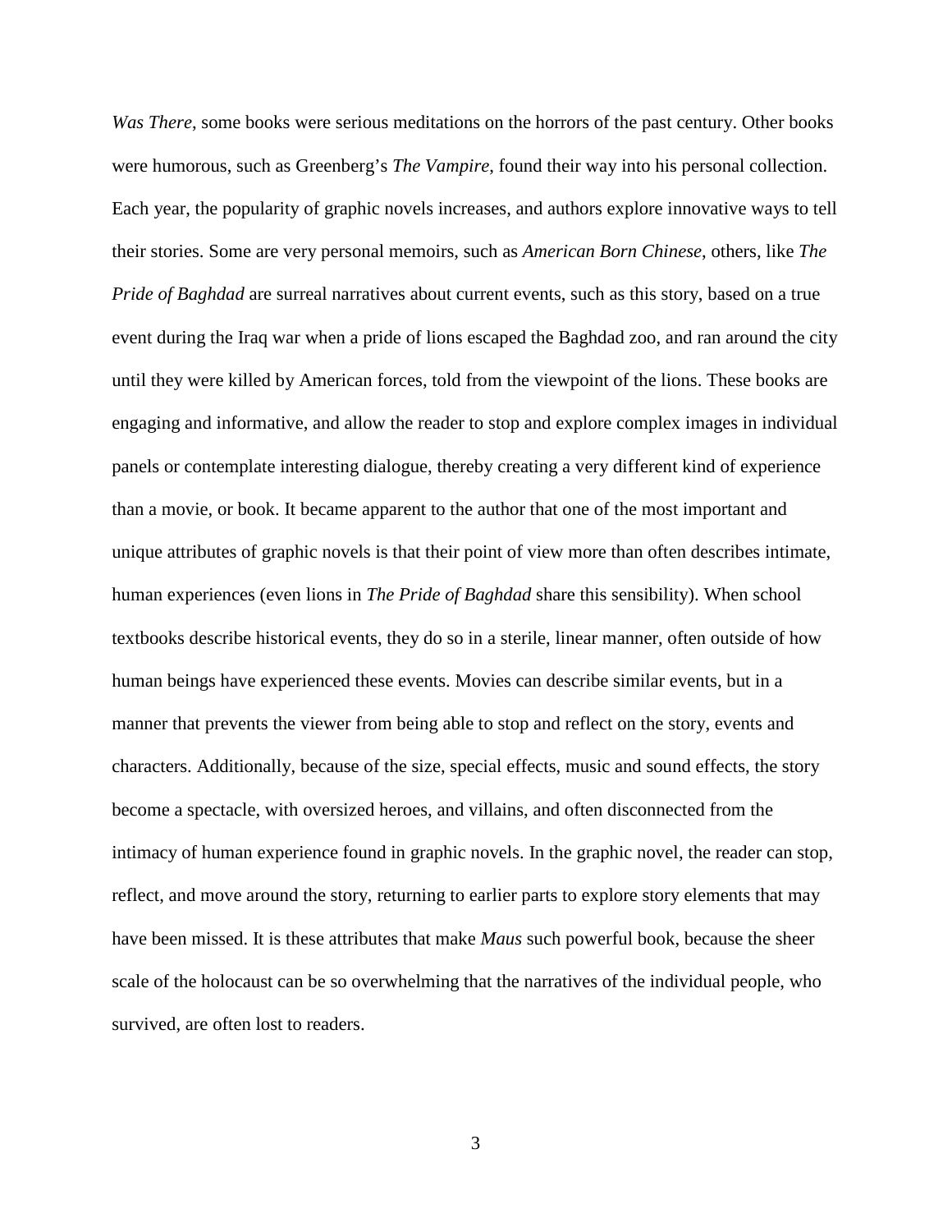*Was There*, some books were serious meditations on the horrors of the past century. Other books were humorous, such as Greenberg's *The Vampire*, found their way into his personal collection. Each year, the popularity of graphic novels increases, and authors explore innovative ways to tell their stories. Some are very personal memoirs, such as *American Born Chinese*, others, like *The Pride of Baghdad* are surreal narratives about current events, such as this story, based on a true event during the Iraq war when a pride of lions escaped the Baghdad zoo, and ran around the city until they were killed by American forces, told from the viewpoint of the lions. These books are engaging and informative, and allow the reader to stop and explore complex images in individual panels or contemplate interesting dialogue, thereby creating a very different kind of experience than a movie, or book. It became apparent to the author that one of the most important and unique attributes of graphic novels is that their point of view more than often describes intimate, human experiences (even lions in *The Pride of Baghdad* share this sensibility). When school textbooks describe historical events, they do so in a sterile, linear manner, often outside of how human beings have experienced these events. Movies can describe similar events, but in a manner that prevents the viewer from being able to stop and reflect on the story, events and characters. Additionally, because of the size, special effects, music and sound effects, the story become a spectacle, with oversized heroes, and villains, and often disconnected from the intimacy of human experience found in graphic novels. In the graphic novel, the reader can stop, reflect, and move around the story, returning to earlier parts to explore story elements that may have been missed. It is these attributes that make *Maus* such powerful book, because the sheer scale of the holocaust can be so overwhelming that the narratives of the individual people, who survived, are often lost to readers.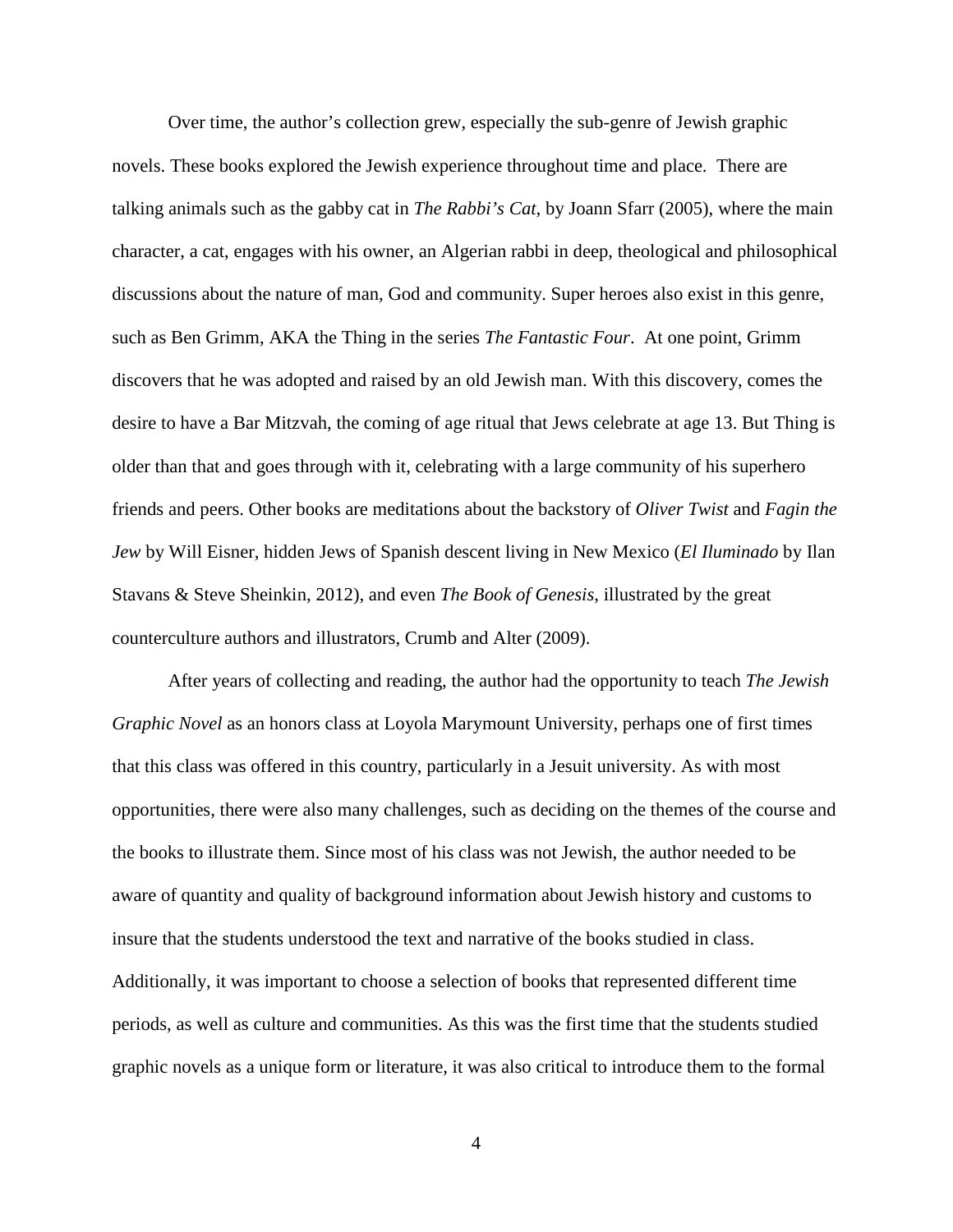Over time, the author's collection grew, especially the sub-genre of Jewish graphic novels. These books explored the Jewish experience throughout time and place. There are talking animals such as the gabby cat in *The Rabbi's Cat*, by Joann Sfarr (2005), where the main character, a cat, engages with his owner, an Algerian rabbi in deep, theological and philosophical discussions about the nature of man, God and community. Super heroes also exist in this genre, such as Ben Grimm, AKA the Thing in the series *The Fantastic Four*. At one point, Grimm discovers that he was adopted and raised by an old Jewish man. With this discovery, comes the desire to have a Bar Mitzvah, the coming of age ritual that Jews celebrate at age 13. But Thing is older than that and goes through with it, celebrating with a large community of his superhero friends and peers. Other books are meditations about the backstory of *Oliver Twist* and *Fagin the Jew* by Will Eisner, hidden Jews of Spanish descent living in New Mexico (*El Iluminado* by Ilan Stavans & Steve Sheinkin, 2012), and even *The Book of Genesis*, illustrated by the great counterculture authors and illustrators, Crumb and Alter (2009).

After years of collecting and reading, the author had the opportunity to teach *The Jewish Graphic Novel* as an honors class at Loyola Marymount University, perhaps one of first times that this class was offered in this country, particularly in a Jesuit university. As with most opportunities, there were also many challenges, such as deciding on the themes of the course and the books to illustrate them. Since most of his class was not Jewish, the author needed to be aware of quantity and quality of background information about Jewish history and customs to insure that the students understood the text and narrative of the books studied in class. Additionally, it was important to choose a selection of books that represented different time periods, as well as culture and communities. As this was the first time that the students studied graphic novels as a unique form or literature, it was also critical to introduce them to the formal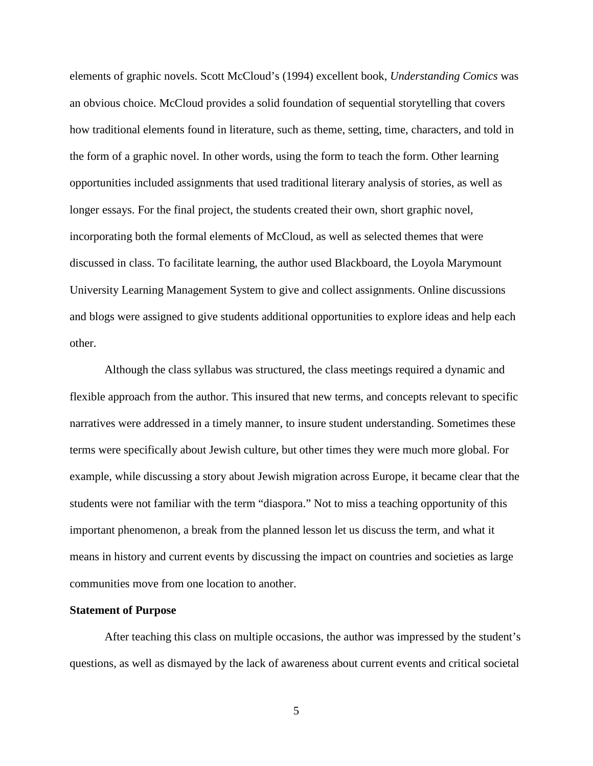elements of graphic novels. Scott McCloud's (1994) excellent book, *Understanding Comics* was an obvious choice. McCloud provides a solid foundation of sequential storytelling that covers how traditional elements found in literature, such as theme, setting, time, characters, and told in the form of a graphic novel. In other words, using the form to teach the form. Other learning opportunities included assignments that used traditional literary analysis of stories, as well as longer essays. For the final project, the students created their own, short graphic novel, incorporating both the formal elements of McCloud, as well as selected themes that were discussed in class. To facilitate learning, the author used Blackboard, the Loyola Marymount University Learning Management System to give and collect assignments. Online discussions and blogs were assigned to give students additional opportunities to explore ideas and help each other.

Although the class syllabus was structured, the class meetings required a dynamic and flexible approach from the author. This insured that new terms, and concepts relevant to specific narratives were addressed in a timely manner, to insure student understanding. Sometimes these terms were specifically about Jewish culture, but other times they were much more global. For example, while discussing a story about Jewish migration across Europe, it became clear that the students were not familiar with the term "diaspora." Not to miss a teaching opportunity of this important phenomenon, a break from the planned lesson let us discuss the term, and what it means in history and current events by discussing the impact on countries and societies as large communities move from one location to another.

**Statement of Purpose**

After teaching this class on multiple occasions, the author was impressed by the student's questions, as well as dismayed by the lack of awareness about current events and critical societal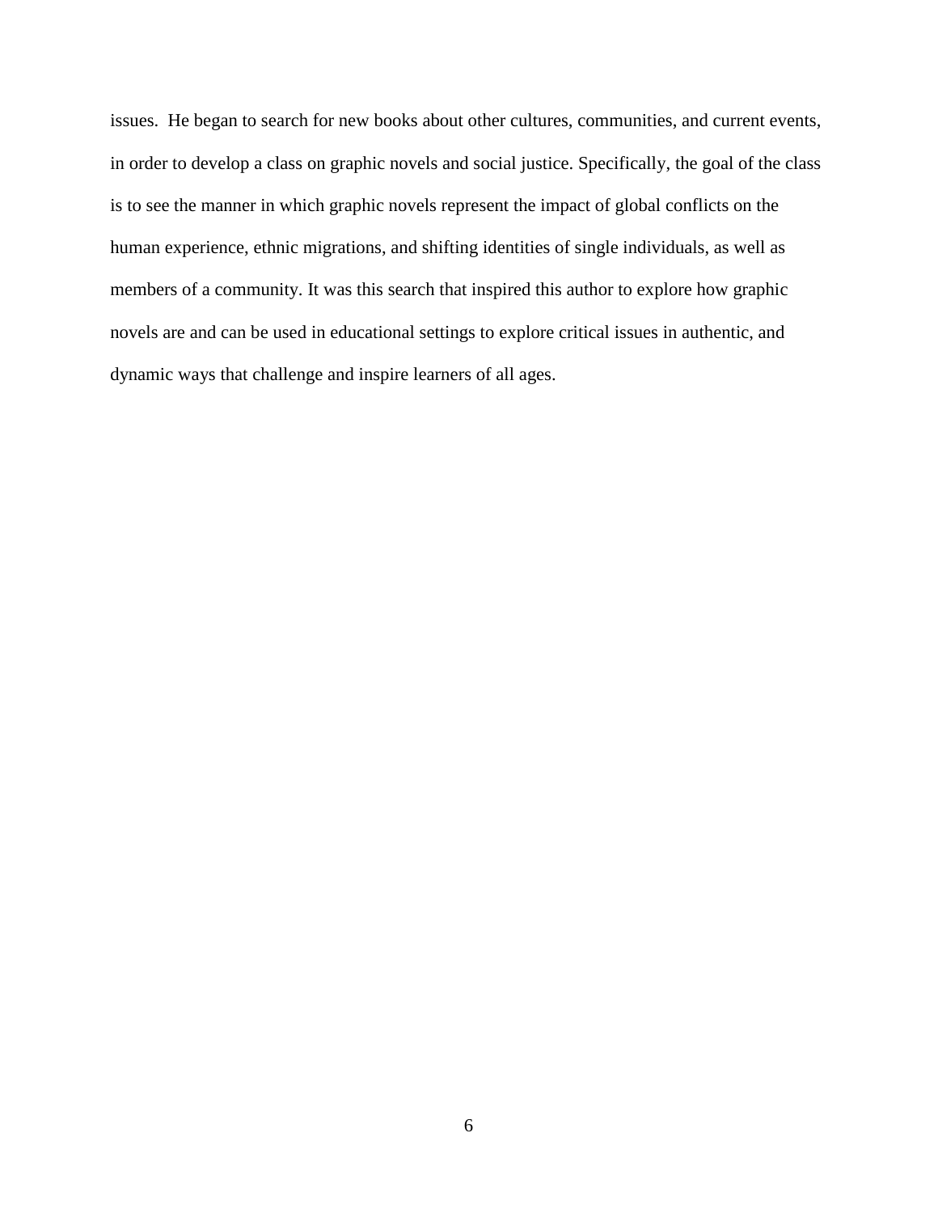issues. He began to search for new books about other cultures, communities, and current events, in order to develop a class on graphic novels and social justice. Specifically, the goal of the class is to see the manner in which graphic novels represent the impact of global conflicts on the human experience, ethnic migrations, and shifting identities of single individuals, as well as members of a community. It was this search that inspired this author to explore how graphic novels are and can be used in educational settings to explore critical issues in authentic, and dynamic ways that challenge and inspire learners of all ages.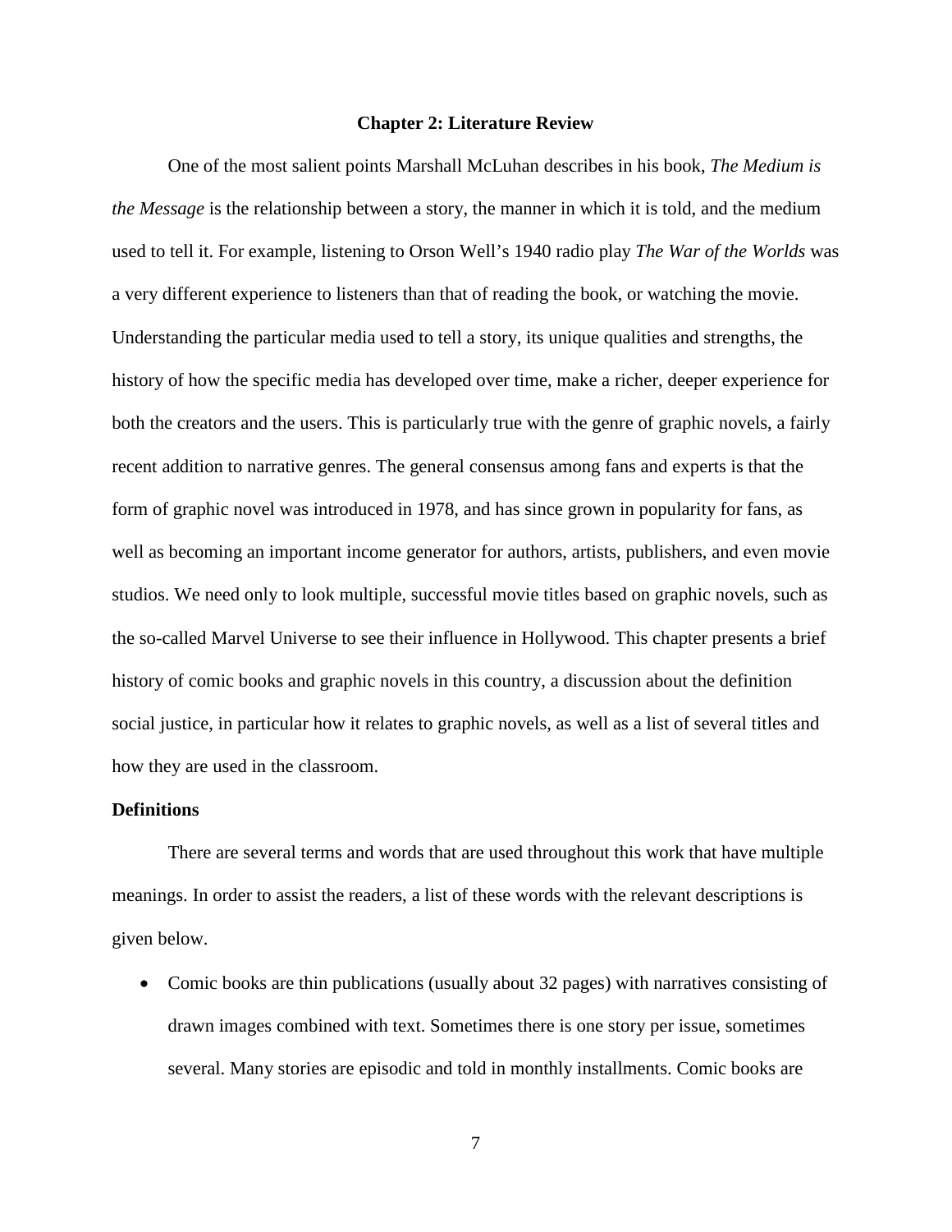# Chapter 2: Literature Review

One of the most salient points Marshall McLuhan describes in his book, *The Medium is the Message* is the relationship between a story, the manner in which it is told, and the medium used to tell it. For example, listening to Orson Well's 1940 radio play *The War of the Worlds* was a very different experience to listeners than that of reading the book, or watching the movie. Understanding the particular media used to tell a story, its unique qualities and strengths, the history of how the specific media has developed over time, make a richer, deeper experience for both the creators and the users. This is particularly true with the genre of graphic novels, a fairly recent addition to narrative genres. The general consensus among fans and experts is that the form of graphic novel was introduced in 1978, and has since grown in popularity for fans, as well as becoming an important income generator for authors, artists, publishers, and even movie studios. We need only to look multiple, successful movie titles based on graphic novels, such as the so-called Marvel Universe to see their influence in Hollywood. This chapter presents a brief history of comic books and graphic novels in this country, a discussion about the definition social justice, in particular how it relates to graphic novels, as well as a list of several titles and how they are used in the classroom.

## Definitions

There are several terms and words that are used throughout this work that have multiple meanings. In order to assist the readers, a list of these words with the relevant descriptions is given below.

- Comic books are thin publications (usually about 32 pages) with narratives consisting of drawn images combined with text. Sometimes there is one story per issue, sometimes several. Many stories are episodic and told in monthly installments. Comic books are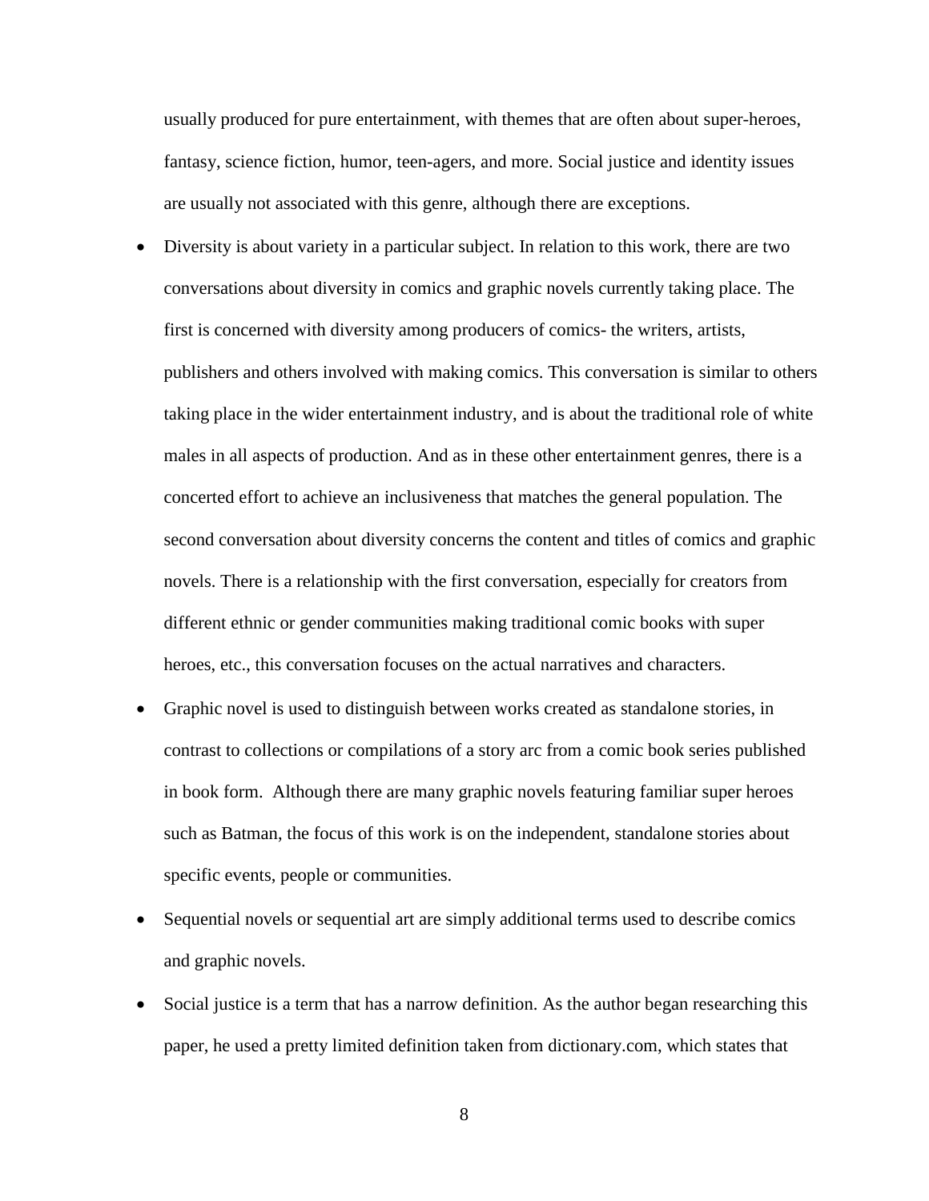usually produced for pure entertainment, with themes that are often about super-heroes, fantasy, science fiction, humor, teen-agers, and more. Social justice and identity issues are usually not associated with this genre, although there are exceptions.

- Diversity is about variety in a particular subject. In relation to this work, there are two conversations about diversity in comics and graphic novels currently taking place. The first is concerned with diversity among producers of comics- the writers, artists, publishers and others involved with making comics. This conversation is similar to others taking place in the wider entertainment industry, and is about the traditional role of white males in all aspects of production. And as in these other entertainment genres, there is a concerted effort to achieve an inclusiveness that matches the general population. The second conversation about diversity concerns the content and titles of comics and graphic novels. There is a relationship with the first conversation, especially for creators from different ethnic or gender communities making traditional comic books with super heroes, etc., this conversation focuses on the actual narratives and characters.
- Graphic novel is used to distinguish between works created as standalone stories, in contrast to collections or compilations of a story arc from a comic book series published in book form. Although there are many graphic novels featuring familiar super heroes such as Batman, the focus of this work is on the independent, standalone stories about specific events, people or communities.
- Sequential novels or sequential art are simply additional terms used to describe comics and graphic novels.
- Social justice is a term that has a narrow definition. As the author began researching this paper, he used a pretty limited definition taken from dictionary.com, which states that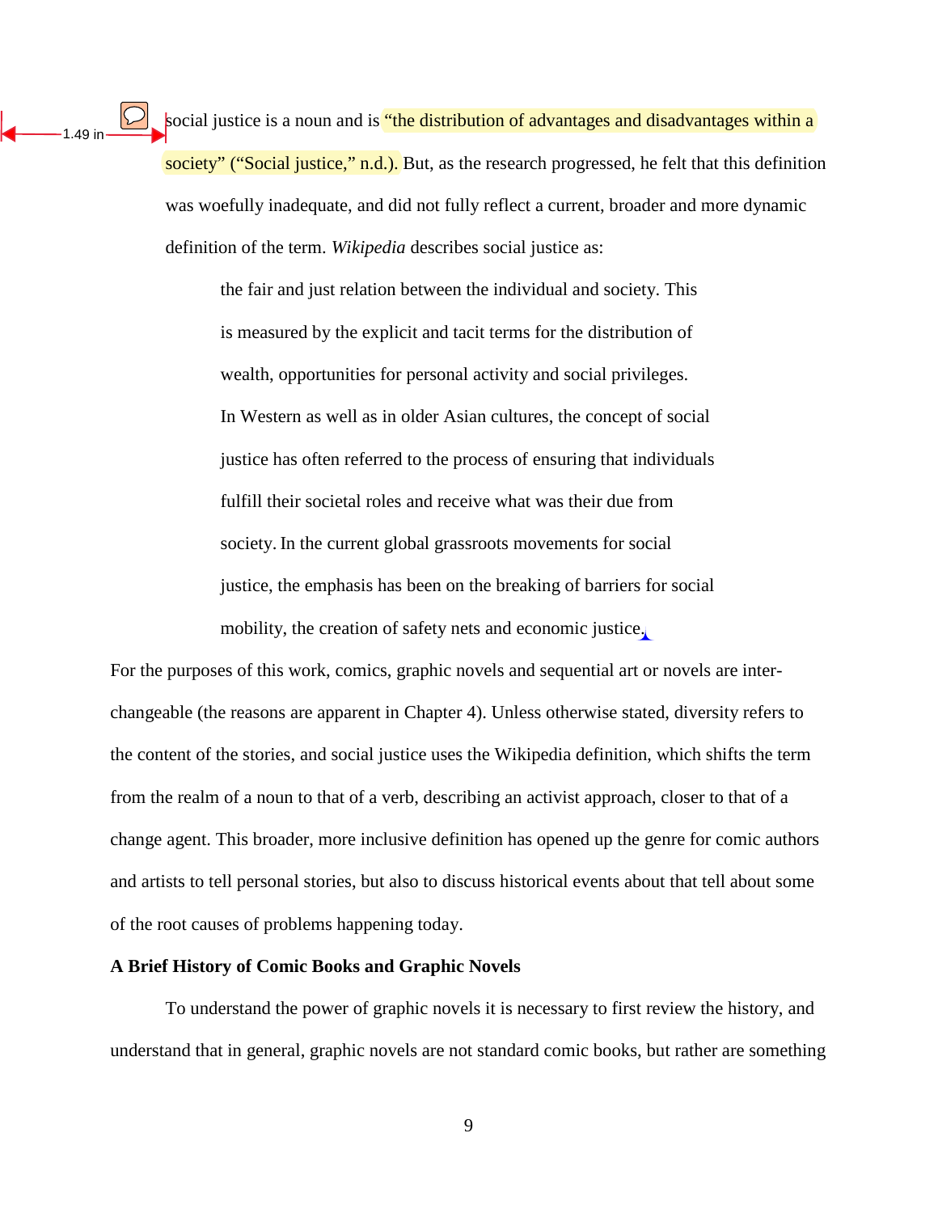social justice is a noun and is "the distribution of advantages and disadvantages within a society" ("Social justice," n.d.). But, as the research progressed, he felt that this definition was woefully inadequate, and did not fully reflect a current, broader and more dynamic definition of the term. *Wikipedia* describes social justice as:

> the fair and just relation between the individual and society. This is measured by the explicit and tacit terms for the distribution of wealth, opportunities for personal activity and social privileges. In Western as well as in older Asian cultures, the concept of social justice has often referred to the process of ensuring that individuals fulfill their societal roles and receive what was their due from society. In the current global grassroots movements for social justice, the emphasis has been on the breaking of barriers for social mobility, the creation of safety nets and economic justice.

For the purposes of this work, comics, graphic novels and sequential art or novels are inter-changeable (the reasons are apparent in Chapter 4). Unless otherwise stated, diversity refers to the content of the stories, and social justice uses the Wikipedia definition, which shifts the term from the realm of a noun to that of a verb, describing an activist approach, closer to that of a change agent. This broader, more inclusive definition has opened up the genre for comic authors and artists to tell personal stories, but also to discuss historical events about that tell about some of the root causes of problems happening today.

**A Brief History of Comic Books and Graphic Novels**

To understand the power of graphic novels it is necessary to first review the history, and understand that in general, graphic novels are not standard comic books, but rather are something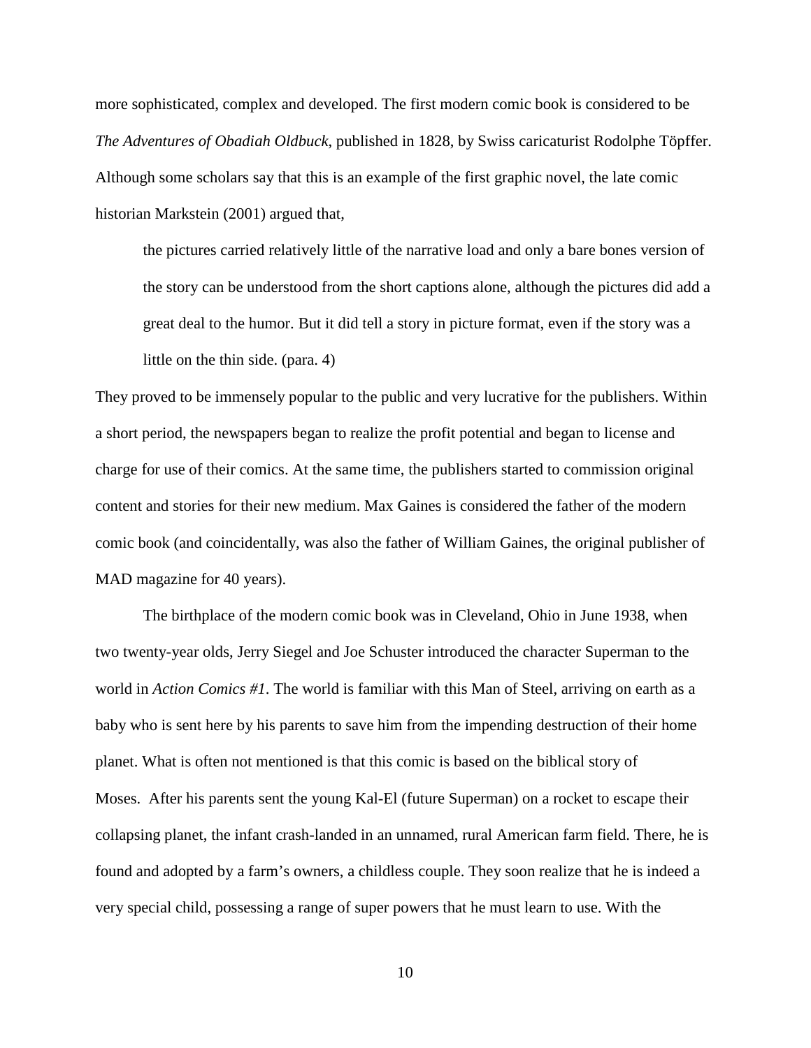more sophisticated, complex and developed. The first modern comic book is considered to be *The Adventures of Obadiah Oldbuck*, published in 1828, by Swiss caricaturist Rodolphe Töpffer. Although some scholars say that this is an example of the first graphic novel, the late comic historian Markstein (2001) argued that,

> the pictures carried relatively little of the narrative load and only a bare bones version of the story can be understood from the short captions alone, although the pictures did add a great deal to the humor. But it did tell a story in picture format, even if the story was a little on the thin side. (para. 4)

They proved to be immensely popular to the public and very lucrative for the publishers. Within a short period, the newspapers began to realize the profit potential and began to license and charge for use of their comics. At the same time, the publishers started to commission original content and stories for their new medium. Max Gaines is considered the father of the modern comic book (and coincidentally, was also the father of William Gaines, the original publisher of MAD magazine for 40 years).

The birthplace of the modern comic book was in Cleveland, Ohio in June 1938, when two twenty-year olds, Jerry Siegel and Joe Schuster introduced the character Superman to the world in *Action Comics #1*. The world is familiar with this Man of Steel, arriving on earth as a baby who is sent here by his parents to save him from the impending destruction of their home planet. What is often not mentioned is that this comic is based on the biblical story of Moses. After his parents sent the young Kal-El (future Superman) on a rocket to escape their collapsing planet, the infant crash-landed in an unnamed, rural American farm field. There, he is found and adopted by a farm's owners, a childless couple. They soon realize that he is indeed a very special child, possessing a range of super powers that he must learn to use. With the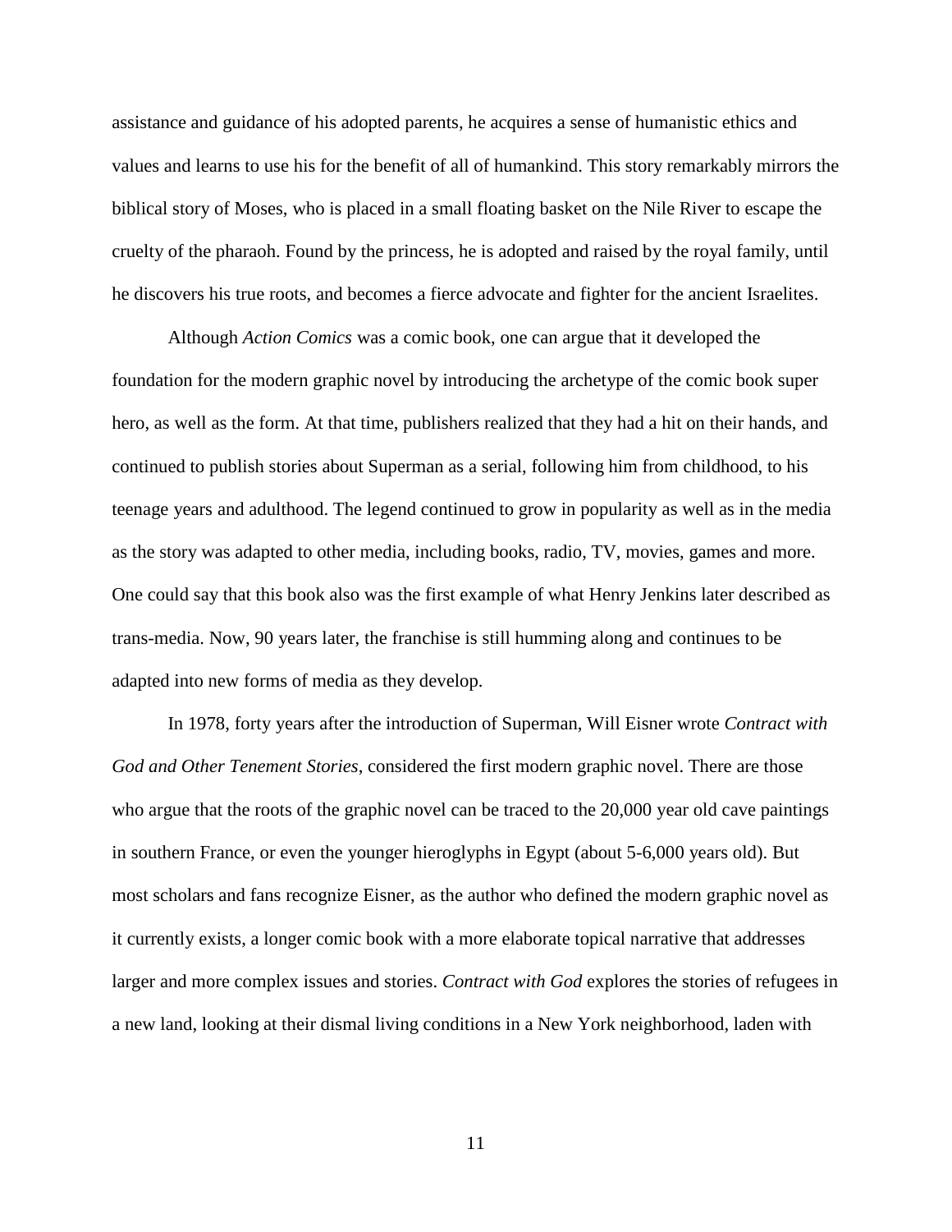assistance and guidance of his adopted parents, he acquires a sense of humanistic ethics and values and learns to use his for the benefit of all of humankind. This story remarkably mirrors the biblical story of Moses, who is placed in a small floating basket on the Nile River to escape the cruelty of the pharaoh. Found by the princess, he is adopted and raised by the royal family, until he discovers his true roots, and becomes a fierce advocate and fighter for the ancient Israelites.

Although *Action Comics* was a comic book, one can argue that it developed the foundation for the modern graphic novel by introducing the archetype of the comic book super hero, as well as the form. At that time, publishers realized that they had a hit on their hands, and continued to publish stories about Superman as a serial, following him from childhood, to his teenage years and adulthood. The legend continued to grow in popularity as well as in the media as the story was adapted to other media, including books, radio, TV, movies, games and more. One could say that this book also was the first example of what Henry Jenkins later described as trans-media. Now, 90 years later, the franchise is still humming along and continues to be adapted into new forms of media as they develop.

In 1978, forty years after the introduction of Superman, Will Eisner wrote *Contract with God and Other Tenement Stories*, considered the first modern graphic novel. There are those who argue that the roots of the graphic novel can be traced to the 20,000 year old cave paintings in southern France, or even the younger hieroglyphs in Egypt (about 5-6,000 years old). But most scholars and fans recognize Eisner, as the author who defined the modern graphic novel as it currently exists, a longer comic book with a more elaborate topical narrative that addresses larger and more complex issues and stories. *Contract with God* explores the stories of refugees in a new land, looking at their dismal living conditions in a New York neighborhood, laden with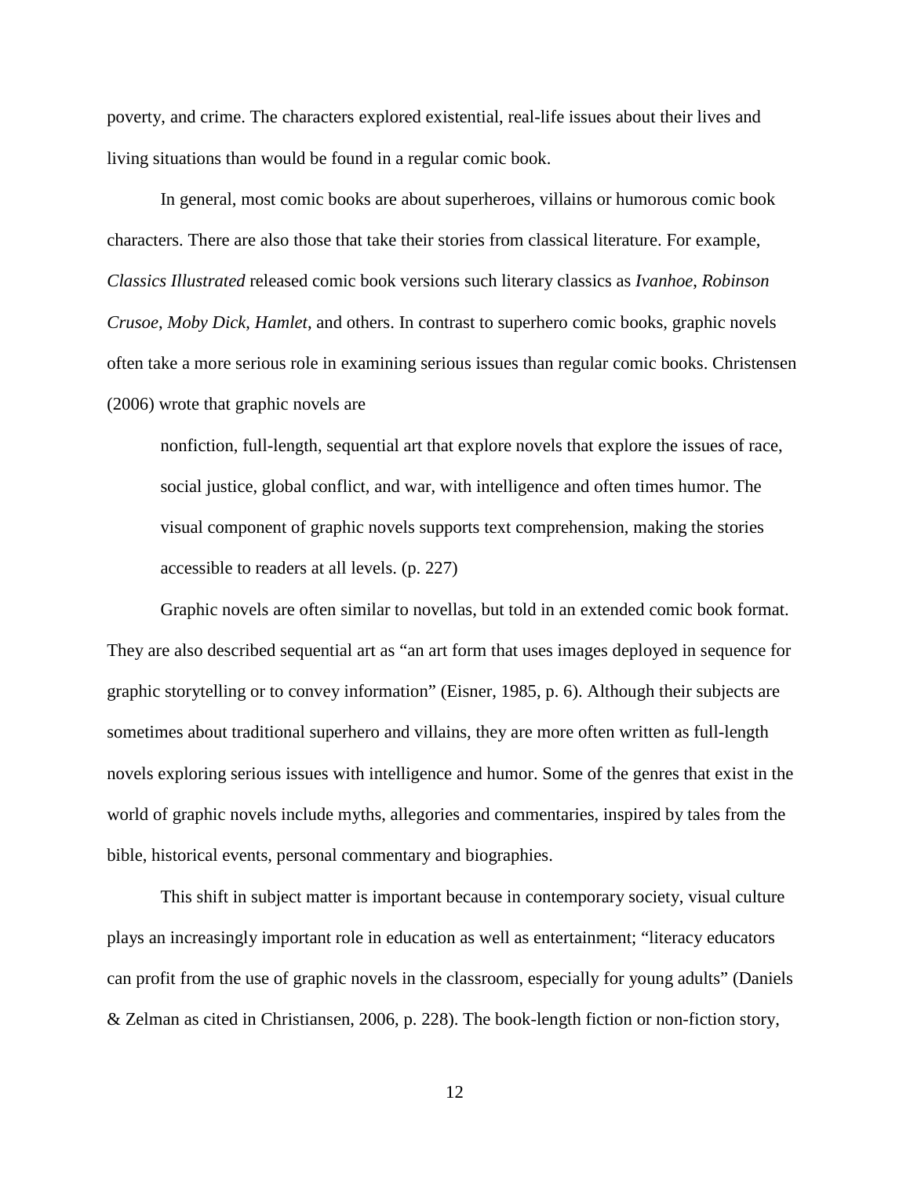poverty, and crime. The characters explored existential, real-life issues about their lives and living situations than would be found in a regular comic book.

In general, most comic books are about superheroes, villains or humorous comic book characters. There are also those that take their stories from classical literature. For example, *Classics Illustrated* released comic book versions such literary classics as *Ivanhoe, Robinson Crusoe*, *Moby Dick*, *Hamlet*, and others. In contrast to superhero comic books, graphic novels often take a more serious role in examining serious issues than regular comic books. Christensen (2006) wrote that graphic novels are

> nonfiction, full-length, sequential art that explore novels that explore the issues of race, social justice, global conflict, and war, with intelligence and often times humor. The visual component of graphic novels supports text comprehension, making the stories accessible to readers at all levels. (p. 227)

Graphic novels are often similar to novellas, but told in an extended comic book format. They are also described sequential art as "an art form that uses images deployed in sequence for graphic storytelling or to convey information" (Eisner, 1985, p. 6). Although their subjects are sometimes about traditional superhero and villains, they are more often written as full-length novels exploring serious issues with intelligence and humor. Some of the genres that exist in the world of graphic novels include myths, allegories and commentaries, inspired by tales from the bible, historical events, personal commentary and biographies.

This shift in subject matter is important because in contemporary society, visual culture plays an increasingly important role in education as well as entertainment; "literacy educators can profit from the use of graphic novels in the classroom, especially for young adults" (Daniels & Zelman as cited in Christiansen, 2006, p. 228). The book-length fiction or non-fiction story,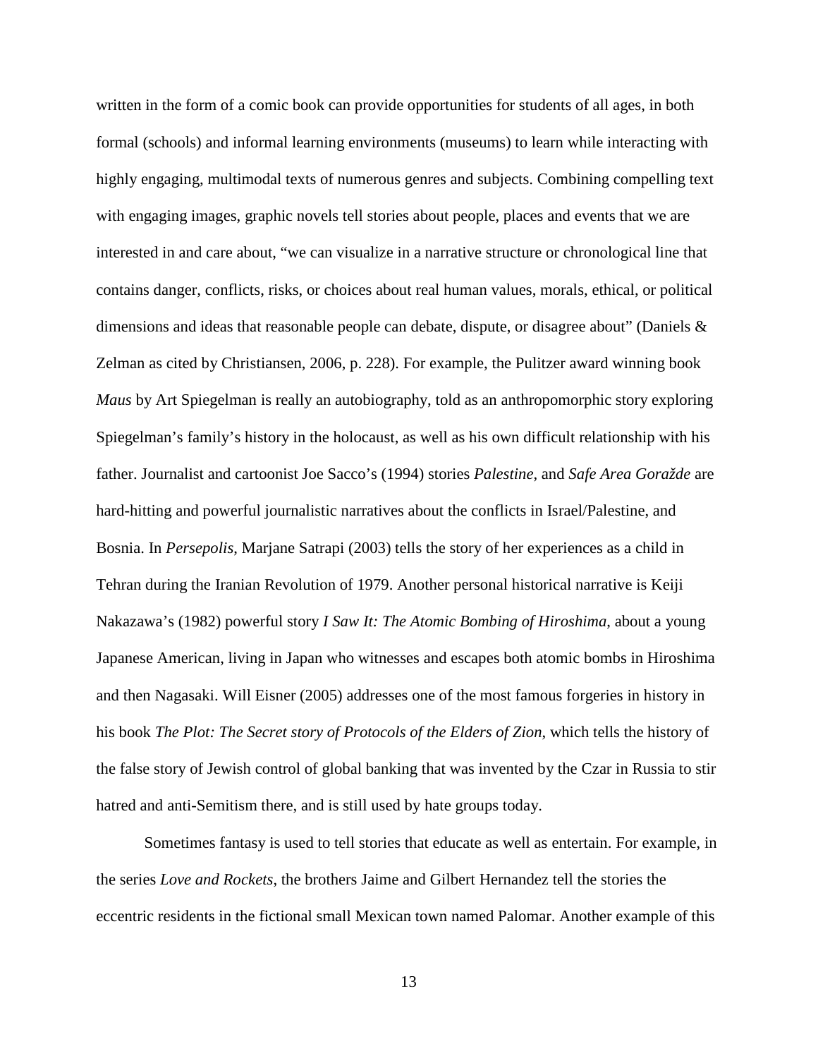written in the form of a comic book can provide opportunities for students of all ages, in both formal (schools) and informal learning environments (museums) to learn while interacting with highly engaging, multimodal texts of numerous genres and subjects. Combining compelling text with engaging images, graphic novels tell stories about people, places and events that we are interested in and care about, "we can visualize in a narrative structure or chronological line that contains danger, conflicts, risks, or choices about real human values, morals, ethical, or political dimensions and ideas that reasonable people can debate, dispute, or disagree about" (Daniels & Zelman as cited by Christiansen, 2006, p. 228). For example, the Pulitzer award winning book *Maus* by Art Spiegelman is really an autobiography, told as an anthropomorphic story exploring Spiegelman's family's history in the holocaust, as well as his own difficult relationship with his father. Journalist and cartoonist Joe Sacco's (1994) stories *Palestine*, and *Safe Area Goražde* are hard-hitting and powerful journalistic narratives about the conflicts in Israel/Palestine, and Bosnia. In *Persepolis*, Marjane Satrapi (2003) tells the story of her experiences as a child in Tehran during the Iranian Revolution of 1979. Another personal historical narrative is Keiji Nakazawa's (1982) powerful story *I Saw It: The Atomic Bombing of Hiroshima*, about a young Japanese American, living in Japan who witnesses and escapes both atomic bombs in Hiroshima and then Nagasaki. Will Eisner (2005) addresses one of the most famous forgeries in history in his book *The Plot: The Secret story of Protocols of the Elders of Zion*, which tells the history of the false story of Jewish control of global banking that was invented by the Czar in Russia to stir hatred and anti-Semitism there, and is still used by hate groups today.

Sometimes fantasy is used to tell stories that educate as well as entertain. For example, in the series *Love and Rockets*, the brothers Jaime and Gilbert Hernandez tell the stories the eccentric residents in the fictional small Mexican town named Palomar. Another example of this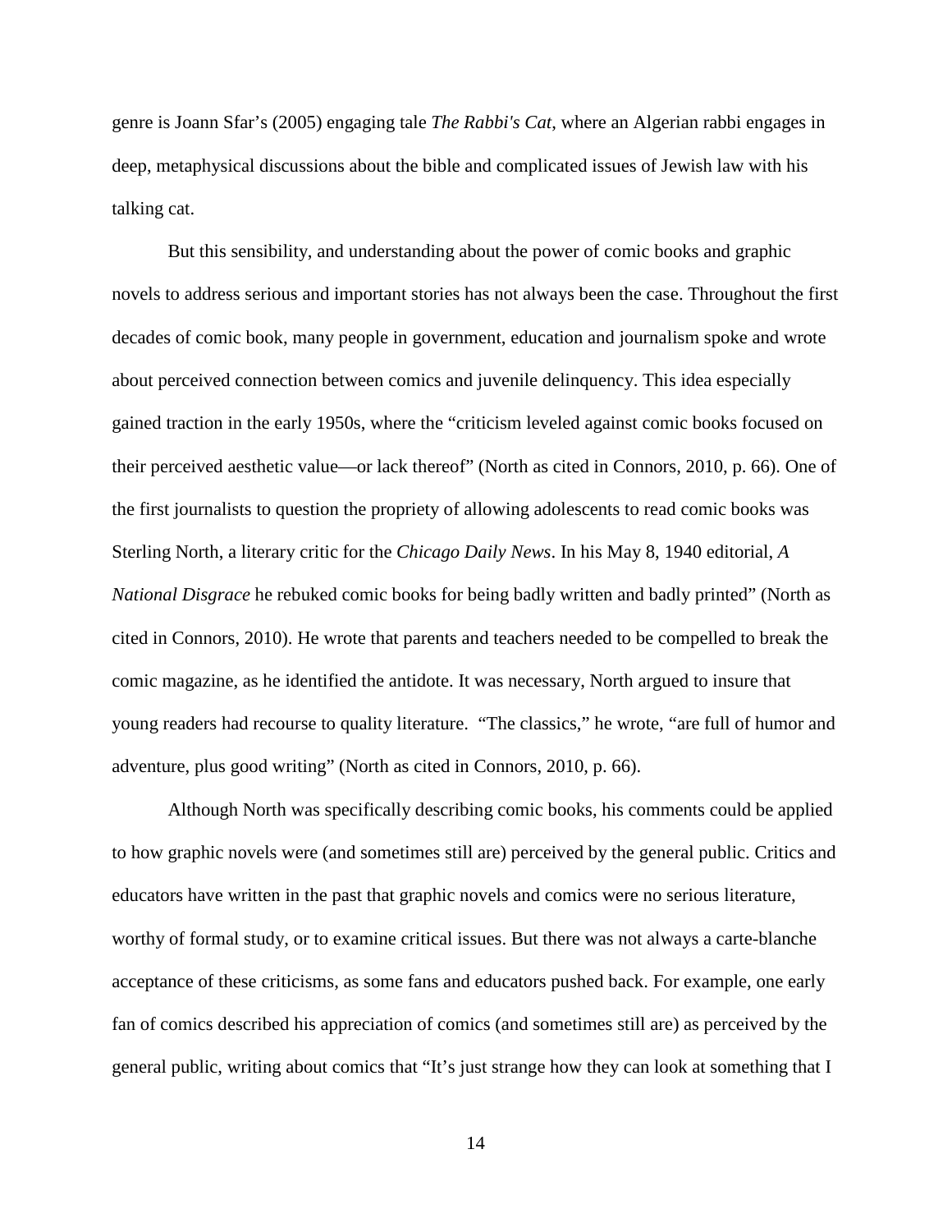genre is Joann Sfar's (2005) engaging tale *The Rabbi's Cat*, where an Algerian rabbi engages in deep, metaphysical discussions about the bible and complicated issues of Jewish law with his talking cat.

But this sensibility, and understanding about the power of comic books and graphic novels to address serious and important stories has not always been the case. Throughout the first decades of comic book, many people in government, education and journalism spoke and wrote about perceived connection between comics and juvenile delinquency. This idea especially gained traction in the early 1950s, where the "criticism leveled against comic books focused on their perceived aesthetic value—or lack thereof" (North as cited in Connors, 2010, p. 66). One of the first journalists to question the propriety of allowing adolescents to read comic books was Sterling North, a literary critic for the *Chicago Daily News*. In his May 8, 1940 editorial, *A National Disgrace* he rebuked comic books for being badly written and badly printed" (North as cited in Connors, 2010). He wrote that parents and teachers needed to be compelled to break the comic magazine, as he identified the antidote. It was necessary, North argued to insure that young readers had recourse to quality literature. "The classics," he wrote, "are full of humor and adventure, plus good writing" (North as cited in Connors, 2010, p. 66).

Although North was specifically describing comic books, his comments could be applied to how graphic novels were (and sometimes still are) perceived by the general public. Critics and educators have written in the past that graphic novels and comics were no serious literature, worthy of formal study, or to examine critical issues. But there was not always a carte-blanche acceptance of these criticisms, as some fans and educators pushed back. For example, one early fan of comics described his appreciation of comics (and sometimes still are) as perceived by the general public, writing about comics that "It's just strange how they can look at something that I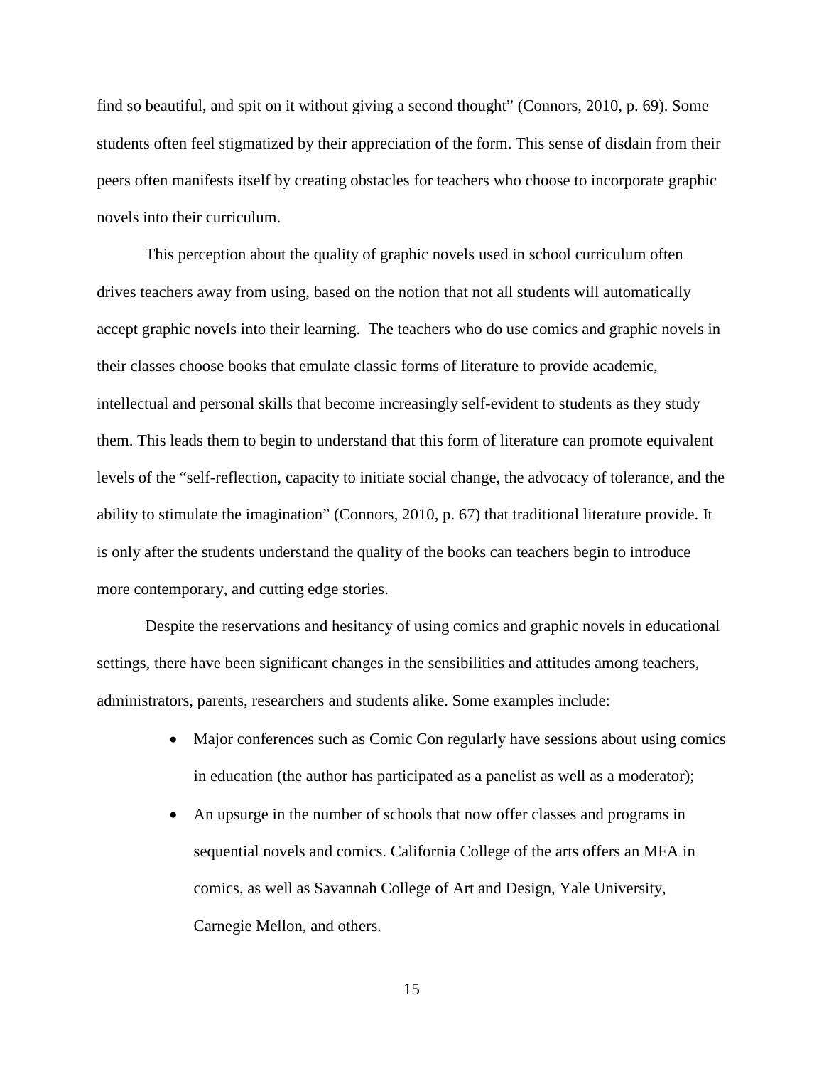find so beautiful, and spit on it without giving a second thought" (Connors, 2010, p. 69). Some students often feel stigmatized by their appreciation of the form. This sense of disdain from their peers often manifests itself by creating obstacles for teachers who choose to incorporate graphic novels into their curriculum.

This perception about the quality of graphic novels used in school curriculum often drives teachers away from using, based on the notion that not all students will automatically accept graphic novels into their learning. The teachers who do use comics and graphic novels in their classes choose books that emulate classic forms of literature to provide academic, intellectual and personal skills that become increasingly self-evident to students as they study them. This leads them to begin to understand that this form of literature can promote equivalent levels of the "self-reflection, capacity to initiate social change, the advocacy of tolerance, and the ability to stimulate the imagination" (Connors, 2010, p. 67) that traditional literature provide. It is only after the students understand the quality of the books can teachers begin to introduce more contemporary, and cutting edge stories.

Despite the reservations and hesitancy of using comics and graphic novels in educational settings, there have been significant changes in the sensibilities and attitudes among teachers, administrators, parents, researchers and students alike. Some examples include:

- Major conferences such as Comic Con regularly have sessions about using comics in education (the author has participated as a panelist as well as a moderator);
- An upsurge in the number of schools that now offer classes and programs in sequential novels and comics. California College of the arts offers an MFA in comics, as well as Savannah College of Art and Design, Yale University, Carnegie Mellon, and others.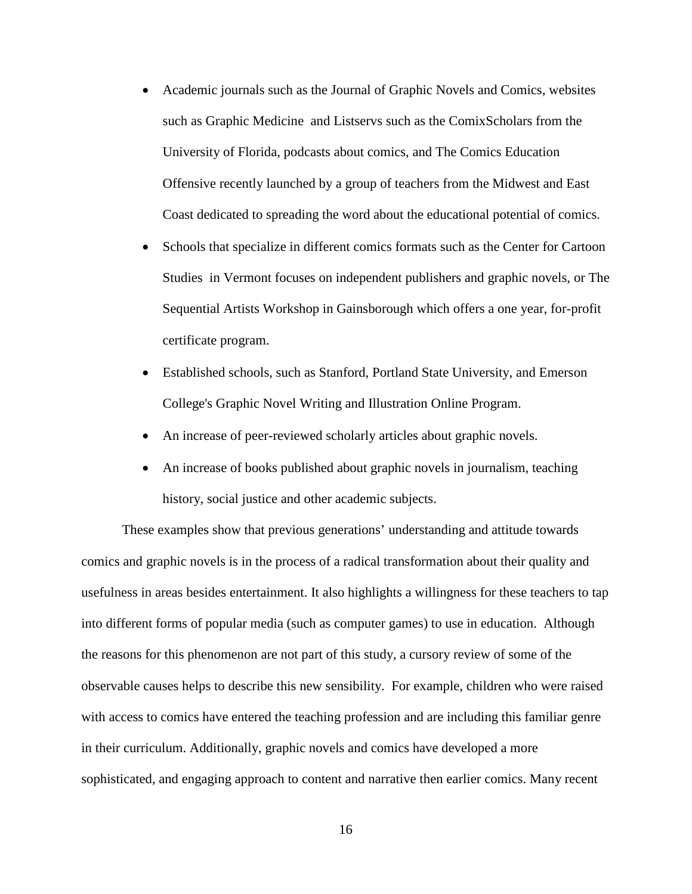- Academic journals such as the Journal of Graphic Novels and Comics, websites such as Graphic Medicine and Listservs such as the ComixScholars from the University of Florida, podcasts about comics, and The Comics Education Offensive recently launched by a group of teachers from the Midwest and East Coast dedicated to spreading the word about the educational potential of comics.
- Schools that specialize in different comics formats such as the Center for Cartoon Studies in Vermont focuses on independent publishers and graphic novels, or The Sequential Artists Workshop in Gainsborough which offers a one year, for-profit certificate program.
- Established schools, such as Stanford, Portland State University, and Emerson College's Graphic Novel Writing and Illustration Online Program.
- An increase of peer-reviewed scholarly articles about graphic novels.
- An increase of books published about graphic novels in journalism, teaching history, social justice and other academic subjects.

These examples show that previous generations' understanding and attitude towards comics and graphic novels is in the process of a radical transformation about their quality and usefulness in areas besides entertainment. It also highlights a willingness for these teachers to tap into different forms of popular media (such as computer games) to use in education. Although the reasons for this phenomenon are not part of this study, a cursory review of some of the observable causes helps to describe this new sensibility. For example, children who were raised with access to comics have entered the teaching profession and are including this familiar genre in their curriculum. Additionally, graphic novels and comics have developed a more sophisticated, and engaging approach to content and narrative then earlier comics. Many recent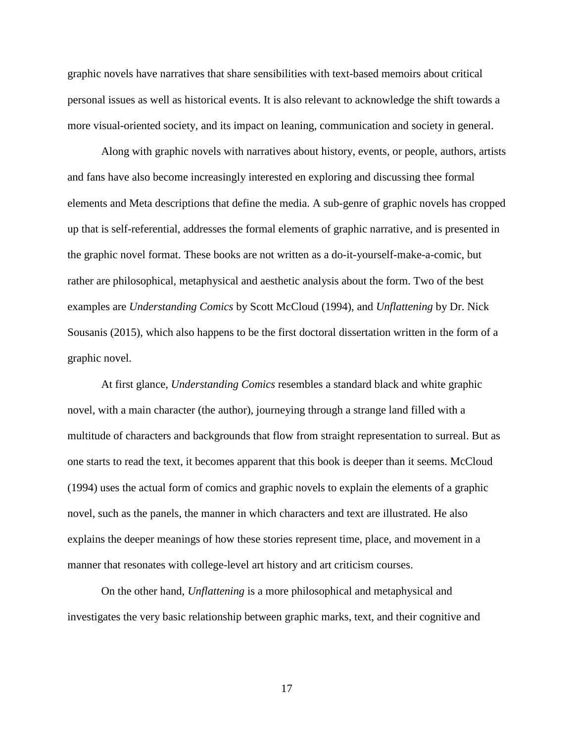graphic novels have narratives that share sensibilities with text-based memoirs about critical personal issues as well as historical events. It is also relevant to acknowledge the shift towards a more visual-oriented society, and its impact on leaning, communication and society in general.

Along with graphic novels with narratives about history, events, or people, authors, artists and fans have also become increasingly interested en exploring and discussing thee formal elements and Meta descriptions that define the media. A sub-genre of graphic novels has cropped up that is self-referential, addresses the formal elements of graphic narrative, and is presented in the graphic novel format. These books are not written as a do-it-yourself-make-a-comic, but rather are philosophical, metaphysical and aesthetic analysis about the form. Two of the best examples are *Understanding Comics* by Scott McCloud (1994), and *Unflattening* by Dr. Nick Sousanis (2015), which also happens to be the first doctoral dissertation written in the form of a graphic novel.

At first glance, *Understanding Comics* resembles a standard black and white graphic novel, with a main character (the author), journeying through a strange land filled with a multitude of characters and backgrounds that flow from straight representation to surreal. But as one starts to read the text, it becomes apparent that this book is deeper than it seems. McCloud (1994) uses the actual form of comics and graphic novels to explain the elements of a graphic novel, such as the panels, the manner in which characters and text are illustrated. He also explains the deeper meanings of how these stories represent time, place, and movement in a manner that resonates with college-level art history and art criticism courses.

On the other hand, *Unflattening* is a more philosophical and metaphysical and investigates the very basic relationship between graphic marks, text, and their cognitive and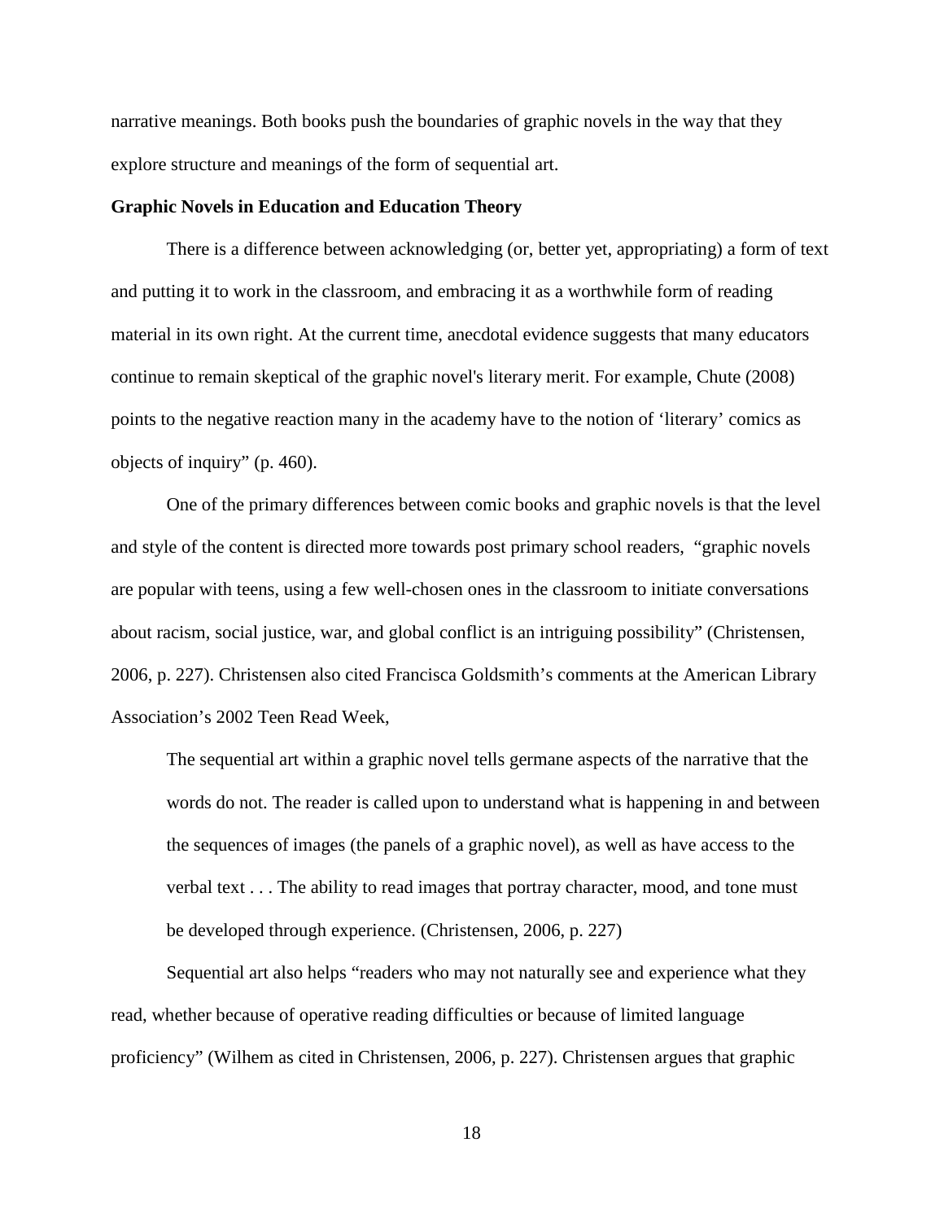narrative meanings. Both books push the boundaries of graphic novels in the way that they explore structure and meanings of the form of sequential art.

**Graphic Novels in Education and Education Theory**

There is a difference between acknowledging (or, better yet, appropriating) a form of text and putting it to work in the classroom, and embracing it as a worthwhile form of reading material in its own right. At the current time, anecdotal evidence suggests that many educators continue to remain skeptical of the graphic novel's literary merit. For example, Chute (2008) points to the negative reaction many in the academy have to the notion of 'literary' comics as objects of inquiry" (p. 460).

One of the primary differences between comic books and graphic novels is that the level and style of the content is directed more towards post primary school readers, "graphic novels are popular with teens, using a few well-chosen ones in the classroom to initiate conversations about racism, social justice, war, and global conflict is an intriguing possibility" (Christensen, 2006, p. 227). Christensen also cited Francisca Goldsmith's comments at the American Library Association's 2002 Teen Read Week,

> The sequential art within a graphic novel tells germane aspects of the narrative that the words do not. The reader is called upon to understand what is happening in and between the sequences of images (the panels of a graphic novel), as well as have access to the verbal text . . . The ability to read images that portray character, mood, and tone must be developed through experience. (Christensen, 2006, p. 227)

Sequential art also helps "readers who may not naturally see and experience what they read, whether because of operative reading difficulties or because of limited language proficiency" (Wilhem as cited in Christensen, 2006, p. 227). Christensen argues that graphic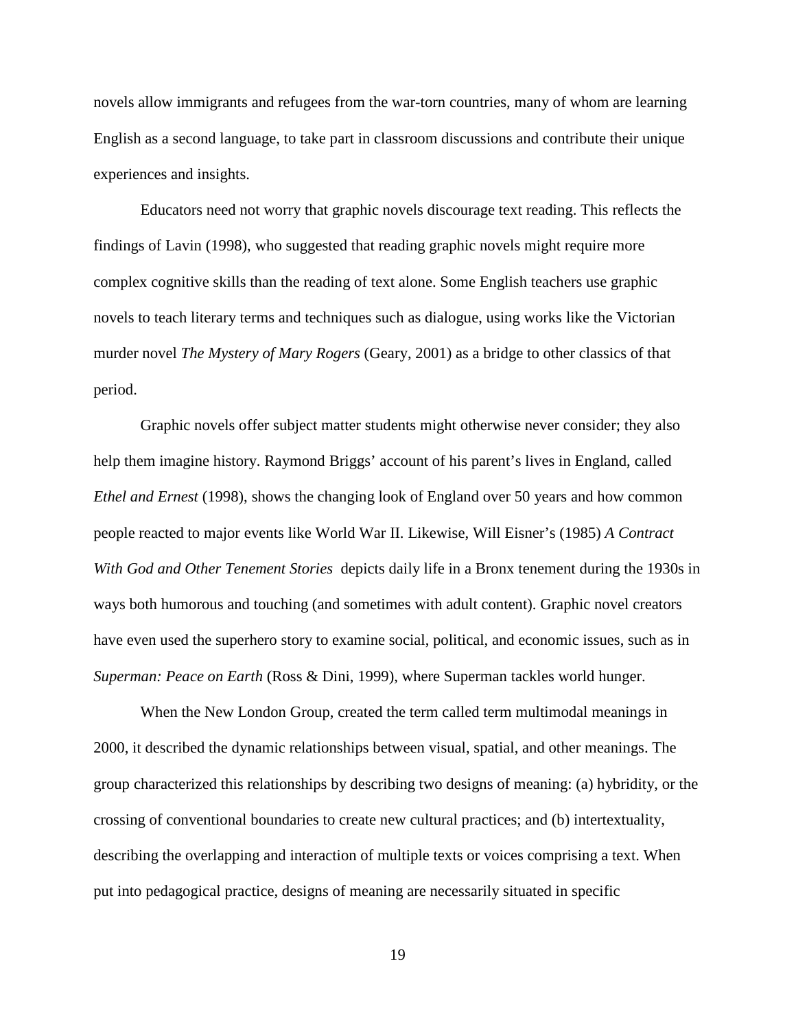novels allow immigrants and refugees from the war-torn countries, many of whom are learning English as a second language, to take part in classroom discussions and contribute their unique experiences and insights.

Educators need not worry that graphic novels discourage text reading. This reflects the findings of Lavin (1998), who suggested that reading graphic novels might require more complex cognitive skills than the reading of text alone. Some English teachers use graphic novels to teach literary terms and techniques such as dialogue, using works like the Victorian murder novel *The Mystery of Mary Rogers* (Geary, 2001) as a bridge to other classics of that period.

Graphic novels offer subject matter students might otherwise never consider; they also help them imagine history. Raymond Briggs' account of his parent's lives in England, called *Ethel and Ernest* (1998), shows the changing look of England over 50 years and how common people reacted to major events like World War II. Likewise, Will Eisner's (1985) *A Contract With God and Other Tenement Stories* depicts daily life in a Bronx tenement during the 1930s in ways both humorous and touching (and sometimes with adult content). Graphic novel creators have even used the superhero story to examine social, political, and economic issues, such as in *Superman: Peace on Earth* (Ross & Dini, 1999), where Superman tackles world hunger.

When the New London Group, created the term called term multimodal meanings in 2000, it described the dynamic relationships between visual, spatial, and other meanings. The group characterized this relationships by describing two designs of meaning: (a) hybridity, or the crossing of conventional boundaries to create new cultural practices; and (b) intertextuality, describing the overlapping and interaction of multiple texts or voices comprising a text. When put into pedagogical practice, designs of meaning are necessarily situated in specific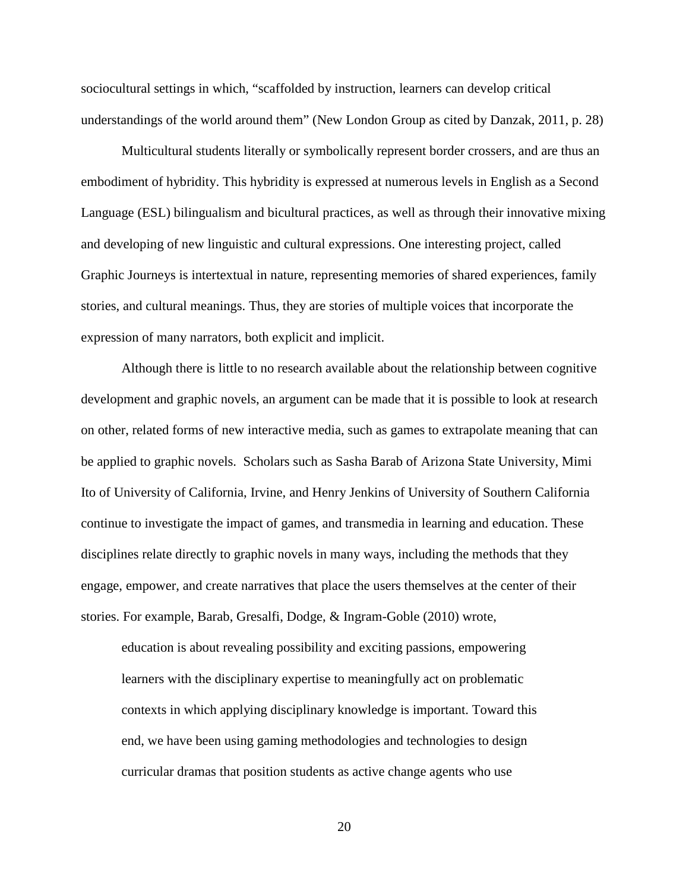sociocultural settings in which, "scaffolded by instruction, learners can develop critical understandings of the world around them" (New London Group as cited by Danzak, 2011, p. 28)

Multicultural students literally or symbolically represent border crossers, and are thus an embodiment of hybridity. This hybridity is expressed at numerous levels in English as a Second Language (ESL) bilingualism and bicultural practices, as well as through their innovative mixing and developing of new linguistic and cultural expressions. One interesting project, called Graphic Journeys is intertextual in nature, representing memories of shared experiences, family stories, and cultural meanings. Thus, they are stories of multiple voices that incorporate the expression of many narrators, both explicit and implicit.

Although there is little to no research available about the relationship between cognitive development and graphic novels, an argument can be made that it is possible to look at research on other, related forms of new interactive media, such as games to extrapolate meaning that can be applied to graphic novels. Scholars such as Sasha Barab of Arizona State University, Mimi Ito of University of California, Irvine, and Henry Jenkins of University of Southern California continue to investigate the impact of games, and transmedia in learning and education. These disciplines relate directly to graphic novels in many ways, including the methods that they engage, empower, and create narratives that place the users themselves at the center of their stories. For example, Barab, Gresalfi, Dodge, & Ingram-Goble (2010) wrote,

> education is about revealing possibility and exciting passions, empowering learners with the disciplinary expertise to meaningfully act on problematic contexts in which applying disciplinary knowledge is important. Toward this end, we have been using gaming methodologies and technologies to design curricular dramas that position students as active change agents who use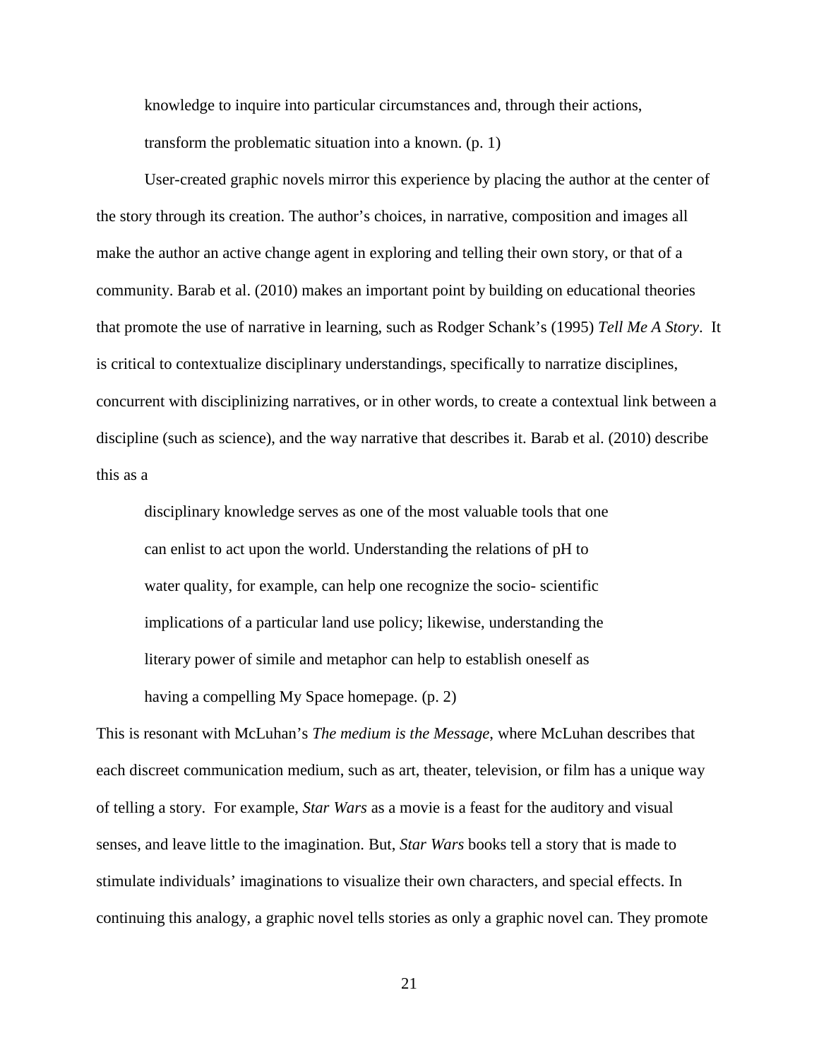> knowledge to inquire into particular circumstances and, through their actions, transform the problematic situation into a known. (p. 1)

User-created graphic novels mirror this experience by placing the author at the center of the story through its creation. The author's choices, in narrative, composition and images all make the author an active change agent in exploring and telling their own story, or that of a community. Barab et al. (2010) makes an important point by building on educational theories that promote the use of narrative in learning, such as Rodger Schank's (1995) *Tell Me A Story*. It is critical to contextualize disciplinary understandings, specifically to narratize disciplines, concurrent with disciplinizing narratives, or in other words, to create a contextual link between a discipline (such as science), and the way narrative that describes it. Barab et al. (2010) describe this as a

> disciplinary knowledge serves as one of the most valuable tools that one can enlist to act upon the world. Understanding the relations of pH to water quality, for example, can help one recognize the socio- scientific implications of a particular land use policy; likewise, understanding the literary power of simile and metaphor can help to establish oneself as having a compelling My Space homepage. (p. 2)

This is resonant with McLuhan's *The medium is the Message*, where McLuhan describes that each discreet communication medium, such as art, theater, television, or film has a unique way of telling a story. For example, *Star Wars* as a movie is a feast for the auditory and visual senses, and leave little to the imagination. But, *Star Wars* books tell a story that is made to stimulate individuals' imaginations to visualize their own characters, and special effects. In continuing this analogy, a graphic novel tells stories as only a graphic novel can. They promote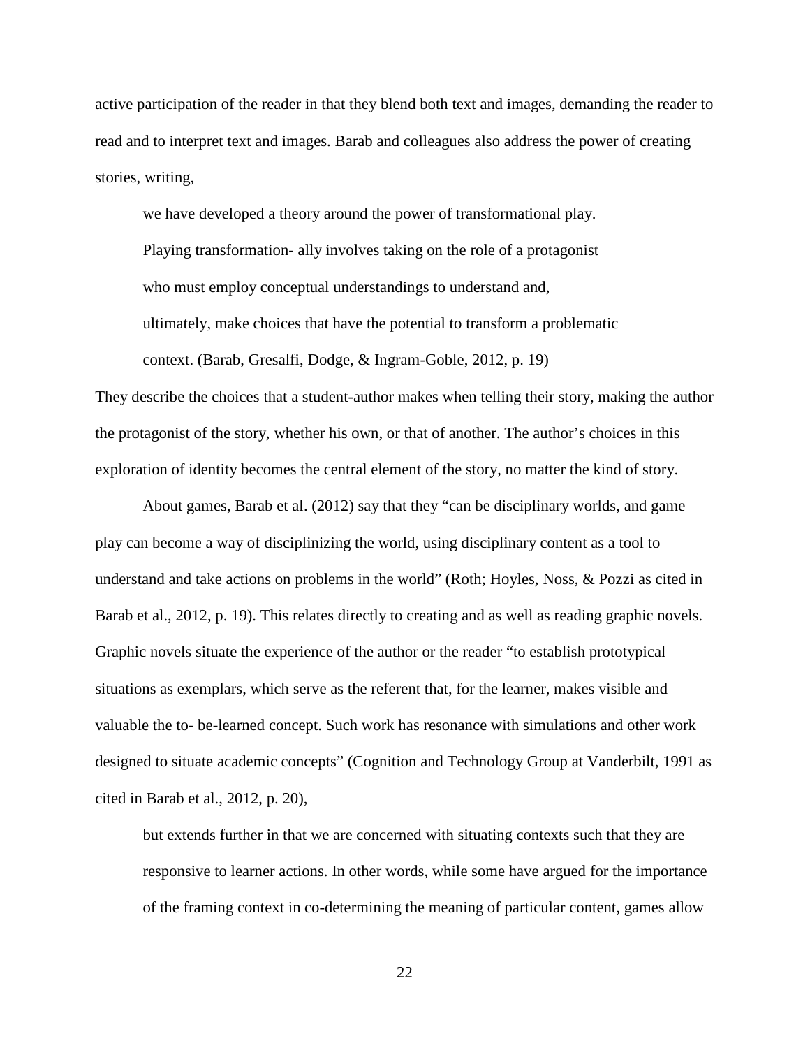active participation of the reader in that they blend both text and images, demanding the reader to read and to interpret text and images. Barab and colleagues also address the power of creating stories, writing,

> we have developed a theory around the power of transformational play. Playing transformation- ally involves taking on the role of a protagonist who must employ conceptual understandings to understand and, ultimately, make choices that have the potential to transform a problematic context. (Barab, Gresalfi, Dodge, & Ingram-Goble, 2012, p. 19)

They describe the choices that a student-author makes when telling their story, making the author the protagonist of the story, whether his own, or that of another. The author's choices in this exploration of identity becomes the central element of the story, no matter the kind of story.

About games, Barab et al. (2012) say that they "can be disciplinary worlds, and game play can become a way of disciplinizing the world, using disciplinary content as a tool to understand and take actions on problems in the world" (Roth; Hoyles, Noss, & Pozzi as cited in Barab et al., 2012, p. 19). This relates directly to creating and as well as reading graphic novels. Graphic novels situate the experience of the author or the reader "to establish prototypical situations as exemplars, which serve as the referent that, for the learner, makes visible and valuable the to- be-learned concept. Such work has resonance with simulations and other work designed to situate academic concepts" (Cognition and Technology Group at Vanderbilt, 1991 as cited in Barab et al., 2012, p. 20),

> but extends further in that we are concerned with situating contexts such that they are responsive to learner actions. In other words, while some have argued for the importance of the framing context in co-determining the meaning of particular content, games allow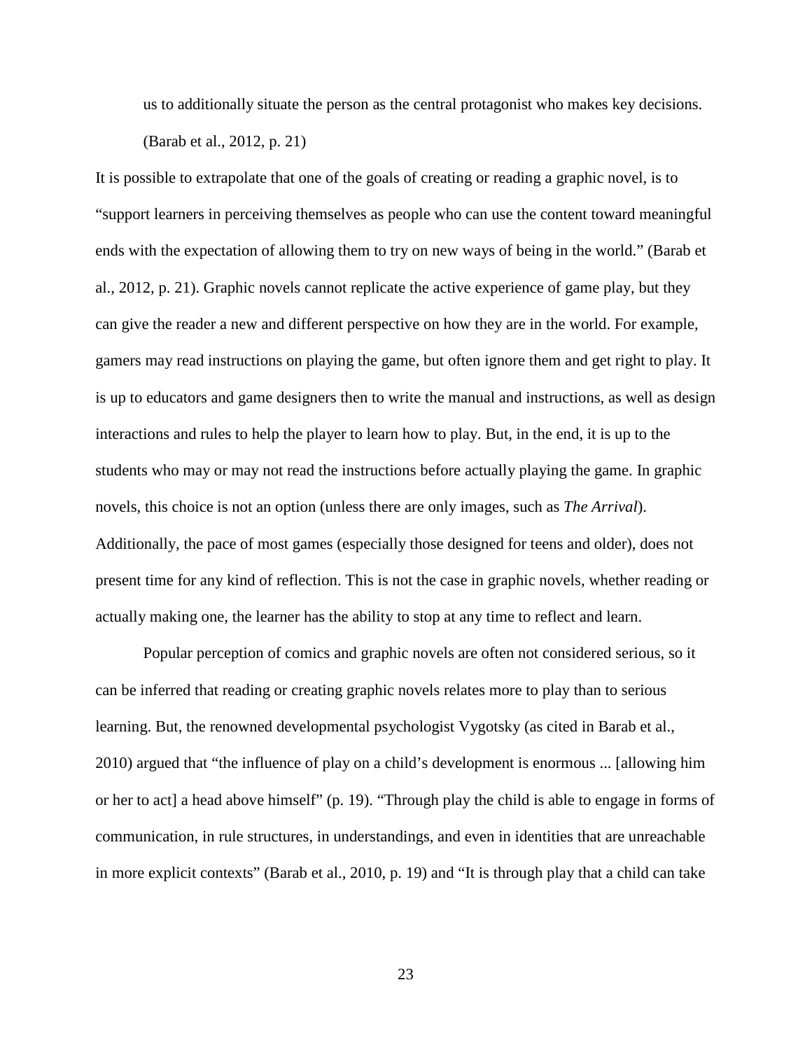> us to additionally situate the person as the central protagonist who makes key decisions. (Barab et al., 2012, p. 21)

It is possible to extrapolate that one of the goals of creating or reading a graphic novel, is to "support learners in perceiving themselves as people who can use the content toward meaningful ends with the expectation of allowing them to try on new ways of being in the world." (Barab et al., 2012, p. 21). Graphic novels cannot replicate the active experience of game play, but they can give the reader a new and different perspective on how they are in the world. For example, gamers may read instructions on playing the game, but often ignore them and get right to play. It is up to educators and game designers then to write the manual and instructions, as well as design interactions and rules to help the player to learn how to play. But, in the end, it is up to the students who may or may not read the instructions before actually playing the game. In graphic novels, this choice is not an option (unless there are only images, such as *The Arrival*). Additionally, the pace of most games (especially those designed for teens and older), does not present time for any kind of reflection. This is not the case in graphic novels, whether reading or actually making one, the learner has the ability to stop at any time to reflect and learn.

Popular perception of comics and graphic novels are often not considered serious, so it can be inferred that reading or creating graphic novels relates more to play than to serious learning. But, the renowned developmental psychologist Vygotsky (as cited in Barab et al., 2010) argued that "the influence of play on a child's development is enormous ... [allowing him or her to act] a head above himself" (p. 19). "Through play the child is able to engage in forms of communication, in rule structures, in understandings, and even in identities that are unreachable in more explicit contexts" (Barab et al., 2010, p. 19) and "It is through play that a child can take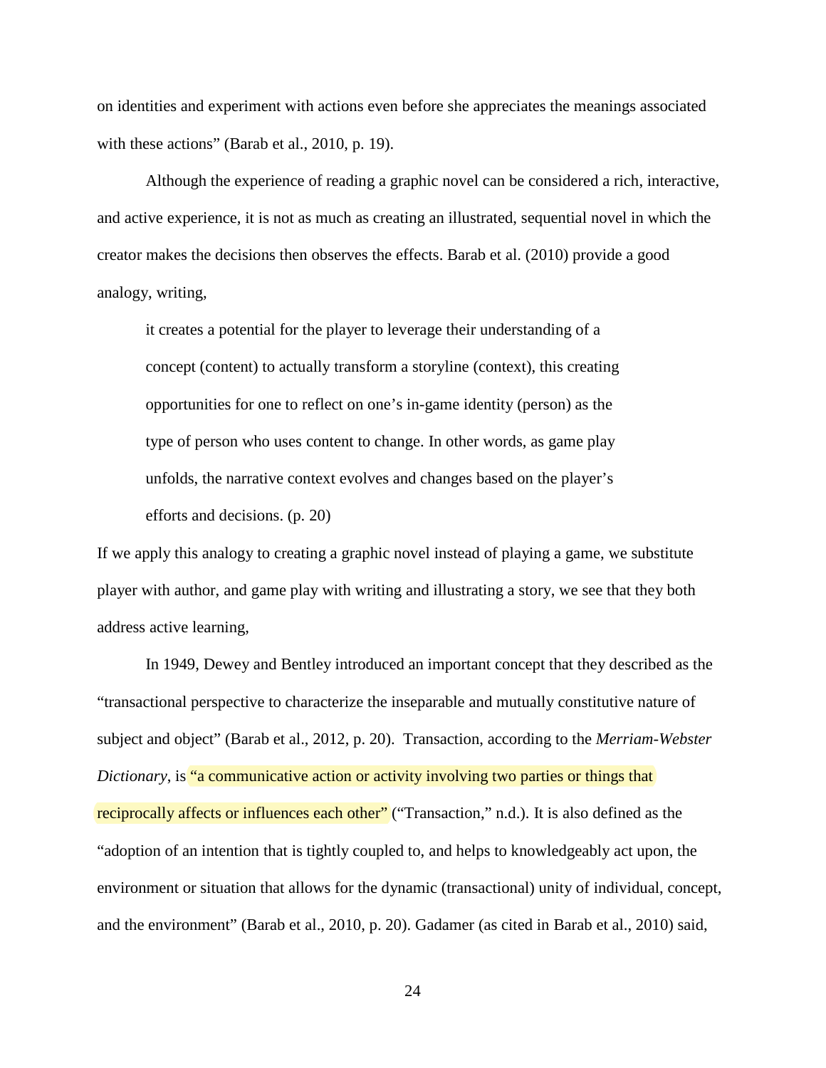on identities and experiment with actions even before she appreciates the meanings associated with these actions" (Barab et al., 2010, p. 19).

Although the experience of reading a graphic novel can be considered a rich, interactive, and active experience, it is not as much as creating an illustrated, sequential novel in which the creator makes the decisions then observes the effects. Barab et al. (2010) provide a good analogy, writing,

> it creates a potential for the player to leverage their understanding of a concept (content) to actually transform a storyline (context), this creating opportunities for one to reflect on one's in-game identity (person) as the type of person who uses content to change. In other words, as game play unfolds, the narrative context evolves and changes based on the player's efforts and decisions. (p. 20)

If we apply this analogy to creating a graphic novel instead of playing a game, we substitute player with author, and game play with writing and illustrating a story, we see that they both address active learning,

In 1949, Dewey and Bentley introduced an important concept that they described as the "transactional perspective to characterize the inseparable and mutually constitutive nature of subject and object" (Barab et al., 2012, p. 20). Transaction, according to the *Merriam-Webster Dictionary*, is "a communicative action or activity involving two parties or things that reciprocally affects or influences each other" ("Transaction," n.d.). It is also defined as the "adoption of an intention that is tightly coupled to, and helps to knowledgeably act upon, the environment or situation that allows for the dynamic (transactional) unity of individual, concept, and the environment" (Barab et al., 2010, p. 20). Gadamer (as cited in Barab et al., 2010) said,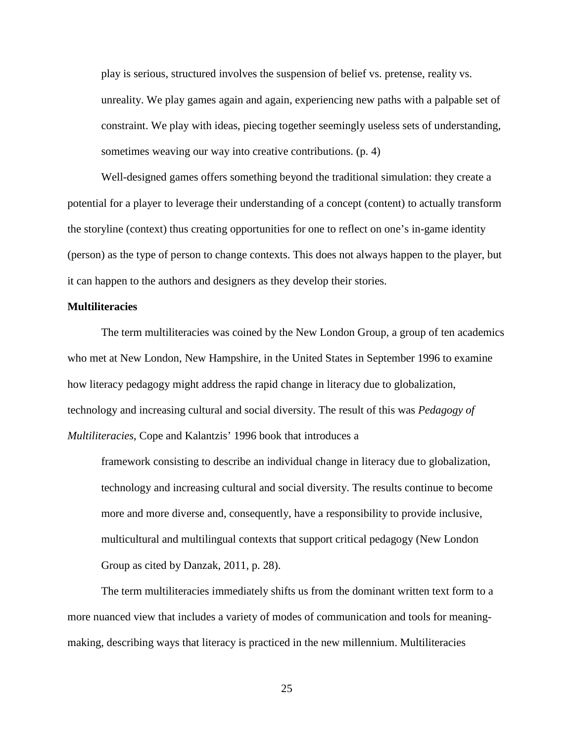> play is serious, structured involves the suspension of belief vs. pretense, reality vs. unreality. We play games again and again, experiencing new paths with a palpable set of constraint. We play with ideas, piecing together seemingly useless sets of understanding, sometimes weaving our way into creative contributions. (p. 4)

Well-designed games offers something beyond the traditional simulation: they create a potential for a player to leverage their understanding of a concept (content) to actually transform the storyline (context) thus creating opportunities for one to reflect on one's in-game identity (person) as the type of person to change contexts. This does not always happen to the player, but it can happen to the authors and designers as they develop their stories.

**Multiliteracies**

The term multiliteracies was coined by the New London Group, a group of ten academics who met at New London, New Hampshire, in the United States in September 1996 to examine how literacy pedagogy might address the rapid change in literacy due to globalization, technology and increasing cultural and social diversity. The result of this was *Pedagogy of Multiliteracies*, Cope and Kalantzis' 1996 book that introduces a

> framework consisting to describe an individual change in literacy due to globalization, technology and increasing cultural and social diversity. The results continue to become more and more diverse and, consequently, have a responsibility to provide inclusive, multicultural and multilingual contexts that support critical pedagogy (New London Group as cited by Danzak, 2011, p. 28).

The term multiliteracies immediately shifts us from the dominant written text form to a more nuanced view that includes a variety of modes of communication and tools for meaning-making, describing ways that literacy is practiced in the new millennium. Multiliteracies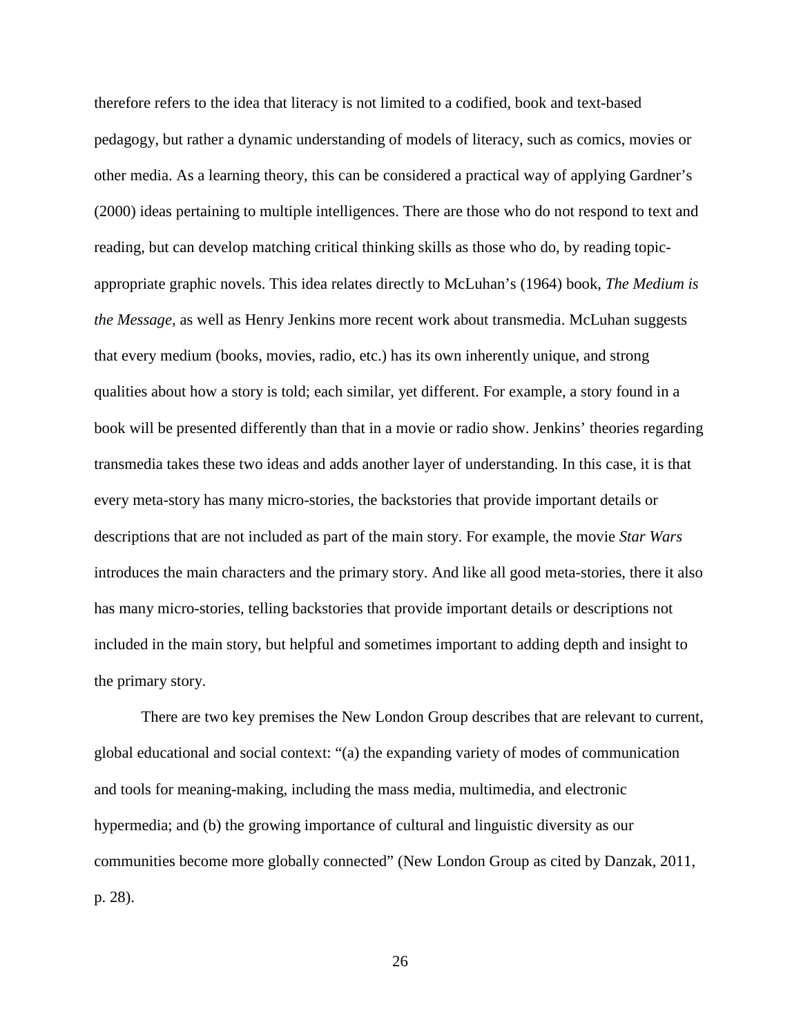therefore refers to the idea that literacy is not limited to a codified, book and text-based pedagogy, but rather a dynamic understanding of models of literacy, such as comics, movies or other media. As a learning theory, this can be considered a practical way of applying Gardner's (2000) ideas pertaining to multiple intelligences. There are those who do not respond to text and reading, but can develop matching critical thinking skills as those who do, by reading topic-appropriate graphic novels. This idea relates directly to McLuhan's (1964) book, *The Medium is the Message*, as well as Henry Jenkins more recent work about transmedia. McLuhan suggests that every medium (books, movies, radio, etc.) has its own inherently unique, and strong qualities about how a story is told; each similar, yet different. For example, a story found in a book will be presented differently than that in a movie or radio show. Jenkins' theories regarding transmedia takes these two ideas and adds another layer of understanding. In this case, it is that every meta-story has many micro-stories, the backstories that provide important details or descriptions that are not included as part of the main story. For example, the movie *Star Wars* introduces the main characters and the primary story. And like all good meta-stories, there it also has many micro-stories, telling backstories that provide important details or descriptions not included in the main story, but helpful and sometimes important to adding depth and insight to the primary story.

There are two key premises the New London Group describes that are relevant to current, global educational and social context: "(a) the expanding variety of modes of communication and tools for meaning-making, including the mass media, multimedia, and electronic hypermedia; and (b) the growing importance of cultural and linguistic diversity as our communities become more globally connected" (New London Group as cited by Danzak, 2011, p. 28).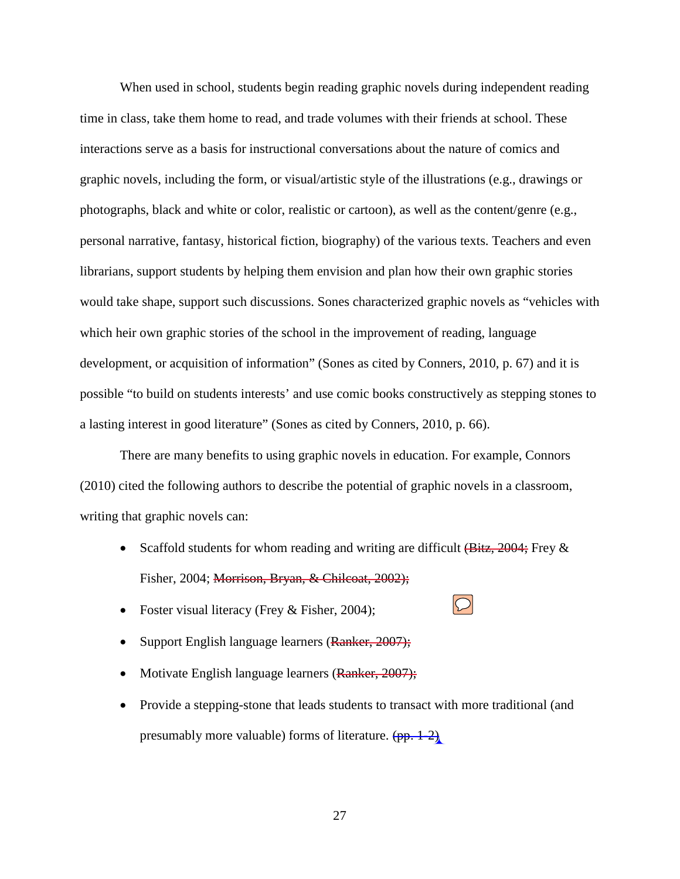When used in school, students begin reading graphic novels during independent reading time in class, take them home to read, and trade volumes with their friends at school. These interactions serve as a basis for instructional conversations about the nature of comics and graphic novels, including the form, or visual/artistic style of the illustrations (e.g., drawings or photographs, black and white or color, realistic or cartoon), as well as the content/genre (e.g., personal narrative, fantasy, historical fiction, biography) of the various texts. Teachers and even librarians, support students by helping them envision and plan how their own graphic stories would take shape, support such discussions. Sones characterized graphic novels as "vehicles with which heir own graphic stories of the school in the improvement of reading, language development, or acquisition of information" (Sones as cited by Conners, 2010, p. 67) and it is possible "to build on students interests' and use comic books constructively as stepping stones to a lasting interest in good literature" (Sones as cited by Conners, 2010, p. 66).

There are many benefits to using graphic novels in education. For example, Connors (2010) cited the following authors to describe the potential of graphic novels in a classroom, writing that graphic novels can:

- Scaffold students for whom reading and writing are difficult ~~(Bitz, 2004;~~ Frey & Fisher, 2004; ~~Morrison, Bryan, & Chilcoat, 2002);~~
- Foster visual literacy (Frey & Fisher, 2004);
- Support English language learners (~~Ranker, 2007);~~
- Motivate English language learners (~~Ranker, 2007);~~
- Provide a stepping-stone that leads students to transact with more traditional (and presumably more valuable) forms of literature. ~~(pp. 1-2)~~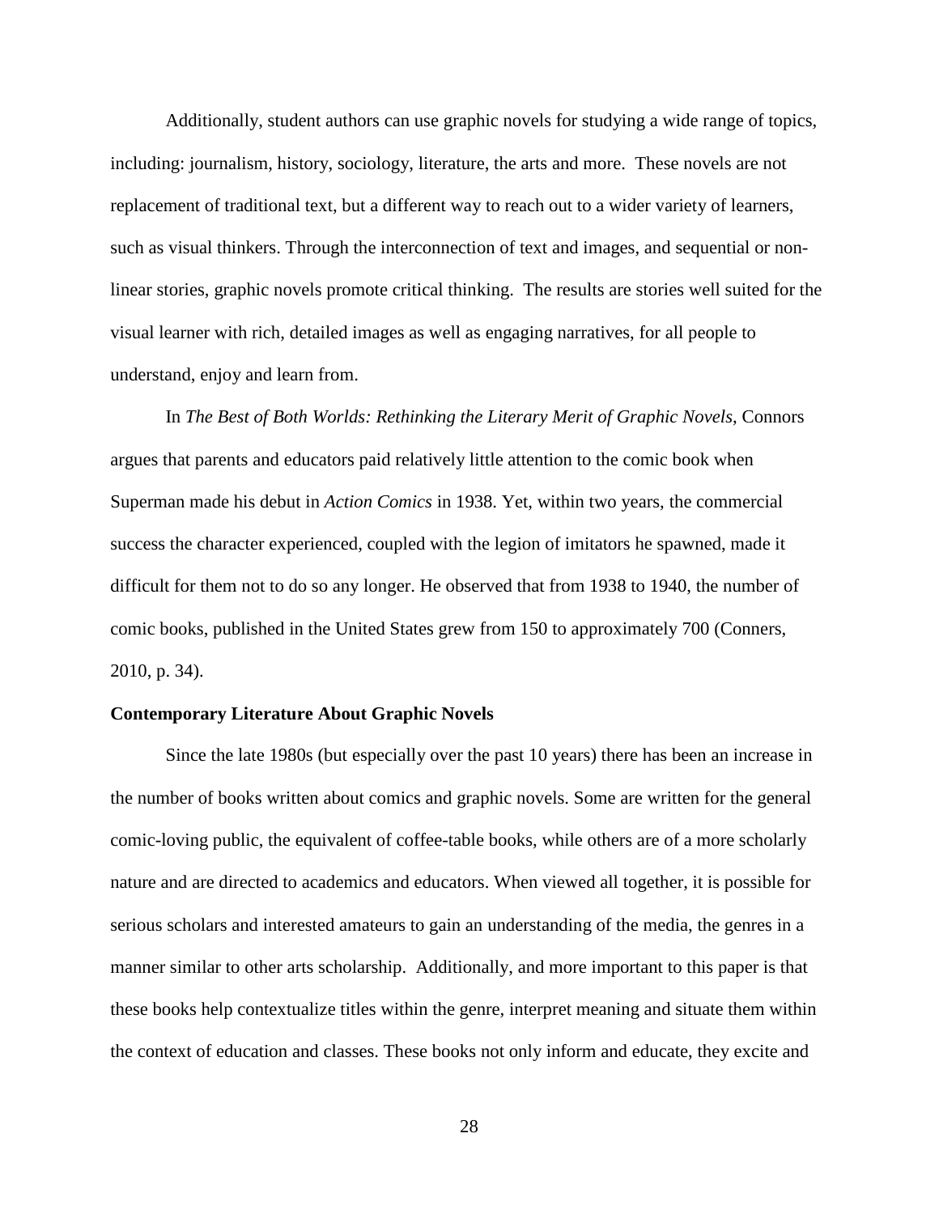Additionally, student authors can use graphic novels for studying a wide range of topics, including: journalism, history, sociology, literature, the arts and more.  These novels are not replacement of traditional text, but a different way to reach out to a wider variety of learners, such as visual thinkers. Through the interconnection of text and images, and sequential or non-linear stories, graphic novels promote critical thinking.  The results are stories well suited for the visual learner with rich, detailed images as well as engaging narratives, for all people to understand, enjoy and learn from.

In *The Best of Both Worlds: Rethinking the Literary Merit of Graphic Novels*, Connors argues that parents and educators paid relatively little attention to the comic book when Superman made his debut in *Action Comics* in 1938. Yet, within two years, the commercial success the character experienced, coupled with the legion of imitators he spawned, made it difficult for them not to do so any longer. He observed that from 1938 to 1940, the number of comic books, published in the United States grew from 150 to approximately 700 (Conners, 2010, p. 34).

**Contemporary Literature About Graphic Novels**

Since the late 1980s (but especially over the past 10 years) there has been an increase in the number of books written about comics and graphic novels. Some are written for the general comic-loving public, the equivalent of coffee-table books, while others are of a more scholarly nature and are directed to academics and educators. When viewed all together, it is possible for serious scholars and interested amateurs to gain an understanding of the media, the genres in a manner similar to other arts scholarship.  Additionally, and more important to this paper is that these books help contextualize titles within the genre, interpret meaning and situate them within the context of education and classes. These books not only inform and educate, they excite and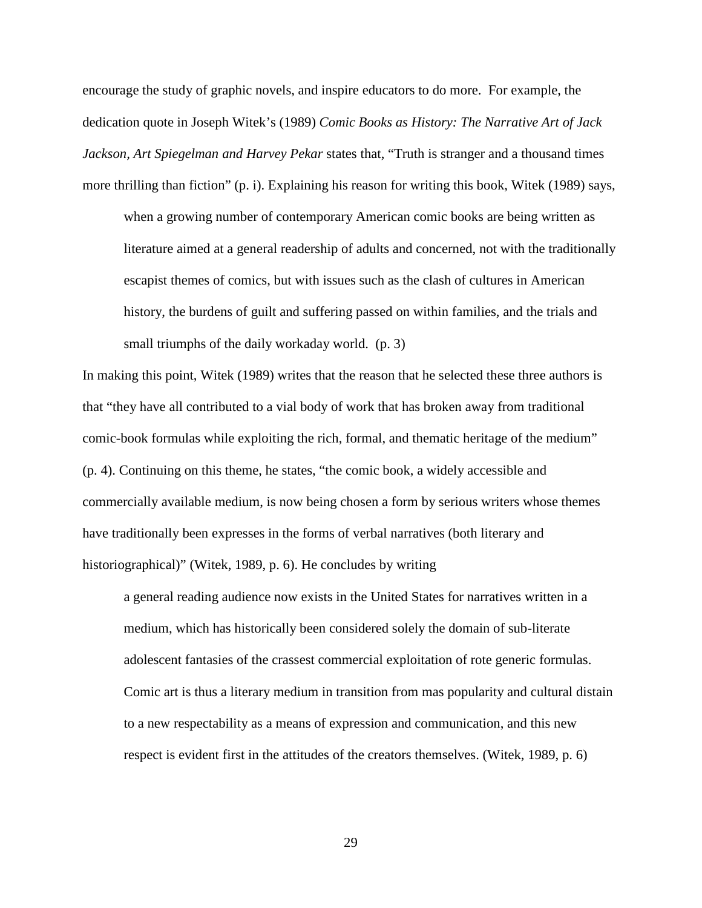encourage the study of graphic novels, and inspire educators to do more. For example, the dedication quote in Joseph Witek's (1989) *Comic Books as History: The Narrative Art of Jack Jackson, Art Spiegelman and Harvey Pekar* states that, "Truth is stranger and a thousand times more thrilling than fiction" (p. i). Explaining his reason for writing this book, Witek (1989) says,

> when a growing number of contemporary American comic books are being written as literature aimed at a general readership of adults and concerned, not with the traditionally escapist themes of comics, but with issues such as the clash of cultures in American history, the burdens of guilt and suffering passed on within families, and the trials and small triumphs of the daily workaday world. (p. 3)

In making this point, Witek (1989) writes that the reason that he selected these three authors is that "they have all contributed to a vial body of work that has broken away from traditional comic-book formulas while exploiting the rich, formal, and thematic heritage of the medium" (p. 4). Continuing on this theme, he states, "the comic book, a widely accessible and commercially available medium, is now being chosen a form by serious writers whose themes have traditionally been expresses in the forms of verbal narratives (both literary and historiographical)" (Witek, 1989, p. 6). He concludes by writing

> a general reading audience now exists in the United States for narratives written in a medium, which has historically been considered solely the domain of sub-literate adolescent fantasies of the crassest commercial exploitation of rote generic formulas. Comic art is thus a literary medium in transition from mas popularity and cultural distain to a new respectability as a means of expression and communication, and this new respect is evident first in the attitudes of the creators themselves. (Witek, 1989, p. 6)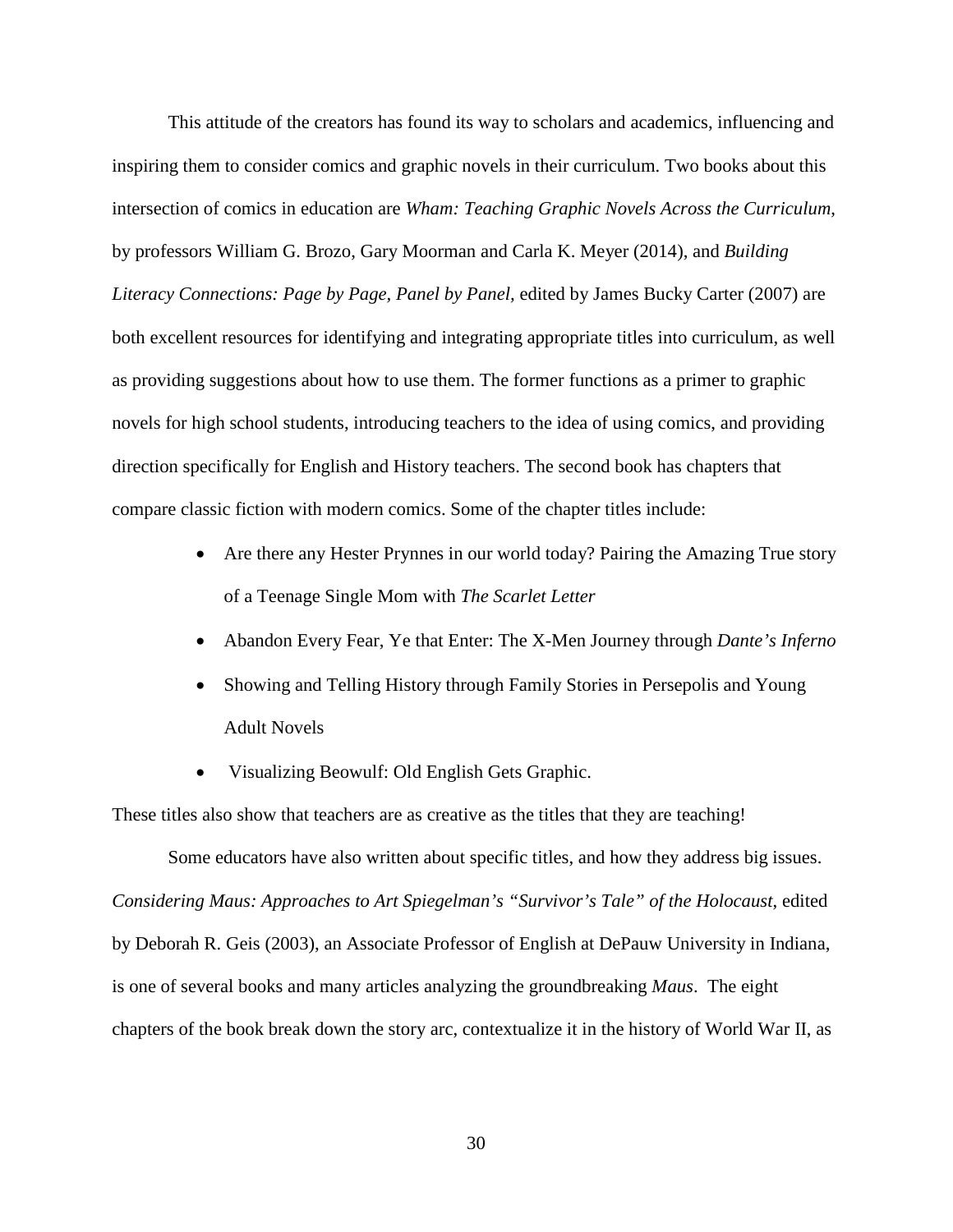This attitude of the creators has found its way to scholars and academics, influencing and inspiring them to consider comics and graphic novels in their curriculum. Two books about this intersection of comics in education are *Wham: Teaching Graphic Novels Across the Curriculum*, by professors William G. Brozo, Gary Moorman and Carla K. Meyer (2014), and *Building Literacy Connections: Page by Page, Panel by Panel,* edited by James Bucky Carter (2007) are both excellent resources for identifying and integrating appropriate titles into curriculum, as well as providing suggestions about how to use them. The former functions as a primer to graphic novels for high school students, introducing teachers to the idea of using comics, and providing direction specifically for English and History teachers. The second book has chapters that compare classic fiction with modern comics. Some of the chapter titles include:

- Are there any Hester Prynnes in our world today? Pairing the Amazing True story of a Teenage Single Mom with *The Scarlet Letter*
- Abandon Every Fear, Ye that Enter: The X-Men Journey through *Dante's Inferno*
- Showing and Telling History through Family Stories in Persepolis and Young Adult Novels
- Visualizing Beowulf: Old English Gets Graphic.

These titles also show that teachers are as creative as the titles that they are teaching!

Some educators have also written about specific titles, and how they address big issues. *Considering Maus: Approaches to Art Spiegelman's "Survivor's Tale" of the Holocaust*, edited by Deborah R. Geis (2003), an Associate Professor of English at DePauw University in Indiana, is one of several books and many articles analyzing the groundbreaking *Maus*. The eight chapters of the book break down the story arc, contextualize it in the history of World War II, as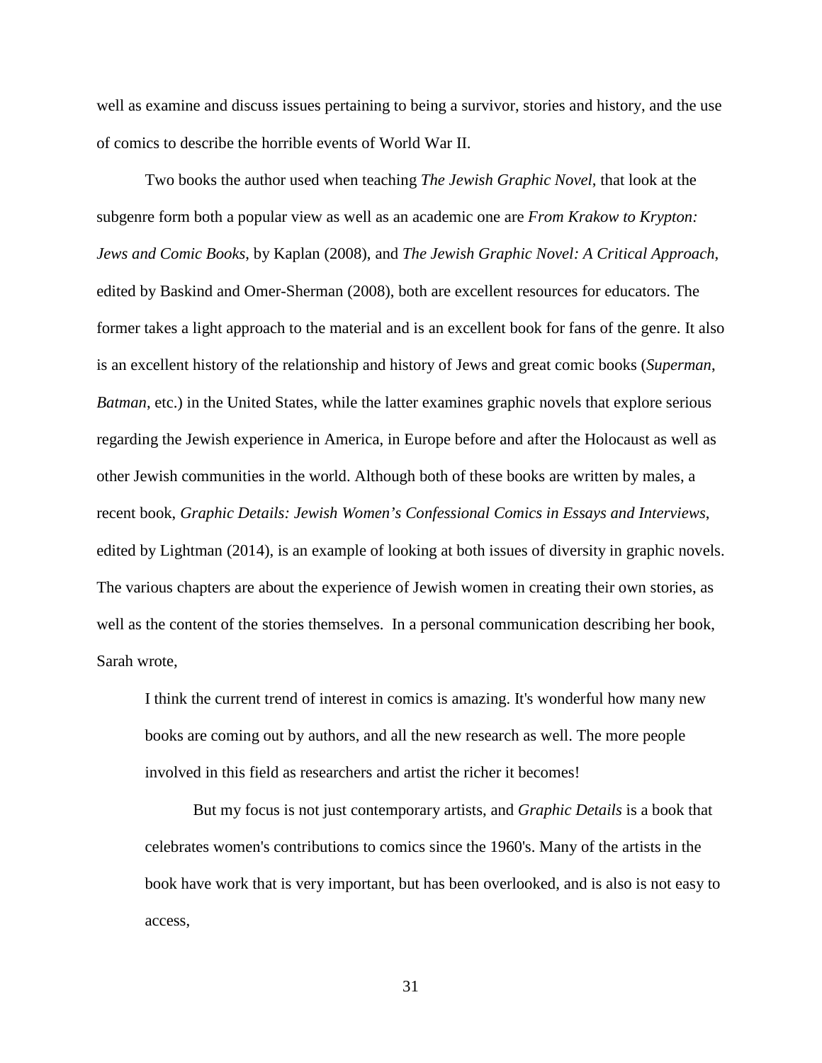well as examine and discuss issues pertaining to being a survivor, stories and history, and the use of comics to describe the horrible events of World War II.

Two books the author used when teaching *The Jewish Graphic Novel*, that look at the subgenre form both a popular view as well as an academic one are *From Krakow to Krypton: Jews and Comic Books*, by Kaplan (2008), and *The Jewish Graphic Novel: A Critical Approach*, edited by Baskind and Omer-Sherman (2008), both are excellent resources for educators. The former takes a light approach to the material and is an excellent book for fans of the genre. It also is an excellent history of the relationship and history of Jews and great comic books (*Superman*, *Batman*, etc.) in the United States, while the latter examines graphic novels that explore serious regarding the Jewish experience in America, in Europe before and after the Holocaust as well as other Jewish communities in the world. Although both of these books are written by males, a recent book, *Graphic Details: Jewish Women's Confessional Comics in Essays and Interviews*, edited by Lightman (2014), is an example of looking at both issues of diversity in graphic novels. The various chapters are about the experience of Jewish women in creating their own stories, as well as the content of the stories themselves. In a personal communication describing her book, Sarah wrote,

> I think the current trend of interest in comics is amazing. It's wonderful how many new books are coming out by authors, and all the new research as well. The more people involved in this field as researchers and artist the richer it becomes!
>
> But my focus is not just contemporary artists, and *Graphic Details* is a book that celebrates women's contributions to comics since the 1960's. Many of the artists in the book have work that is very important, but has been overlooked, and is also is not easy to access,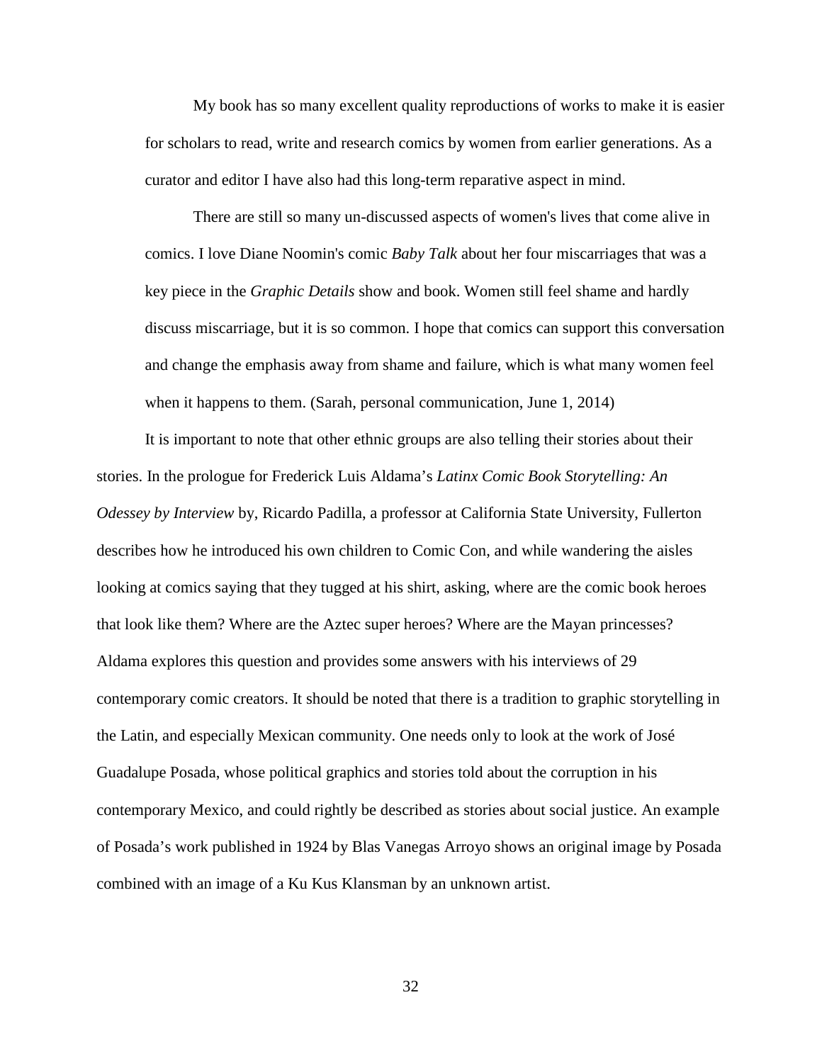My book has so many excellent quality reproductions of works to make it is easier for scholars to read, write and research comics by women from earlier generations. As a curator and editor I have also had this long-term reparative aspect in mind.

> There are still so many un-discussed aspects of women's lives that come alive in comics. I love Diane Noomin's comic *Baby Talk* about her four miscarriages that was a key piece in the *Graphic Details* show and book. Women still feel shame and hardly discuss miscarriage, but it is so common. I hope that comics can support this conversation and change the emphasis away from shame and failure, which is what many women feel when it happens to them. (Sarah, personal communication, June 1, 2014)

It is important to note that other ethnic groups are also telling their stories about their stories. In the prologue for Frederick Luis Aldama's *Latinx Comic Book Storytelling: An Odessey by Interview* by, Ricardo Padilla, a professor at California State University, Fullerton describes how he introduced his own children to Comic Con, and while wandering the aisles looking at comics saying that they tugged at his shirt, asking, where are the comic book heroes that look like them? Where are the Aztec super heroes? Where are the Mayan princesses? Aldama explores this question and provides some answers with his interviews of 29 contemporary comic creators. It should be noted that there is a tradition to graphic storytelling in the Latin, and especially Mexican community. One needs only to look at the work of José Guadalupe Posada, whose political graphics and stories told about the corruption in his contemporary Mexico, and could rightly be described as stories about social justice. An example of Posada's work published in 1924 by Blas Vanegas Arroyo shows an original image by Posada combined with an image of a Ku Kus Klansman by an unknown artist.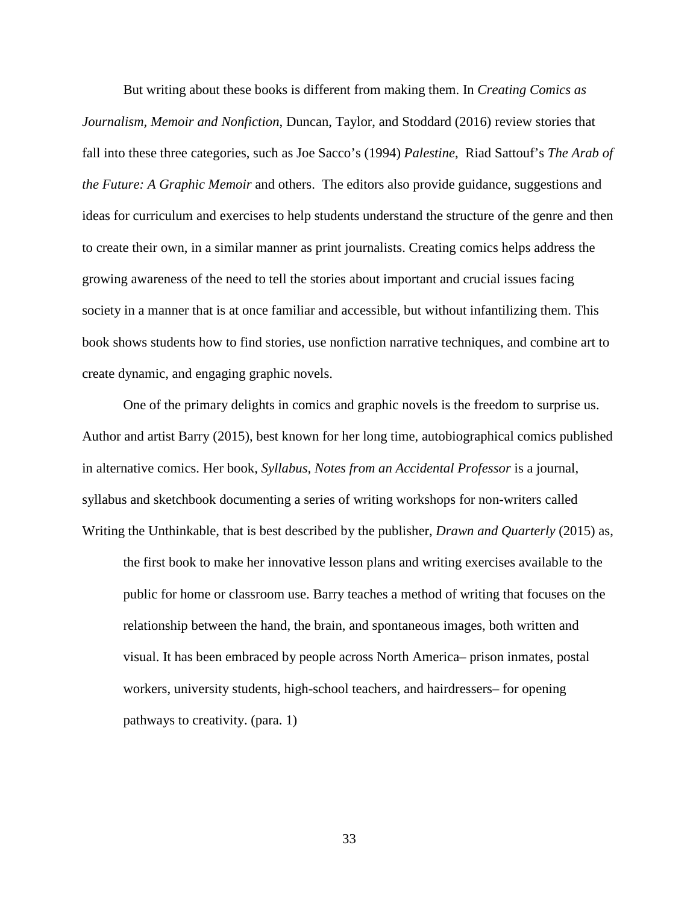But writing about these books is different from making them. In *Creating Comics as Journalism, Memoir and Nonfiction*, Duncan, Taylor, and Stoddard (2016) review stories that fall into these three categories, such as Joe Sacco's (1994) *Palestine*, Riad Sattouf's *The Arab of the Future: A Graphic Memoir* and others. The editors also provide guidance, suggestions and ideas for curriculum and exercises to help students understand the structure of the genre and then to create their own, in a similar manner as print journalists. Creating comics helps address the growing awareness of the need to tell the stories about important and crucial issues facing society in a manner that is at once familiar and accessible, but without infantilizing them. This book shows students how to find stories, use nonfiction narrative techniques, and combine art to create dynamic, and engaging graphic novels.

One of the primary delights in comics and graphic novels is the freedom to surprise us. Author and artist Barry (2015), best known for her long time, autobiographical comics published in alternative comics. Her book, *Syllabus, Notes from an Accidental Professor* is a journal, syllabus and sketchbook documenting a series of writing workshops for non-writers called Writing the Unthinkable, that is best described by the publisher, *Drawn and Quarterly* (2015) as,

> the first book to make her innovative lesson plans and writing exercises available to the public for home or classroom use. Barry teaches a method of writing that focuses on the relationship between the hand, the brain, and spontaneous images, both written and visual. It has been embraced by people across North America– prison inmates, postal workers, university students, high-school teachers, and hairdressers– for opening pathways to creativity. (para. 1)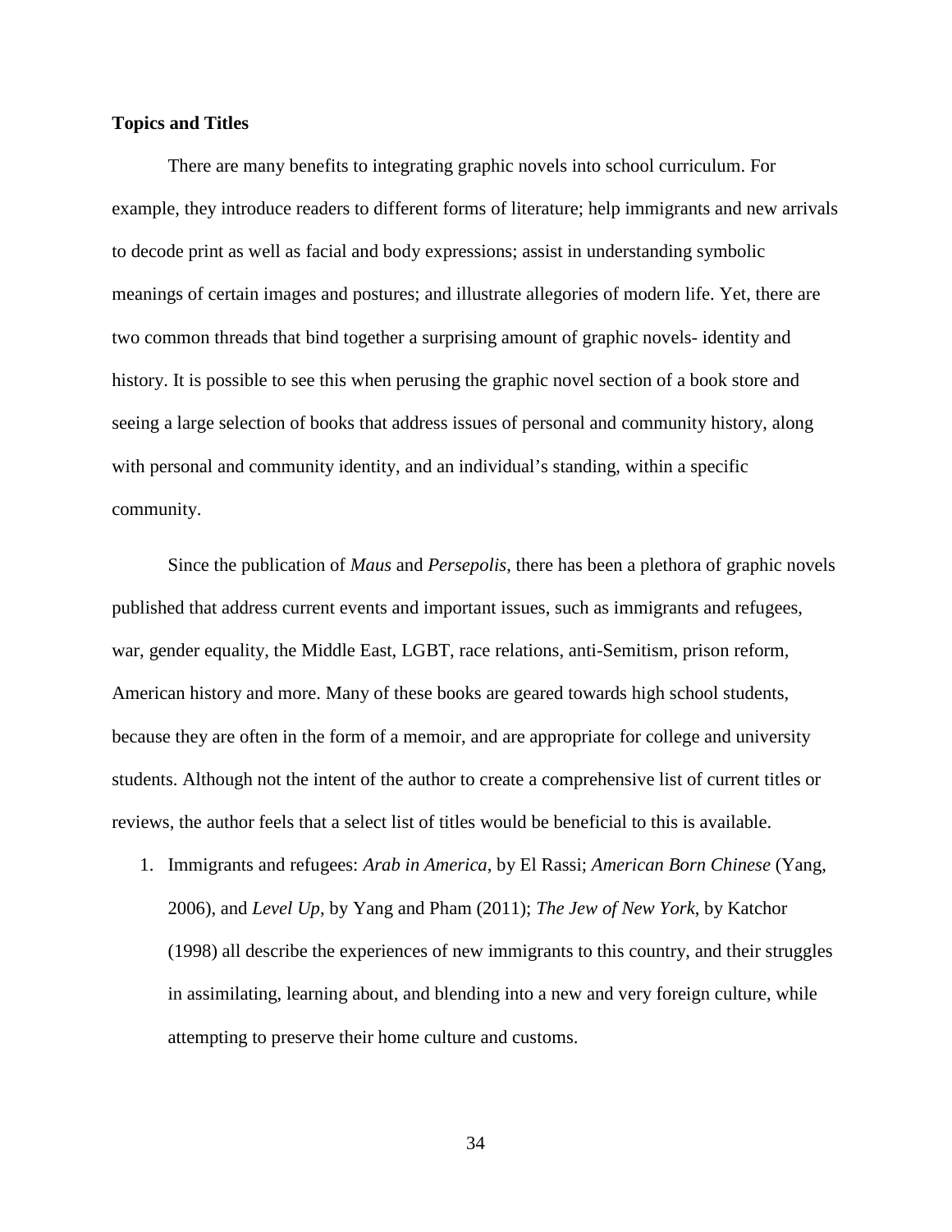**Topics and Titles**

There are many benefits to integrating graphic novels into school curriculum. For example, they introduce readers to different forms of literature; help immigrants and new arrivals to decode print as well as facial and body expressions; assist in understanding symbolic meanings of certain images and postures; and illustrate allegories of modern life. Yet, there are two common threads that bind together a surprising amount of graphic novels- identity and history. It is possible to see this when perusing the graphic novel section of a book store and seeing a large selection of books that address issues of personal and community history, along with personal and community identity, and an individual's standing, within a specific community.

Since the publication of *Maus* and *Persepolis*, there has been a plethora of graphic novels published that address current events and important issues, such as immigrants and refugees, war, gender equality, the Middle East, LGBT, race relations, anti-Semitism, prison reform, American history and more. Many of these books are geared towards high school students, because they are often in the form of a memoir, and are appropriate for college and university students. Although not the intent of the author to create a comprehensive list of current titles or reviews, the author feels that a select list of titles would be beneficial to this is available.

1. Immigrants and refugees: *Arab in America*, by El Rassi; *American Born Chinese* (Yang, 2006), and *Level Up*, by Yang and Pham (2011); *The Jew of New York*, by Katchor (1998) all describe the experiences of new immigrants to this country, and their struggles in assimilating, learning about, and blending into a new and very foreign culture, while attempting to preserve their home culture and customs.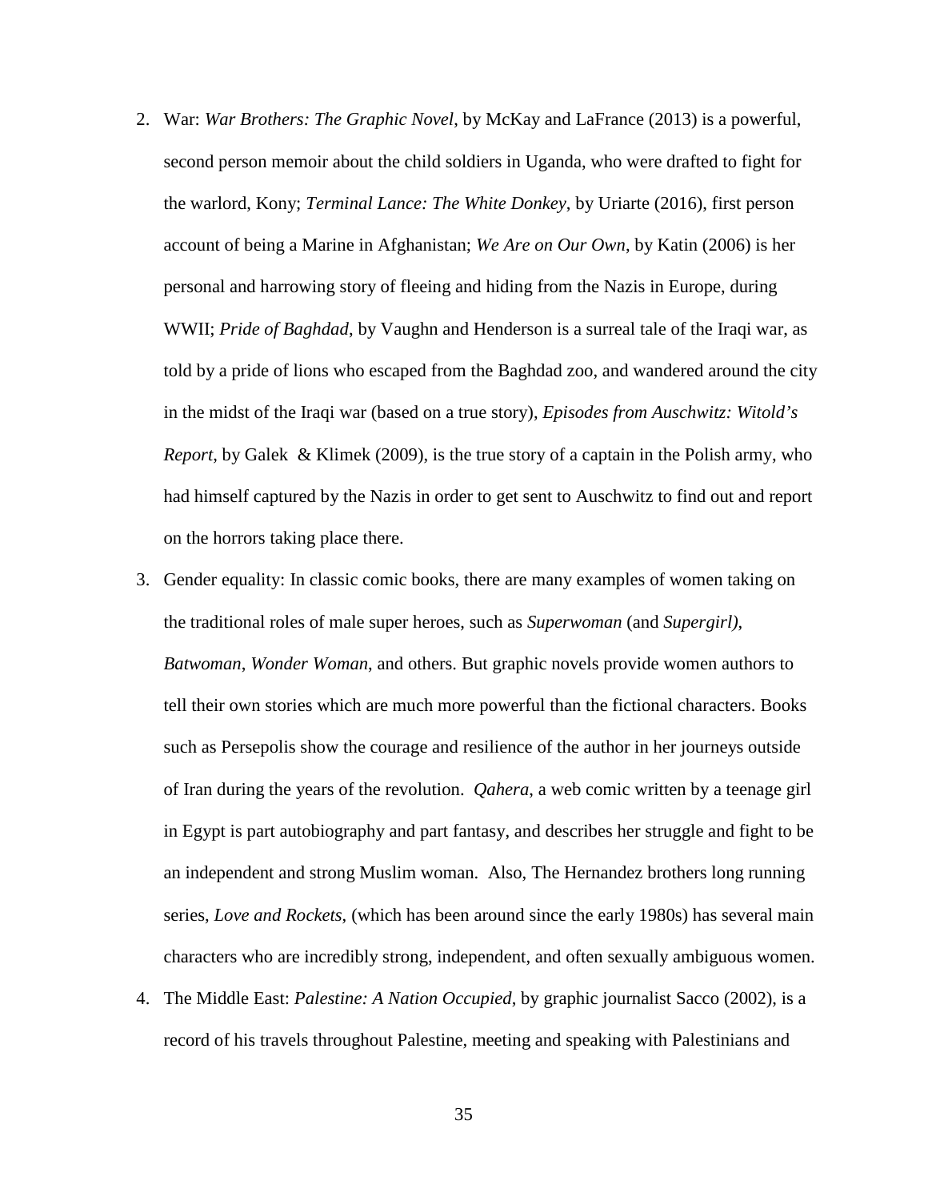2. War: *War Brothers: The Graphic Novel*, by McKay and LaFrance (2013) is a powerful, second person memoir about the child soldiers in Uganda, who were drafted to fight for the warlord, Kony; *Terminal Lance: The White Donkey*, by Uriarte (2016), first person account of being a Marine in Afghanistan; *We Are on Our Own*, by Katin (2006) is her personal and harrowing story of fleeing and hiding from the Nazis in Europe, during WWII; *Pride of Baghdad*, by Vaughn and Henderson is a surreal tale of the Iraqi war, as told by a pride of lions who escaped from the Baghdad zoo, and wandered around the city in the midst of the Iraqi war (based on a true story), *Episodes from Auschwitz: Witold's Report*, by Galek & Klimek (2009), is the true story of a captain in the Polish army, who had himself captured by the Nazis in order to get sent to Auschwitz to find out and report on the horrors taking place there.
3. Gender equality: In classic comic books, there are many examples of women taking on the traditional roles of male super heroes, such as *Superwoman* (and *Supergirl)*, *Batwoman*, *Wonder Woman*, and others. But graphic novels provide women authors to tell their own stories which are much more powerful than the fictional characters. Books such as Persepolis show the courage and resilience of the author in her journeys outside of Iran during the years of the revolution. *Qahera*, a web comic written by a teenage girl in Egypt is part autobiography and part fantasy, and describes her struggle and fight to be an independent and strong Muslim woman. Also, The Hernandez brothers long running series, *Love and Rockets*, (which has been around since the early 1980s) has several main characters who are incredibly strong, independent, and often sexually ambiguous women.
4. The Middle East: *Palestine: A Nation Occupied*, by graphic journalist Sacco (2002), is a record of his travels throughout Palestine, meeting and speaking with Palestinians and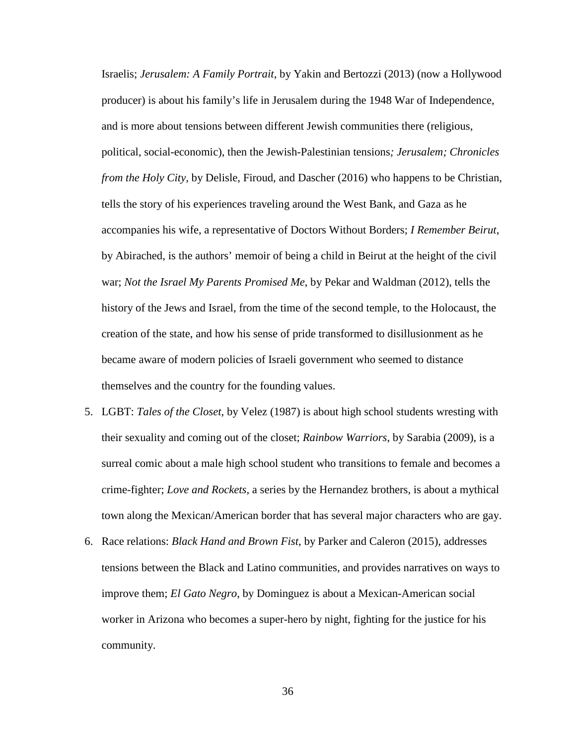Israelis; *Jerusalem: A Family Portrait*, by Yakin and Bertozzi (2013) (now a Hollywood producer) is about his family's life in Jerusalem during the 1948 War of Independence, and is more about tensions between different Jewish communities there (religious, political, social-economic), then the Jewish-Palestinian tensions*; Jerusalem; Chronicles from the Holy City*, by Delisle, Firoud, and Dascher (2016) who happens to be Christian, tells the story of his experiences traveling around the West Bank, and Gaza as he accompanies his wife, a representative of Doctors Without Borders; *I Remember Beirut*, by Abirached, is the authors' memoir of being a child in Beirut at the height of the civil war; *Not the Israel My Parents Promised Me*, by Pekar and Waldman (2012), tells the history of the Jews and Israel, from the time of the second temple, to the Holocaust, the creation of the state, and how his sense of pride transformed to disillusionment as he became aware of modern policies of Israeli government who seemed to distance themselves and the country for the founding values.

5. LGBT: *Tales of the Closet*, by Velez (1987) is about high school students wresting with their sexuality and coming out of the closet; *Rainbow Warriors*, by Sarabia (2009), is a surreal comic about a male high school student who transitions to female and becomes a crime-fighter; *Love and Rockets*, a series by the Hernandez brothers, is about a mythical town along the Mexican/American border that has several major characters who are gay.
6. Race relations: *Black Hand and Brown Fist*, by Parker and Caleron (2015), addresses tensions between the Black and Latino communities, and provides narratives on ways to improve them; *El Gato Negro*, by Dominguez is about a Mexican-American social worker in Arizona who becomes a super-hero by night, fighting for the justice for his community.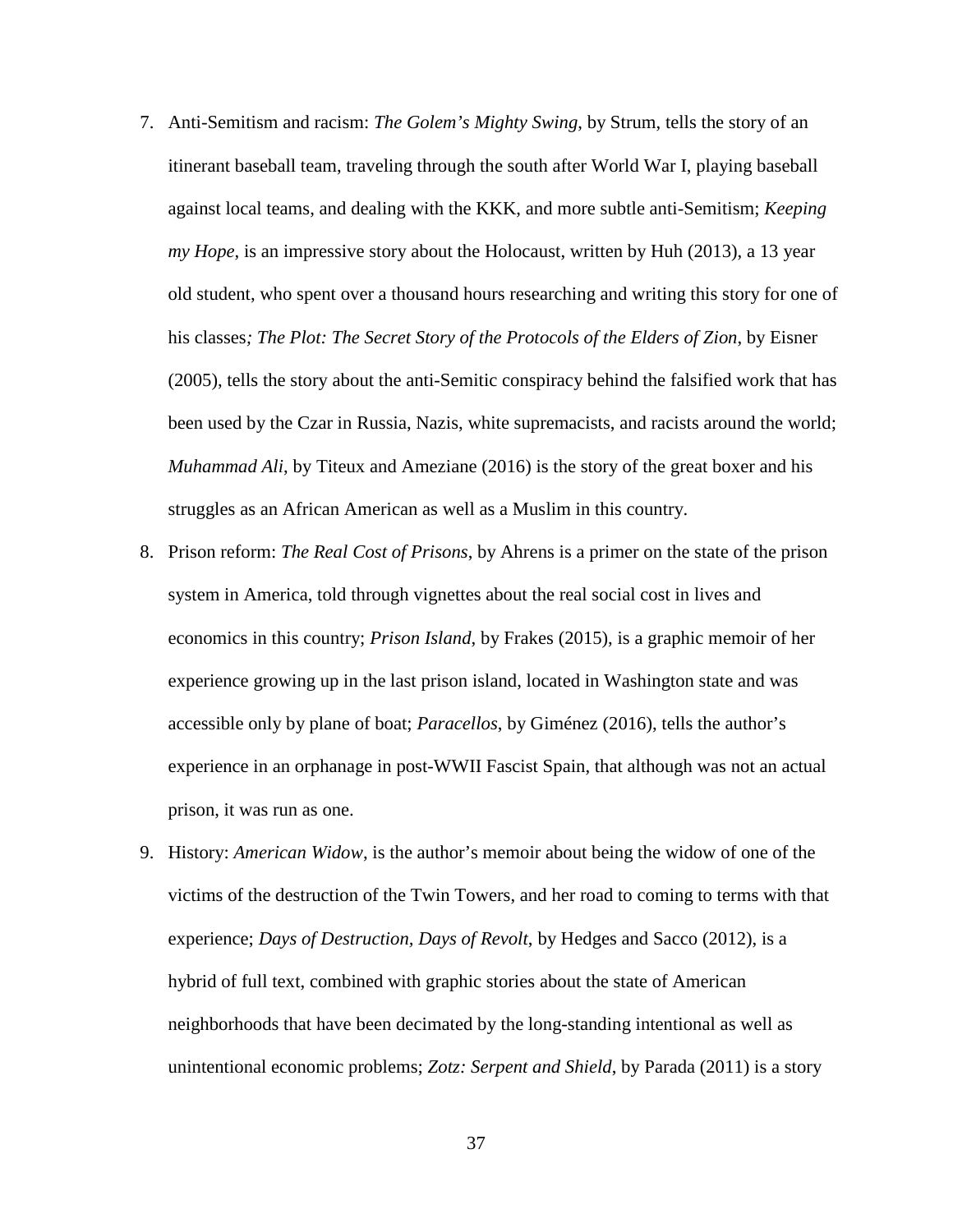7. Anti-Semitism and racism: *The Golem's Mighty Swing*, by Strum, tells the story of an itinerant baseball team, traveling through the south after World War I, playing baseball against local teams, and dealing with the KKK, and more subtle anti-Semitism; *Keeping my Hope*, is an impressive story about the Holocaust, written by Huh (2013), a 13 year old student, who spent over a thousand hours researching and writing this story for one of his classes*; The Plot: The Secret Story of the Protocols of the Elders of Zion*, by Eisner (2005), tells the story about the anti-Semitic conspiracy behind the falsified work that has been used by the Czar in Russia, Nazis, white supremacists, and racists around the world; *Muhammad Ali*, by Titeux and Ameziane (2016) is the story of the great boxer and his struggles as an African American as well as a Muslim in this country.
8. Prison reform: *The Real Cost of Prisons*, by Ahrens is a primer on the state of the prison system in America, told through vignettes about the real social cost in lives and economics in this country; *Prison Island*, by Frakes (2015), is a graphic memoir of her experience growing up in the last prison island, located in Washington state and was accessible only by plane of boat; *Paracellos*, by Giménez (2016), tells the author's experience in an orphanage in post-WWII Fascist Spain, that although was not an actual prison, it was run as one.
9. History: *American Widow*, is the author's memoir about being the widow of one of the victims of the destruction of the Twin Towers, and her road to coming to terms with that experience; *Days of Destruction, Days of Revolt*, by Hedges and Sacco (2012), is a hybrid of full text, combined with graphic stories about the state of American neighborhoods that have been decimated by the long-standing intentional as well as unintentional economic problems; *Zotz: Serpent and Shield*, by Parada (2011) is a story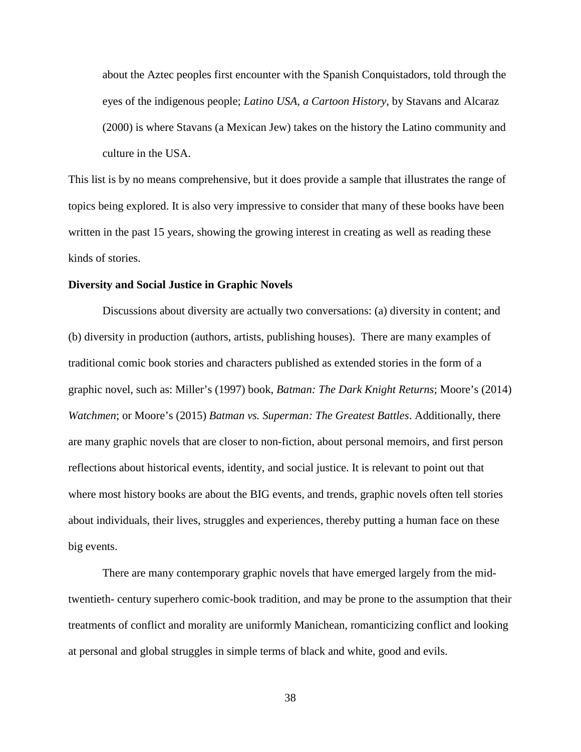about the Aztec peoples first encounter with the Spanish Conquistadors, told through the eyes of the indigenous people; *Latino USA, a Cartoon History*, by Stavans and Alcaraz (2000) is where Stavans (a Mexican Jew) takes on the history the Latino community and culture in the USA.

This list is by no means comprehensive, but it does provide a sample that illustrates the range of topics being explored. It is also very impressive to consider that many of these books have been written in the past 15 years, showing the growing interest in creating as well as reading these kinds of stories.

**Diversity and Social Justice in Graphic Novels**

Discussions about diversity are actually two conversations: (a) diversity in content; and (b) diversity in production (authors, artists, publishing houses). There are many examples of traditional comic book stories and characters published as extended stories in the form of a graphic novel, such as: Miller's (1997) book, *Batman: The Dark Knight Returns*; Moore's (2014) *Watchmen*; or Moore's (2015) *Batman vs. Superman: The Greatest Battles*. Additionally, there are many graphic novels that are closer to non-fiction, about personal memoirs, and first person reflections about historical events, identity, and social justice. It is relevant to point out that where most history books are about the BIG events, and trends, graphic novels often tell stories about individuals, their lives, struggles and experiences, thereby putting a human face on these big events.

There are many contemporary graphic novels that have emerged largely from the mid-twentieth- century superhero comic-book tradition, and may be prone to the assumption that their treatments of conflict and morality are uniformly Manichean, romanticizing conflict and looking at personal and global struggles in simple terms of black and white, good and evils.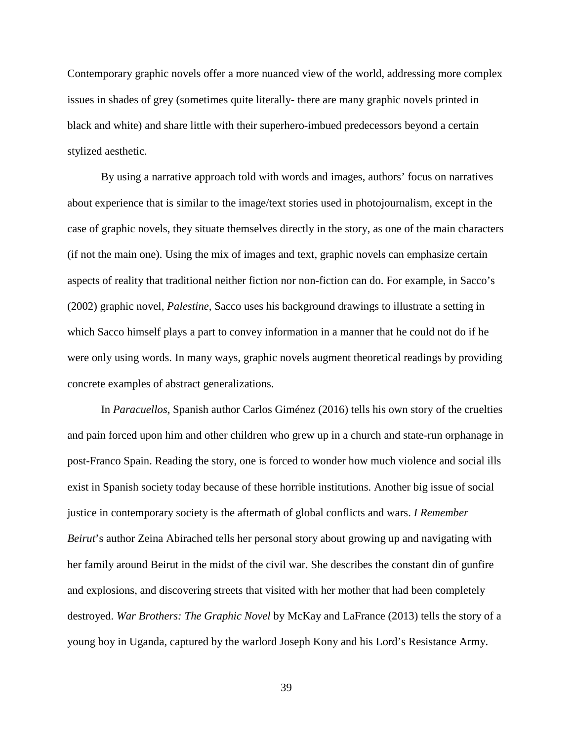Contemporary graphic novels offer a more nuanced view of the world, addressing more complex issues in shades of grey (sometimes quite literally- there are many graphic novels printed in black and white) and share little with their superhero-imbued predecessors beyond a certain stylized aesthetic.

By using a narrative approach told with words and images, authors' focus on narratives about experience that is similar to the image/text stories used in photojournalism, except in the case of graphic novels, they situate themselves directly in the story, as one of the main characters (if not the main one). Using the mix of images and text, graphic novels can emphasize certain aspects of reality that traditional neither fiction nor non-fiction can do. For example, in Sacco's (2002) graphic novel, *Palestine*, Sacco uses his background drawings to illustrate a setting in which Sacco himself plays a part to convey information in a manner that he could not do if he were only using words. In many ways, graphic novels augment theoretical readings by providing concrete examples of abstract generalizations.

In *Paracuellos*, Spanish author Carlos Giménez (2016) tells his own story of the cruelties and pain forced upon him and other children who grew up in a church and state-run orphanage in post-Franco Spain. Reading the story, one is forced to wonder how much violence and social ills exist in Spanish society today because of these horrible institutions. Another big issue of social justice in contemporary society is the aftermath of global conflicts and wars. *I Remember Beirut*'s author Zeina Abirached tells her personal story about growing up and navigating with her family around Beirut in the midst of the civil war. She describes the constant din of gunfire and explosions, and discovering streets that visited with her mother that had been completely destroyed. *War Brothers: The Graphic Novel* by McKay and LaFrance (2013) tells the story of a young boy in Uganda, captured by the warlord Joseph Kony and his Lord's Resistance Army.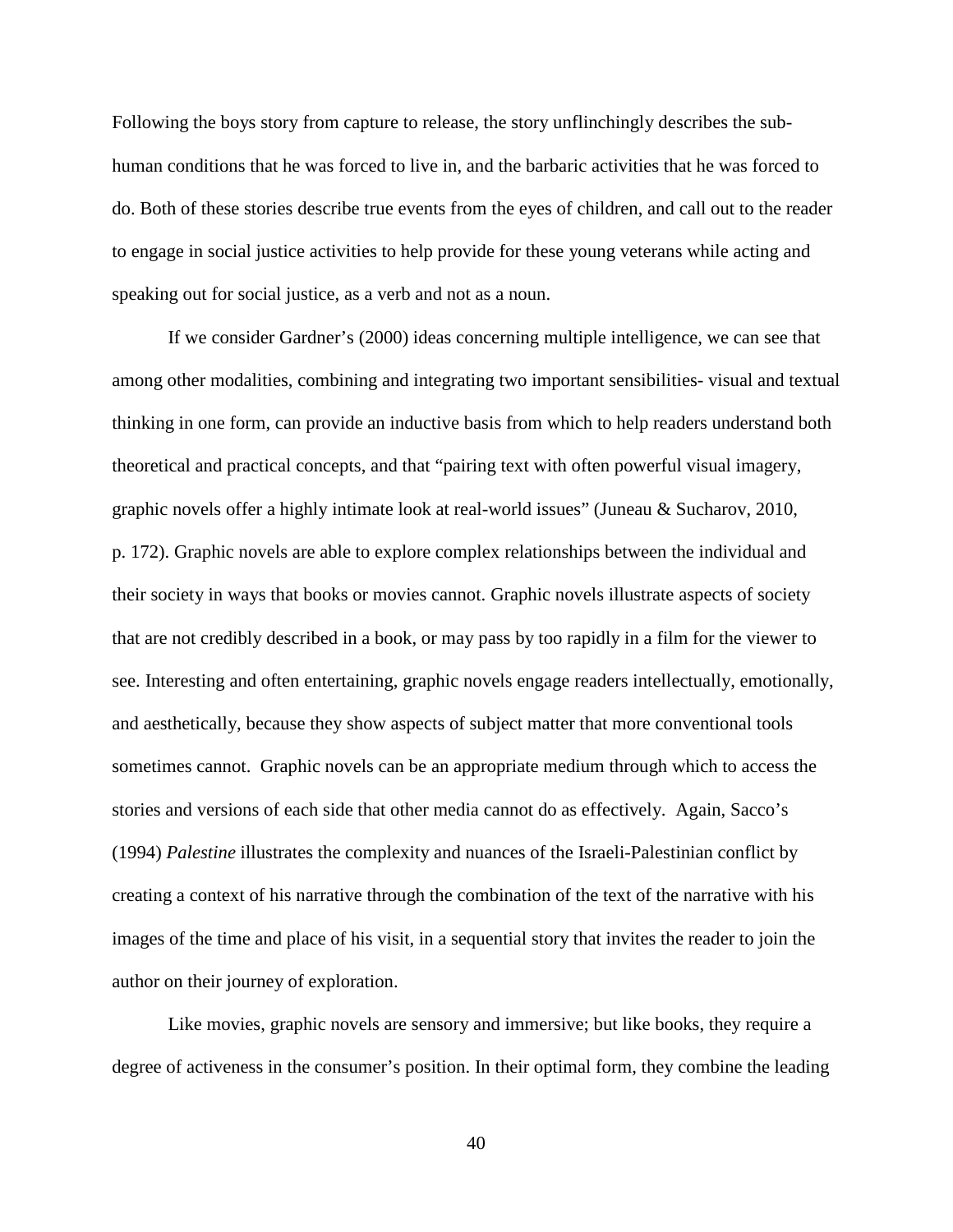Following the boys story from capture to release, the story unflinchingly describes the sub-human conditions that he was forced to live in, and the barbaric activities that he was forced to do. Both of these stories describe true events from the eyes of children, and call out to the reader to engage in social justice activities to help provide for these young veterans while acting and speaking out for social justice, as a verb and not as a noun.

If we consider Gardner's (2000) ideas concerning multiple intelligence, we can see that among other modalities, combining and integrating two important sensibilities- visual and textual thinking in one form, can provide an inductive basis from which to help readers understand both theoretical and practical concepts, and that "pairing text with often powerful visual imagery, graphic novels offer a highly intimate look at real-world issues" (Juneau & Sucharov, 2010, p. 172). Graphic novels are able to explore complex relationships between the individual and their society in ways that books or movies cannot. Graphic novels illustrate aspects of society that are not credibly described in a book, or may pass by too rapidly in a film for the viewer to see. Interesting and often entertaining, graphic novels engage readers intellectually, emotionally, and aesthetically, because they show aspects of subject matter that more conventional tools sometimes cannot. Graphic novels can be an appropriate medium through which to access the stories and versions of each side that other media cannot do as effectively. Again, Sacco's (1994) *Palestine* illustrates the complexity and nuances of the Israeli-Palestinian conflict by creating a context of his narrative through the combination of the text of the narrative with his images of the time and place of his visit, in a sequential story that invites the reader to join the author on their journey of exploration.

Like movies, graphic novels are sensory and immersive; but like books, they require a degree of activeness in the consumer's position. In their optimal form, they combine the leading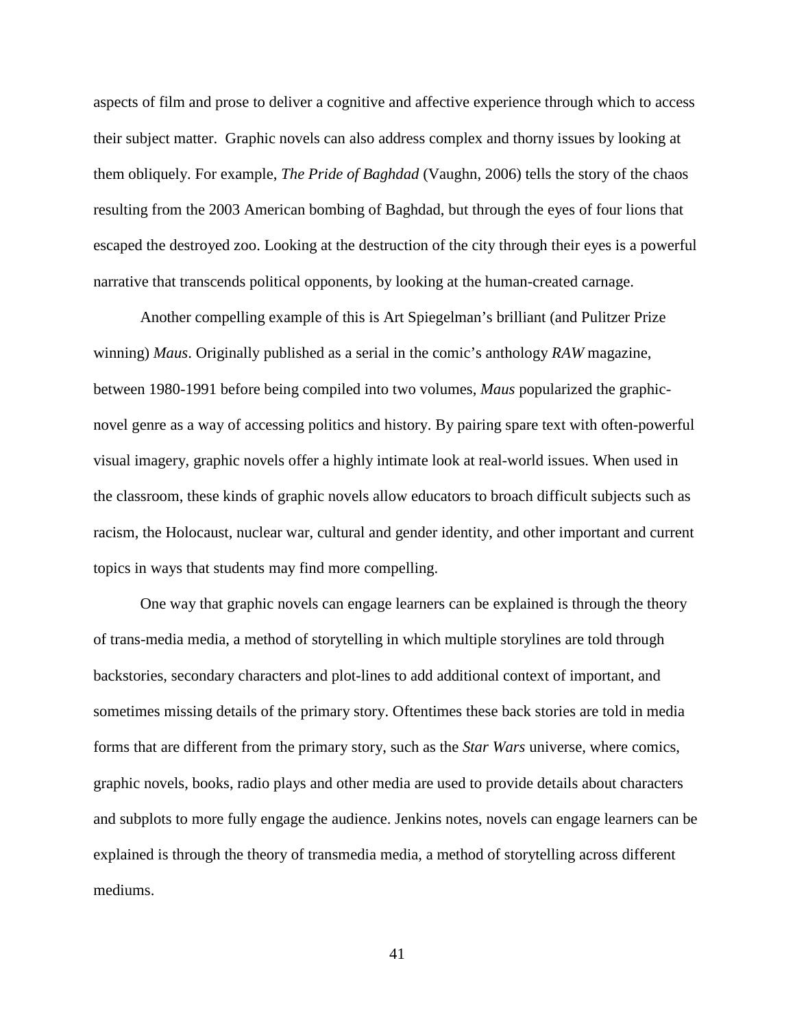aspects of film and prose to deliver a cognitive and affective experience through which to access their subject matter. Graphic novels can also address complex and thorny issues by looking at them obliquely. For example, *The Pride of Baghdad* (Vaughn, 2006) tells the story of the chaos resulting from the 2003 American bombing of Baghdad, but through the eyes of four lions that escaped the destroyed zoo. Looking at the destruction of the city through their eyes is a powerful narrative that transcends political opponents, by looking at the human-created carnage.

Another compelling example of this is Art Spiegelman's brilliant (and Pulitzer Prize winning) *Maus*. Originally published as a serial in the comic's anthology *RAW* magazine, between 1980-1991 before being compiled into two volumes, *Maus* popularized the graphic-novel genre as a way of accessing politics and history. By pairing spare text with often-powerful visual imagery, graphic novels offer a highly intimate look at real-world issues. When used in the classroom, these kinds of graphic novels allow educators to broach difficult subjects such as racism, the Holocaust, nuclear war, cultural and gender identity, and other important and current topics in ways that students may find more compelling.

One way that graphic novels can engage learners can be explained is through the theory of trans-media media, a method of storytelling in which multiple storylines are told through backstories, secondary characters and plot-lines to add additional context of important, and sometimes missing details of the primary story. Oftentimes these back stories are told in media forms that are different from the primary story, such as the *Star Wars* universe, where comics, graphic novels, books, radio plays and other media are used to provide details about characters and subplots to more fully engage the audience. Jenkins notes, novels can engage learners can be explained is through the theory of transmedia media, a method of storytelling across different mediums.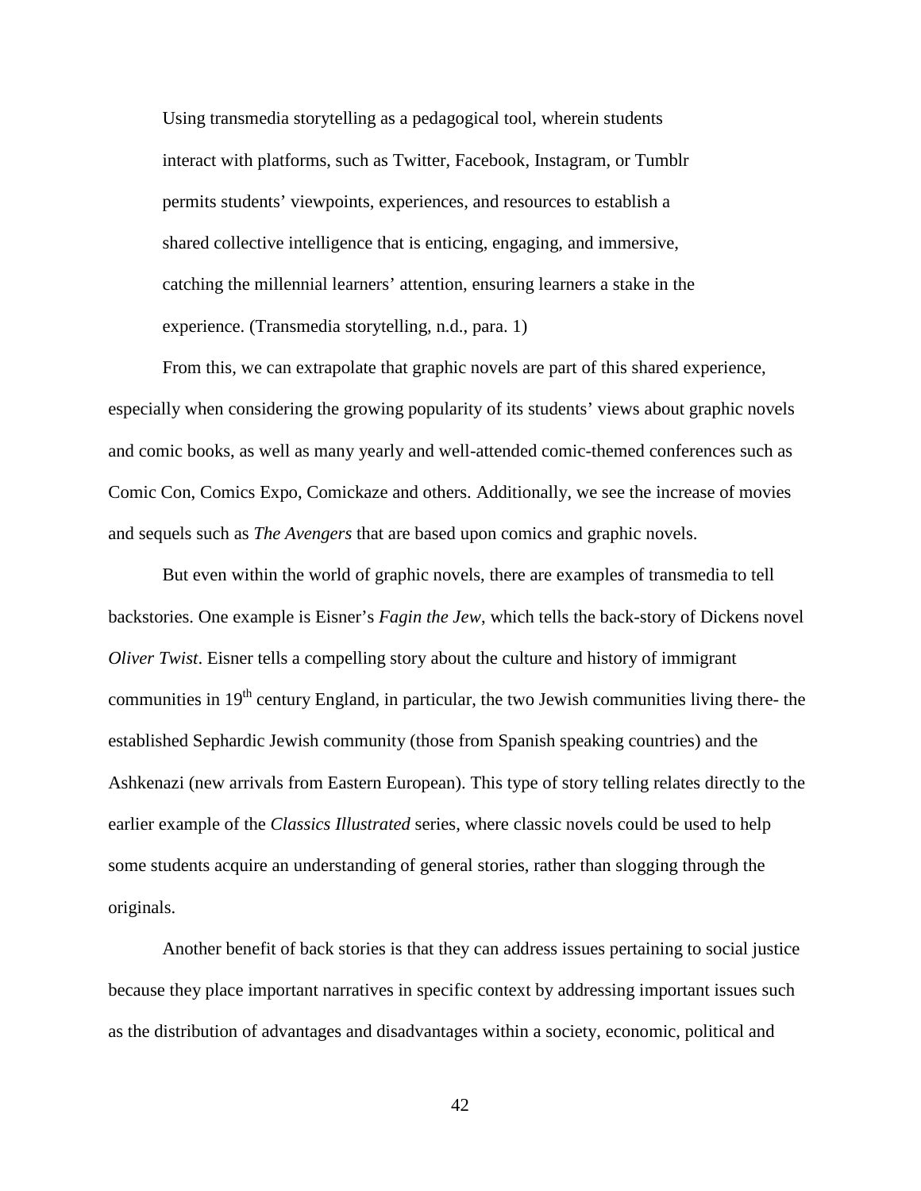> Using transmedia storytelling as a pedagogical tool, wherein students interact with platforms, such as Twitter, Facebook, Instagram, or Tumblr permits students' viewpoints, experiences, and resources to establish a shared collective intelligence that is enticing, engaging, and immersive, catching the millennial learners' attention, ensuring learners a stake in the experience. (Transmedia storytelling, n.d., para. 1)

From this, we can extrapolate that graphic novels are part of this shared experience, especially when considering the growing popularity of its students' views about graphic novels and comic books, as well as many yearly and well-attended comic-themed conferences such as Comic Con, Comics Expo, Comickaze and others. Additionally, we see the increase of movies and sequels such as *The Avengers* that are based upon comics and graphic novels.

But even within the world of graphic novels, there are examples of transmedia to tell backstories. One example is Eisner's *Fagin the Jew*, which tells the back-story of Dickens novel *Oliver Twist*. Eisner tells a compelling story about the culture and history of immigrant communities in 19th century England, in particular, the two Jewish communities living there- the established Sephardic Jewish community (those from Spanish speaking countries) and the Ashkenazi (new arrivals from Eastern European). This type of story telling relates directly to the earlier example of the *Classics Illustrated* series, where classic novels could be used to help some students acquire an understanding of general stories, rather than slogging through the originals.

Another benefit of back stories is that they can address issues pertaining to social justice because they place important narratives in specific context by addressing important issues such as the distribution of advantages and disadvantages within a society, economic, political and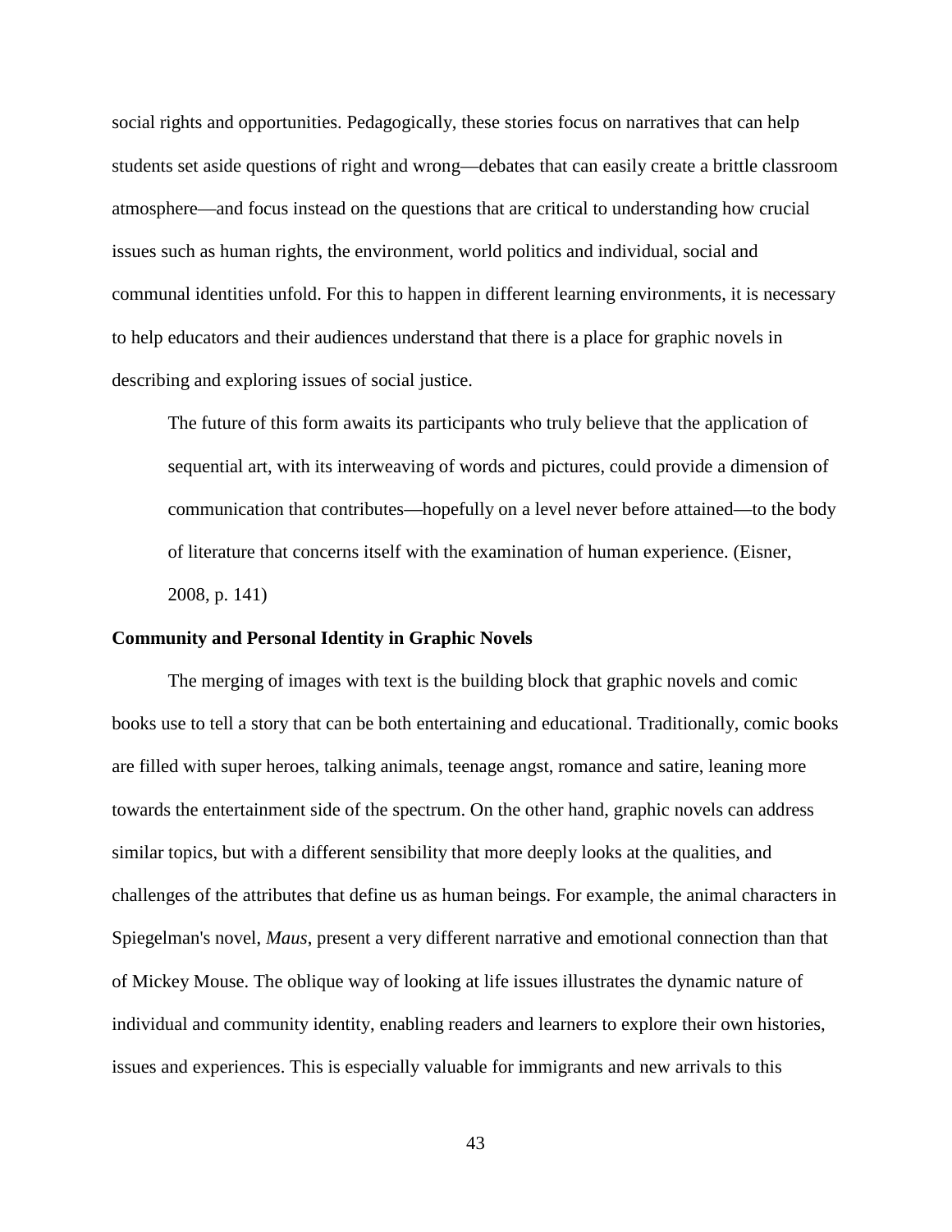social rights and opportunities. Pedagogically, these stories focus on narratives that can help students set aside questions of right and wrong—debates that can easily create a brittle classroom atmosphere—and focus instead on the questions that are critical to understanding how crucial issues such as human rights, the environment, world politics and individual, social and communal identities unfold. For this to happen in different learning environments, it is necessary to help educators and their audiences understand that there is a place for graphic novels in describing and exploring issues of social justice.

> The future of this form awaits its participants who truly believe that the application of sequential art, with its interweaving of words and pictures, could provide a dimension of communication that contributes—hopefully on a level never before attained—to the body of literature that concerns itself with the examination of human experience. (Eisner, 2008, p. 141)

### Community and Personal Identity in Graphic Novels

The merging of images with text is the building block that graphic novels and comic books use to tell a story that can be both entertaining and educational. Traditionally, comic books are filled with super heroes, talking animals, teenage angst, romance and satire, leaning more towards the entertainment side of the spectrum. On the other hand, graphic novels can address similar topics, but with a different sensibility that more deeply looks at the qualities, and challenges of the attributes that define us as human beings. For example, the animal characters in Spiegelman's novel, *Maus*, present a very different narrative and emotional connection than that of Mickey Mouse. The oblique way of looking at life issues illustrates the dynamic nature of individual and community identity, enabling readers and learners to explore their own histories, issues and experiences. This is especially valuable for immigrants and new arrivals to this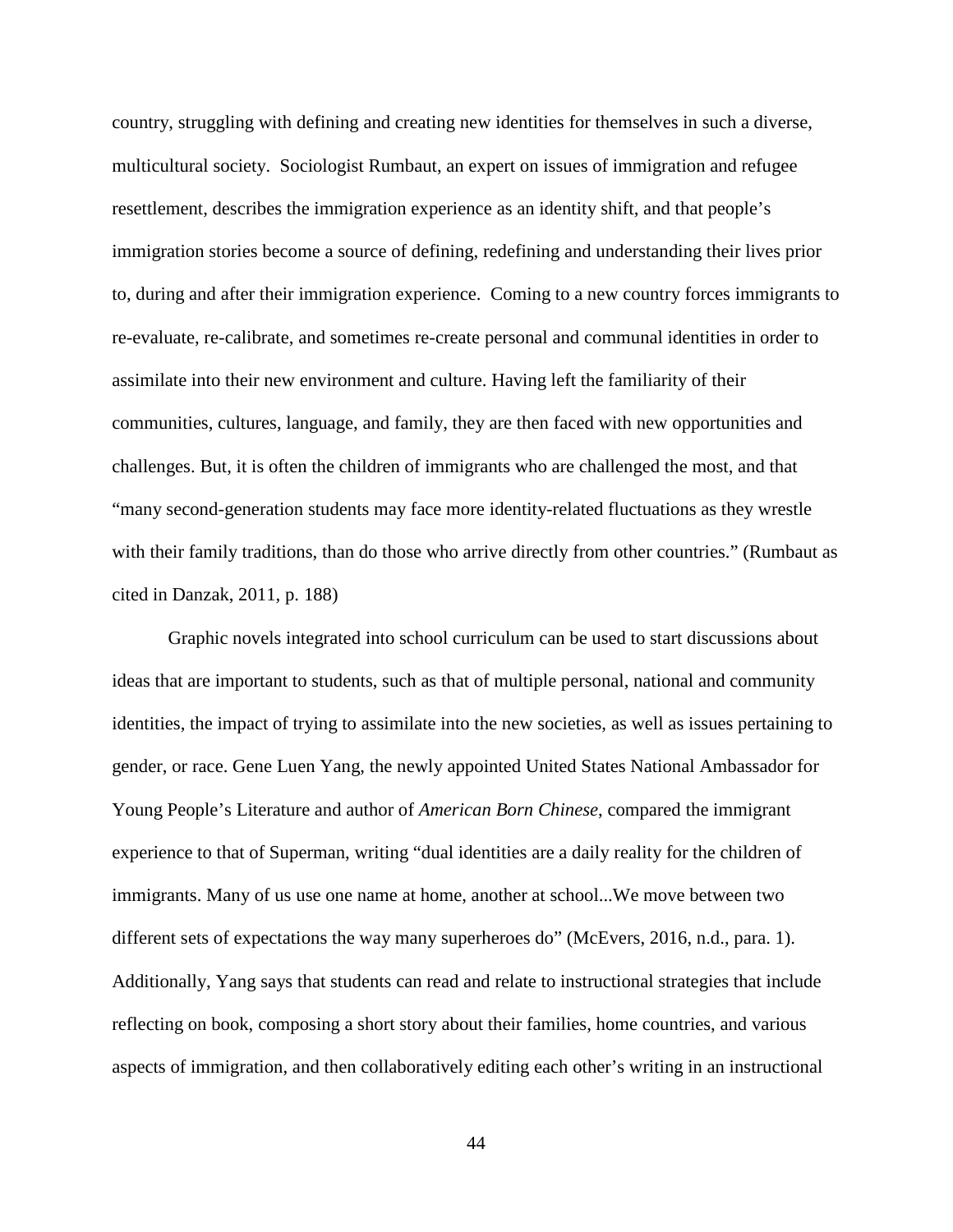country, struggling with defining and creating new identities for themselves in such a diverse, multicultural society. Sociologist Rumbaut, an expert on issues of immigration and refugee resettlement, describes the immigration experience as an identity shift, and that people's immigration stories become a source of defining, redefining and understanding their lives prior to, during and after their immigration experience. Coming to a new country forces immigrants to re-evaluate, re-calibrate, and sometimes re-create personal and communal identities in order to assimilate into their new environment and culture. Having left the familiarity of their communities, cultures, language, and family, they are then faced with new opportunities and challenges. But, it is often the children of immigrants who are challenged the most, and that "many second-generation students may face more identity-related fluctuations as they wrestle with their family traditions, than do those who arrive directly from other countries." (Rumbaut as cited in Danzak, 2011, p. 188)

Graphic novels integrated into school curriculum can be used to start discussions about ideas that are important to students, such as that of multiple personal, national and community identities, the impact of trying to assimilate into the new societies, as well as issues pertaining to gender, or race. Gene Luen Yang, the newly appointed United States National Ambassador for Young People's Literature and author of *American Born Chinese*, compared the immigrant experience to that of Superman, writing "dual identities are a daily reality for the children of immigrants. Many of us use one name at home, another at school...We move between two different sets of expectations the way many superheroes do" (McEvers, 2016, n.d., para. 1). Additionally, Yang says that students can read and relate to instructional strategies that include reflecting on book, composing a short story about their families, home countries, and various aspects of immigration, and then collaboratively editing each other's writing in an instructional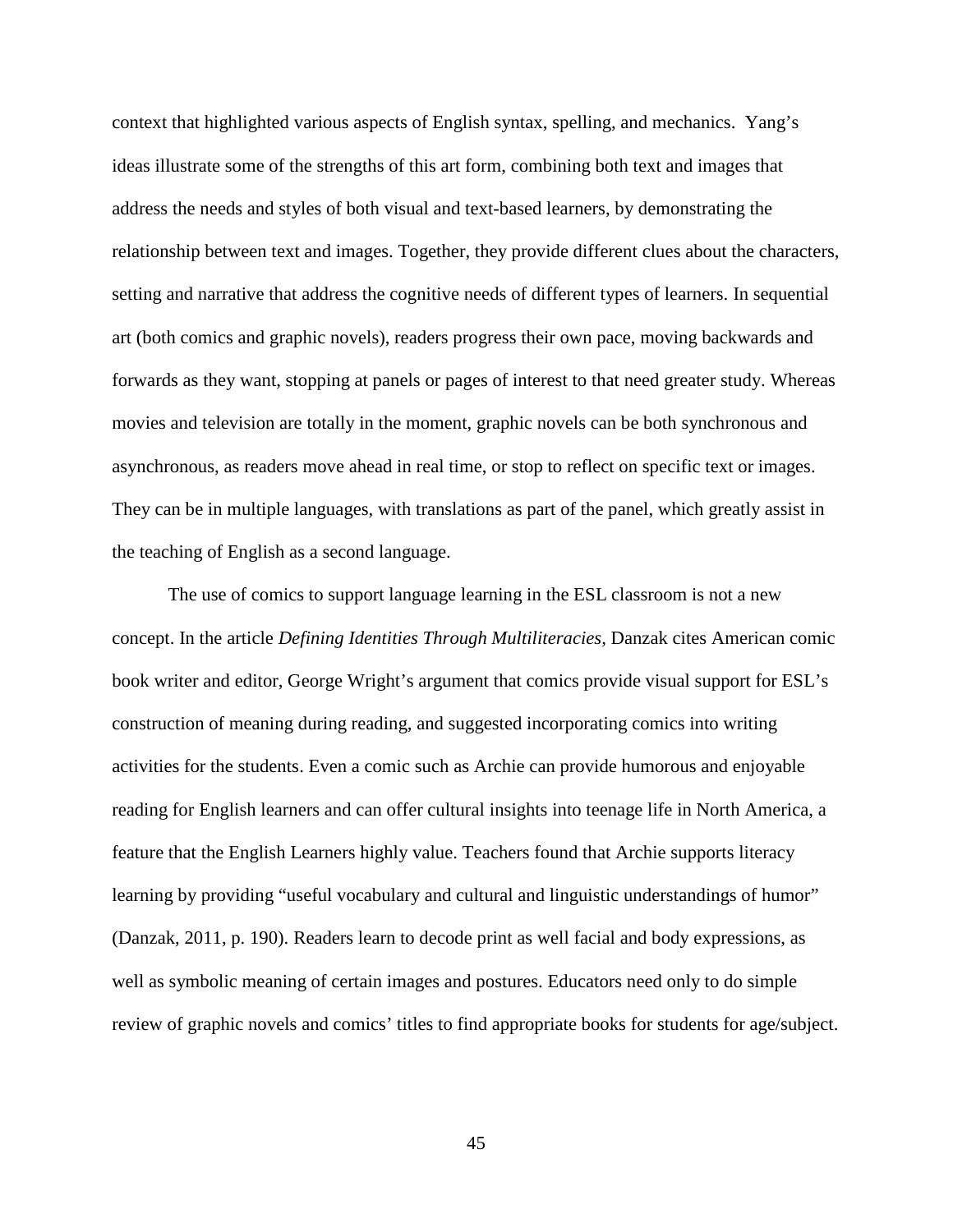context that highlighted various aspects of English syntax, spelling, and mechanics.  Yang's ideas illustrate some of the strengths of this art form, combining both text and images that address the needs and styles of both visual and text-based learners, by demonstrating the relationship between text and images. Together, they provide different clues about the characters, setting and narrative that address the cognitive needs of different types of learners. In sequential art (both comics and graphic novels), readers progress their own pace, moving backwards and forwards as they want, stopping at panels or pages of interest to that need greater study. Whereas movies and television are totally in the moment, graphic novels can be both synchronous and asynchronous, as readers move ahead in real time, or stop to reflect on specific text or images. They can be in multiple languages, with translations as part of the panel, which greatly assist in the teaching of English as a second language.

The use of comics to support language learning in the ESL classroom is not a new concept. In the article *Defining Identities Through Multiliteracies,* Danzak cites American comic book writer and editor, George Wright's argument that comics provide visual support for ESL's construction of meaning during reading, and suggested incorporating comics into writing activities for the students. Even a comic such as Archie can provide humorous and enjoyable reading for English learners and can offer cultural insights into teenage life in North America, a feature that the English Learners highly value. Teachers found that Archie supports literacy learning by providing "useful vocabulary and cultural and linguistic understandings of humor" (Danzak, 2011, p. 190). Readers learn to decode print as well facial and body expressions, as well as symbolic meaning of certain images and postures. Educators need only to do simple review of graphic novels and comics' titles to find appropriate books for students for age/subject.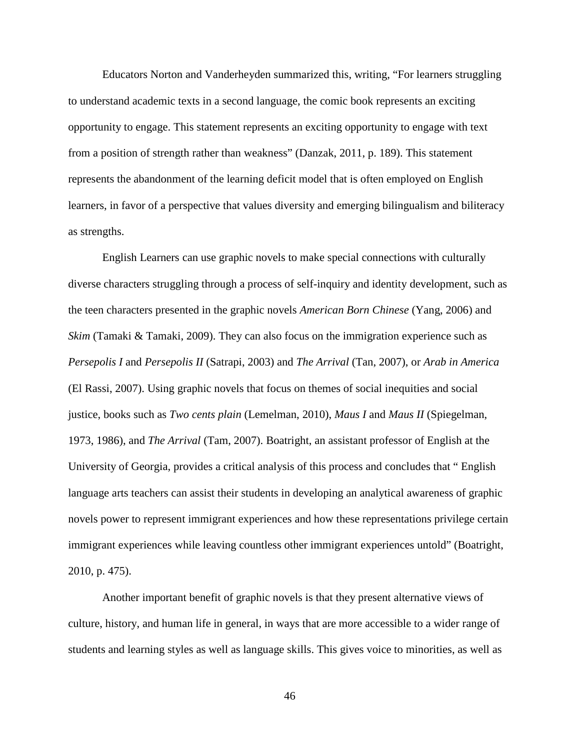Educators Norton and Vanderheyden summarized this, writing, "For learners struggling to understand academic texts in a second language, the comic book represents an exciting opportunity to engage. This statement represents an exciting opportunity to engage with text from a position of strength rather than weakness" (Danzak, 2011, p. 189). This statement represents the abandonment of the learning deficit model that is often employed on English learners, in favor of a perspective that values diversity and emerging bilingualism and biliteracy as strengths.

English Learners can use graphic novels to make special connections with culturally diverse characters struggling through a process of self-inquiry and identity development, such as the teen characters presented in the graphic novels *American Born Chinese* (Yang, 2006) and *Skim* (Tamaki & Tamaki, 2009). They can also focus on the immigration experience such as *Persepolis I* and *Persepolis II* (Satrapi, 2003) and *The Arrival* (Tan, 2007), or *Arab in America* (El Rassi, 2007). Using graphic novels that focus on themes of social inequities and social justice, books such as *Two cents plain* (Lemelman, 2010), *Maus I* and *Maus II* (Spiegelman, 1973, 1986), and *The Arrival* (Tam, 2007). Boatright, an assistant professor of English at the University of Georgia, provides a critical analysis of this process and concludes that " English language arts teachers can assist their students in developing an analytical awareness of graphic novels power to represent immigrant experiences and how these representations privilege certain immigrant experiences while leaving countless other immigrant experiences untold" (Boatright, 2010, p. 475).

Another important benefit of graphic novels is that they present alternative views of culture, history, and human life in general, in ways that are more accessible to a wider range of students and learning styles as well as language skills. This gives voice to minorities, as well as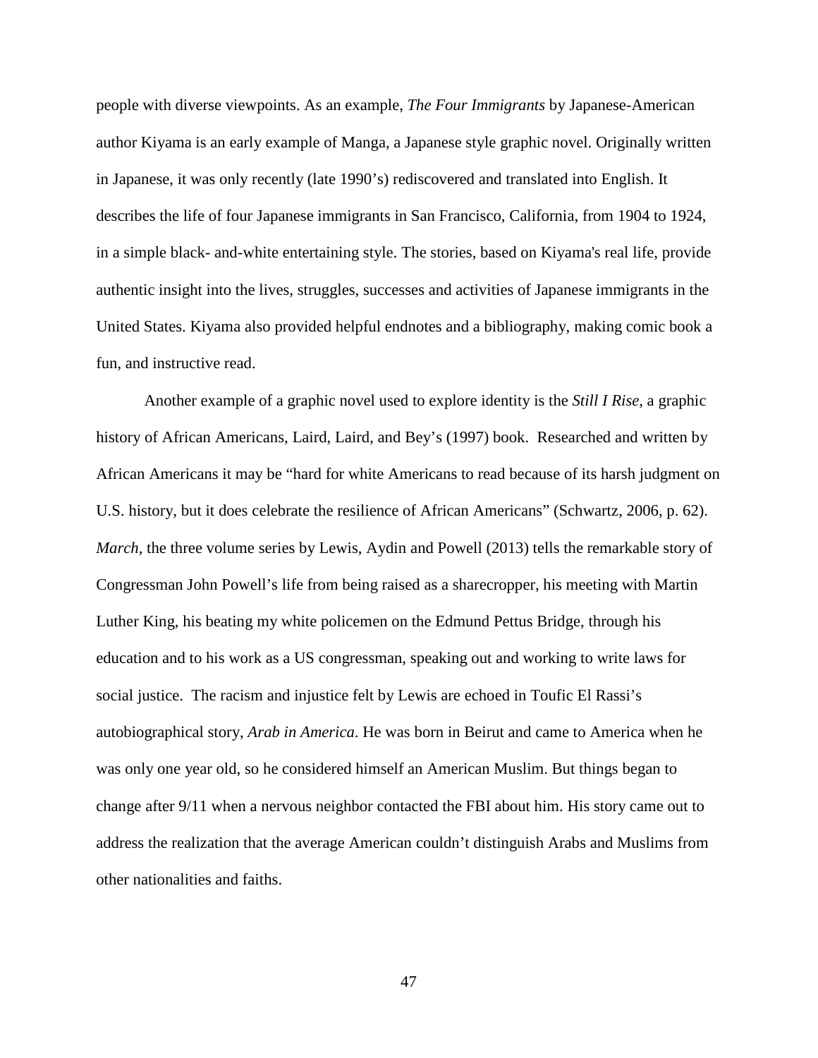people with diverse viewpoints. As an example, *The Four Immigrants* by Japanese-American author Kiyama is an early example of Manga, a Japanese style graphic novel. Originally written in Japanese, it was only recently (late 1990's) rediscovered and translated into English. It describes the life of four Japanese immigrants in San Francisco, California, from 1904 to 1924, in a simple black- and-white entertaining style. The stories, based on Kiyama's real life, provide authentic insight into the lives, struggles, successes and activities of Japanese immigrants in the United States. Kiyama also provided helpful endnotes and a bibliography, making comic book a fun, and instructive read.

Another example of a graphic novel used to explore identity is the *Still I Rise*, a graphic history of African Americans, Laird, Laird, and Bey's (1997) book. Researched and written by African Americans it may be "hard for white Americans to read because of its harsh judgment on U.S. history, but it does celebrate the resilience of African Americans" (Schwartz, 2006, p. 62). *March*, the three volume series by Lewis, Aydin and Powell (2013) tells the remarkable story of Congressman John Powell's life from being raised as a sharecropper, his meeting with Martin Luther King, his beating my white policemen on the Edmund Pettus Bridge, through his education and to his work as a US congressman, speaking out and working to write laws for social justice. The racism and injustice felt by Lewis are echoed in Toufic El Rassi's autobiographical story, *Arab in America*. He was born in Beirut and came to America when he was only one year old, so he considered himself an American Muslim. But things began to change after 9/11 when a nervous neighbor contacted the FBI about him. His story came out to address the realization that the average American couldn't distinguish Arabs and Muslims from other nationalities and faiths.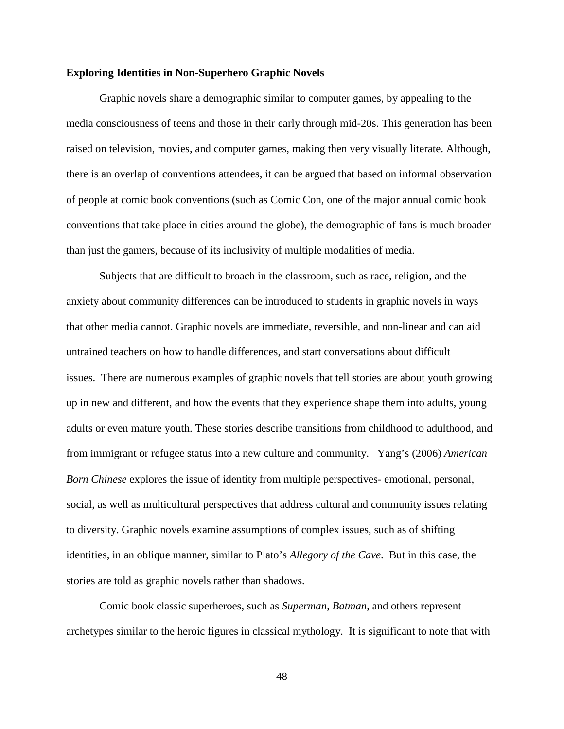**Exploring Identities in Non-Superhero Graphic Novels**

Graphic novels share a demographic similar to computer games, by appealing to the media consciousness of teens and those in their early through mid-20s. This generation has been raised on television, movies, and computer games, making then very visually literate. Although, there is an overlap of conventions attendees, it can be argued that based on informal observation of people at comic book conventions (such as Comic Con, one of the major annual comic book conventions that take place in cities around the globe), the demographic of fans is much broader than just the gamers, because of its inclusivity of multiple modalities of media.

Subjects that are difficult to broach in the classroom, such as race, religion, and the anxiety about community differences can be introduced to students in graphic novels in ways that other media cannot. Graphic novels are immediate, reversible, and non-linear and can aid untrained teachers on how to handle differences, and start conversations about difficult issues. There are numerous examples of graphic novels that tell stories are about youth growing up in new and different, and how the events that they experience shape them into adults, young adults or even mature youth. These stories describe transitions from childhood to adulthood, and from immigrant or refugee status into a new culture and community. Yang's (2006) *American Born Chinese* explores the issue of identity from multiple perspectives- emotional, personal, social, as well as multicultural perspectives that address cultural and community issues relating to diversity. Graphic novels examine assumptions of complex issues, such as of shifting identities, in an oblique manner, similar to Plato's *Allegory of the Cave*. But in this case, the stories are told as graphic novels rather than shadows.

Comic book classic superheroes, such as *Superman*, *Batman*, and others represent archetypes similar to the heroic figures in classical mythology. It is significant to note that with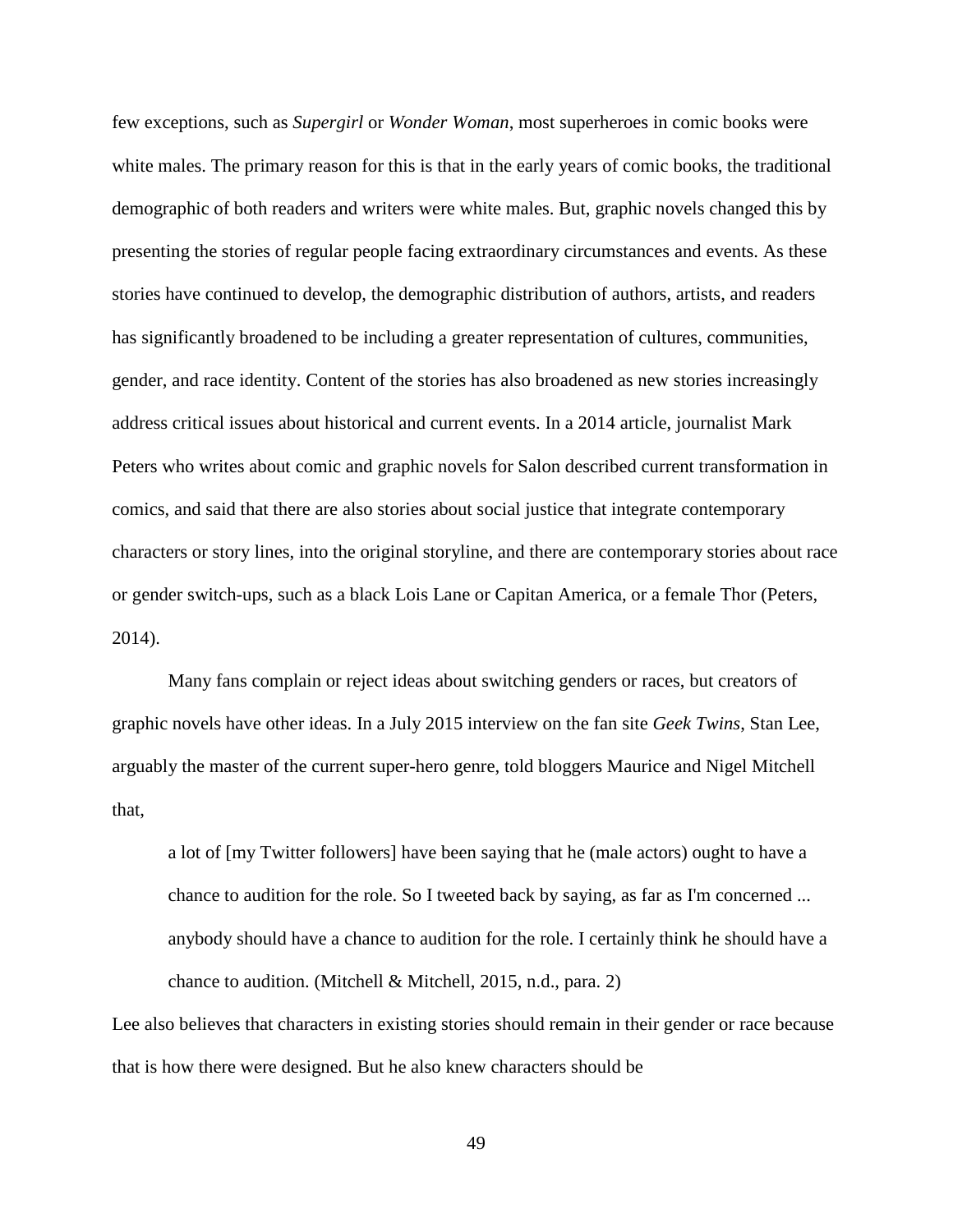few exceptions, such as *Supergirl* or *Wonder Woman*, most superheroes in comic books were white males. The primary reason for this is that in the early years of comic books, the traditional demographic of both readers and writers were white males. But, graphic novels changed this by presenting the stories of regular people facing extraordinary circumstances and events. As these stories have continued to develop, the demographic distribution of authors, artists, and readers has significantly broadened to be including a greater representation of cultures, communities, gender, and race identity. Content of the stories has also broadened as new stories increasingly address critical issues about historical and current events. In a 2014 article, journalist Mark Peters who writes about comic and graphic novels for Salon described current transformation in comics, and said that there are also stories about social justice that integrate contemporary characters or story lines, into the original storyline, and there are contemporary stories about race or gender switch-ups, such as a black Lois Lane or Capitan America, or a female Thor (Peters, 2014).

Many fans complain or reject ideas about switching genders or races, but creators of graphic novels have other ideas. In a July 2015 interview on the fan site *Geek Twins*, Stan Lee, arguably the master of the current super-hero genre, told bloggers Maurice and Nigel Mitchell that,

> a lot of [my Twitter followers] have been saying that he (male actors) ought to have a chance to audition for the role. So I tweeted back by saying, as far as I'm concerned ... anybody should have a chance to audition for the role. I certainly think he should have a chance to audition. (Mitchell & Mitchell, 2015, n.d., para. 2)

Lee also believes that characters in existing stories should remain in their gender or race because that is how there were designed. But he also knew characters should be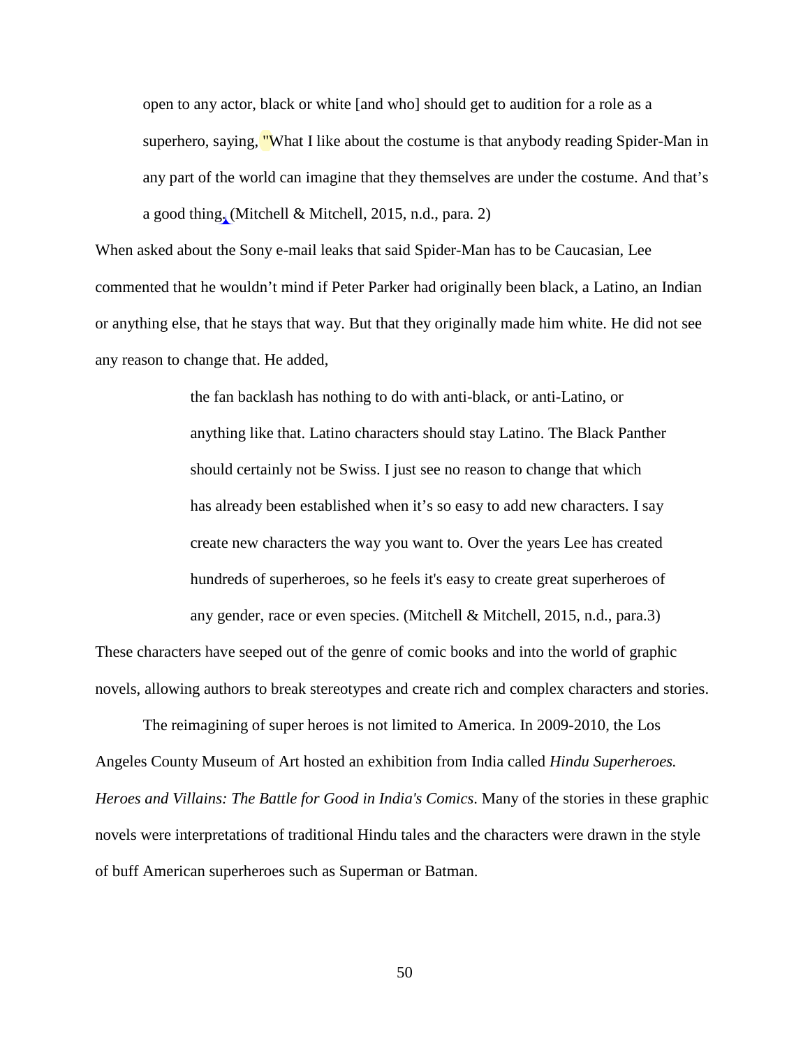> open to any actor, black or white [and who] should get to audition for a role as a superhero, saying, "What I like about the costume is that anybody reading Spider-Man in any part of the world can imagine that they themselves are under the costume. And that's a good thing, (Mitchell & Mitchell, 2015, n.d., para. 2)

When asked about the Sony e-mail leaks that said Spider-Man has to be Caucasian, Lee commented that he wouldn't mind if Peter Parker had originally been black, a Latino, an Indian or anything else, that he stays that way. But that they originally made him white. He did not see any reason to change that. He added,

> the fan backlash has nothing to do with anti-black, or anti-Latino, or anything like that. Latino characters should stay Latino. The Black Panther should certainly not be Swiss. I just see no reason to change that which has already been established when it's so easy to add new characters. I say create new characters the way you want to. Over the years Lee has created hundreds of superheroes, so he feels it's easy to create great superheroes of any gender, race or even species. (Mitchell & Mitchell, 2015, n.d., para.3)

These characters have seeped out of the genre of comic books and into the world of graphic novels, allowing authors to break stereotypes and create rich and complex characters and stories.

The reimagining of super heroes is not limited to America. In 2009-2010, the Los Angeles County Museum of Art hosted an exhibition from India called *Hindu Superheroes. Heroes and Villains: The Battle for Good in India's Comics*. Many of the stories in these graphic novels were interpretations of traditional Hindu tales and the characters were drawn in the style of buff American superheroes such as Superman or Batman.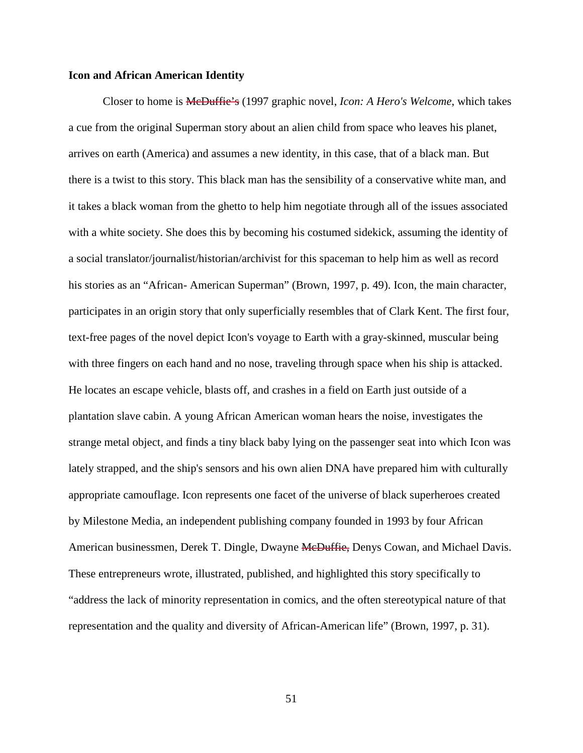**Icon and African American Identity**

Closer to home is ~~McDuffie's~~ (1997 graphic novel, *Icon: A Hero's Welcome*, which takes a cue from the original Superman story about an alien child from space who leaves his planet, arrives on earth (America) and assumes a new identity, in this case, that of a black man. But there is a twist to this story. This black man has the sensibility of a conservative white man, and it takes a black woman from the ghetto to help him negotiate through all of the issues associated with a white society. She does this by becoming his costumed sidekick, assuming the identity of a social translator/journalist/historian/archivist for this spaceman to help him as well as record his stories as an "African- American Superman" (Brown, 1997, p. 49). Icon, the main character, participates in an origin story that only superficially resembles that of Clark Kent. The first four, text-free pages of the novel depict Icon's voyage to Earth with a gray-skinned, muscular being with three fingers on each hand and no nose, traveling through space when his ship is attacked. He locates an escape vehicle, blasts off, and crashes in a field on Earth just outside of a plantation slave cabin. A young African American woman hears the noise, investigates the strange metal object, and finds a tiny black baby lying on the passenger seat into which Icon was lately strapped, and the ship's sensors and his own alien DNA have prepared him with culturally appropriate camouflage. Icon represents one facet of the universe of black superheroes created by Milestone Media, an independent publishing company founded in 1993 by four African American businessmen, Derek T. Dingle, Dwayne ~~McDuffie,~~ Denys Cowan, and Michael Davis. These entrepreneurs wrote, illustrated, published, and highlighted this story specifically to "address the lack of minority representation in comics, and the often stereotypical nature of that representation and the quality and diversity of African-American life" (Brown, 1997, p. 31).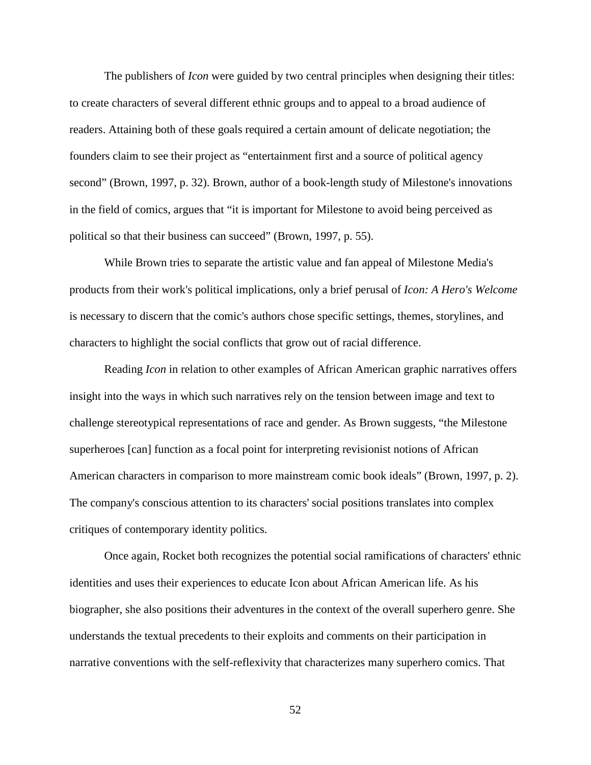The publishers of *Icon* were guided by two central principles when designing their titles: to create characters of several different ethnic groups and to appeal to a broad audience of readers. Attaining both of these goals required a certain amount of delicate negotiation; the founders claim to see their project as "entertainment first and a source of political agency second" (Brown, 1997, p. 32). Brown, author of a book-length study of Milestone's innovations in the field of comics, argues that "it is important for Milestone to avoid being perceived as political so that their business can succeed" (Brown, 1997, p. 55).

While Brown tries to separate the artistic value and fan appeal of Milestone Media's products from their work's political implications, only a brief perusal of *Icon: A Hero's Welcome* is necessary to discern that the comic's authors chose specific settings, themes, storylines, and characters to highlight the social conflicts that grow out of racial difference.

Reading *Icon* in relation to other examples of African American graphic narratives offers insight into the ways in which such narratives rely on the tension between image and text to challenge stereotypical representations of race and gender. As Brown suggests, "the Milestone superheroes [can] function as a focal point for interpreting revisionist notions of African American characters in comparison to more mainstream comic book ideals" (Brown, 1997, p. 2). The company's conscious attention to its characters' social positions translates into complex critiques of contemporary identity politics.

Once again, Rocket both recognizes the potential social ramifications of characters' ethnic identities and uses their experiences to educate Icon about African American life. As his biographer, she also positions their adventures in the context of the overall superhero genre. She understands the textual precedents to their exploits and comments on their participation in narrative conventions with the self-reflexivity that characterizes many superhero comics. That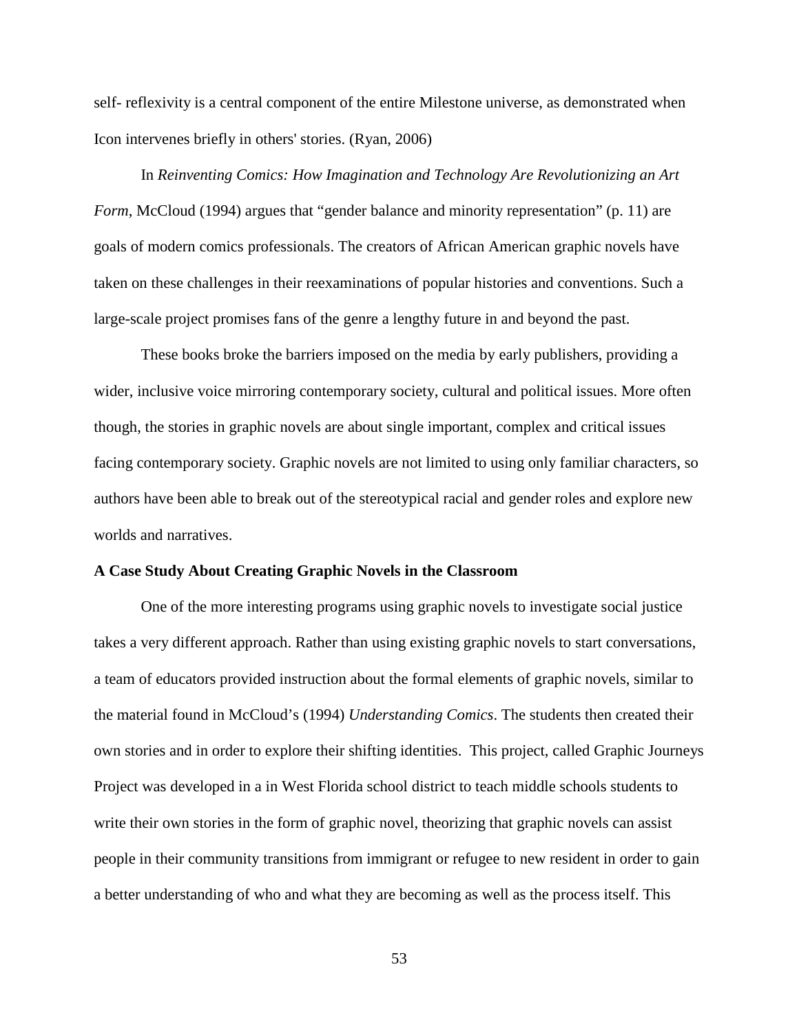self- reflexivity is a central component of the entire Milestone universe, as demonstrated when Icon intervenes briefly in others' stories. (Ryan, 2006)

In *Reinventing Comics: How Imagination and Technology Are Revolutionizing an Art Form*, McCloud (1994) argues that “gender balance and minority representation” (p. 11) are goals of modern comics professionals. The creators of African American graphic novels have taken on these challenges in their reexaminations of popular histories and conventions. Such a large-scale project promises fans of the genre a lengthy future in and beyond the past.

These books broke the barriers imposed on the media by early publishers, providing a wider, inclusive voice mirroring contemporary society, cultural and political issues. More often though, the stories in graphic novels are about single important, complex and critical issues facing contemporary society. Graphic novels are not limited to using only familiar characters, so authors have been able to break out of the stereotypical racial and gender roles and explore new worlds and narratives.

**A Case Study About Creating Graphic Novels in the Classroom**

One of the more interesting programs using graphic novels to investigate social justice takes a very different approach. Rather than using existing graphic novels to start conversations, a team of educators provided instruction about the formal elements of graphic novels, similar to the material found in McCloud’s (1994) *Understanding Comics*. The students then created their own stories and in order to explore their shifting identities.  This project, called Graphic Journeys Project was developed in a in West Florida school district to teach middle schools students to write their own stories in the form of graphic novel, theorizing that graphic novels can assist people in their community transitions from immigrant or refugee to new resident in order to gain a better understanding of who and what they are becoming as well as the process itself. This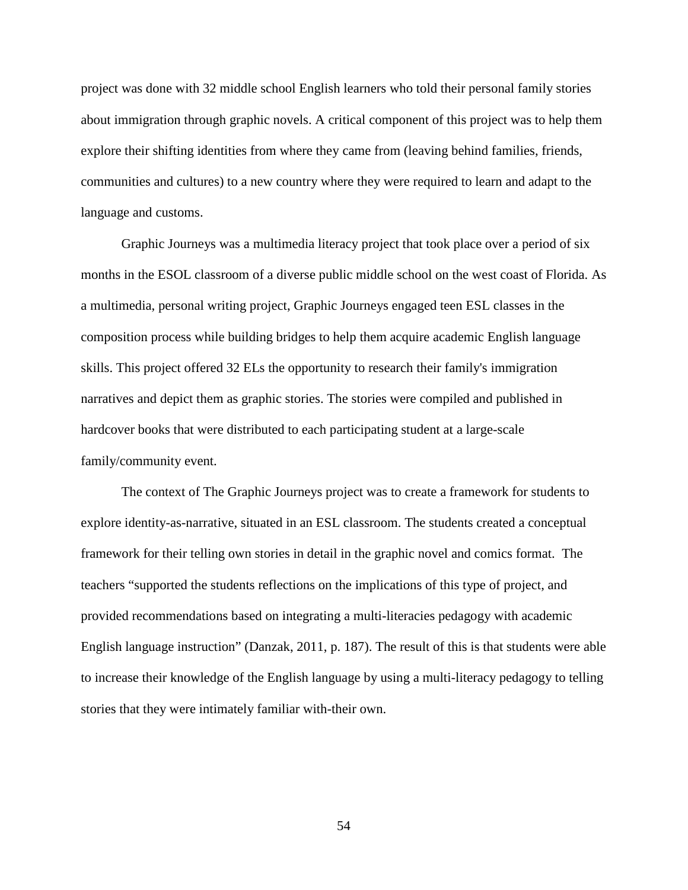project was done with 32 middle school English learners who told their personal family stories about immigration through graphic novels. A critical component of this project was to help them explore their shifting identities from where they came from (leaving behind families, friends, communities and cultures) to a new country where they were required to learn and adapt to the language and customs.

Graphic Journeys was a multimedia literacy project that took place over a period of six months in the ESOL classroom of a diverse public middle school on the west coast of Florida. As a multimedia, personal writing project, Graphic Journeys engaged teen ESL classes in the composition process while building bridges to help them acquire academic English language skills. This project offered 32 ELs the opportunity to research their family's immigration narratives and depict them as graphic stories. The stories were compiled and published in hardcover books that were distributed to each participating student at a large-scale family/community event.

The context of The Graphic Journeys project was to create a framework for students to explore identity-as-narrative, situated in an ESL classroom. The students created a conceptual framework for their telling own stories in detail in the graphic novel and comics format. The teachers "supported the students reflections on the implications of this type of project, and provided recommendations based on integrating a multi-literacies pedagogy with academic English language instruction" (Danzak, 2011, p. 187). The result of this is that students were able to increase their knowledge of the English language by using a multi-literacy pedagogy to telling stories that they were intimately familiar with-their own.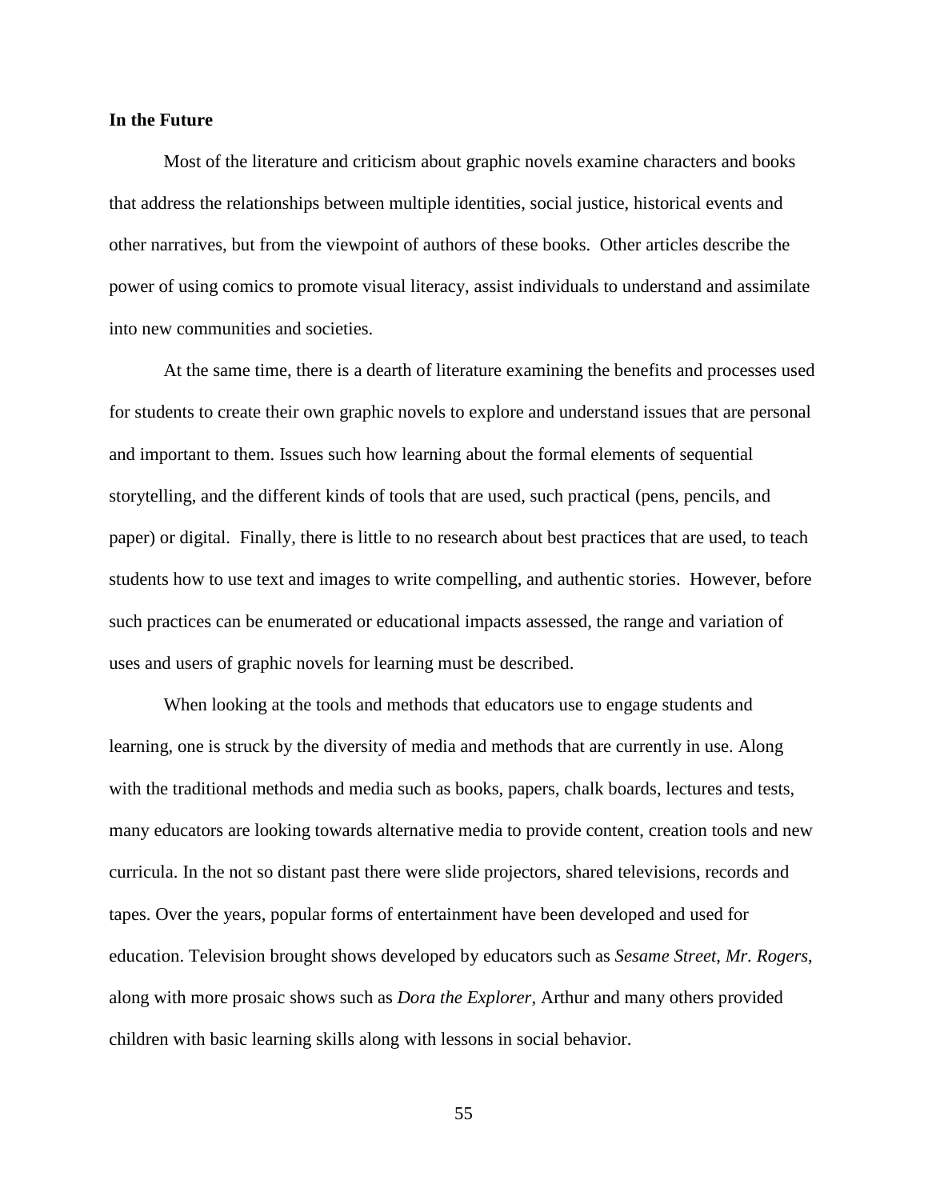**In the Future**

Most of the literature and criticism about graphic novels examine characters and books that address the relationships between multiple identities, social justice, historical events and other narratives, but from the viewpoint of authors of these books. Other articles describe the power of using comics to promote visual literacy, assist individuals to understand and assimilate into new communities and societies.

At the same time, there is a dearth of literature examining the benefits and processes used for students to create their own graphic novels to explore and understand issues that are personal and important to them. Issues such how learning about the formal elements of sequential storytelling, and the different kinds of tools that are used, such practical (pens, pencils, and paper) or digital. Finally, there is little to no research about best practices that are used, to teach students how to use text and images to write compelling, and authentic stories. However, before such practices can be enumerated or educational impacts assessed, the range and variation of uses and users of graphic novels for learning must be described.

When looking at the tools and methods that educators use to engage students and learning, one is struck by the diversity of media and methods that are currently in use. Along with the traditional methods and media such as books, papers, chalk boards, lectures and tests, many educators are looking towards alternative media to provide content, creation tools and new curricula. In the not so distant past there were slide projectors, shared televisions, records and tapes. Over the years, popular forms of entertainment have been developed and used for education. Television brought shows developed by educators such as *Sesame Street*, *Mr. Rogers*, along with more prosaic shows such as *Dora the Explorer*, Arthur and many others provided children with basic learning skills along with lessons in social behavior.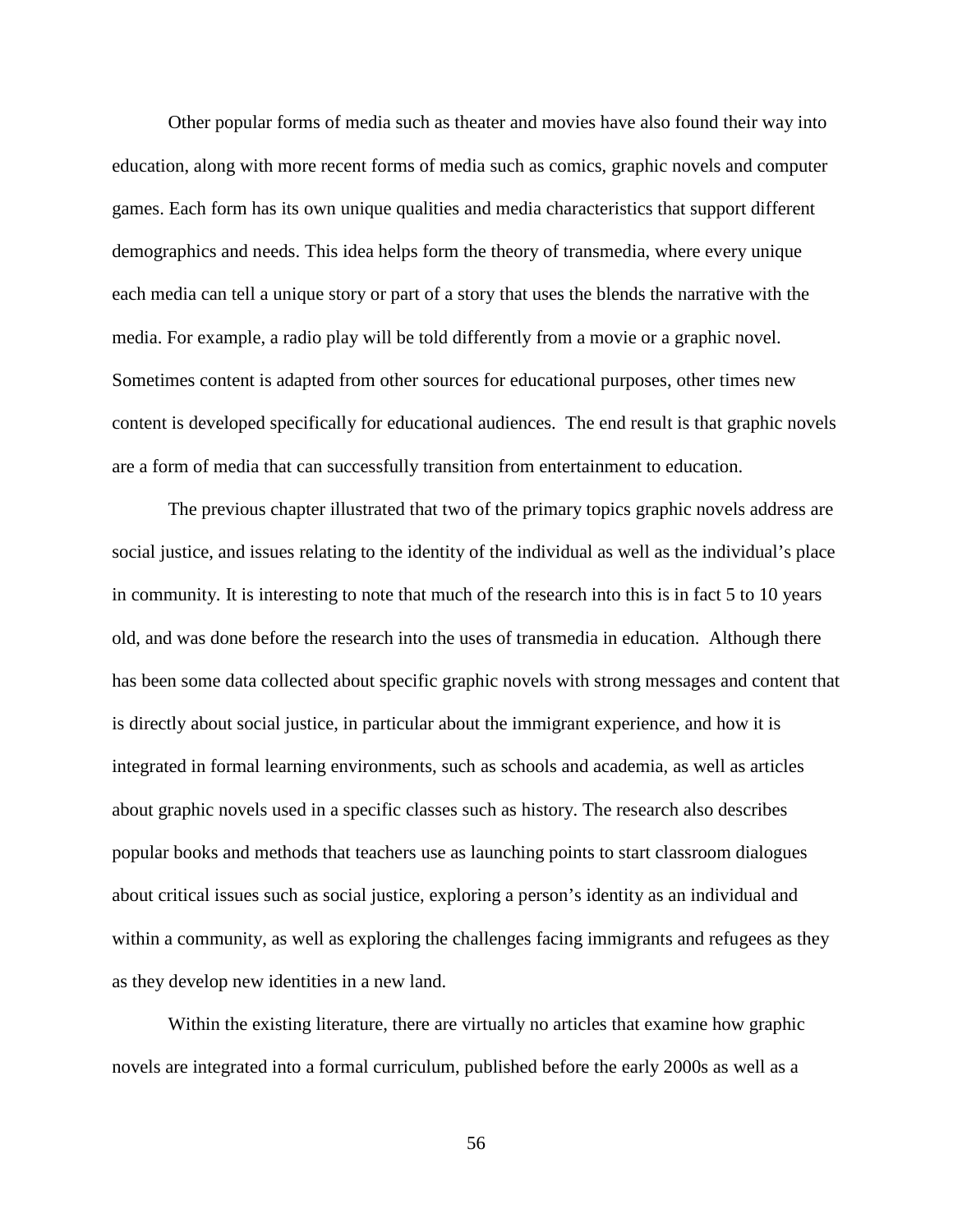Other popular forms of media such as theater and movies have also found their way into education, along with more recent forms of media such as comics, graphic novels and computer games. Each form has its own unique qualities and media characteristics that support different demographics and needs. This idea helps form the theory of transmedia, where every unique each media can tell a unique story or part of a story that uses the blends the narrative with the media. For example, a radio play will be told differently from a movie or a graphic novel. Sometimes content is adapted from other sources for educational purposes, other times new content is developed specifically for educational audiences. The end result is that graphic novels are a form of media that can successfully transition from entertainment to education.

The previous chapter illustrated that two of the primary topics graphic novels address are social justice, and issues relating to the identity of the individual as well as the individual's place in community. It is interesting to note that much of the research into this is in fact 5 to 10 years old, and was done before the research into the uses of transmedia in education. Although there has been some data collected about specific graphic novels with strong messages and content that is directly about social justice, in particular about the immigrant experience, and how it is integrated in formal learning environments, such as schools and academia, as well as articles about graphic novels used in a specific classes such as history. The research also describes popular books and methods that teachers use as launching points to start classroom dialogues about critical issues such as social justice, exploring a person's identity as an individual and within a community, as well as exploring the challenges facing immigrants and refugees as they as they develop new identities in a new land.

Within the existing literature, there are virtually no articles that examine how graphic novels are integrated into a formal curriculum, published before the early 2000s as well as a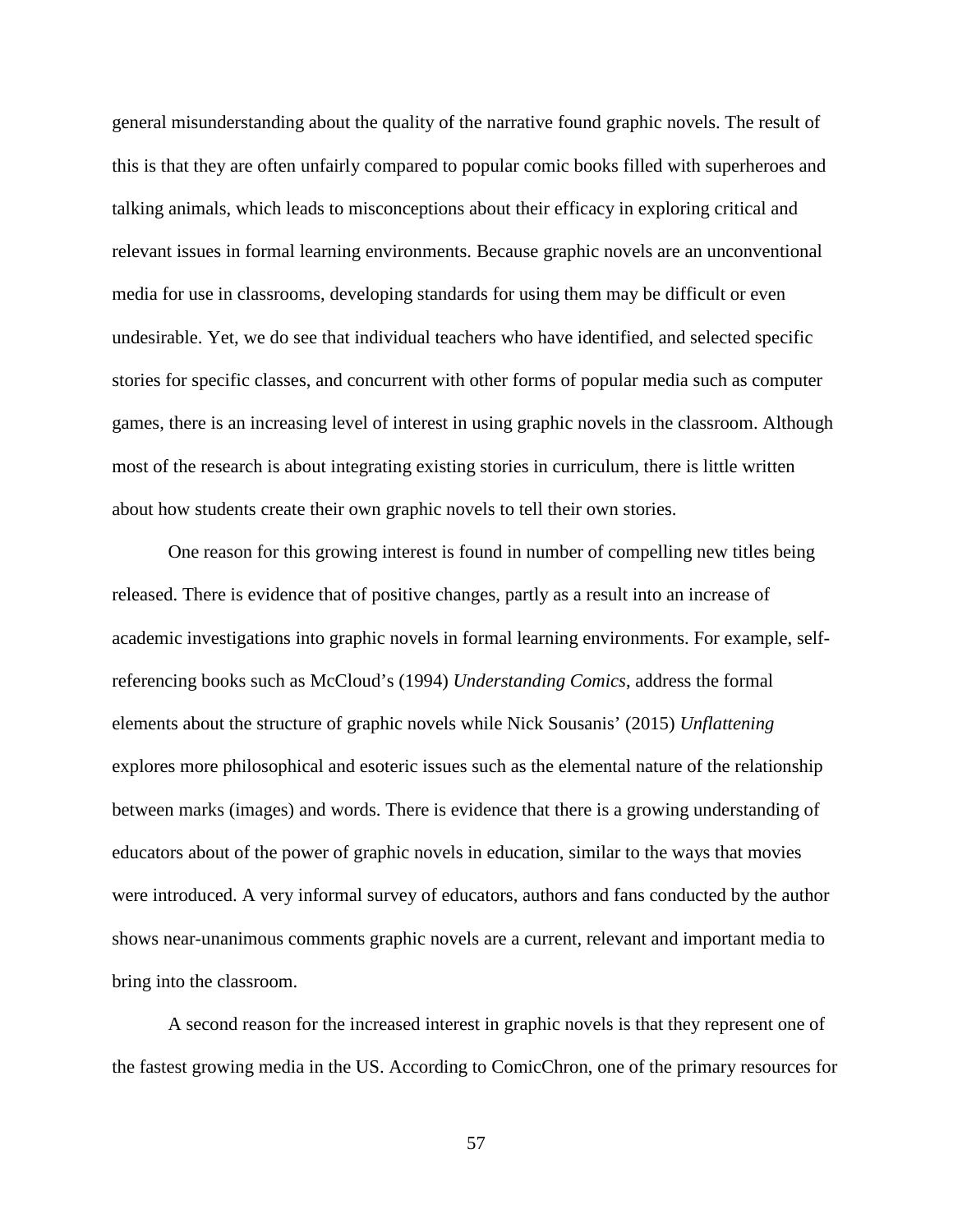general misunderstanding about the quality of the narrative found graphic novels. The result of this is that they are often unfairly compared to popular comic books filled with superheroes and talking animals, which leads to misconceptions about their efficacy in exploring critical and relevant issues in formal learning environments. Because graphic novels are an unconventional media for use in classrooms, developing standards for using them may be difficult or even undesirable. Yet, we do see that individual teachers who have identified, and selected specific stories for specific classes, and concurrent with other forms of popular media such as computer games, there is an increasing level of interest in using graphic novels in the classroom. Although most of the research is about integrating existing stories in curriculum, there is little written about how students create their own graphic novels to tell their own stories.

One reason for this growing interest is found in number of compelling new titles being released. There is evidence that of positive changes, partly as a result into an increase of academic investigations into graphic novels in formal learning environments. For example, self-referencing books such as McCloud's (1994) *Understanding Comics*, address the formal elements about the structure of graphic novels while Nick Sousanis' (2015) *Unflattening* explores more philosophical and esoteric issues such as the elemental nature of the relationship between marks (images) and words. There is evidence that there is a growing understanding of educators about of the power of graphic novels in education, similar to the ways that movies were introduced. A very informal survey of educators, authors and fans conducted by the author shows near-unanimous comments graphic novels are a current, relevant and important media to bring into the classroom.

A second reason for the increased interest in graphic novels is that they represent one of the fastest growing media in the US. According to ComicChron, one of the primary resources for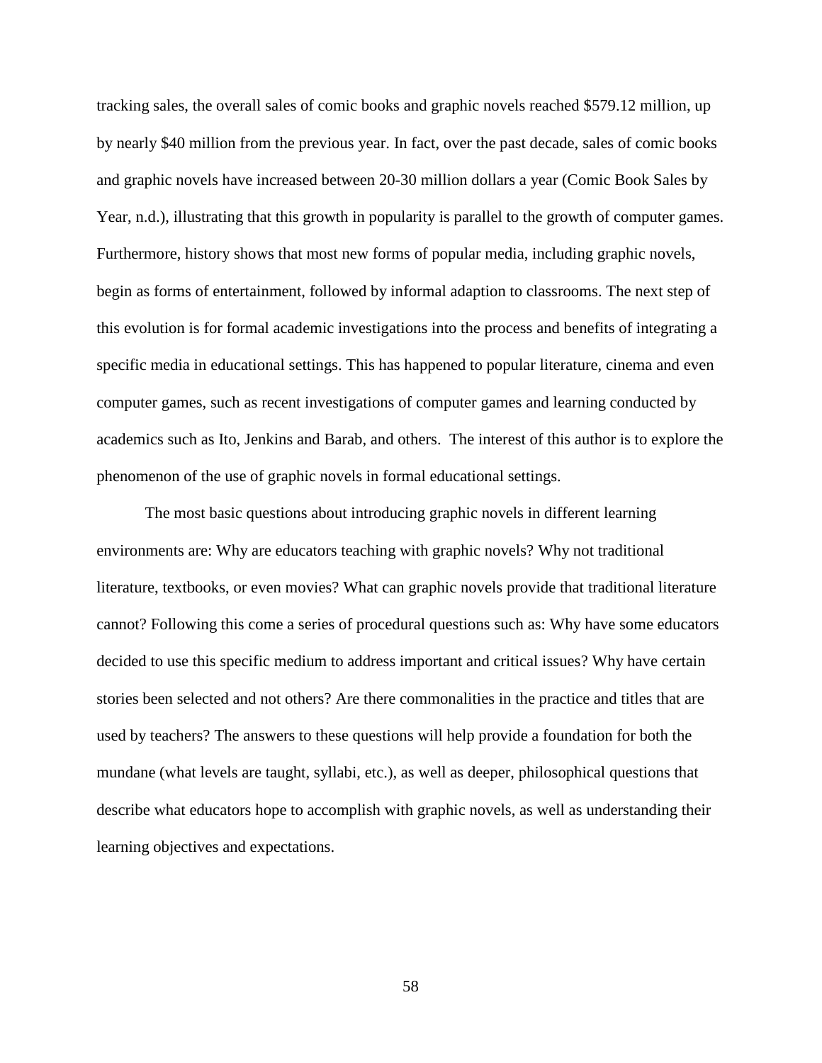tracking sales, the overall sales of comic books and graphic novels reached $579.12 million, up by nearly $40 million from the previous year. In fact, over the past decade, sales of comic books and graphic novels have increased between 20-30 million dollars a year (Comic Book Sales by Year, n.d.), illustrating that this growth in popularity is parallel to the growth of computer games. Furthermore, history shows that most new forms of popular media, including graphic novels, begin as forms of entertainment, followed by informal adaption to classrooms. The next step of this evolution is for formal academic investigations into the process and benefits of integrating a specific media in educational settings. This has happened to popular literature, cinema and even computer games, such as recent investigations of computer games and learning conducted by academics such as Ito, Jenkins and Barab, and others. The interest of this author is to explore the phenomenon of the use of graphic novels in formal educational settings.

The most basic questions about introducing graphic novels in different learning environments are: Why are educators teaching with graphic novels? Why not traditional literature, textbooks, or even movies? What can graphic novels provide that traditional literature cannot? Following this come a series of procedural questions such as: Why have some educators decided to use this specific medium to address important and critical issues? Why have certain stories been selected and not others? Are there commonalities in the practice and titles that are used by teachers? The answers to these questions will help provide a foundation for both the mundane (what levels are taught, syllabi, etc.), as well as deeper, philosophical questions that describe what educators hope to accomplish with graphic novels, as well as understanding their learning objectives and expectations.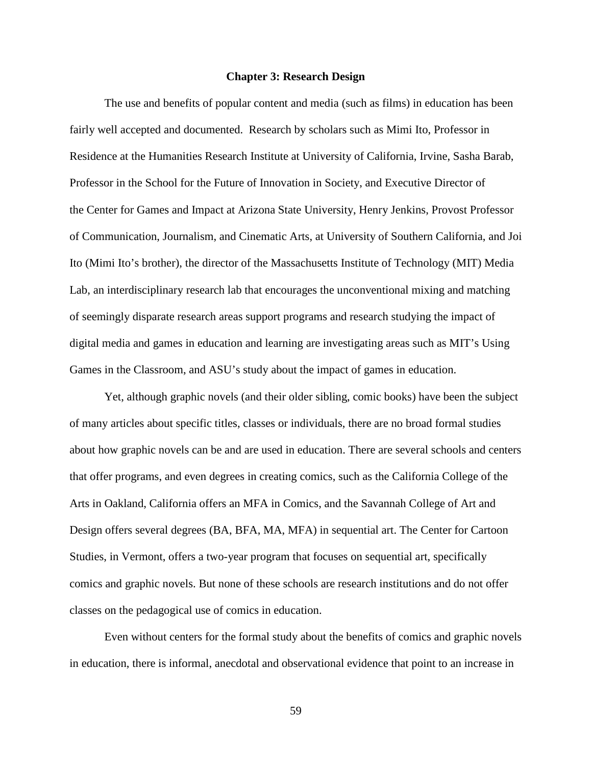# Chapter 3: Research Design

The use and benefits of popular content and media (such as films) in education has been fairly well accepted and documented. Research by scholars such as Mimi Ito, Professor in Residence at the Humanities Research Institute at University of California, Irvine, Sasha Barab, Professor in the School for the Future of Innovation in Society, and Executive Director of the Center for Games and Impact at Arizona State University, Henry Jenkins, Provost Professor of Communication, Journalism, and Cinematic Arts, at University of Southern California, and Joi Ito (Mimi Ito's brother), the director of the Massachusetts Institute of Technology (MIT) Media Lab, an interdisciplinary research lab that encourages the unconventional mixing and matching of seemingly disparate research areas support programs and research studying the impact of digital media and games in education and learning are investigating areas such as MIT's Using Games in the Classroom, and ASU's study about the impact of games in education.

Yet, although graphic novels (and their older sibling, comic books) have been the subject of many articles about specific titles, classes or individuals, there are no broad formal studies about how graphic novels can be and are used in education. There are several schools and centers that offer programs, and even degrees in creating comics, such as the California College of the Arts in Oakland, California offers an MFA in Comics, and the Savannah College of Art and Design offers several degrees (BA, BFA, MA, MFA) in sequential art. The Center for Cartoon Studies, in Vermont, offers a two-year program that focuses on sequential art, specifically comics and graphic novels. But none of these schools are research institutions and do not offer classes on the pedagogical use of comics in education.

Even without centers for the formal study about the benefits of comics and graphic novels in education, there is informal, anecdotal and observational evidence that point to an increase in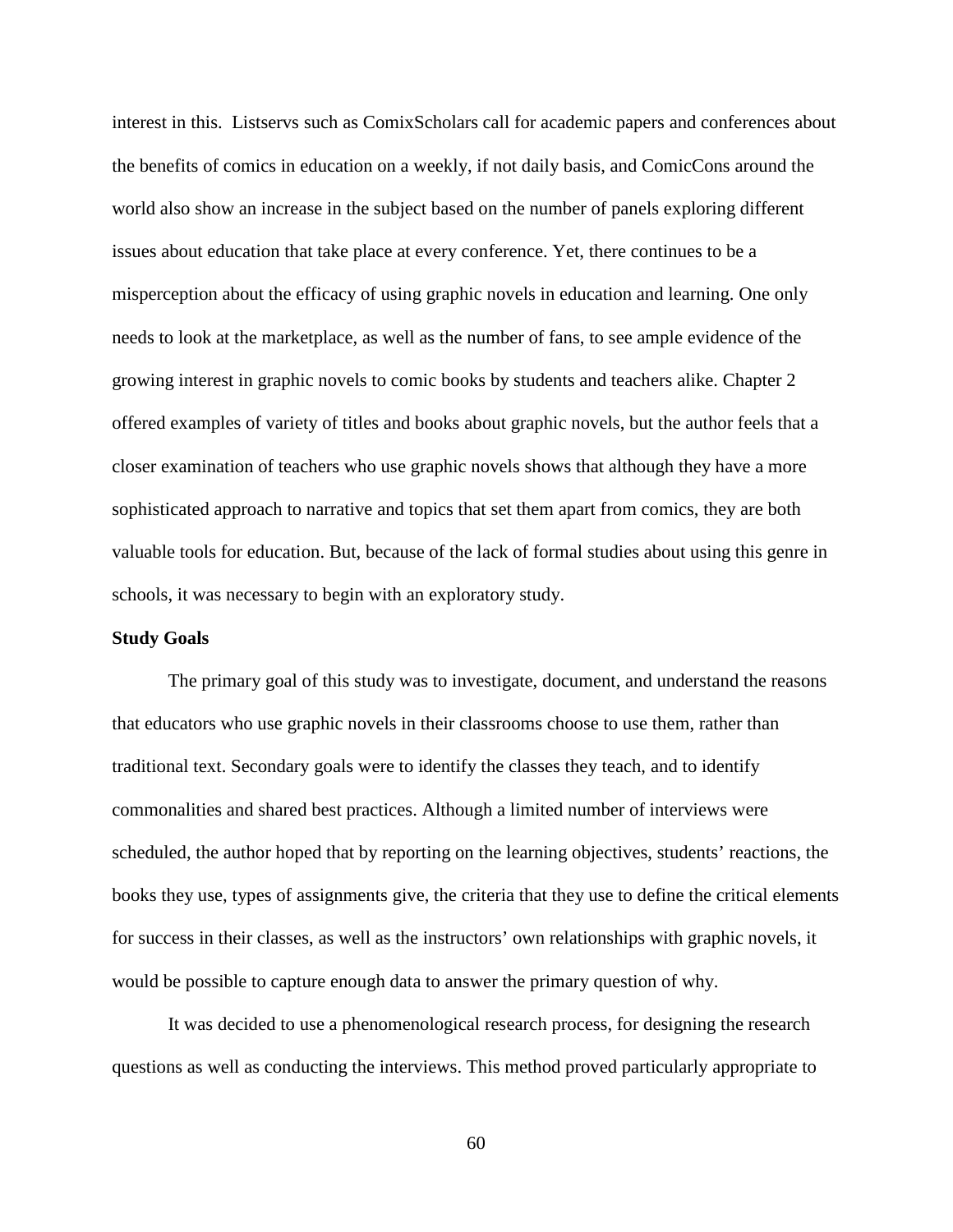interest in this. Listservs such as ComixScholars call for academic papers and conferences about the benefits of comics in education on a weekly, if not daily basis, and ComicCons around the world also show an increase in the subject based on the number of panels exploring different issues about education that take place at every conference. Yet, there continues to be a misperception about the efficacy of using graphic novels in education and learning. One only needs to look at the marketplace, as well as the number of fans, to see ample evidence of the growing interest in graphic novels to comic books by students and teachers alike. Chapter 2 offered examples of variety of titles and books about graphic novels, but the author feels that a closer examination of teachers who use graphic novels shows that although they have a more sophisticated approach to narrative and topics that set them apart from comics, they are both valuable tools for education. But, because of the lack of formal studies about using this genre in schools, it was necessary to begin with an exploratory study.

**Study Goals**

The primary goal of this study was to investigate, document, and understand the reasons that educators who use graphic novels in their classrooms choose to use them, rather than traditional text. Secondary goals were to identify the classes they teach, and to identify commonalities and shared best practices. Although a limited number of interviews were scheduled, the author hoped that by reporting on the learning objectives, students' reactions, the books they use, types of assignments give, the criteria that they use to define the critical elements for success in their classes, as well as the instructors' own relationships with graphic novels, it would be possible to capture enough data to answer the primary question of why.

It was decided to use a phenomenological research process, for designing the research questions as well as conducting the interviews. This method proved particularly appropriate to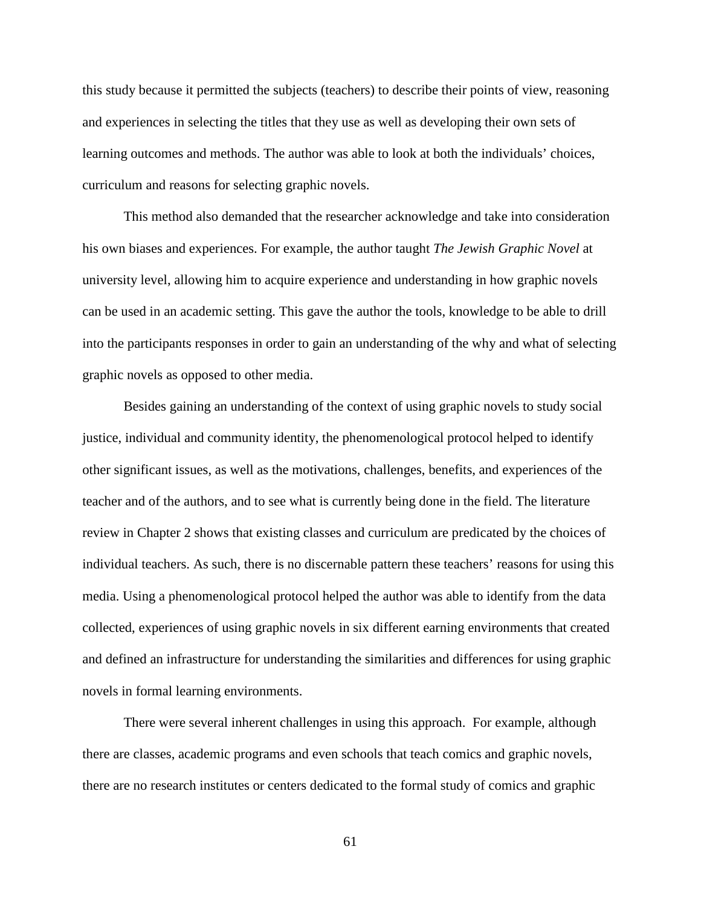this study because it permitted the subjects (teachers) to describe their points of view, reasoning and experiences in selecting the titles that they use as well as developing their own sets of learning outcomes and methods. The author was able to look at both the individuals' choices, curriculum and reasons for selecting graphic novels.

This method also demanded that the researcher acknowledge and take into consideration his own biases and experiences. For example, the author taught *The Jewish Graphic Novel* at university level, allowing him to acquire experience and understanding in how graphic novels can be used in an academic setting. This gave the author the tools, knowledge to be able to drill into the participants responses in order to gain an understanding of the why and what of selecting graphic novels as opposed to other media.

Besides gaining an understanding of the context of using graphic novels to study social justice, individual and community identity, the phenomenological protocol helped to identify other significant issues, as well as the motivations, challenges, benefits, and experiences of the teacher and of the authors, and to see what is currently being done in the field. The literature review in Chapter 2 shows that existing classes and curriculum are predicated by the choices of individual teachers. As such, there is no discernable pattern these teachers' reasons for using this media. Using a phenomenological protocol helped the author was able to identify from the data collected, experiences of using graphic novels in six different earning environments that created and defined an infrastructure for understanding the similarities and differences for using graphic novels in formal learning environments.

There were several inherent challenges in using this approach. For example, although there are classes, academic programs and even schools that teach comics and graphic novels, there are no research institutes or centers dedicated to the formal study of comics and graphic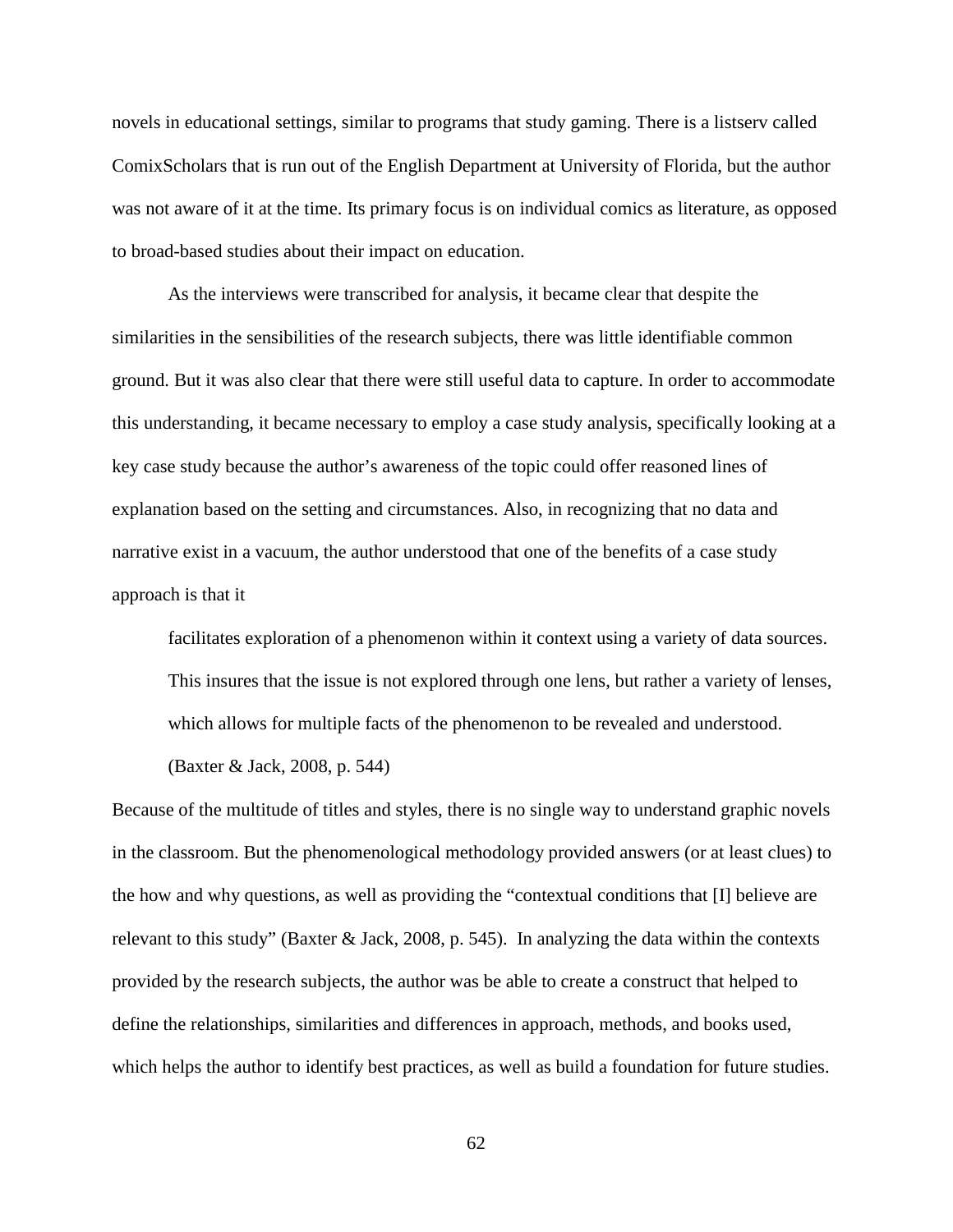novels in educational settings, similar to programs that study gaming. There is a listserv called ComixScholars that is run out of the English Department at University of Florida, but the author was not aware of it at the time. Its primary focus is on individual comics as literature, as opposed to broad-based studies about their impact on education.

As the interviews were transcribed for analysis, it became clear that despite the similarities in the sensibilities of the research subjects, there was little identifiable common ground. But it was also clear that there were still useful data to capture. In order to accommodate this understanding, it became necessary to employ a case study analysis, specifically looking at a key case study because the author's awareness of the topic could offer reasoned lines of explanation based on the setting and circumstances. Also, in recognizing that no data and narrative exist in a vacuum, the author understood that one of the benefits of a case study approach is that it

> facilitates exploration of a phenomenon within it context using a variety of data sources. This insures that the issue is not explored through one lens, but rather a variety of lenses, which allows for multiple facts of the phenomenon to be revealed and understood. (Baxter & Jack, 2008, p. 544)

Because of the multitude of titles and styles, there is no single way to understand graphic novels in the classroom. But the phenomenological methodology provided answers (or at least clues) to the how and why questions, as well as providing the "contextual conditions that [I] believe are relevant to this study" (Baxter & Jack, 2008, p. 545). In analyzing the data within the contexts provided by the research subjects, the author was be able to create a construct that helped to define the relationships, similarities and differences in approach, methods, and books used, which helps the author to identify best practices, as well as build a foundation for future studies.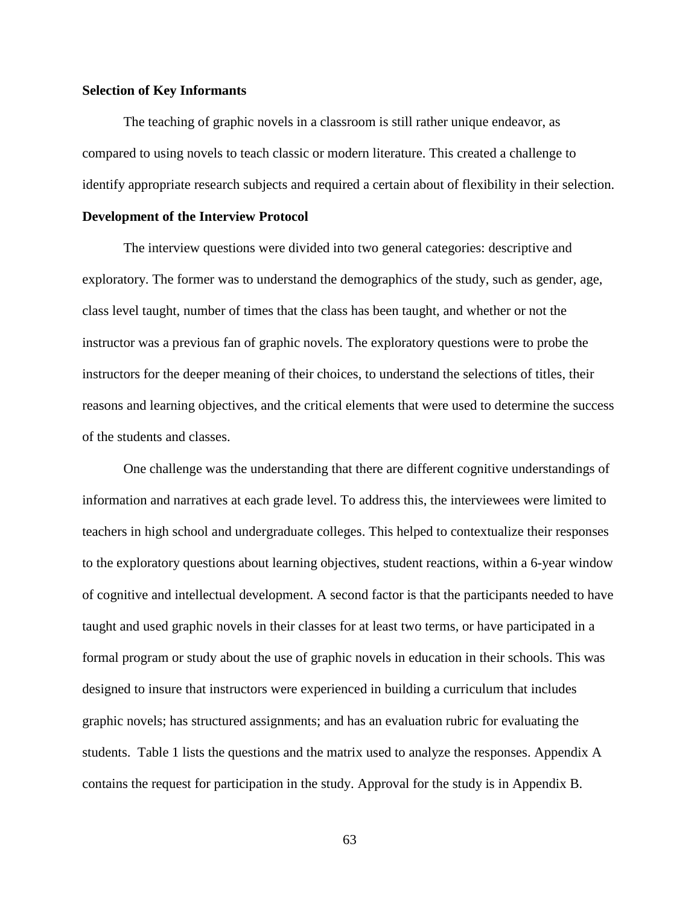**Selection of Key Informants**

The teaching of graphic novels in a classroom is still rather unique endeavor, as compared to using novels to teach classic or modern literature. This created a challenge to identify appropriate research subjects and required a certain about of flexibility in their selection.

**Development of the Interview Protocol**

The interview questions were divided into two general categories: descriptive and exploratory. The former was to understand the demographics of the study, such as gender, age, class level taught, number of times that the class has been taught, and whether or not the instructor was a previous fan of graphic novels. The exploratory questions were to probe the instructors for the deeper meaning of their choices, to understand the selections of titles, their reasons and learning objectives, and the critical elements that were used to determine the success of the students and classes.

One challenge was the understanding that there are different cognitive understandings of information and narratives at each grade level. To address this, the interviewees were limited to teachers in high school and undergraduate colleges. This helped to contextualize their responses to the exploratory questions about learning objectives, student reactions, within a 6-year window of cognitive and intellectual development. A second factor is that the participants needed to have taught and used graphic novels in their classes for at least two terms, or have participated in a formal program or study about the use of graphic novels in education in their schools. This was designed to insure that instructors were experienced in building a curriculum that includes graphic novels; has structured assignments; and has an evaluation rubric for evaluating the students. Table 1 lists the questions and the matrix used to analyze the responses. Appendix A contains the request for participation in the study. Approval for the study is in Appendix B.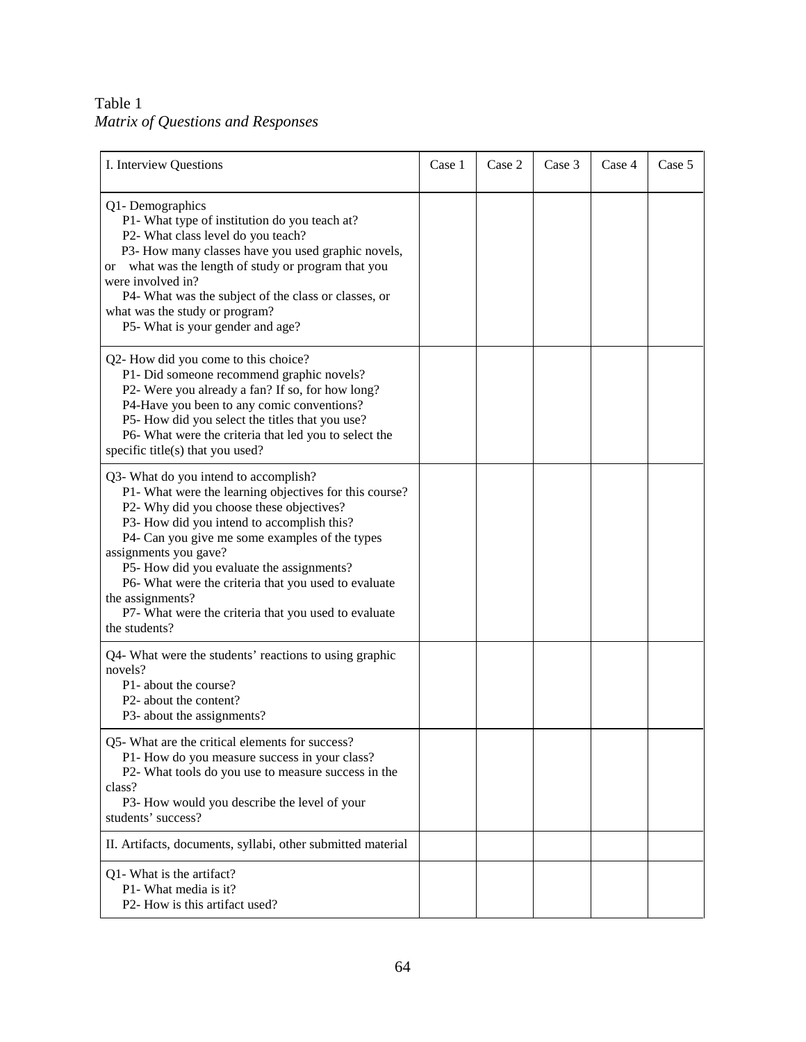Table 1
*Matrix of Questions and Responses*

| I. Interview Questions | Case 1 | Case 2 | Case 3 | Case 4 | Case 5 |
|---|---|---|---|---|---|
| Q1- Demographics<br>P1- What type of institution do you teach at?<br>P2- What class level do you teach?<br>P3- How many classes have you used graphic novels, or what was the length of study or program that you were involved in?<br>P4- What was the subject of the class or classes, or what was the study or program?<br>P5- What is your gender and age? | | | | | |
| Q2- How did you come to this choice?<br>P1- Did someone recommend graphic novels?<br>P2- Were you already a fan? If so, for how long?<br>P4-Have you been to any comic conventions?<br>P5- How did you select the titles that you use?<br>P6- What were the criteria that led you to select the specific title(s) that you used? | | | | | |
| Q3- What do you intend to accomplish?<br>P1- What were the learning objectives for this course?<br>P2- Why did you choose these objectives?<br>P3- How did you intend to accomplish this?<br>P4- Can you give me some examples of the types assignments you gave?<br>P5- How did you evaluate the assignments?<br>P6- What were the criteria that you used to evaluate the assignments?<br>P7- What were the criteria that you used to evaluate the students? | | | | | |
| Q4- What were the students' reactions to using graphic novels?<br>P1- about the course?<br>P2- about the content?<br>P3- about the assignments? | | | | | |
| Q5- What are the critical elements for success?<br>P1- How do you measure success in your class?<br>P2- What tools do you use to measure success in the class?<br>P3- How would you describe the level of your students' success? | | | | | |
| II. Artifacts, documents, syllabi, other submitted material | | | | | |
| Q1- What is the artifact?<br>P1- What media is it?<br>P2- How is this artifact used? | | | | | |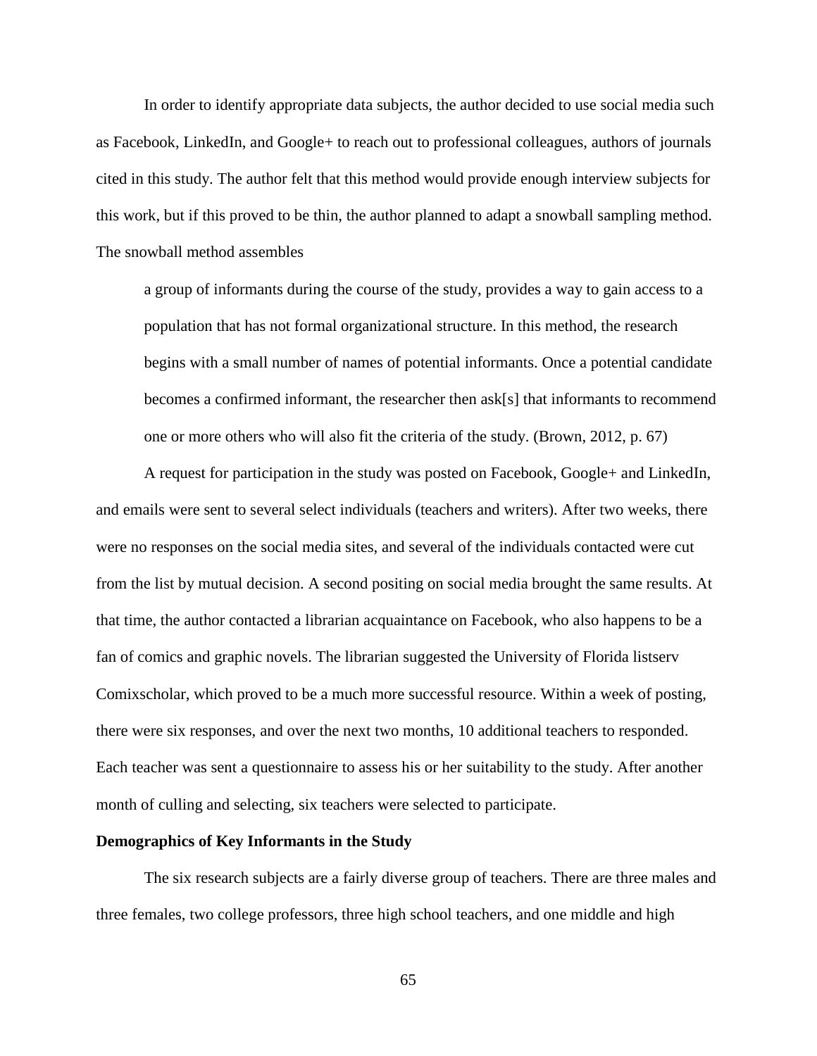In order to identify appropriate data subjects, the author decided to use social media such as Facebook, LinkedIn, and Google+ to reach out to professional colleagues, authors of journals cited in this study. The author felt that this method would provide enough interview subjects for this work, but if this proved to be thin, the author planned to adapt a snowball sampling method. The snowball method assembles

> a group of informants during the course of the study, provides a way to gain access to a population that has not formal organizational structure. In this method, the research begins with a small number of names of potential informants. Once a potential candidate becomes a confirmed informant, the researcher then ask[s] that informants to recommend one or more others who will also fit the criteria of the study. (Brown, 2012, p. 67)

A request for participation in the study was posted on Facebook, Google+ and LinkedIn, and emails were sent to several select individuals (teachers and writers). After two weeks, there were no responses on the social media sites, and several of the individuals contacted were cut from the list by mutual decision. A second positing on social media brought the same results. At that time, the author contacted a librarian acquaintance on Facebook, who also happens to be a fan of comics and graphic novels. The librarian suggested the University of Florida listserv Comixscholar, which proved to be a much more successful resource. Within a week of posting, there were six responses, and over the next two months, 10 additional teachers to responded. Each teacher was sent a questionnaire to assess his or her suitability to the study. After another month of culling and selecting, six teachers were selected to participate.

**Demographics of Key Informants in the Study**

The six research subjects are a fairly diverse group of teachers. There are three males and three females, two college professors, three high school teachers, and one middle and high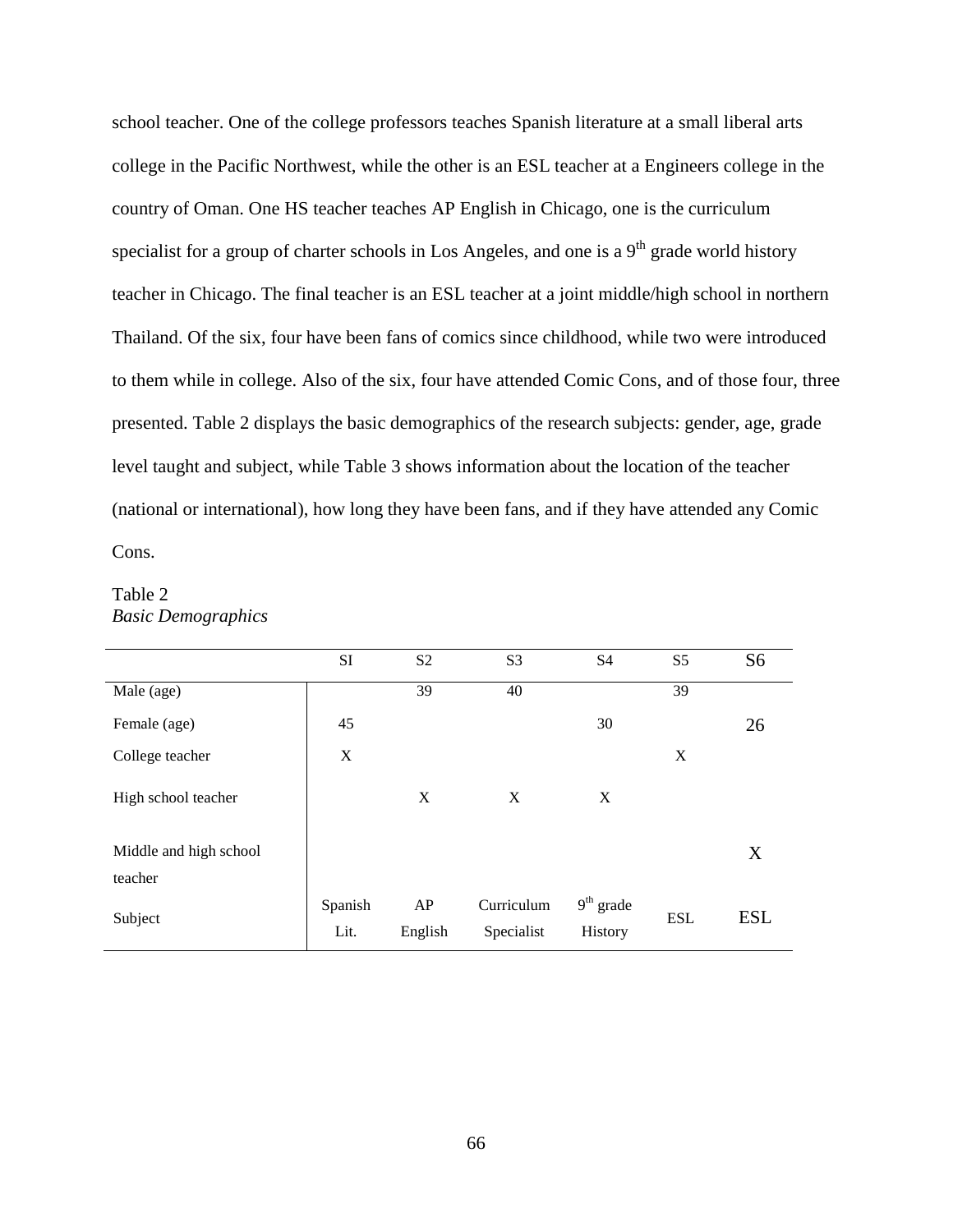school teacher. One of the college professors teaches Spanish literature at a small liberal arts college in the Pacific Northwest, while the other is an ESL teacher at a Engineers college in the country of Oman. One HS teacher teaches AP English in Chicago, one is the curriculum specialist for a group of charter schools in Los Angeles, and one is a 9th grade world history teacher in Chicago. The final teacher is an ESL teacher at a joint middle/high school in northern Thailand. Of the six, four have been fans of comics since childhood, while two were introduced to them while in college. Also of the six, four have attended Comic Cons, and of those four, three presented. Table 2 displays the basic demographics of the research subjects: gender, age, grade level taught and subject, while Table 3 shows information about the location of the teacher (national or international), how long they have been fans, and if they have attended any Comic Cons.

Table 2
*Basic Demographics*

| | SI | S2 | S3 | S4 | S5 | S6 |
|---|---|---|---|---|---|---|
| Male (age) | | 39 | 40 | | 39 | |
| Female (age) | 45 | | | 30 | | 26 |
| College teacher | X | | | | X | |
| High school teacher | | X | X | X | | |
| Middle and high school teacher | | | | | | X |
| Subject | Spanish Lit. | AP English | Curriculum Specialist | 9th grade History | ESL | ESL |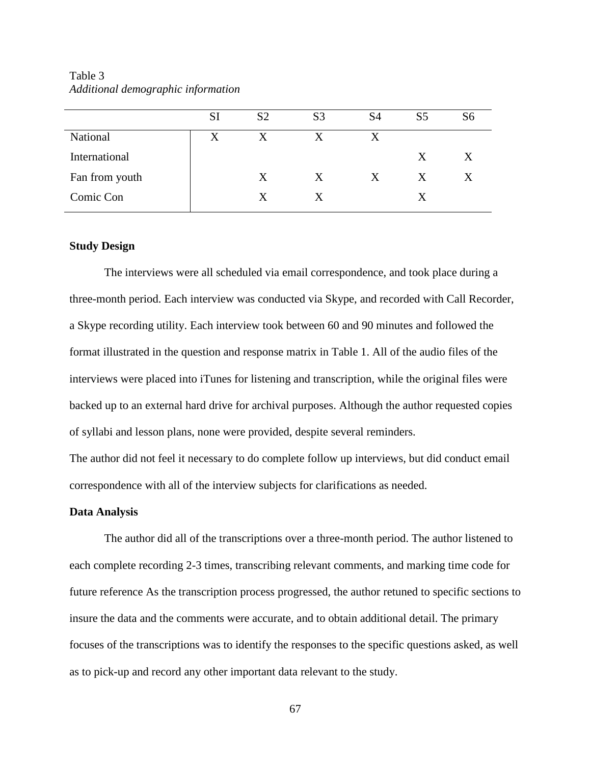Table 3
*Additional demographic information*

| | SI | S2 | S3 | S4 | S5 | S6 |
|---|---|---|---|---|---|---|
| National | X | X | X | X | | |
| International | | | | | X | X |
| Fan from youth | | X | X | X | X | X |
| Comic Con | | X | X | | X | |

**Study Design**

The interviews were all scheduled via email correspondence, and took place during a three-month period. Each interview was conducted via Skype, and recorded with Call Recorder, a Skype recording utility. Each interview took between 60 and 90 minutes and followed the format illustrated in the question and response matrix in Table 1. All of the audio files of the interviews were placed into iTunes for listening and transcription, while the original files were backed up to an external hard drive for archival purposes. Although the author requested copies of syllabi and lesson plans, none were provided, despite several reminders.

The author did not feel it necessary to do complete follow up interviews, but did conduct email correspondence with all of the interview subjects for clarifications as needed.

**Data Analysis**

The author did all of the transcriptions over a three-month period. The author listened to each complete recording 2-3 times, transcribing relevant comments, and marking time code for future reference As the transcription process progressed, the author retuned to specific sections to insure the data and the comments were accurate, and to obtain additional detail. The primary focuses of the transcriptions was to identify the responses to the specific questions asked, as well as to pick-up and record any other important data relevant to the study.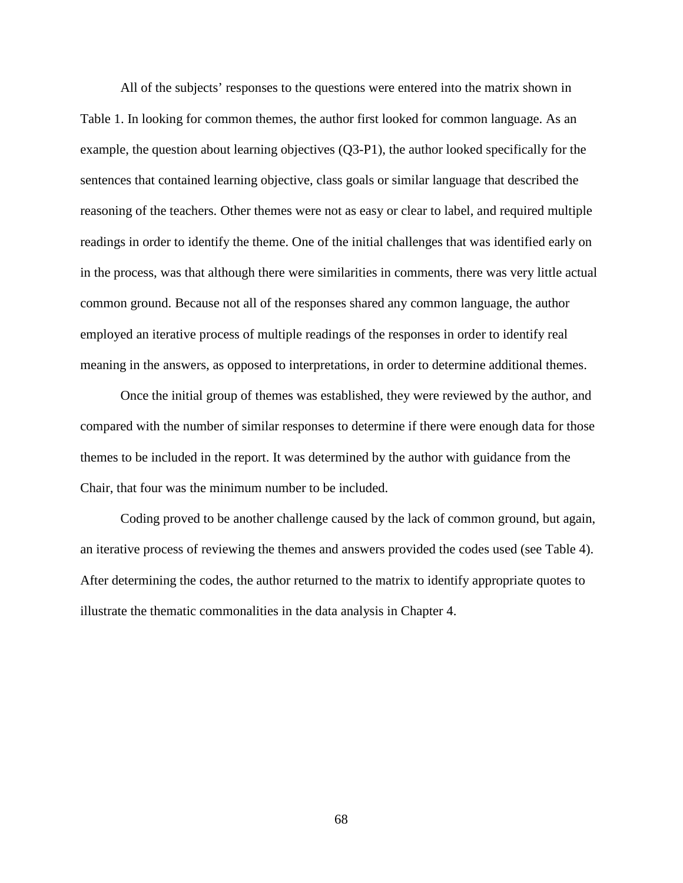All of the subjects' responses to the questions were entered into the matrix shown in Table 1. In looking for common themes, the author first looked for common language. As an example, the question about learning objectives (Q3-P1), the author looked specifically for the sentences that contained learning objective, class goals or similar language that described the reasoning of the teachers. Other themes were not as easy or clear to label, and required multiple readings in order to identify the theme. One of the initial challenges that was identified early on in the process, was that although there were similarities in comments, there was very little actual common ground. Because not all of the responses shared any common language, the author employed an iterative process of multiple readings of the responses in order to identify real meaning in the answers, as opposed to interpretations, in order to determine additional themes.

Once the initial group of themes was established, they were reviewed by the author, and compared with the number of similar responses to determine if there were enough data for those themes to be included in the report. It was determined by the author with guidance from the Chair, that four was the minimum number to be included.

Coding proved to be another challenge caused by the lack of common ground, but again, an iterative process of reviewing the themes and answers provided the codes used (see Table 4). After determining the codes, the author returned to the matrix to identify appropriate quotes to illustrate the thematic commonalities in the data analysis in Chapter 4.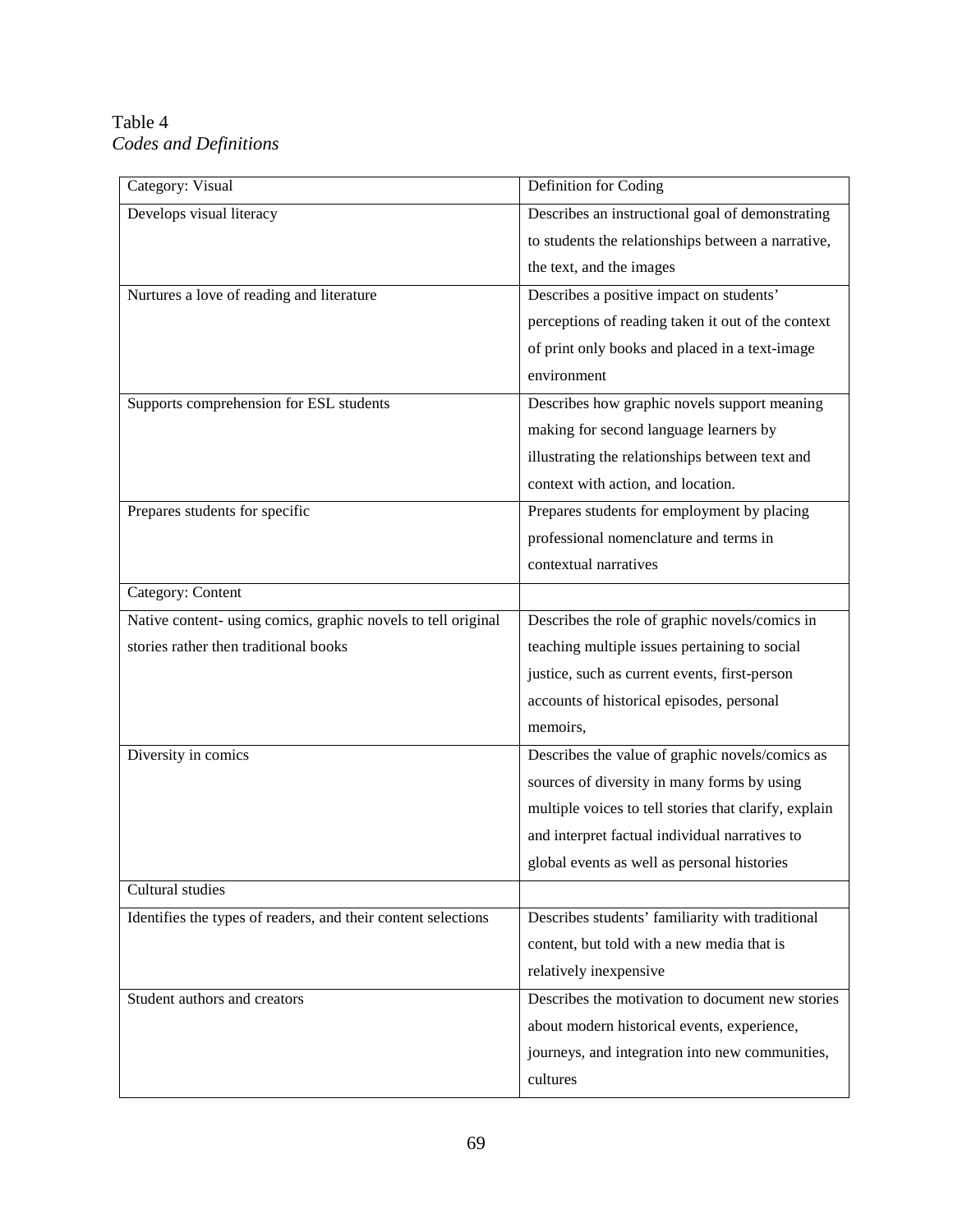Table 4

*Codes and Definitions*

| Category: Visual | Definition for Coding |
|---|---|
| Develops visual literacy | Describes an instructional goal of demonstrating to students the relationships between a narrative, the text, and the images |
| Nurtures a love of reading and literature | Describes a positive impact on students' perceptions of reading taken it out of the context of print only books and placed in a text-image environment |
| Supports comprehension for ESL students | Describes how graphic novels support meaning making for second language learners by illustrating the relationships between text and context with action, and location. |
| Prepares students for specific | Prepares students for employment by placing professional nomenclature and terms in contextual narratives |
| Category: Content | |
| Native content- using comics, graphic novels to tell original stories rather then traditional books | Describes the role of graphic novels/comics in teaching multiple issues pertaining to social justice, such as current events, first-person accounts of historical episodes, personal memoirs, |
| Diversity in comics | Describes the value of graphic novels/comics as sources of diversity in many forms by using multiple voices to tell stories that clarify, explain and interpret factual individual narratives to global events as well as personal histories |
| Cultural studies | |
| Identifies the types of readers, and their content selections | Describes students' familiarity with traditional content, but told with a new media that is relatively inexpensive |
| Student authors and creators | Describes the motivation to document new stories about modern historical events, experience, journeys, and integration into new communities, cultures |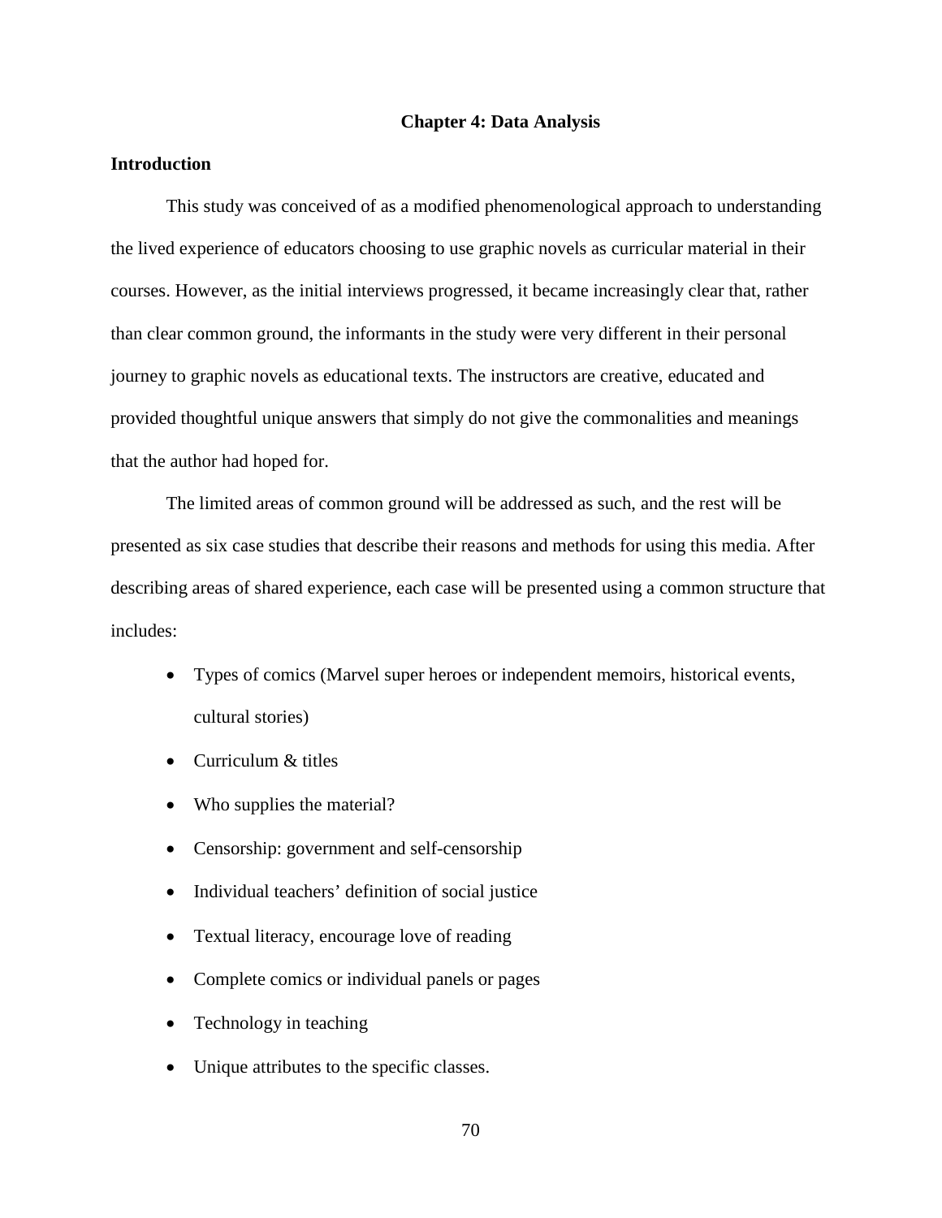# Chapter 4: Data Analysis

## Introduction

This study was conceived of as a modified phenomenological approach to understanding the lived experience of educators choosing to use graphic novels as curricular material in their courses. However, as the initial interviews progressed, it became increasingly clear that, rather than clear common ground, the informants in the study were very different in their personal journey to graphic novels as educational texts. The instructors are creative, educated and provided thoughtful unique answers that simply do not give the commonalities and meanings that the author had hoped for.

The limited areas of common ground will be addressed as such, and the rest will be presented as six case studies that describe their reasons and methods for using this media. After describing areas of shared experience, each case will be presented using a common structure that includes:

- Types of comics (Marvel super heroes or independent memoirs, historical events, cultural stories)
- Curriculum & titles
- Who supplies the material?
- Censorship: government and self-censorship
- Individual teachers' definition of social justice
- Textual literacy, encourage love of reading
- Complete comics or individual panels or pages
- Technology in teaching
- Unique attributes to the specific classes.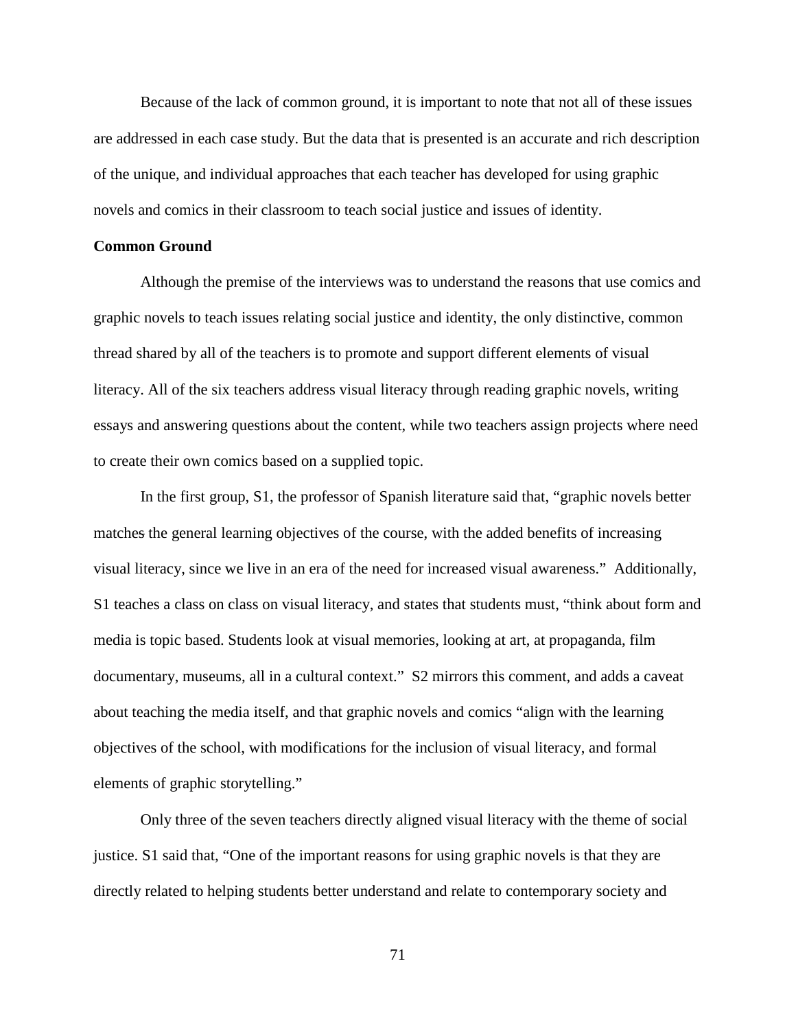Because of the lack of common ground, it is important to note that not all of these issues are addressed in each case study. But the data that is presented is an accurate and rich description of the unique, and individual approaches that each teacher has developed for using graphic novels and comics in their classroom to teach social justice and issues of identity.

**Common Ground**

Although the premise of the interviews was to understand the reasons that use comics and graphic novels to teach issues relating social justice and identity, the only distinctive, common thread shared by all of the teachers is to promote and support different elements of visual literacy. All of the six teachers address visual literacy through reading graphic novels, writing essays and answering questions about the content, while two teachers assign projects where need to create their own comics based on a supplied topic.

In the first group, S1, the professor of Spanish literature said that, "graphic novels better matches the general learning objectives of the course, with the added benefits of increasing visual literacy, since we live in an era of the need for increased visual awareness." Additionally, S1 teaches a class on class on visual literacy, and states that students must, "think about form and media is topic based. Students look at visual memories, looking at art, at propaganda, film documentary, museums, all in a cultural context." S2 mirrors this comment, and adds a caveat about teaching the media itself, and that graphic novels and comics "align with the learning objectives of the school, with modifications for the inclusion of visual literacy, and formal elements of graphic storytelling."

Only three of the seven teachers directly aligned visual literacy with the theme of social justice. S1 said that, "One of the important reasons for using graphic novels is that they are directly related to helping students better understand and relate to contemporary society and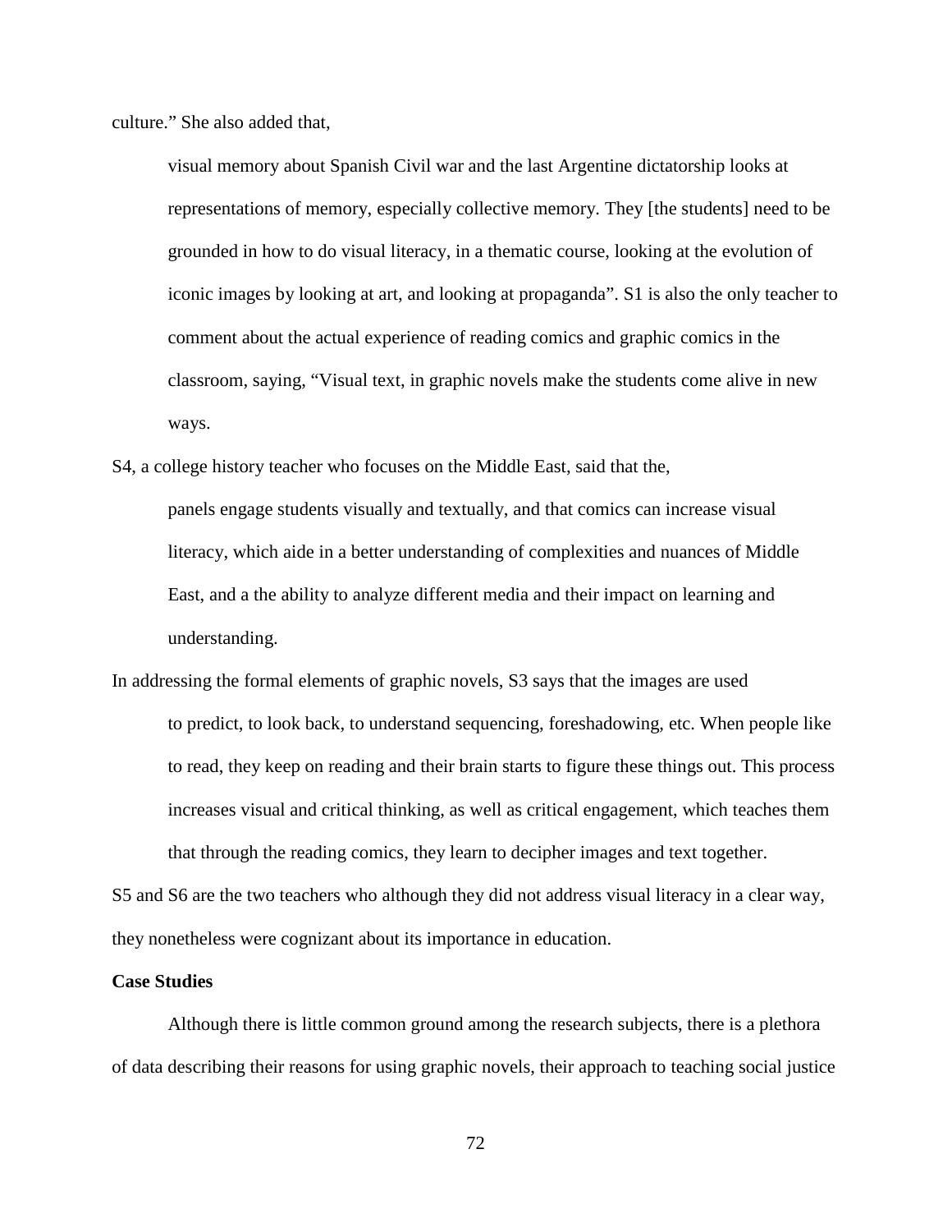culture." She also added that,

> visual memory about Spanish Civil war and the last Argentine dictatorship looks at representations of memory, especially collective memory. They [the students] need to be grounded in how to do visual literacy, in a thematic course, looking at the evolution of iconic images by looking at art, and looking at propaganda". S1 is also the only teacher to comment about the actual experience of reading comics and graphic comics in the classroom, saying, "Visual text, in graphic novels make the students come alive in new ways.

S4, a college history teacher who focuses on the Middle East, said that the,

> panels engage students visually and textually, and that comics can increase visual literacy, which aide in a better understanding of complexities and nuances of Middle East, and a the ability to analyze different media and their impact on learning and understanding.

In addressing the formal elements of graphic novels, S3 says that the images are used

> to predict, to look back, to understand sequencing, foreshadowing, etc. When people like to read, they keep on reading and their brain starts to figure these things out. This process increases visual and critical thinking, as well as critical engagement, which teaches them that through the reading comics, they learn to decipher images and text together.

S5 and S6 are the two teachers who although they did not address visual literacy in a clear way, they nonetheless were cognizant about its importance in education.

**Case Studies**

Although there is little common ground among the research subjects, there is a plethora of data describing their reasons for using graphic novels, their approach to teaching social justice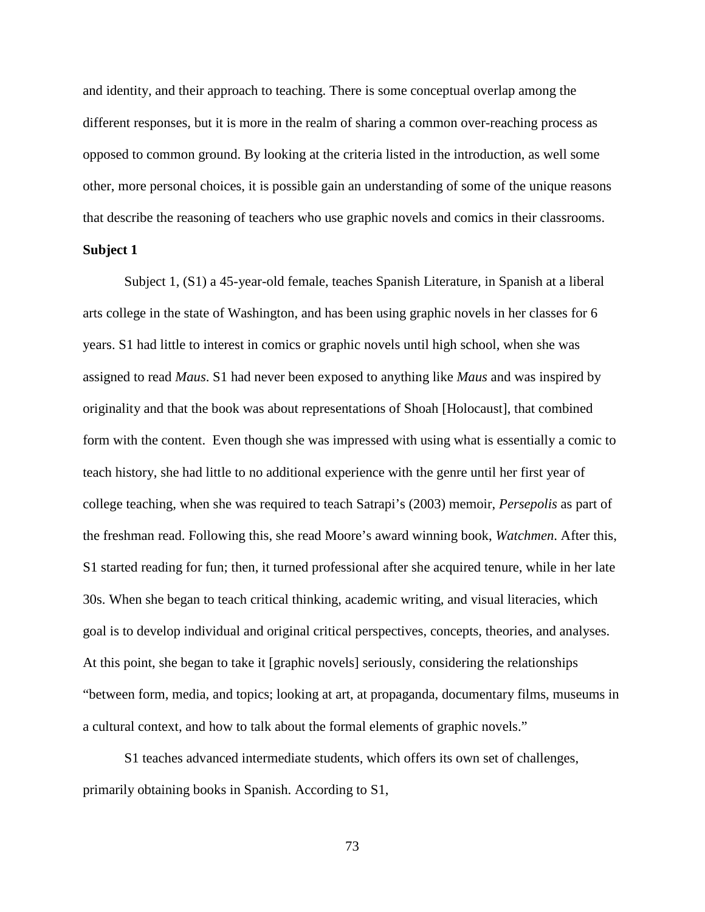and identity, and their approach to teaching. There is some conceptual overlap among the different responses, but it is more in the realm of sharing a common over-reaching process as opposed to common ground. By looking at the criteria listed in the introduction, as well some other, more personal choices, it is possible gain an understanding of some of the unique reasons that describe the reasoning of teachers who use graphic novels and comics in their classrooms.

**Subject 1**

Subject 1, (S1) a 45-year-old female, teaches Spanish Literature, in Spanish at a liberal arts college in the state of Washington, and has been using graphic novels in her classes for 6 years. S1 had little to interest in comics or graphic novels until high school, when she was assigned to read *Maus*. S1 had never been exposed to anything like *Maus* and was inspired by originality and that the book was about representations of Shoah [Holocaust], that combined form with the content. Even though she was impressed with using what is essentially a comic to teach history, she had little to no additional experience with the genre until her first year of college teaching, when she was required to teach Satrapi's (2003) memoir, *Persepolis* as part of the freshman read. Following this, she read Moore's award winning book, *Watchmen*. After this, S1 started reading for fun; then, it turned professional after she acquired tenure, while in her late 30s. When she began to teach critical thinking, academic writing, and visual literacies, which goal is to develop individual and original critical perspectives, concepts, theories, and analyses. At this point, she began to take it [graphic novels] seriously, considering the relationships "between form, media, and topics; looking at art, at propaganda, documentary films, museums in a cultural context, and how to talk about the formal elements of graphic novels."

S1 teaches advanced intermediate students, which offers its own set of challenges, primarily obtaining books in Spanish. According to S1,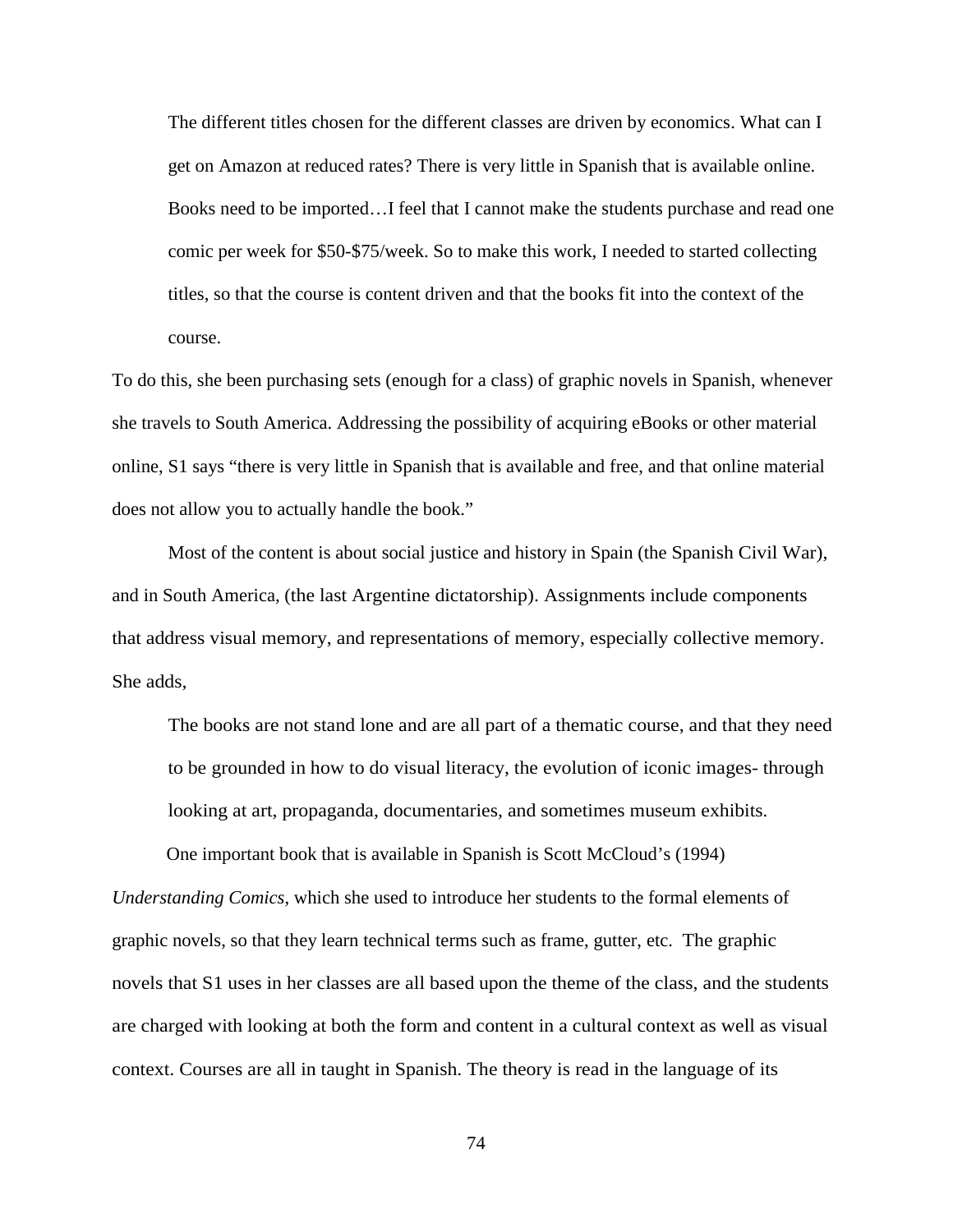> The different titles chosen for the different classes are driven by economics. What can I get on Amazon at reduced rates? There is very little in Spanish that is available online. Books need to be imported…I feel that I cannot make the students purchase and read one comic per week for $50-$75/week. So to make this work, I needed to started collecting titles, so that the course is content driven and that the books fit into the context of the course.

To do this, she been purchasing sets (enough for a class) of graphic novels in Spanish, whenever she travels to South America. Addressing the possibility of acquiring eBooks or other material online, S1 says "there is very little in Spanish that is available and free, and that online material does not allow you to actually handle the book."

Most of the content is about social justice and history in Spain (the Spanish Civil War), and in South America, (the last Argentine dictatorship). Assignments include components that address visual memory, and representations of memory, especially collective memory. She adds,

> The books are not stand lone and are all part of a thematic course, and that they need to be grounded in how to do visual literacy, the evolution of iconic images- through looking at art, propaganda, documentaries, and sometimes museum exhibits.

One important book that is available in Spanish is Scott McCloud's (1994) *Understanding Comics*, which she used to introduce her students to the formal elements of graphic novels, so that they learn technical terms such as frame, gutter, etc. The graphic novels that S1 uses in her classes are all based upon the theme of the class, and the students are charged with looking at both the form and content in a cultural context as well as visual context. Courses are all in taught in Spanish. The theory is read in the language of its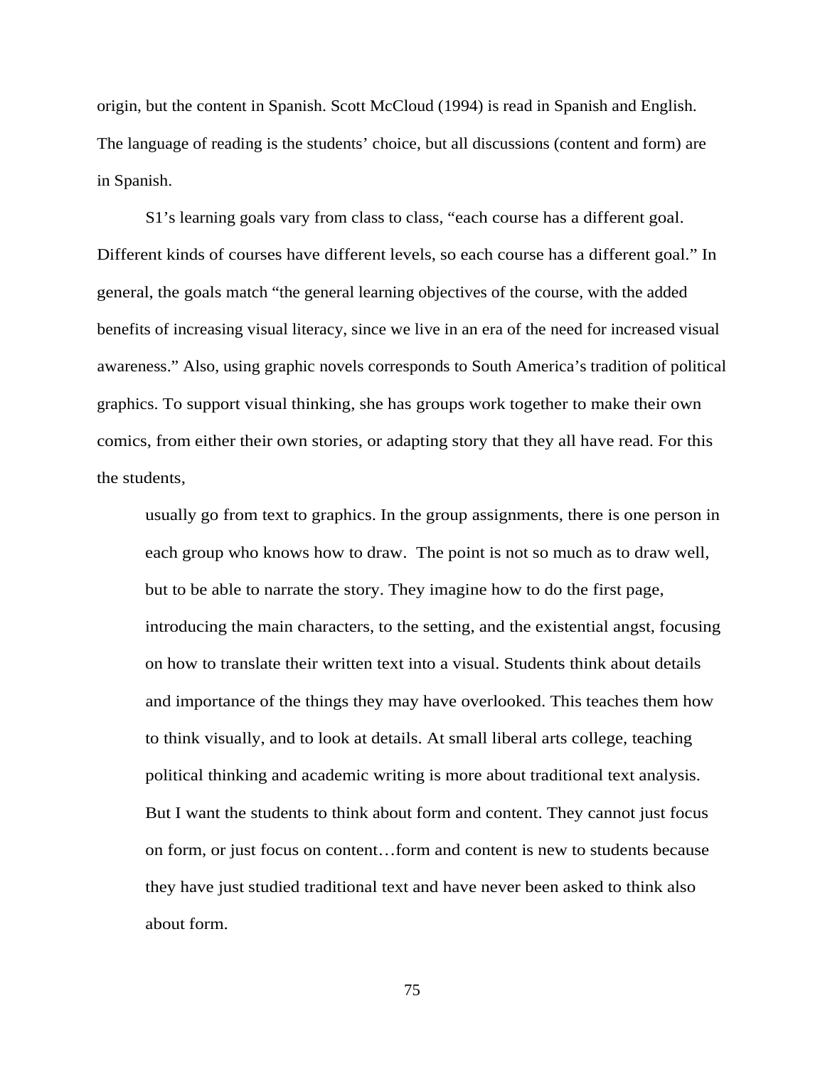origin, but the content in Spanish. Scott McCloud (1994) is read in Spanish and English. The language of reading is the students' choice, but all discussions (content and form) are in Spanish.

S1's learning goals vary from class to class, "each course has a different goal. Different kinds of courses have different levels, so each course has a different goal." In general, the goals match "the general learning objectives of the course, with the added benefits of increasing visual literacy, since we live in an era of the need for increased visual awareness." Also, using graphic novels corresponds to South America's tradition of political graphics. To support visual thinking, she has groups work together to make their own comics, from either their own stories, or adapting story that they all have read. For this the students,

> usually go from text to graphics. In the group assignments, there is one person in each group who knows how to draw. The point is not so much as to draw well, but to be able to narrate the story. They imagine how to do the first page, introducing the main characters, to the setting, and the existential angst, focusing on how to translate their written text into a visual. Students think about details and importance of the things they may have overlooked. This teaches them how to think visually, and to look at details. At small liberal arts college, teaching political thinking and academic writing is more about traditional text analysis. But I want the students to think about form and content. They cannot just focus on form, or just focus on content…form and content is new to students because they have just studied traditional text and have never been asked to think also about form.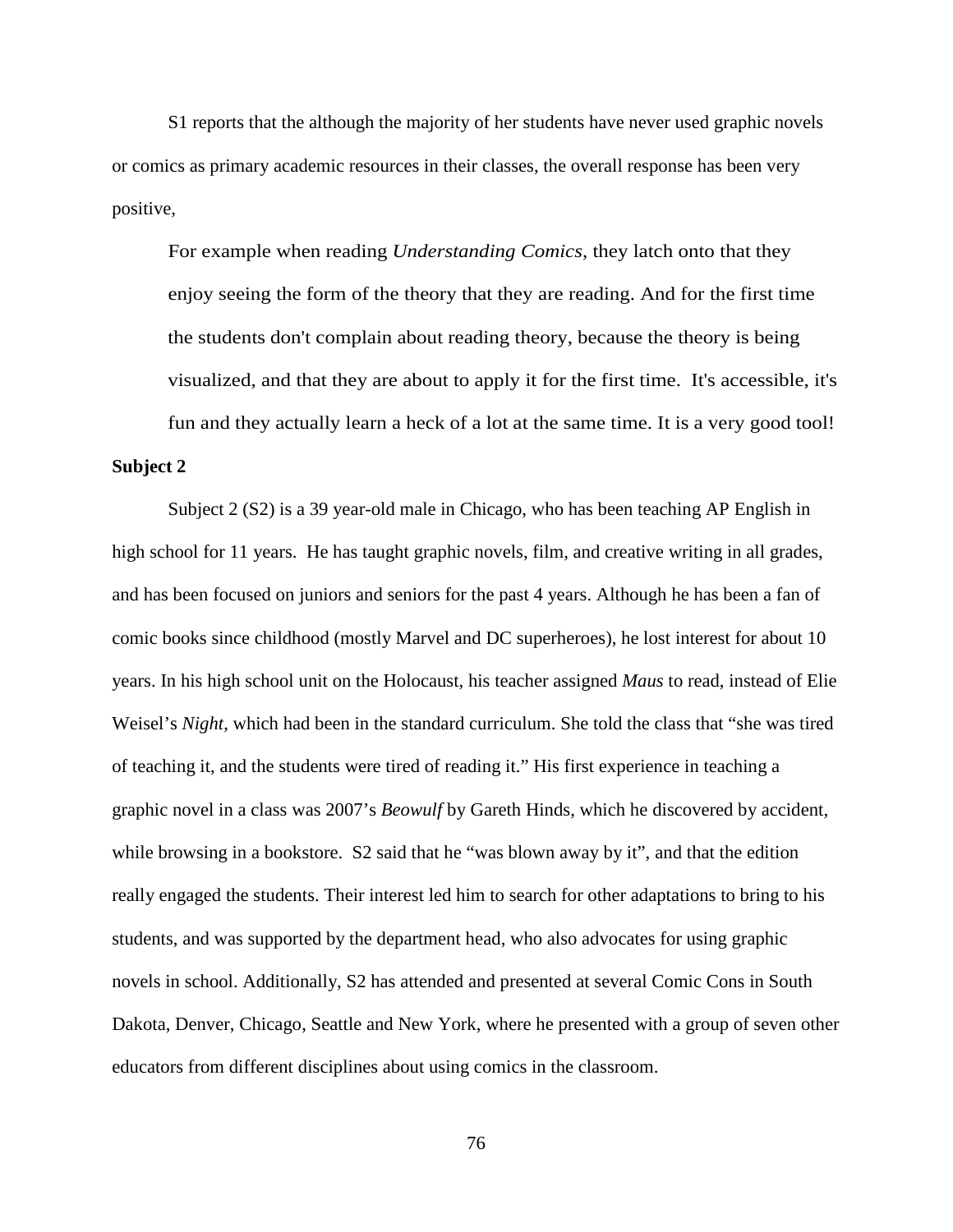S1 reports that the although the majority of her students have never used graphic novels or comics as primary academic resources in their classes, the overall response has been very positive,

> For example when reading *Understanding Comics*, they latch onto that they enjoy seeing the form of the theory that they are reading. And for the first time the students don't complain about reading theory, because the theory is being visualized, and that they are about to apply it for the first time. It's accessible, it's fun and they actually learn a heck of a lot at the same time. It is a very good tool!

**Subject 2**

Subject 2 (S2) is a 39 year-old male in Chicago, who has been teaching AP English in high school for 11 years. He has taught graphic novels, film, and creative writing in all grades, and has been focused on juniors and seniors for the past 4 years. Although he has been a fan of comic books since childhood (mostly Marvel and DC superheroes), he lost interest for about 10 years. In his high school unit on the Holocaust, his teacher assigned *Maus* to read, instead of Elie Weisel's *Night*, which had been in the standard curriculum. She told the class that "she was tired of teaching it, and the students were tired of reading it." His first experience in teaching a graphic novel in a class was 2007's *Beowulf* by Gareth Hinds, which he discovered by accident, while browsing in a bookstore. S2 said that he "was blown away by it", and that the edition really engaged the students. Their interest led him to search for other adaptations to bring to his students, and was supported by the department head, who also advocates for using graphic novels in school. Additionally, S2 has attended and presented at several Comic Cons in South Dakota, Denver, Chicago, Seattle and New York, where he presented with a group of seven other educators from different disciplines about using comics in the classroom.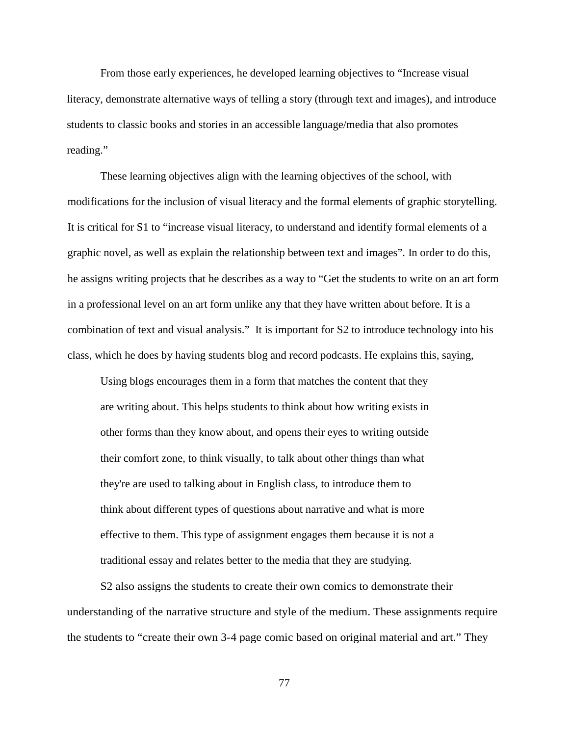From those early experiences, he developed learning objectives to "Increase visual literacy, demonstrate alternative ways of telling a story (through text and images), and introduce students to classic books and stories in an accessible language/media that also promotes reading."

These learning objectives align with the learning objectives of the school, with modifications for the inclusion of visual literacy and the formal elements of graphic storytelling. It is critical for S1 to "increase visual literacy, to understand and identify formal elements of a graphic novel, as well as explain the relationship between text and images". In order to do this, he assigns writing projects that he describes as a way to "Get the students to write on an art form in a professional level on an art form unlike any that they have written about before. It is a combination of text and visual analysis." It is important for S2 to introduce technology into his class, which he does by having students blog and record podcasts. He explains this, saying,

> Using blogs encourages them in a form that matches the content that they are writing about. This helps students to think about how writing exists in other forms than they know about, and opens their eyes to writing outside their comfort zone, to think visually, to talk about other things than what they're are used to talking about in English class, to introduce them to think about different types of questions about narrative and what is more effective to them. This type of assignment engages them because it is not a traditional essay and relates better to the media that they are studying.

S2 also assigns the students to create their own comics to demonstrate their understanding of the narrative structure and style of the medium. These assignments require the students to "create their own 3-4 page comic based on original material and art." They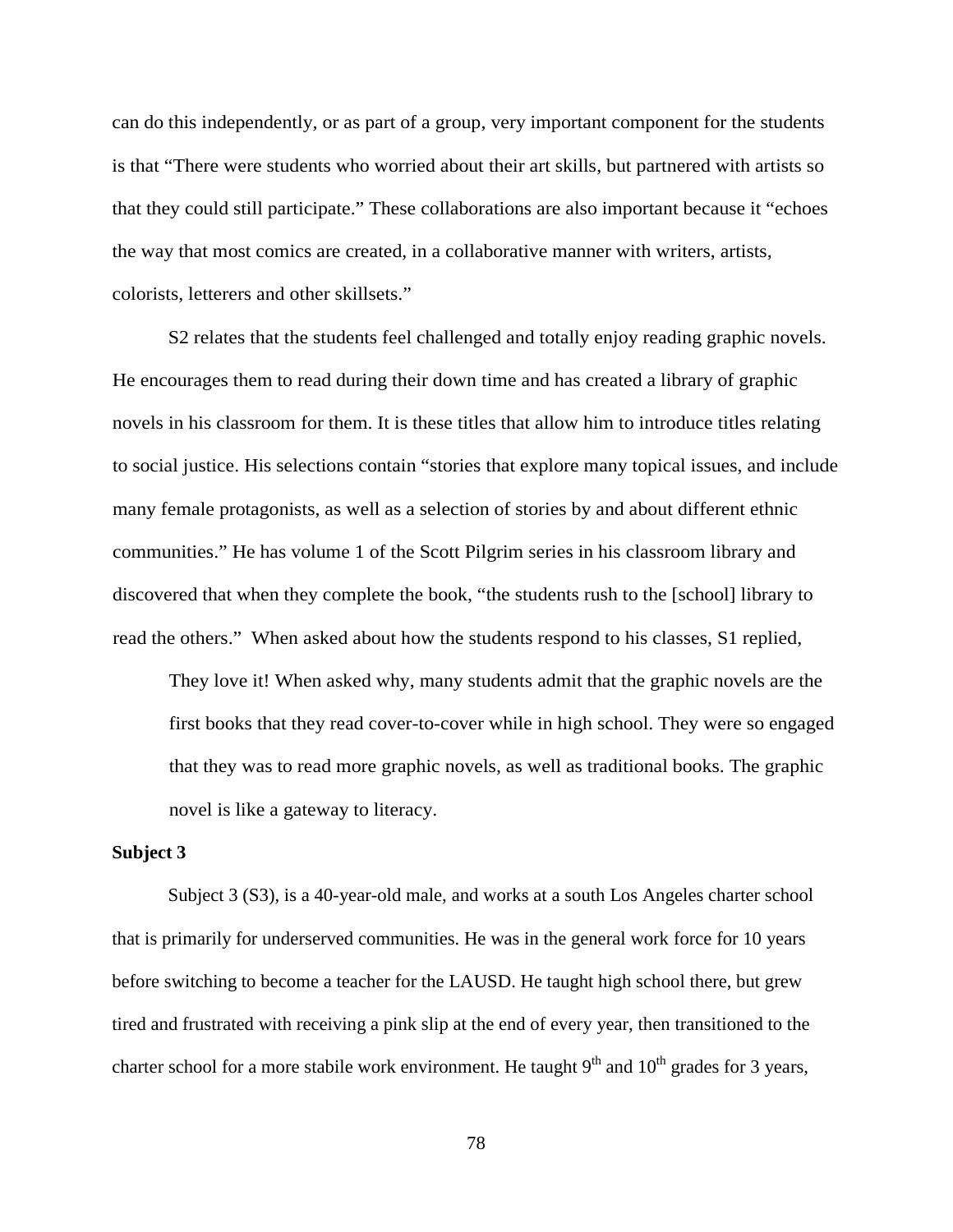can do this independently, or as part of a group, very important component for the students is that "There were students who worried about their art skills, but partnered with artists so that they could still participate." These collaborations are also important because it "echoes the way that most comics are created, in a collaborative manner with writers, artists, colorists, letterers and other skillsets."

S2 relates that the students feel challenged and totally enjoy reading graphic novels. He encourages them to read during their down time and has created a library of graphic novels in his classroom for them. It is these titles that allow him to introduce titles relating to social justice. His selections contain "stories that explore many topical issues, and include many female protagonists, as well as a selection of stories by and about different ethnic communities." He has volume 1 of the Scott Pilgrim series in his classroom library and discovered that when they complete the book, "the students rush to the [school] library to read the others." When asked about how the students respond to his classes, S1 replied,

> They love it! When asked why, many students admit that the graphic novels are the first books that they read cover-to-cover while in high school. They were so engaged that they was to read more graphic novels, as well as traditional books. The graphic novel is like a gateway to literacy.

**Subject 3**

Subject 3 (S3), is a 40-year-old male, and works at a south Los Angeles charter school that is primarily for underserved communities. He was in the general work force for 10 years before switching to become a teacher for the LAUSD. He taught high school there, but grew tired and frustrated with receiving a pink slip at the end of every year, then transitioned to the charter school for a more stabile work environment. He taught 9th and 10th grades for 3 years,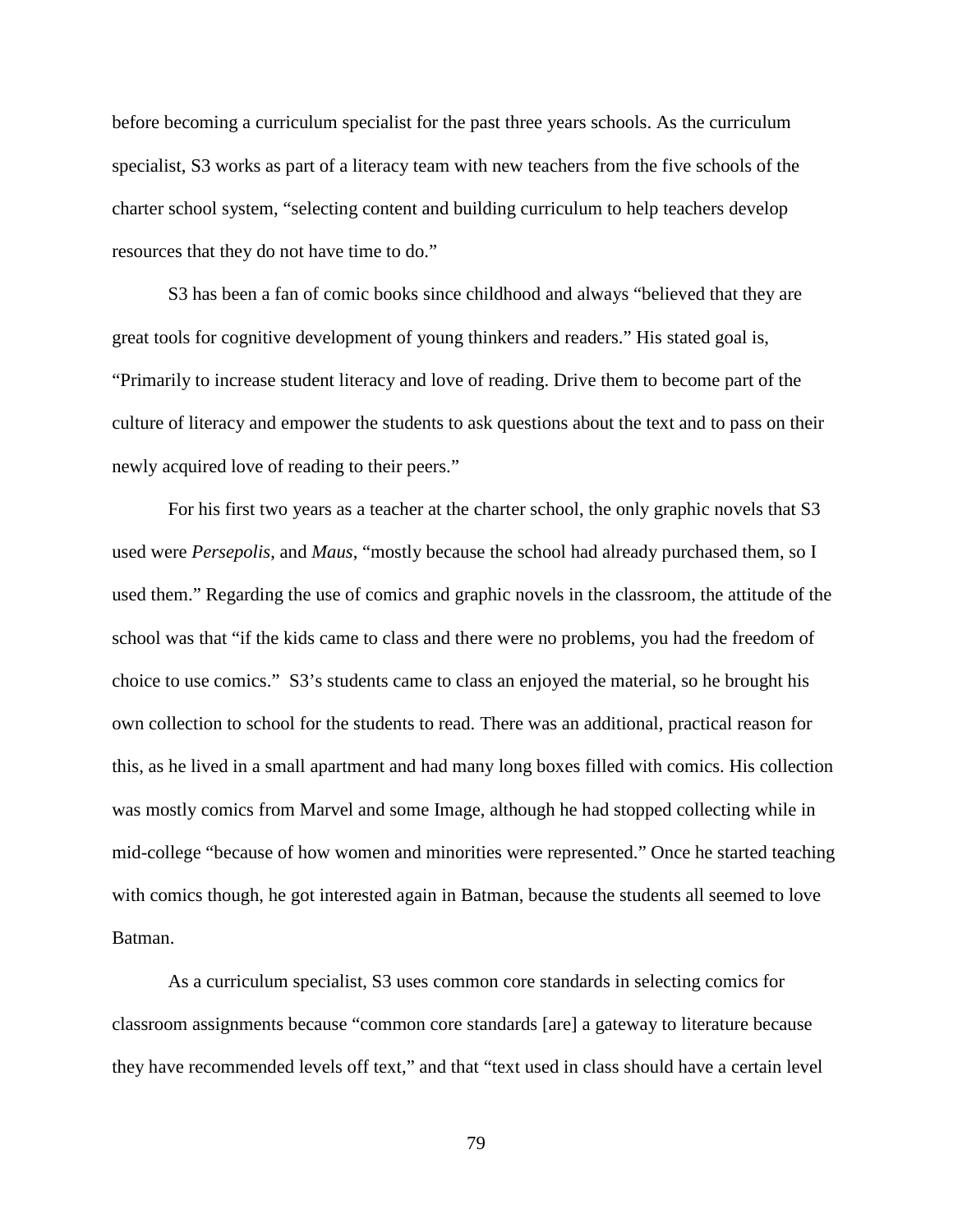before becoming a curriculum specialist for the past three years schools. As the curriculum specialist, S3 works as part of a literacy team with new teachers from the five schools of the charter school system, "selecting content and building curriculum to help teachers develop resources that they do not have time to do."

S3 has been a fan of comic books since childhood and always "believed that they are great tools for cognitive development of young thinkers and readers." His stated goal is, "Primarily to increase student literacy and love of reading. Drive them to become part of the culture of literacy and empower the students to ask questions about the text and to pass on their newly acquired love of reading to their peers."

For his first two years as a teacher at the charter school, the only graphic novels that S3 used were *Persepolis*, and *Maus*, "mostly because the school had already purchased them, so I used them." Regarding the use of comics and graphic novels in the classroom, the attitude of the school was that "if the kids came to class and there were no problems, you had the freedom of choice to use comics." S3's students came to class an enjoyed the material, so he brought his own collection to school for the students to read. There was an additional, practical reason for this, as he lived in a small apartment and had many long boxes filled with comics. His collection was mostly comics from Marvel and some Image, although he had stopped collecting while in mid-college "because of how women and minorities were represented." Once he started teaching with comics though, he got interested again in Batman, because the students all seemed to love Batman.

As a curriculum specialist, S3 uses common core standards in selecting comics for classroom assignments because "common core standards [are] a gateway to literature because they have recommended levels off text," and that "text used in class should have a certain level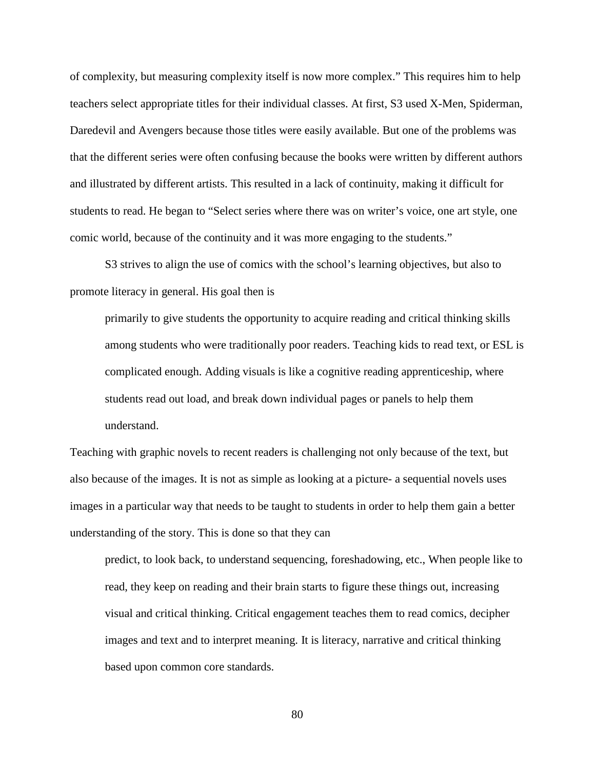of complexity, but measuring complexity itself is now more complex." This requires him to help teachers select appropriate titles for their individual classes. At first, S3 used X-Men, Spiderman, Daredevil and Avengers because those titles were easily available. But one of the problems was that the different series were often confusing because the books were written by different authors and illustrated by different artists. This resulted in a lack of continuity, making it difficult for students to read. He began to "Select series where there was on writer's voice, one art style, one comic world, because of the continuity and it was more engaging to the students."

S3 strives to align the use of comics with the school's learning objectives, but also to promote literacy in general. His goal then is

> primarily to give students the opportunity to acquire reading and critical thinking skills among students who were traditionally poor readers. Teaching kids to read text, or ESL is complicated enough. Adding visuals is like a cognitive reading apprenticeship, where students read out load, and break down individual pages or panels to help them understand.

Teaching with graphic novels to recent readers is challenging not only because of the text, but also because of the images. It is not as simple as looking at a picture- a sequential novels uses images in a particular way that needs to be taught to students in order to help them gain a better understanding of the story. This is done so that they can

> predict, to look back, to understand sequencing, foreshadowing, etc., When people like to read, they keep on reading and their brain starts to figure these things out, increasing visual and critical thinking. Critical engagement teaches them to read comics, decipher images and text and to interpret meaning. It is literacy, narrative and critical thinking based upon common core standards.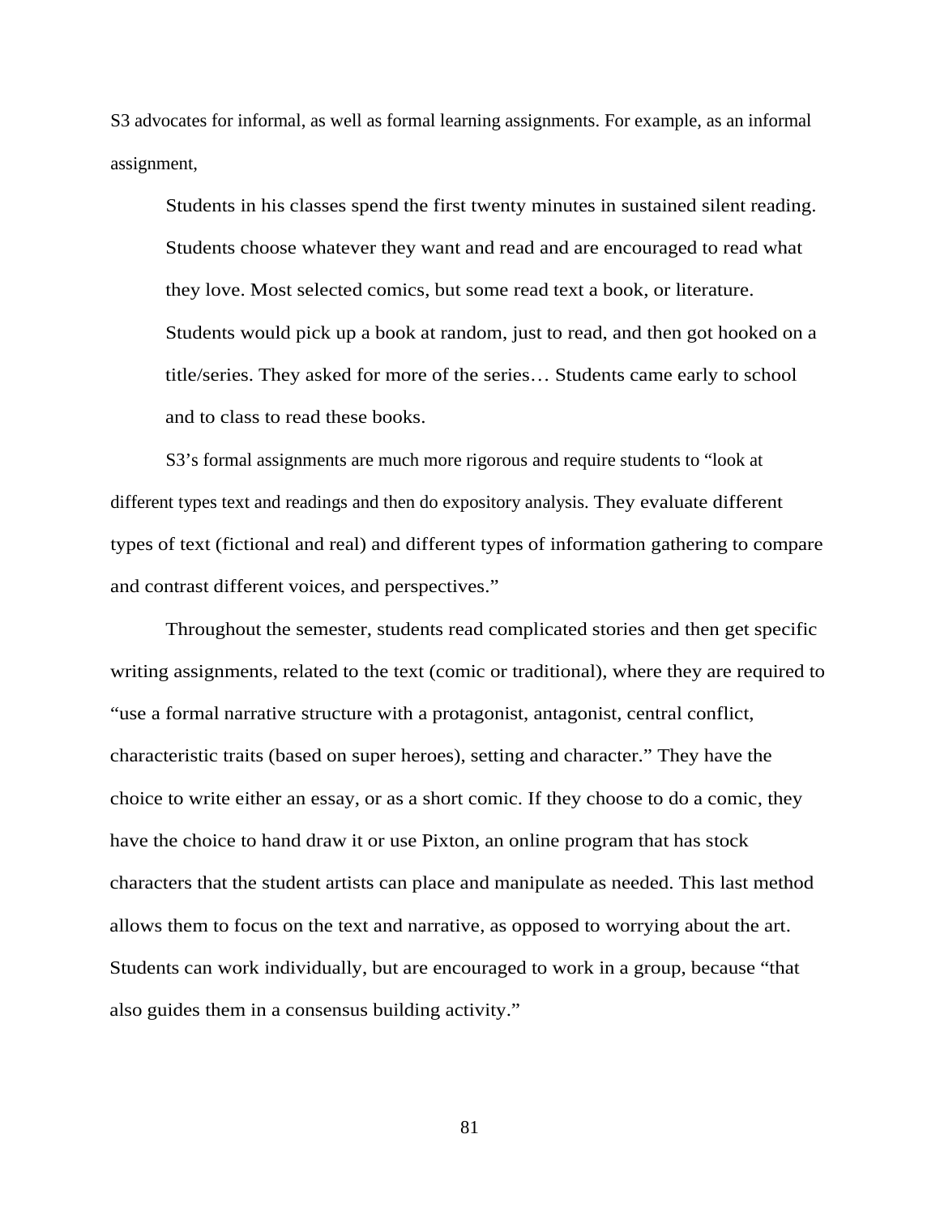S3 advocates for informal, as well as formal learning assignments. For example, as an informal assignment,

> Students in his classes spend the first twenty minutes in sustained silent reading. Students choose whatever they want and read and are encouraged to read what they love. Most selected comics, but some read text a book, or literature. Students would pick up a book at random, just to read, and then got hooked on a title/series. They asked for more of the series… Students came early to school and to class to read these books.

S3's formal assignments are much more rigorous and require students to "look at different types text and readings and then do expository analysis. They evaluate different types of text (fictional and real) and different types of information gathering to compare and contrast different voices, and perspectives."

Throughout the semester, students read complicated stories and then get specific writing assignments, related to the text (comic or traditional), where they are required to "use a formal narrative structure with a protagonist, antagonist, central conflict, characteristic traits (based on super heroes), setting and character." They have the choice to write either an essay, or as a short comic. If they choose to do a comic, they have the choice to hand draw it or use Pixton, an online program that has stock characters that the student artists can place and manipulate as needed. This last method allows them to focus on the text and narrative, as opposed to worrying about the art. Students can work individually, but are encouraged to work in a group, because "that also guides them in a consensus building activity."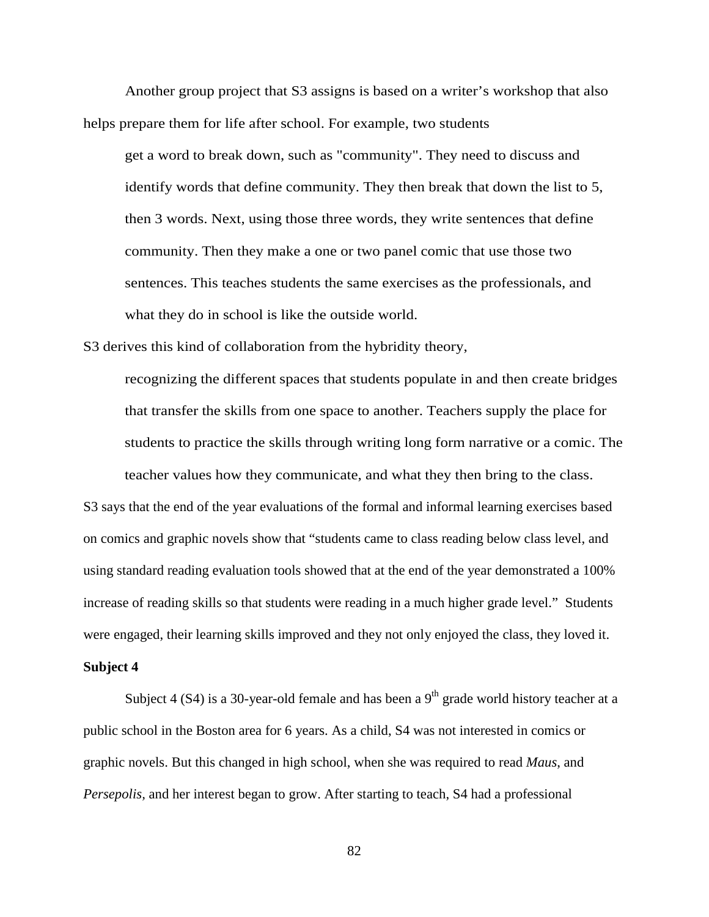Another group project that S3 assigns is based on a writer's workshop that also helps prepare them for life after school. For example, two students

> get a word to break down, such as "community". They need to discuss and identify words that define community. They then break that down the list to 5, then 3 words. Next, using those three words, they write sentences that define community. Then they make a one or two panel comic that use those two sentences. This teaches students the same exercises as the professionals, and what they do in school is like the outside world.

S3 derives this kind of collaboration from the hybridity theory,

> recognizing the different spaces that students populate in and then create bridges that transfer the skills from one space to another. Teachers supply the place for students to practice the skills through writing long form narrative or a comic. The teacher values how they communicate, and what they then bring to the class.

S3 says that the end of the year evaluations of the formal and informal learning exercises based on comics and graphic novels show that "students came to class reading below class level, and using standard reading evaluation tools showed that at the end of the year demonstrated a 100% increase of reading skills so that students were reading in a much higher grade level." Students were engaged, their learning skills improved and they not only enjoyed the class, they loved it.

**Subject 4**

Subject 4 (S4) is a 30-year-old female and has been a 9th grade world history teacher at a public school in the Boston area for 6 years. As a child, S4 was not interested in comics or graphic novels. But this changed in high school, when she was required to read *Maus*, and *Persepolis,* and her interest began to grow. After starting to teach, S4 had a professional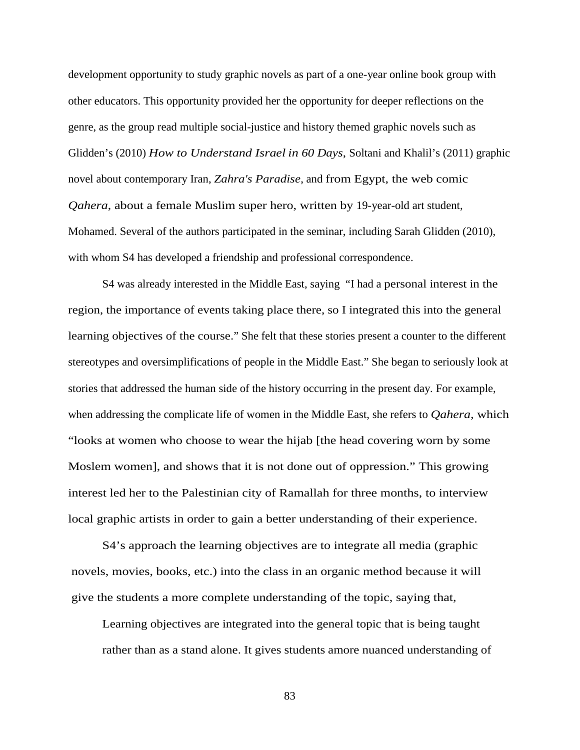development opportunity to study graphic novels as part of a one-year online book group with other educators. This opportunity provided her the opportunity for deeper reflections on the genre, as the group read multiple social-justice and history themed graphic novels such as Glidden's (2010) *How to Understand Israel in 60 Days*, Soltani and Khalil's (2011) graphic novel about contemporary Iran, *Zahra's Paradise,* and from Egypt, the web comic *Qahera*, about a female Muslim super hero, written by 19-year-old art student, Mohamed. Several of the authors participated in the seminar, including Sarah Glidden (2010), with whom S4 has developed a friendship and professional correspondence.

S4 was already interested in the Middle East, saying "I had a personal interest in the region, the importance of events taking place there, so I integrated this into the general learning objectives of the course." She felt that these stories present a counter to the different stereotypes and oversimplifications of people in the Middle East." She began to seriously look at stories that addressed the human side of the history occurring in the present day. For example, when addressing the complicate life of women in the Middle East, she refers to *Qahera,* which "looks at women who choose to wear the hijab [the head covering worn by some Moslem women], and shows that it is not done out of oppression." This growing interest led her to the Palestinian city of Ramallah for three months, to interview local graphic artists in order to gain a better understanding of their experience.

S4's approach the learning objectives are to integrate all media (graphic novels, movies, books, etc.) into the class in an organic method because it will give the students a more complete understanding of the topic, saying that,

> Learning objectives are integrated into the general topic that is being taught rather than as a stand alone. It gives students amore nuanced understanding of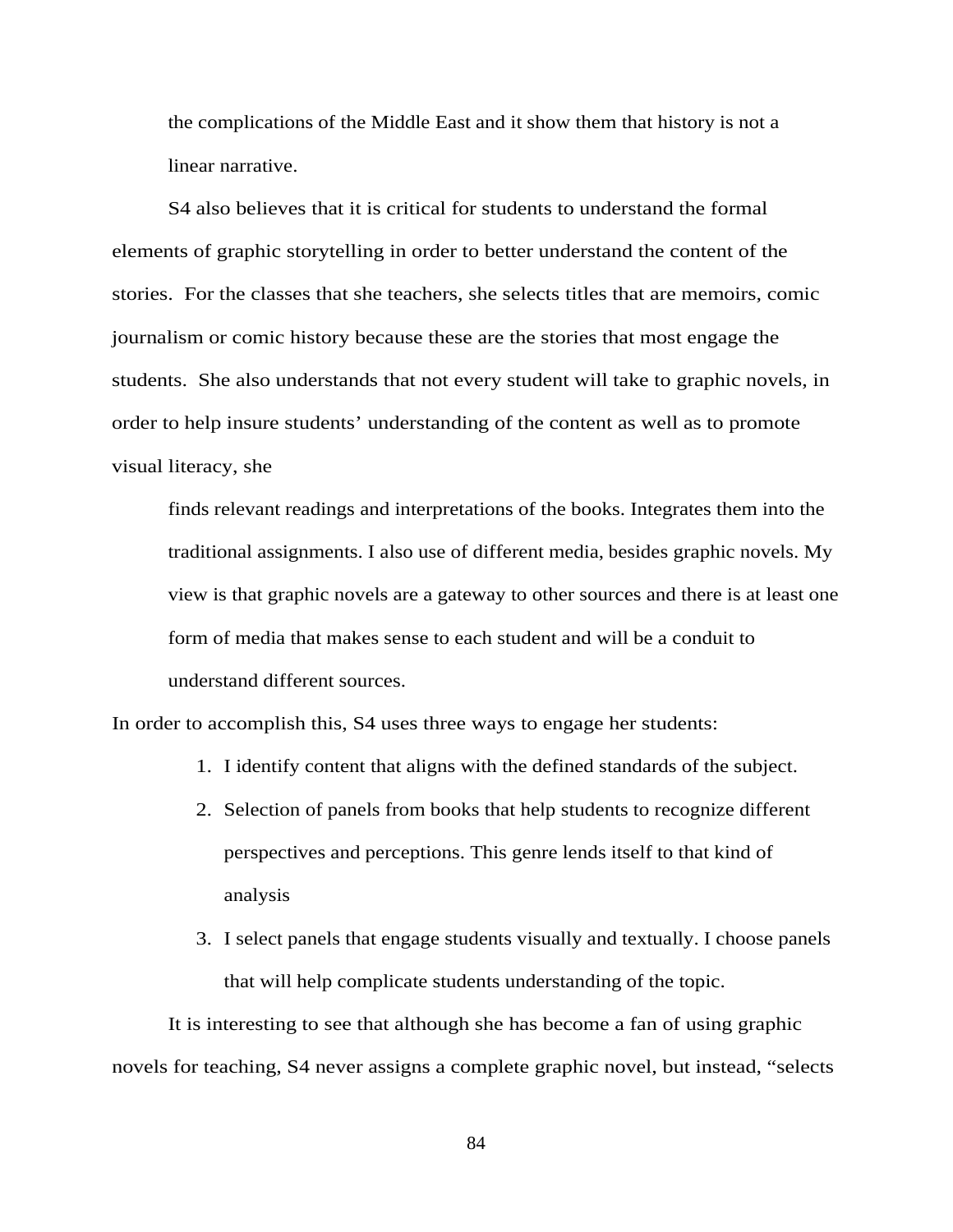> the complications of the Middle East and it show them that history is not a linear narrative.

S4 also believes that it is critical for students to understand the formal elements of graphic storytelling in order to better understand the content of the stories. For the classes that she teachers, she selects titles that are memoirs, comic journalism or comic history because these are the stories that most engage the students. She also understands that not every student will take to graphic novels, in order to help insure students' understanding of the content as well as to promote visual literacy, she

> finds relevant readings and interpretations of the books. Integrates them into the traditional assignments. I also use of different media, besides graphic novels. My view is that graphic novels are a gateway to other sources and there is at least one form of media that makes sense to each student and will be a conduit to understand different sources.

In order to accomplish this, S4 uses three ways to engage her students:

1. I identify content that aligns with the defined standards of the subject.
2. Selection of panels from books that help students to recognize different perspectives and perceptions. This genre lends itself to that kind of analysis
3. I select panels that engage students visually and textually. I choose panels that will help complicate students understanding of the topic.

It is interesting to see that although she has become a fan of using graphic novels for teaching, S4 never assigns a complete graphic novel, but instead, "selects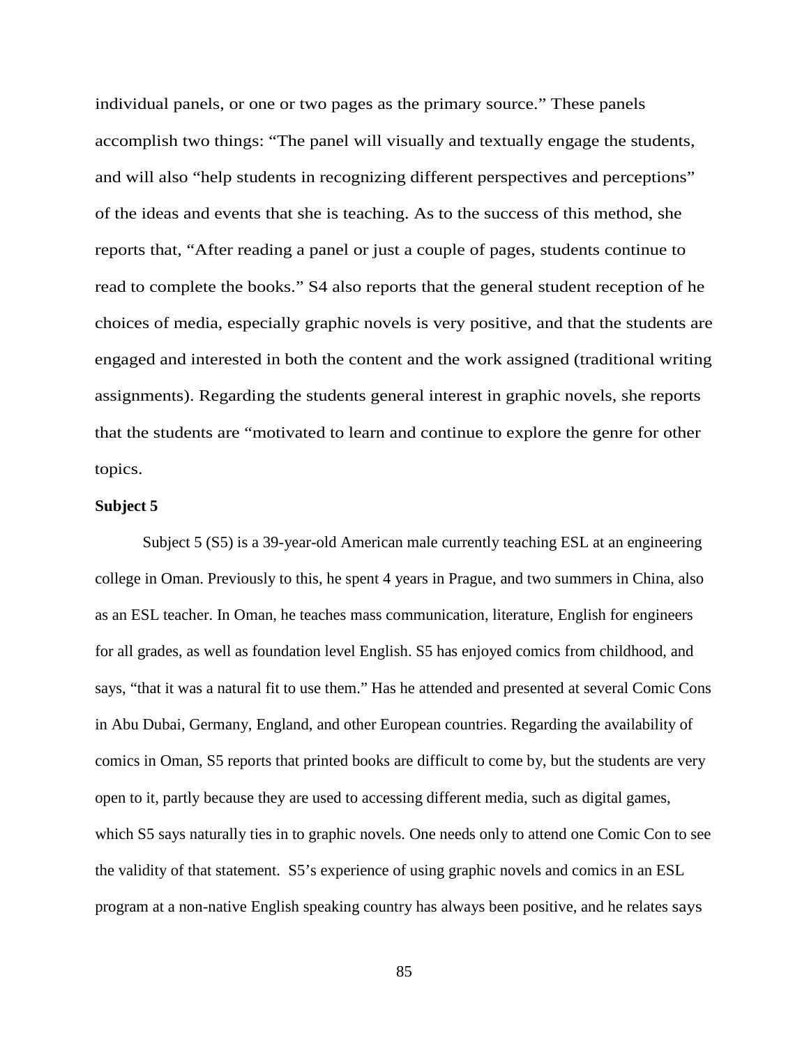individual panels, or one or two pages as the primary source." These panels accomplish two things: "The panel will visually and textually engage the students, and will also "help students in recognizing different perspectives and perceptions" of the ideas and events that she is teaching. As to the success of this method, she reports that, "After reading a panel or just a couple of pages, students continue to read to complete the books." S4 also reports that the general student reception of he choices of media, especially graphic novels is very positive, and that the students are engaged and interested in both the content and the work assigned (traditional writing assignments). Regarding the students general interest in graphic novels, she reports that the students are "motivated to learn and continue to explore the genre for other topics.

**Subject 5**

Subject 5 (S5) is a 39-year-old American male currently teaching ESL at an engineering college in Oman. Previously to this, he spent 4 years in Prague, and two summers in China, also as an ESL teacher. In Oman, he teaches mass communication, literature, English for engineers for all grades, as well as foundation level English. S5 has enjoyed comics from childhood, and says, "that it was a natural fit to use them." Has he attended and presented at several Comic Cons in Abu Dubai, Germany, England, and other European countries. Regarding the availability of comics in Oman, S5 reports that printed books are difficult to come by, but the students are very open to it, partly because they are used to accessing different media, such as digital games, which S5 says naturally ties in to graphic novels. One needs only to attend one Comic Con to see the validity of that statement. S5's experience of using graphic novels and comics in an ESL program at a non-native English speaking country has always been positive, and he relates says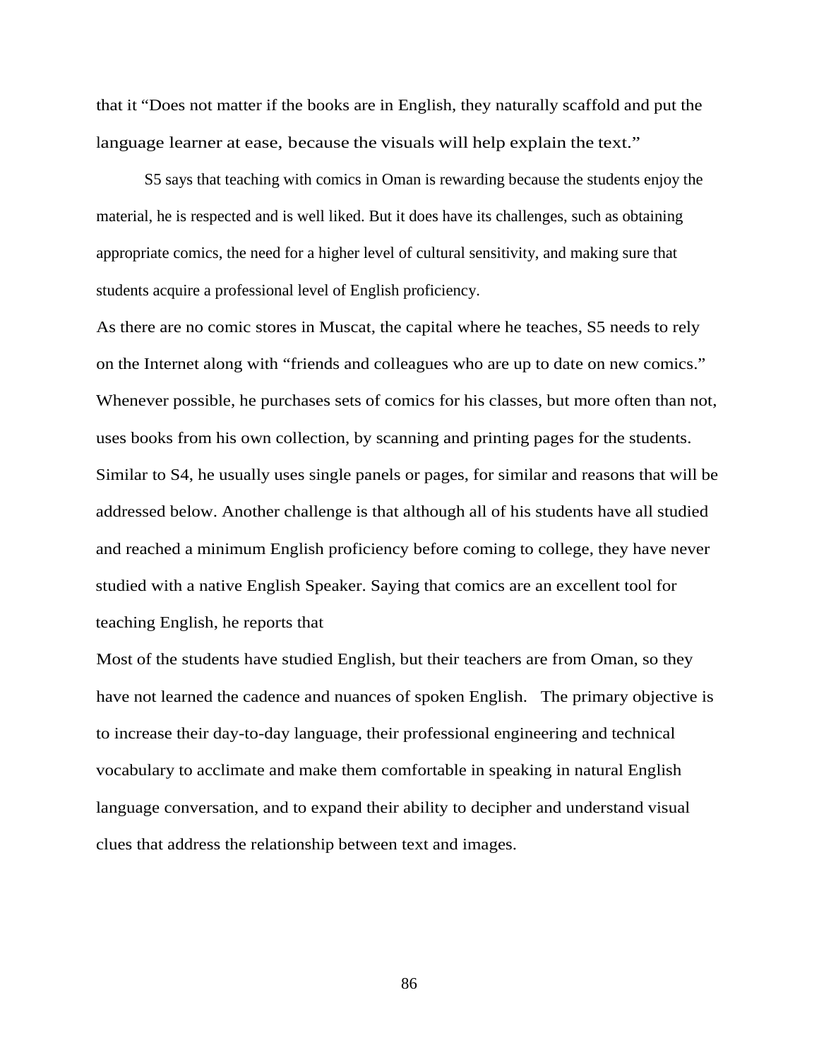that it "Does not matter if the books are in English, they naturally scaffold and put the language learner at ease, because the visuals will help explain the text."

S5 says that teaching with comics in Oman is rewarding because the students enjoy the material, he is respected and is well liked. But it does have its challenges, such as obtaining appropriate comics, the need for a higher level of cultural sensitivity, and making sure that students acquire a professional level of English proficiency.

As there are no comic stores in Muscat, the capital where he teaches, S5 needs to rely on the Internet along with "friends and colleagues who are up to date on new comics." Whenever possible, he purchases sets of comics for his classes, but more often than not, uses books from his own collection, by scanning and printing pages for the students. Similar to S4, he usually uses single panels or pages, for similar and reasons that will be addressed below. Another challenge is that although all of his students have all studied and reached a minimum English proficiency before coming to college, they have never studied with a native English Speaker. Saying that comics are an excellent tool for teaching English, he reports that

Most of the students have studied English, but their teachers are from Oman, so they have not learned the cadence and nuances of spoken English. The primary objective is to increase their day-to-day language, their professional engineering and technical vocabulary to acclimate and make them comfortable in speaking in natural English language conversation, and to expand their ability to decipher and understand visual clues that address the relationship between text and images.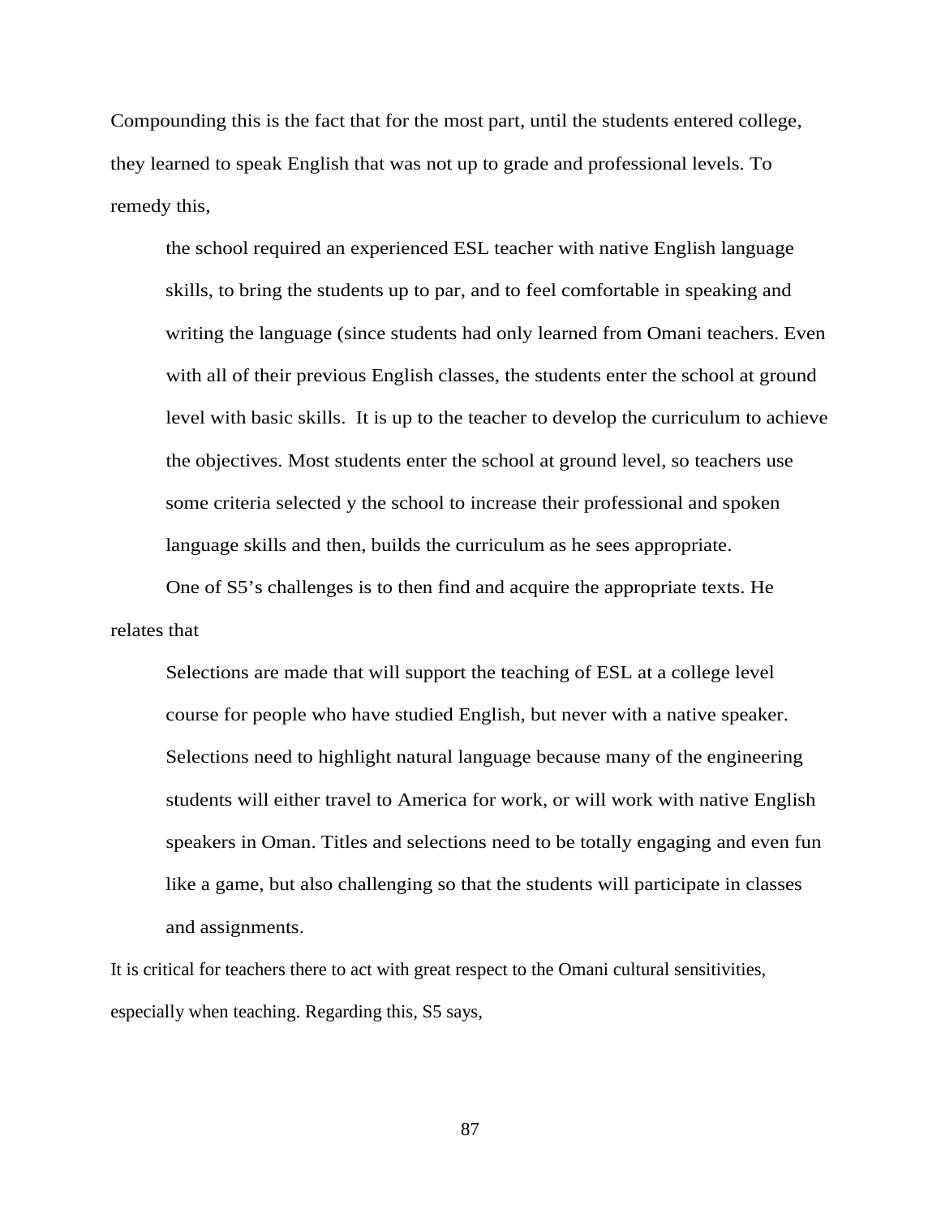Compounding this is the fact that for the most part, until the students entered college, they learned to speak English that was not up to grade and professional levels. To remedy this,

> the school required an experienced ESL teacher with native English language skills, to bring the students up to par, and to feel comfortable in speaking and writing the language (since students had only learned from Omani teachers. Even with all of their previous English classes, the students enter the school at ground level with basic skills. It is up to the teacher to develop the curriculum to achieve the objectives. Most students enter the school at ground level, so teachers use some criteria selected y the school to increase their professional and spoken language skills and then, builds the curriculum as he sees appropriate.

One of S5's challenges is to then find and acquire the appropriate texts. He relates that

> Selections are made that will support the teaching of ESL at a college level course for people who have studied English, but never with a native speaker. Selections need to highlight natural language because many of the engineering students will either travel to America for work, or will work with native English speakers in Oman. Titles and selections need to be totally engaging and even fun like a game, but also challenging so that the students will participate in classes and assignments.

It is critical for teachers there to act with great respect to the Omani cultural sensitivities, especially when teaching. Regarding this, S5 says,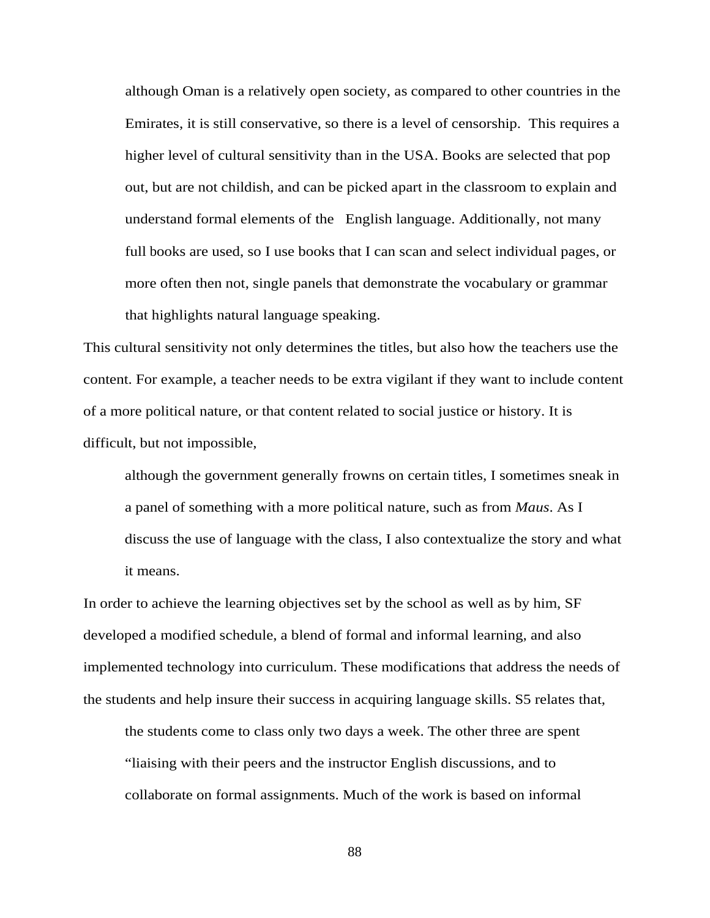> although Oman is a relatively open society, as compared to other countries in the Emirates, it is still conservative, so there is a level of censorship. This requires a higher level of cultural sensitivity than in the USA. Books are selected that pop out, but are not childish, and can be picked apart in the classroom to explain and understand formal elements of the English language. Additionally, not many full books are used, so I use books that I can scan and select individual pages, or more often then not, single panels that demonstrate the vocabulary or grammar that highlights natural language speaking.

This cultural sensitivity not only determines the titles, but also how the teachers use the content. For example, a teacher needs to be extra vigilant if they want to include content of a more political nature, or that content related to social justice or history. It is difficult, but not impossible,

> although the government generally frowns on certain titles, I sometimes sneak in a panel of something with a more political nature, such as from *Maus*. As I discuss the use of language with the class, I also contextualize the story and what it means.

In order to achieve the learning objectives set by the school as well as by him, SF developed a modified schedule, a blend of formal and informal learning, and also implemented technology into curriculum. These modifications that address the needs of the students and help insure their success in acquiring language skills. S5 relates that,

> the students come to class only two days a week. The other three are spent "liaising with their peers and the instructor English discussions, and to collaborate on formal assignments. Much of the work is based on informal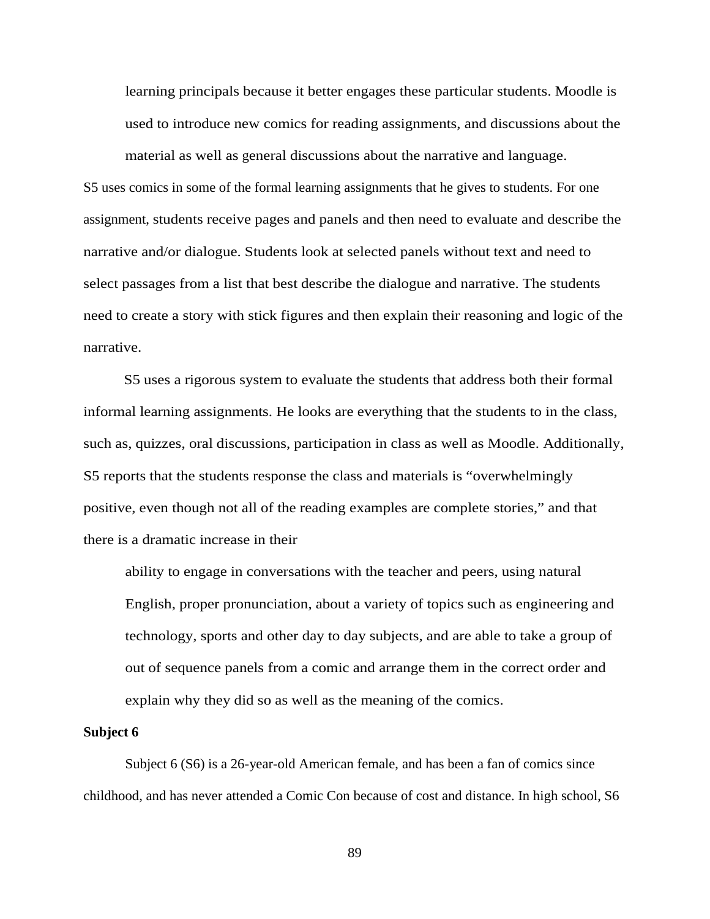> learning principals because it better engages these particular students. Moodle is used to introduce new comics for reading assignments, and discussions about the material as well as general discussions about the narrative and language.

S5 uses comics in some of the formal learning assignments that he gives to students. For one assignment, students receive pages and panels and then need to evaluate and describe the narrative and/or dialogue. Students look at selected panels without text and need to select passages from a list that best describe the dialogue and narrative. The students need to create a story with stick figures and then explain their reasoning and logic of the narrative.

S5 uses a rigorous system to evaluate the students that address both their formal informal learning assignments. He looks are everything that the students to in the class, such as, quizzes, oral discussions, participation in class as well as Moodle. Additionally, S5 reports that the students response the class and materials is "overwhelmingly positive, even though not all of the reading examples are complete stories," and that there is a dramatic increase in their

> ability to engage in conversations with the teacher and peers, using natural English, proper pronunciation, about a variety of topics such as engineering and technology, sports and other day to day subjects, and are able to take a group of out of sequence panels from a comic and arrange them in the correct order and explain why they did so as well as the meaning of the comics.

**Subject 6**

Subject 6 (S6) is a 26-year-old American female, and has been a fan of comics since childhood, and has never attended a Comic Con because of cost and distance. In high school, S6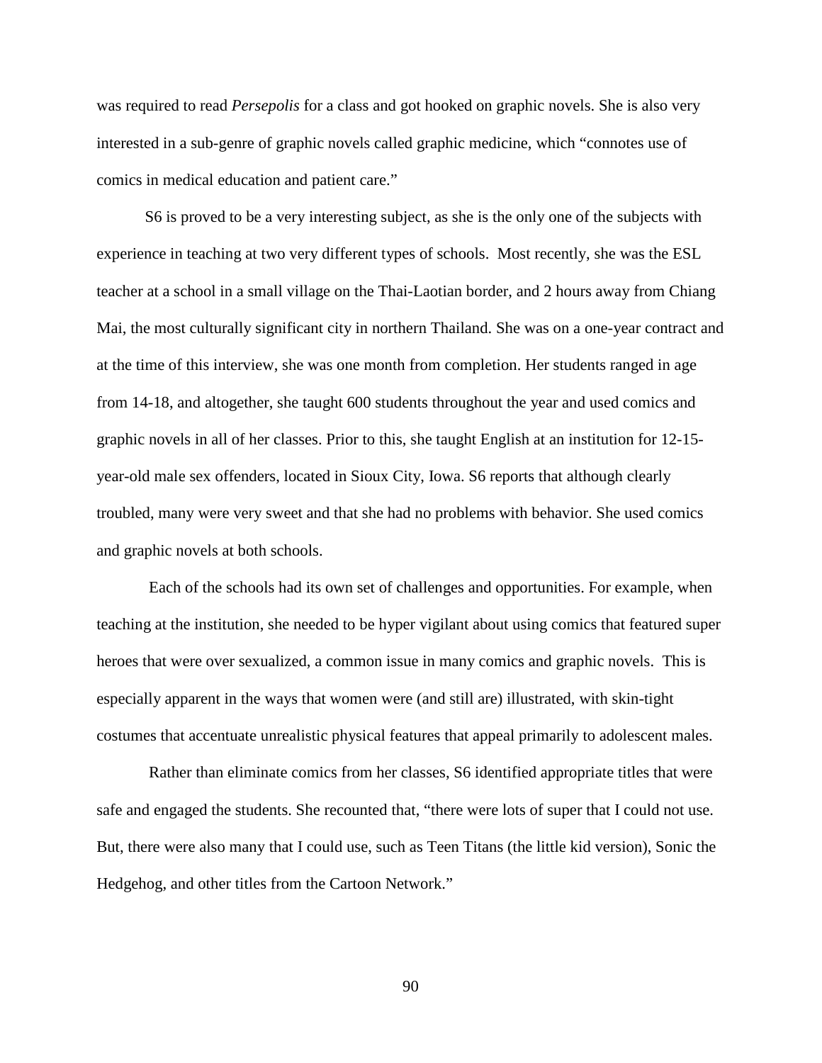was required to read *Persepolis* for a class and got hooked on graphic novels. She is also very interested in a sub-genre of graphic novels called graphic medicine, which "connotes use of comics in medical education and patient care."

S6 is proved to be a very interesting subject, as she is the only one of the subjects with experience in teaching at two very different types of schools. Most recently, she was the ESL teacher at a school in a small village on the Thai-Laotian border, and 2 hours away from Chiang Mai, the most culturally significant city in northern Thailand. She was on a one-year contract and at the time of this interview, she was one month from completion. Her students ranged in age from 14-18, and altogether, she taught 600 students throughout the year and used comics and graphic novels in all of her classes. Prior to this, she taught English at an institution for 12-15-year-old male sex offenders, located in Sioux City, Iowa. S6 reports that although clearly troubled, many were very sweet and that she had no problems with behavior. She used comics and graphic novels at both schools.

Each of the schools had its own set of challenges and opportunities. For example, when teaching at the institution, she needed to be hyper vigilant about using comics that featured super heroes that were over sexualized, a common issue in many comics and graphic novels. This is especially apparent in the ways that women were (and still are) illustrated, with skin-tight costumes that accentuate unrealistic physical features that appeal primarily to adolescent males.

Rather than eliminate comics from her classes, S6 identified appropriate titles that were safe and engaged the students. She recounted that, "there were lots of super that I could not use. But, there were also many that I could use, such as Teen Titans (the little kid version), Sonic the Hedgehog, and other titles from the Cartoon Network."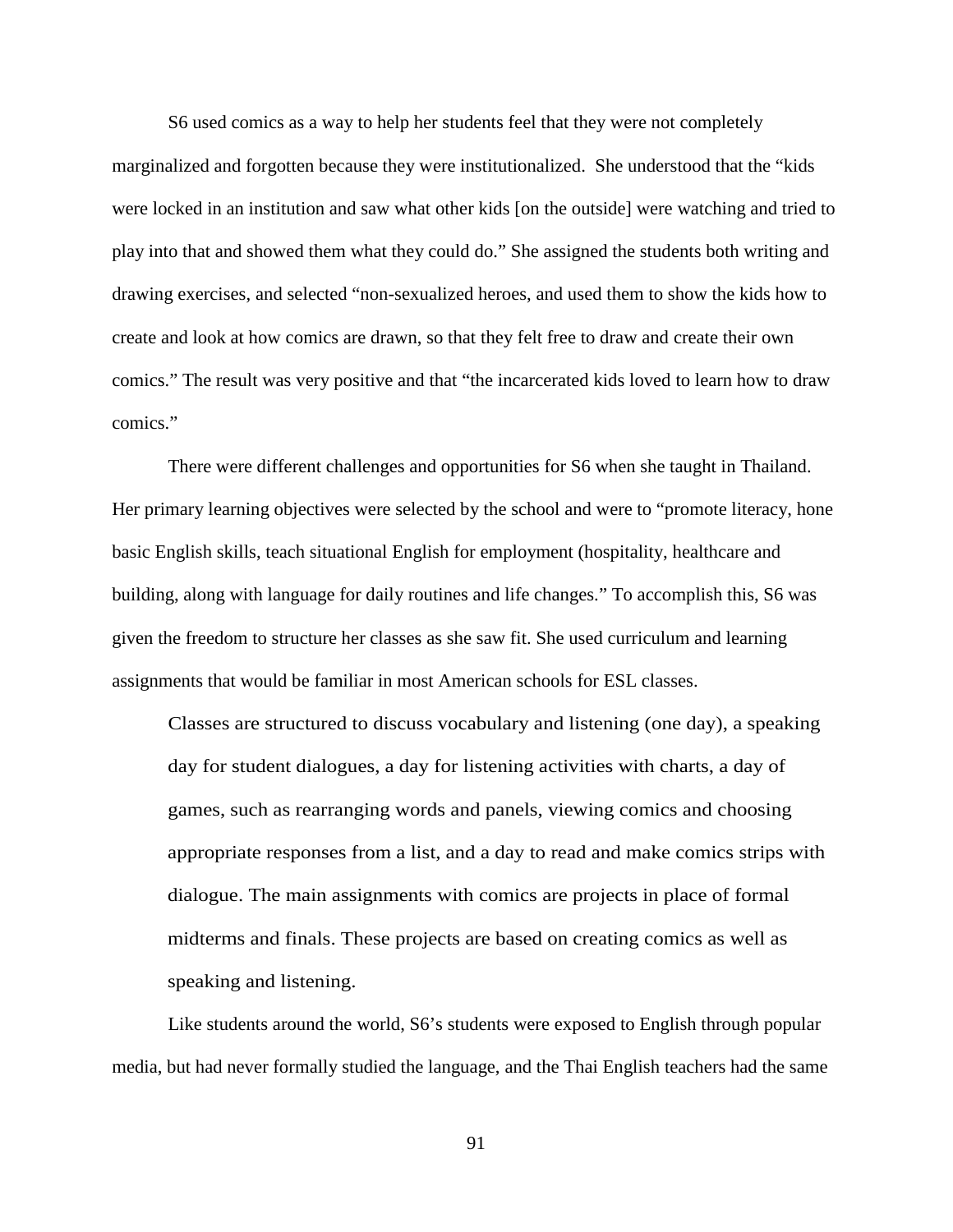S6 used comics as a way to help her students feel that they were not completely marginalized and forgotten because they were institutionalized. She understood that the "kids were locked in an institution and saw what other kids [on the outside] were watching and tried to play into that and showed them what they could do." She assigned the students both writing and drawing exercises, and selected "non-sexualized heroes, and used them to show the kids how to create and look at how comics are drawn, so that they felt free to draw and create their own comics." The result was very positive and that "the incarcerated kids loved to learn how to draw comics."

There were different challenges and opportunities for S6 when she taught in Thailand. Her primary learning objectives were selected by the school and were to "promote literacy, hone basic English skills, teach situational English for employment (hospitality, healthcare and building, along with language for daily routines and life changes." To accomplish this, S6 was given the freedom to structure her classes as she saw fit. She used curriculum and learning assignments that would be familiar in most American schools for ESL classes.

> Classes are structured to discuss vocabulary and listening (one day), a speaking day for student dialogues, a day for listening activities with charts, a day of games, such as rearranging words and panels, viewing comics and choosing appropriate responses from a list, and a day to read and make comics strips with dialogue. The main assignments with comics are projects in place of formal midterms and finals. These projects are based on creating comics as well as speaking and listening.

Like students around the world, S6's students were exposed to English through popular media, but had never formally studied the language, and the Thai English teachers had the same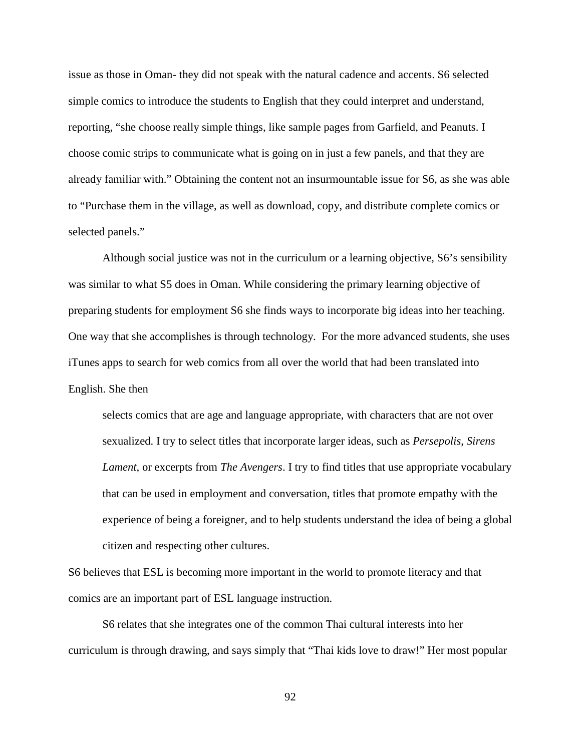issue as those in Oman- they did not speak with the natural cadence and accents. S6 selected simple comics to introduce the students to English that they could interpret and understand, reporting, "she choose really simple things, like sample pages from Garfield, and Peanuts. I choose comic strips to communicate what is going on in just a few panels, and that they are already familiar with." Obtaining the content not an insurmountable issue for S6, as she was able to "Purchase them in the village, as well as download, copy, and distribute complete comics or selected panels."

Although social justice was not in the curriculum or a learning objective, S6's sensibility was similar to what S5 does in Oman. While considering the primary learning objective of preparing students for employment S6 she finds ways to incorporate big ideas into her teaching. One way that she accomplishes is through technology. For the more advanced students, she uses iTunes apps to search for web comics from all over the world that had been translated into English. She then

> selects comics that are age and language appropriate, with characters that are not over sexualized. I try to select titles that incorporate larger ideas, such as *Persepolis*, *Sirens Lament*, or excerpts from *The Avengers*. I try to find titles that use appropriate vocabulary that can be used in employment and conversation, titles that promote empathy with the experience of being a foreigner, and to help students understand the idea of being a global citizen and respecting other cultures.

S6 believes that ESL is becoming more important in the world to promote literacy and that comics are an important part of ESL language instruction.

S6 relates that she integrates one of the common Thai cultural interests into her curriculum is through drawing, and says simply that "Thai kids love to draw!" Her most popular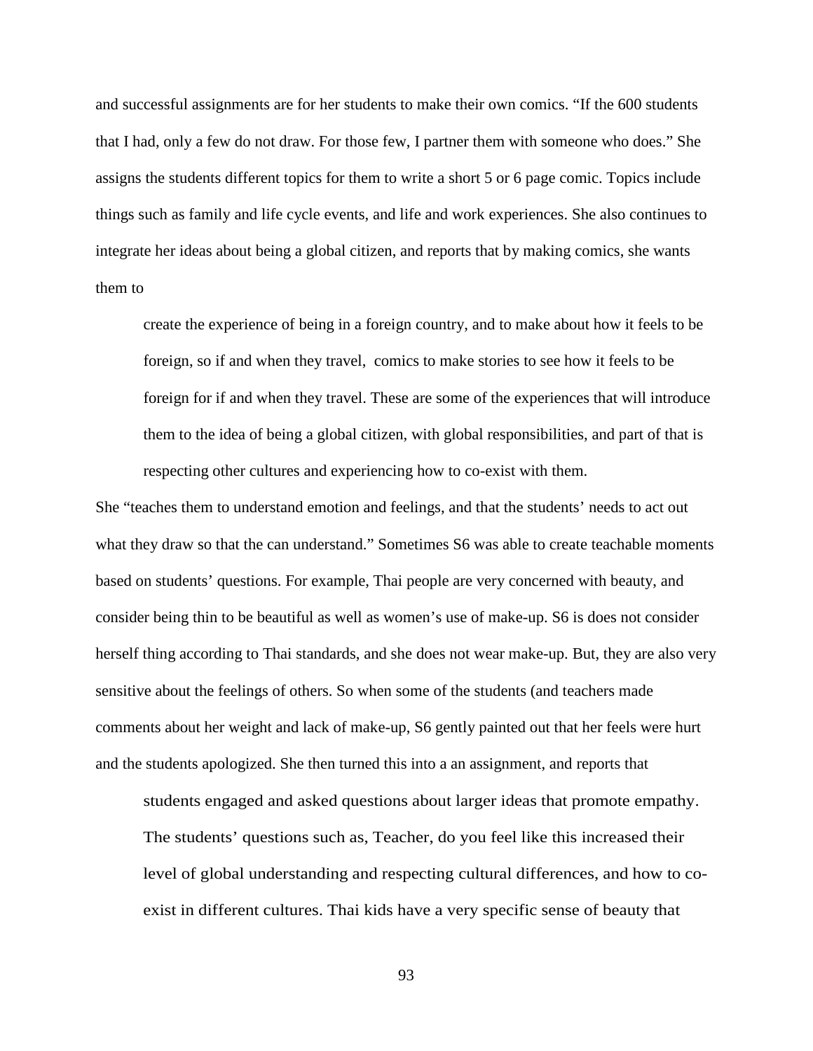and successful assignments are for her students to make their own comics. “If the 600 students that I had, only a few do not draw. For those few, I partner them with someone who does.” She assigns the students different topics for them to write a short 5 or 6 page comic. Topics include things such as family and life cycle events, and life and work experiences. She also continues to integrate her ideas about being a global citizen, and reports that by making comics, she wants them to

> create the experience of being in a foreign country, and to make about how it feels to be foreign, so if and when they travel,  comics to make stories to see how it feels to be foreign for if and when they travel. These are some of the experiences that will introduce them to the idea of being a global citizen, with global responsibilities, and part of that is respecting other cultures and experiencing how to co-exist with them.

She “teaches them to understand emotion and feelings, and that the students’ needs to act out what they draw so that the can understand.” Sometimes S6 was able to create teachable moments based on students’ questions. For example, Thai people are very concerned with beauty, and consider being thin to be beautiful as well as women’s use of make-up. S6 is does not consider herself thing according to Thai standards, and she does not wear make-up. But, they are also very sensitive about the feelings of others. So when some of the students (and teachers made comments about her weight and lack of make-up, S6 gently painted out that her feels were hurt and the students apologized. She then turned this into a an assignment, and reports that

> students engaged and asked questions about larger ideas that promote empathy. The students’ questions such as, Teacher, do you feel like this increased their level of global understanding and respecting cultural differences, and how to co-exist in different cultures. Thai kids have a very specific sense of beauty that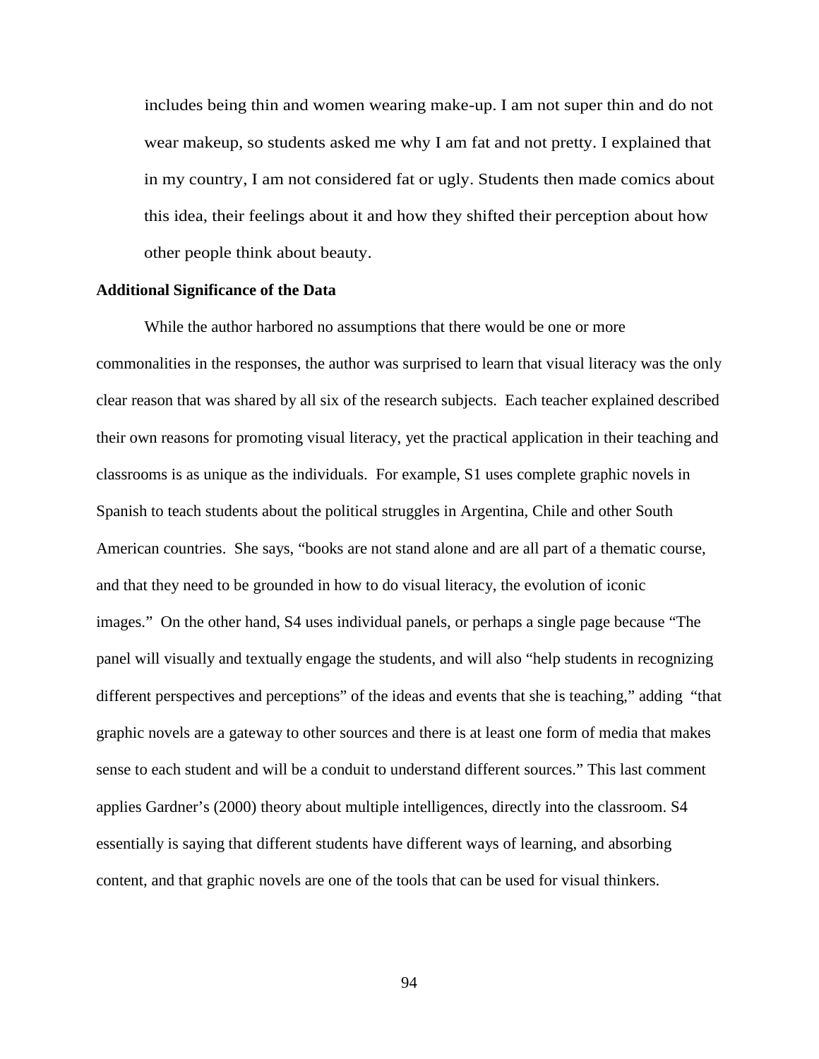> includes being thin and women wearing make-up. I am not super thin and do not wear makeup, so students asked me why I am fat and not pretty. I explained that in my country, I am not considered fat or ugly. Students then made comics about this idea, their feelings about it and how they shifted their perception about how other people think about beauty.

**Additional Significance of the Data**

While the author harbored no assumptions that there would be one or more commonalities in the responses, the author was surprised to learn that visual literacy was the only clear reason that was shared by all six of the research subjects. Each teacher explained described their own reasons for promoting visual literacy, yet the practical application in their teaching and classrooms is as unique as the individuals. For example, S1 uses complete graphic novels in Spanish to teach students about the political struggles in Argentina, Chile and other South American countries. She says, "books are not stand alone and are all part of a thematic course, and that they need to be grounded in how to do visual literacy, the evolution of iconic images." On the other hand, S4 uses individual panels, or perhaps a single page because "The panel will visually and textually engage the students, and will also "help students in recognizing different perspectives and perceptions" of the ideas and events that she is teaching," adding "that graphic novels are a gateway to other sources and there is at least one form of media that makes sense to each student and will be a conduit to understand different sources." This last comment applies Gardner's (2000) theory about multiple intelligences, directly into the classroom. S4 essentially is saying that different students have different ways of learning, and absorbing content, and that graphic novels are one of the tools that can be used for visual thinkers.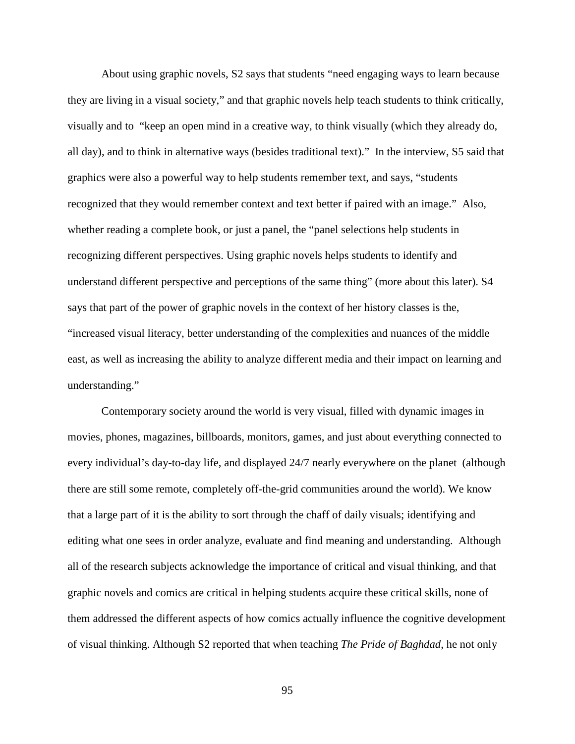About using graphic novels, S2 says that students "need engaging ways to learn because they are living in a visual society," and that graphic novels help teach students to think critically, visually and to "keep an open mind in a creative way, to think visually (which they already do, all day), and to think in alternative ways (besides traditional text)." In the interview, S5 said that graphics were also a powerful way to help students remember text, and says, "students recognized that they would remember context and text better if paired with an image." Also, whether reading a complete book, or just a panel, the "panel selections help students in recognizing different perspectives. Using graphic novels helps students to identify and understand different perspective and perceptions of the same thing" (more about this later). S4 says that part of the power of graphic novels in the context of her history classes is the, "increased visual literacy, better understanding of the complexities and nuances of the middle east, as well as increasing the ability to analyze different media and their impact on learning and understanding."

Contemporary society around the world is very visual, filled with dynamic images in movies, phones, magazines, billboards, monitors, games, and just about everything connected to every individual's day-to-day life, and displayed 24/7 nearly everywhere on the planet (although there are still some remote, completely off-the-grid communities around the world). We know that a large part of it is the ability to sort through the chaff of daily visuals; identifying and editing what one sees in order analyze, evaluate and find meaning and understanding. Although all of the research subjects acknowledge the importance of critical and visual thinking, and that graphic novels and comics are critical in helping students acquire these critical skills, none of them addressed the different aspects of how comics actually influence the cognitive development of visual thinking. Although S2 reported that when teaching *The Pride of Baghdad*, he not only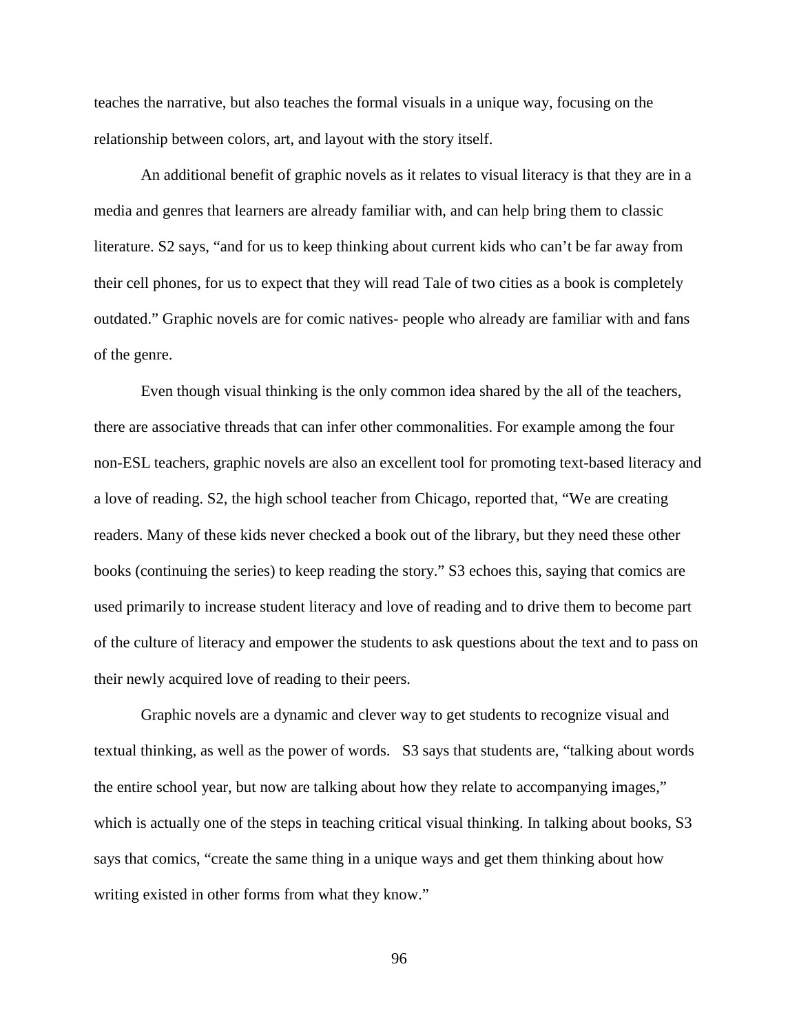teaches the narrative, but also teaches the formal visuals in a unique way, focusing on the relationship between colors, art, and layout with the story itself.

An additional benefit of graphic novels as it relates to visual literacy is that they are in a media and genres that learners are already familiar with, and can help bring them to classic literature. S2 says, "and for us to keep thinking about current kids who can't be far away from their cell phones, for us to expect that they will read Tale of two cities as a book is completely outdated." Graphic novels are for comic natives- people who already are familiar with and fans of the genre.

Even though visual thinking is the only common idea shared by the all of the teachers, there are associative threads that can infer other commonalities. For example among the four non-ESL teachers, graphic novels are also an excellent tool for promoting text-based literacy and a love of reading. S2, the high school teacher from Chicago, reported that, "We are creating readers. Many of these kids never checked a book out of the library, but they need these other books (continuing the series) to keep reading the story." S3 echoes this, saying that comics are used primarily to increase student literacy and love of reading and to drive them to become part of the culture of literacy and empower the students to ask questions about the text and to pass on their newly acquired love of reading to their peers.

Graphic novels are a dynamic and clever way to get students to recognize visual and textual thinking, as well as the power of words. S3 says that students are, "talking about words the entire school year, but now are talking about how they relate to accompanying images," which is actually one of the steps in teaching critical visual thinking. In talking about books, S3 says that comics, "create the same thing in a unique ways and get them thinking about how writing existed in other forms from what they know."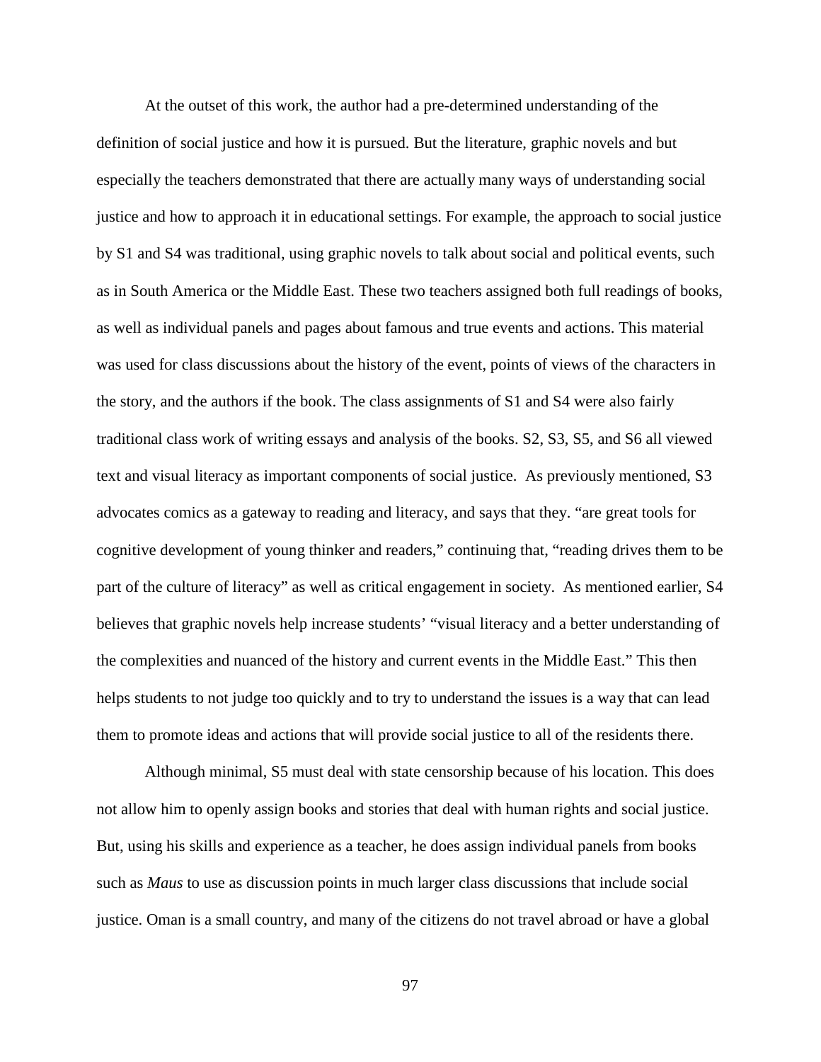At the outset of this work, the author had a pre-determined understanding of the definition of social justice and how it is pursued. But the literature, graphic novels and but especially the teachers demonstrated that there are actually many ways of understanding social justice and how to approach it in educational settings. For example, the approach to social justice by S1 and S4 was traditional, using graphic novels to talk about social and political events, such as in South America or the Middle East. These two teachers assigned both full readings of books, as well as individual panels and pages about famous and true events and actions. This material was used for class discussions about the history of the event, points of views of the characters in the story, and the authors if the book. The class assignments of S1 and S4 were also fairly traditional class work of writing essays and analysis of the books. S2, S3, S5, and S6 all viewed text and visual literacy as important components of social justice. As previously mentioned, S3 advocates comics as a gateway to reading and literacy, and says that they. "are great tools for cognitive development of young thinker and readers," continuing that, "reading drives them to be part of the culture of literacy" as well as critical engagement in society. As mentioned earlier, S4 believes that graphic novels help increase students' "visual literacy and a better understanding of the complexities and nuanced of the history and current events in the Middle East." This then helps students to not judge too quickly and to try to understand the issues is a way that can lead them to promote ideas and actions that will provide social justice to all of the residents there.

Although minimal, S5 must deal with state censorship because of his location. This does not allow him to openly assign books and stories that deal with human rights and social justice. But, using his skills and experience as a teacher, he does assign individual panels from books such as *Maus* to use as discussion points in much larger class discussions that include social justice. Oman is a small country, and many of the citizens do not travel abroad or have a global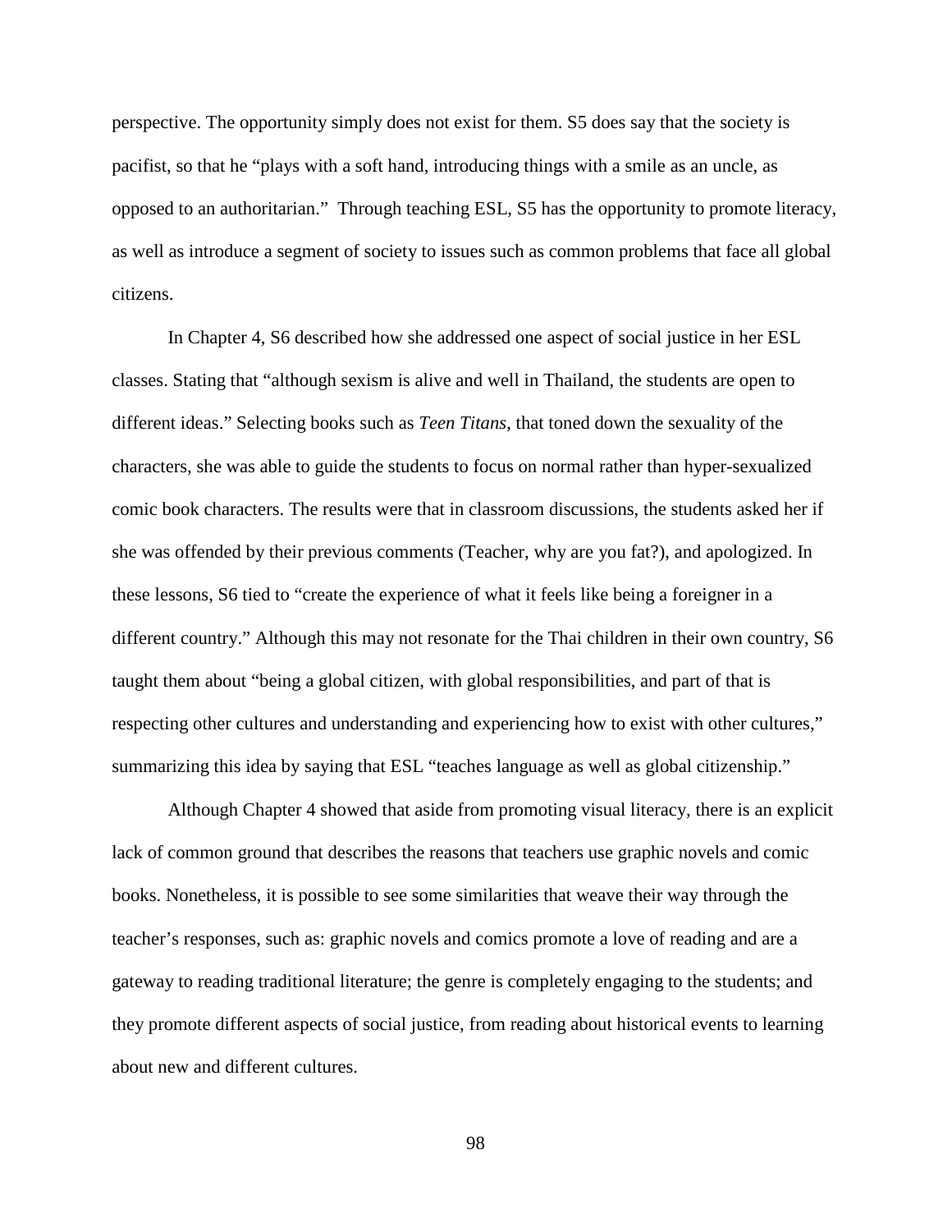perspective. The opportunity simply does not exist for them. S5 does say that the society is pacifist, so that he "plays with a soft hand, introducing things with a smile as an uncle, as opposed to an authoritarian." Through teaching ESL, S5 has the opportunity to promote literacy, as well as introduce a segment of society to issues such as common problems that face all global citizens.

In Chapter 4, S6 described how she addressed one aspect of social justice in her ESL classes. Stating that "although sexism is alive and well in Thailand, the students are open to different ideas." Selecting books such as *Teen Titans*, that toned down the sexuality of the characters, she was able to guide the students to focus on normal rather than hyper-sexualized comic book characters. The results were that in classroom discussions, the students asked her if she was offended by their previous comments (Teacher, why are you fat?), and apologized. In these lessons, S6 tied to "create the experience of what it feels like being a foreigner in a different country." Although this may not resonate for the Thai children in their own country, S6 taught them about "being a global citizen, with global responsibilities, and part of that is respecting other cultures and understanding and experiencing how to exist with other cultures," summarizing this idea by saying that ESL "teaches language as well as global citizenship."

Although Chapter 4 showed that aside from promoting visual literacy, there is an explicit lack of common ground that describes the reasons that teachers use graphic novels and comic books. Nonetheless, it is possible to see some similarities that weave their way through the teacher's responses, such as: graphic novels and comics promote a love of reading and are a gateway to reading traditional literature; the genre is completely engaging to the students; and they promote different aspects of social justice, from reading about historical events to learning about new and different cultures.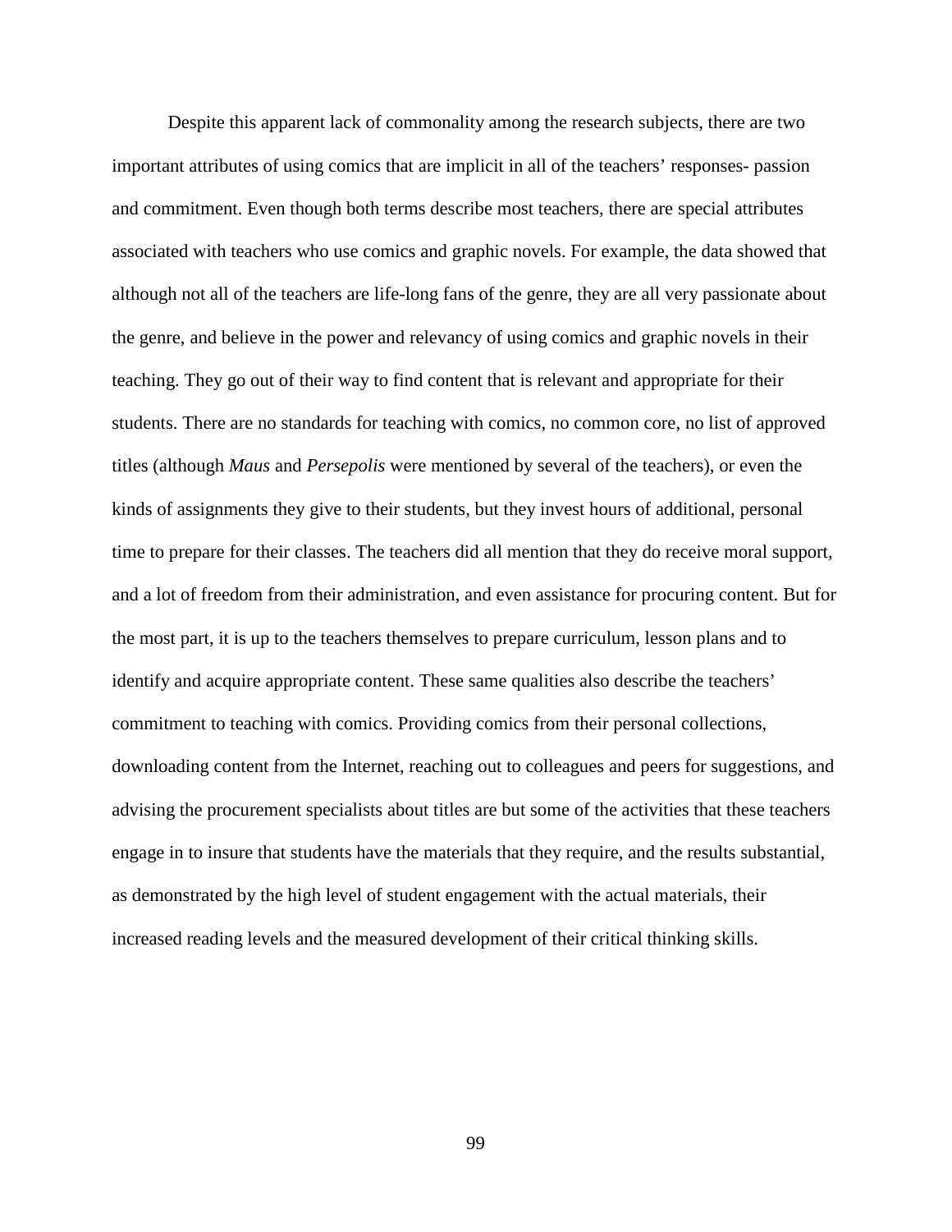Despite this apparent lack of commonality among the research subjects, there are two important attributes of using comics that are implicit in all of the teachers' responses- passion and commitment. Even though both terms describe most teachers, there are special attributes associated with teachers who use comics and graphic novels. For example, the data showed that although not all of the teachers are life-long fans of the genre, they are all very passionate about the genre, and believe in the power and relevancy of using comics and graphic novels in their teaching. They go out of their way to find content that is relevant and appropriate for their students. There are no standards for teaching with comics, no common core, no list of approved titles (although *Maus* and *Persepolis* were mentioned by several of the teachers), or even the kinds of assignments they give to their students, but they invest hours of additional, personal time to prepare for their classes. The teachers did all mention that they do receive moral support, and a lot of freedom from their administration, and even assistance for procuring content. But for the most part, it is up to the teachers themselves to prepare curriculum, lesson plans and to identify and acquire appropriate content. These same qualities also describe the teachers' commitment to teaching with comics. Providing comics from their personal collections, downloading content from the Internet, reaching out to colleagues and peers for suggestions, and advising the procurement specialists about titles are but some of the activities that these teachers engage in to insure that students have the materials that they require, and the results substantial, as demonstrated by the high level of student engagement with the actual materials, their increased reading levels and the measured development of their critical thinking skills.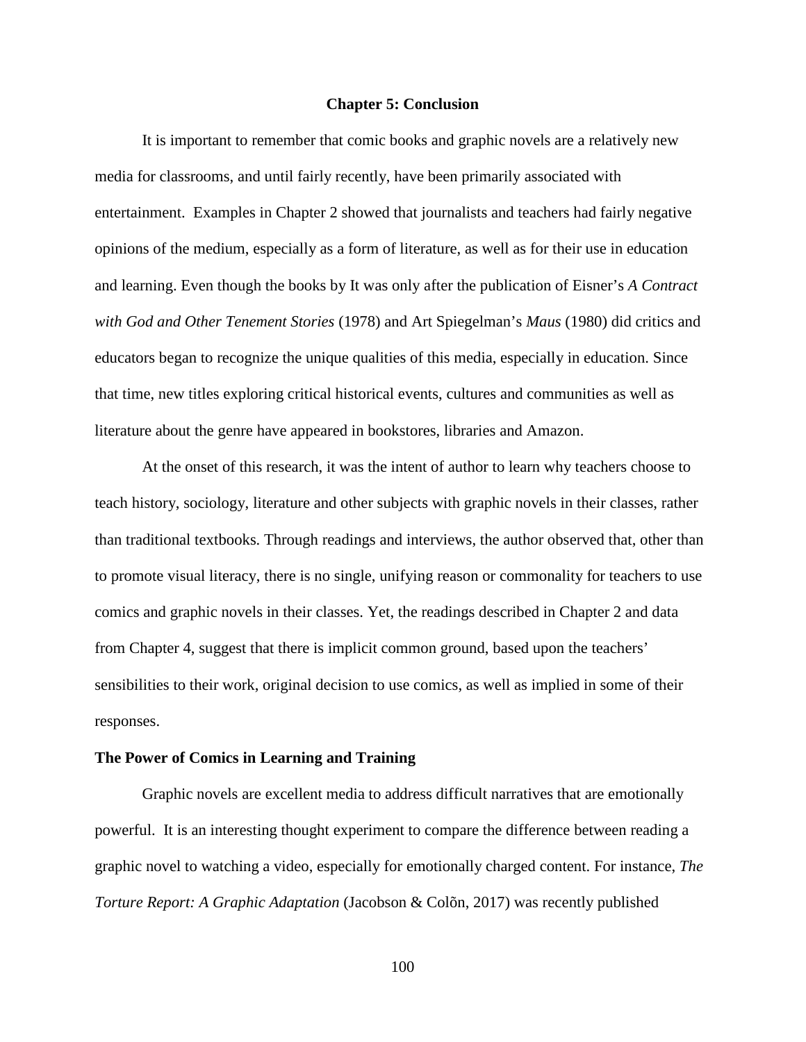## Chapter 5: Conclusion

It is important to remember that comic books and graphic novels are a relatively new media for classrooms, and until fairly recently, have been primarily associated with entertainment. Examples in Chapter 2 showed that journalists and teachers had fairly negative opinions of the medium, especially as a form of literature, as well as for their use in education and learning. Even though the books by It was only after the publication of Eisner's *A Contract with God and Other Tenement Stories* (1978) and Art Spiegelman's *Maus* (1980) did critics and educators began to recognize the unique qualities of this media, especially in education. Since that time, new titles exploring critical historical events, cultures and communities as well as literature about the genre have appeared in bookstores, libraries and Amazon.

At the onset of this research, it was the intent of author to learn why teachers choose to teach history, sociology, literature and other subjects with graphic novels in their classes, rather than traditional textbooks. Through readings and interviews, the author observed that, other than to promote visual literacy, there is no single, unifying reason or commonality for teachers to use comics and graphic novels in their classes. Yet, the readings described in Chapter 2 and data from Chapter 4, suggest that there is implicit common ground, based upon the teachers' sensibilities to their work, original decision to use comics, as well as implied in some of their responses.

### The Power of Comics in Learning and Training

Graphic novels are excellent media to address difficult narratives that are emotionally powerful. It is an interesting thought experiment to compare the difference between reading a graphic novel to watching a video, especially for emotionally charged content. For instance, *The Torture Report: A Graphic Adaptation* (Jacobson & Colõn, 2017) was recently published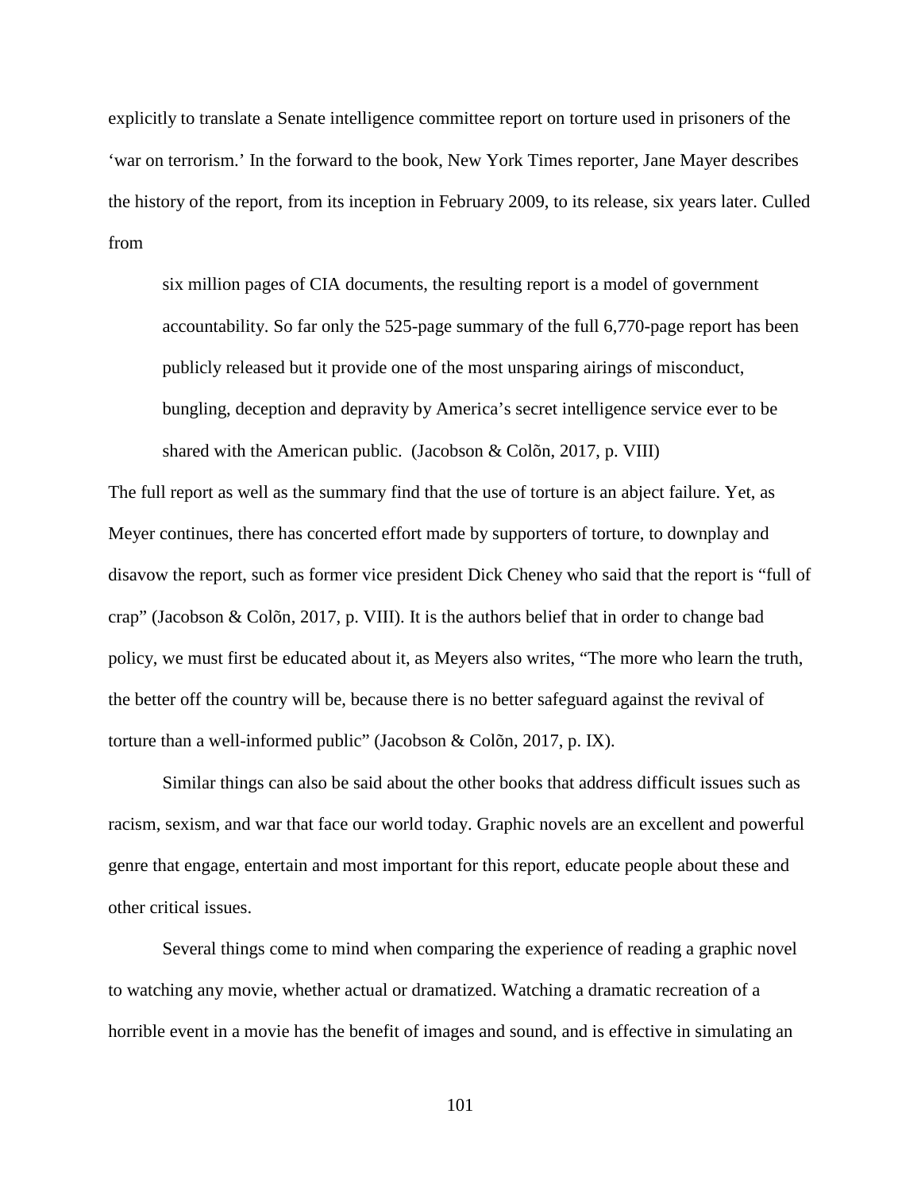explicitly to translate a Senate intelligence committee report on torture used in prisoners of the 'war on terrorism.' In the forward to the book, New York Times reporter, Jane Mayer describes the history of the report, from its inception in February 2009, to its release, six years later. Culled from

> six million pages of CIA documents, the resulting report is a model of government accountability. So far only the 525-page summary of the full 6,770-page report has been publicly released but it provide one of the most unsparing airings of misconduct, bungling, deception and depravity by America's secret intelligence service ever to be shared with the American public. (Jacobson & Colõn, 2017, p. VIII)

The full report as well as the summary find that the use of torture is an abject failure. Yet, as Meyer continues, there has concerted effort made by supporters of torture, to downplay and disavow the report, such as former vice president Dick Cheney who said that the report is "full of crap" (Jacobson & Colõn, 2017, p. VIII). It is the authors belief that in order to change bad policy, we must first be educated about it, as Meyers also writes, "The more who learn the truth, the better off the country will be, because there is no better safeguard against the revival of torture than a well-informed public" (Jacobson & Colõn, 2017, p. IX).

Similar things can also be said about the other books that address difficult issues such as racism, sexism, and war that face our world today. Graphic novels are an excellent and powerful genre that engage, entertain and most important for this report, educate people about these and other critical issues.

Several things come to mind when comparing the experience of reading a graphic novel to watching any movie, whether actual or dramatized. Watching a dramatic recreation of a horrible event in a movie has the benefit of images and sound, and is effective in simulating an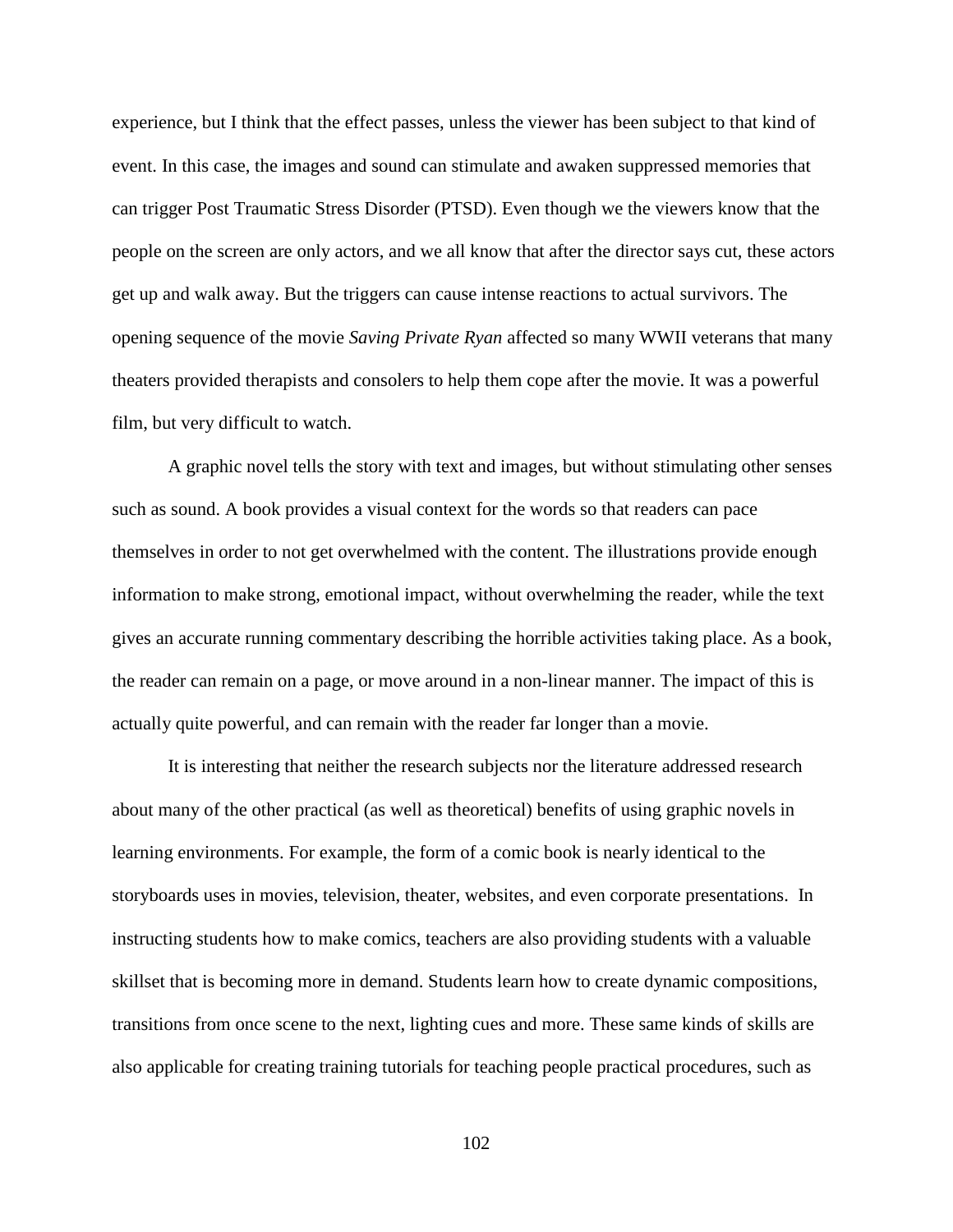experience, but I think that the effect passes, unless the viewer has been subject to that kind of event. In this case, the images and sound can stimulate and awaken suppressed memories that can trigger Post Traumatic Stress Disorder (PTSD). Even though we the viewers know that the people on the screen are only actors, and we all know that after the director says cut, these actors get up and walk away. But the triggers can cause intense reactions to actual survivors. The opening sequence of the movie *Saving Private Ryan* affected so many WWII veterans that many theaters provided therapists and consolers to help them cope after the movie. It was a powerful film, but very difficult to watch.

A graphic novel tells the story with text and images, but without stimulating other senses such as sound. A book provides a visual context for the words so that readers can pace themselves in order to not get overwhelmed with the content. The illustrations provide enough information to make strong, emotional impact, without overwhelming the reader, while the text gives an accurate running commentary describing the horrible activities taking place. As a book, the reader can remain on a page, or move around in a non-linear manner. The impact of this is actually quite powerful, and can remain with the reader far longer than a movie.

It is interesting that neither the research subjects nor the literature addressed research about many of the other practical (as well as theoretical) benefits of using graphic novels in learning environments. For example, the form of a comic book is nearly identical to the storyboards uses in movies, television, theater, websites, and even corporate presentations. In instructing students how to make comics, teachers are also providing students with a valuable skillset that is becoming more in demand. Students learn how to create dynamic compositions, transitions from once scene to the next, lighting cues and more. These same kinds of skills are also applicable for creating training tutorials for teaching people practical procedures, such as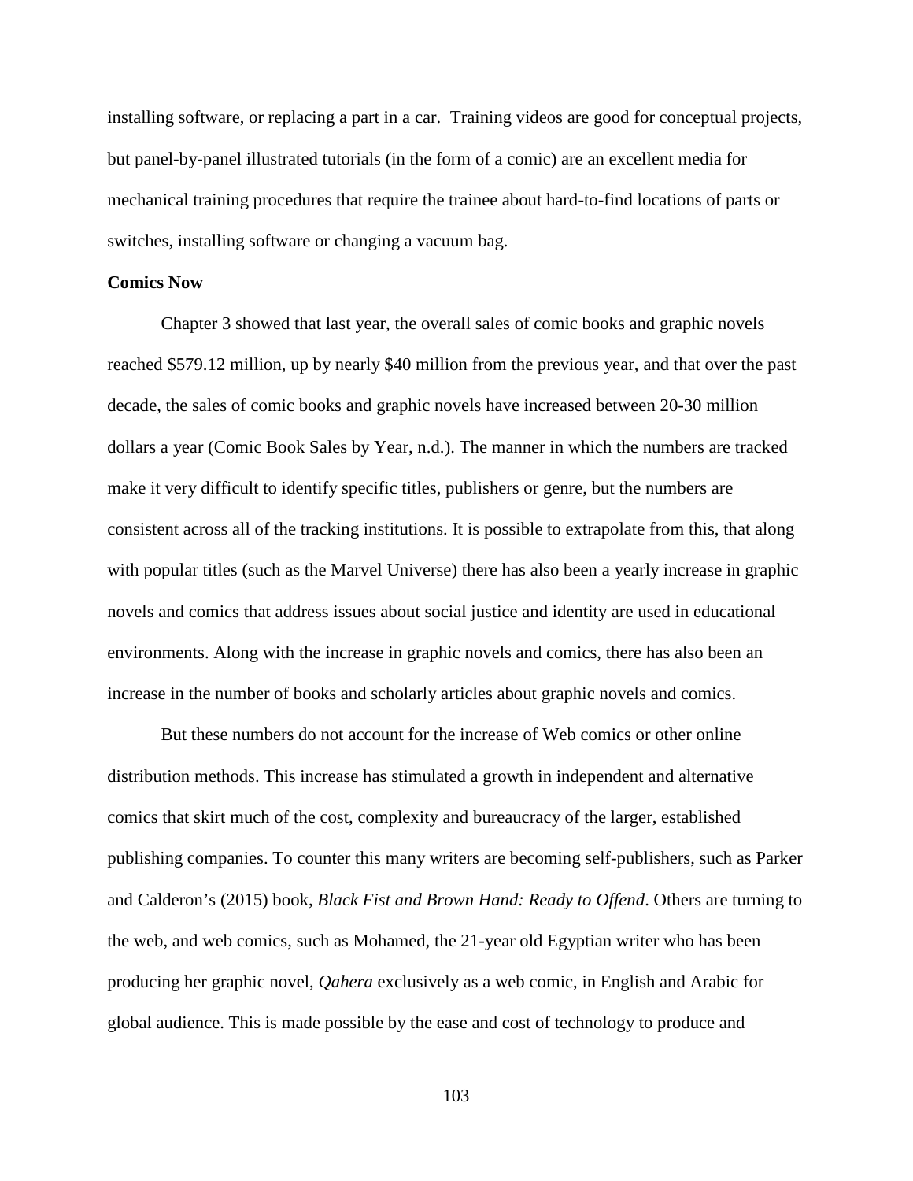installing software, or replacing a part in a car.  Training videos are good for conceptual projects, but panel-by-panel illustrated tutorials (in the form of a comic) are an excellent media for mechanical training procedures that require the trainee about hard-to-find locations of parts or switches, installing software or changing a vacuum bag.

**Comics Now**

Chapter 3 showed that last year, the overall sales of comic books and graphic novels reached $579.12 million, up by nearly $40 million from the previous year, and that over the past decade, the sales of comic books and graphic novels have increased between 20-30 million dollars a year (Comic Book Sales by Year, n.d.). The manner in which the numbers are tracked make it very difficult to identify specific titles, publishers or genre, but the numbers are consistent across all of the tracking institutions. It is possible to extrapolate from this, that along with popular titles (such as the Marvel Universe) there has also been a yearly increase in graphic novels and comics that address issues about social justice and identity are used in educational environments. Along with the increase in graphic novels and comics, there has also been an increase in the number of books and scholarly articles about graphic novels and comics.

But these numbers do not account for the increase of Web comics or other online distribution methods. This increase has stimulated a growth in independent and alternative comics that skirt much of the cost, complexity and bureaucracy of the larger, established publishing companies. To counter this many writers are becoming self-publishers, such as Parker and Calderon's (2015) book, *Black Fist and Brown Hand: Ready to Offend*. Others are turning to the web, and web comics, such as Mohamed, the 21-year old Egyptian writer who has been producing her graphic novel, *Qahera* exclusively as a web comic, in English and Arabic for global audience. This is made possible by the ease and cost of technology to produce and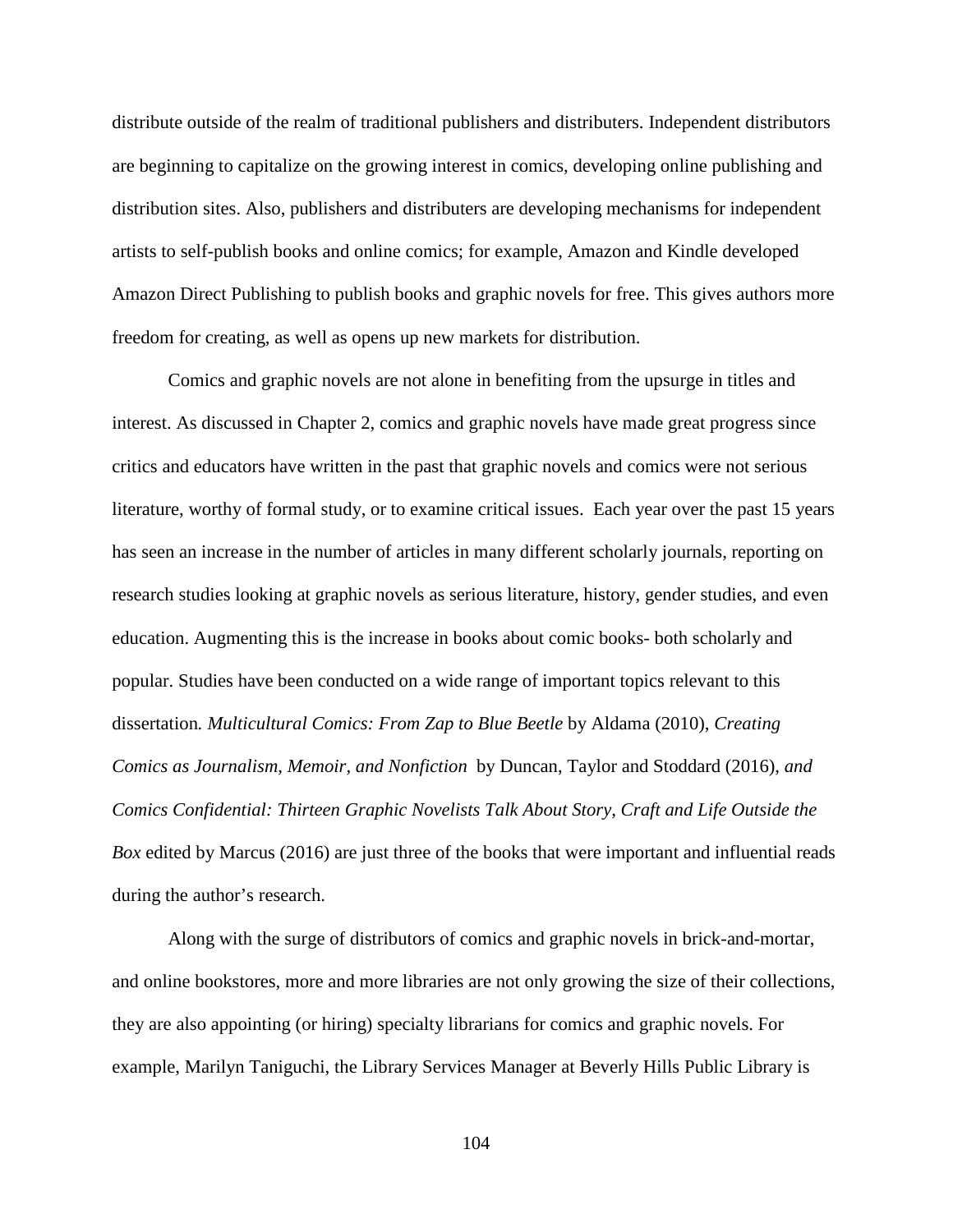distribute outside of the realm of traditional publishers and distributers. Independent distributors are beginning to capitalize on the growing interest in comics, developing online publishing and distribution sites. Also, publishers and distributers are developing mechanisms for independent artists to self-publish books and online comics; for example, Amazon and Kindle developed Amazon Direct Publishing to publish books and graphic novels for free. This gives authors more freedom for creating, as well as opens up new markets for distribution.

Comics and graphic novels are not alone in benefiting from the upsurge in titles and interest. As discussed in Chapter 2, comics and graphic novels have made great progress since critics and educators have written in the past that graphic novels and comics were not serious literature, worthy of formal study, or to examine critical issues. Each year over the past 15 years has seen an increase in the number of articles in many different scholarly journals, reporting on research studies looking at graphic novels as serious literature, history, gender studies, and even education. Augmenting this is the increase in books about comic books- both scholarly and popular. Studies have been conducted on a wide range of important topics relevant to this dissertation. *Multicultural Comics: From Zap to Blue Beetle* by Aldama (2010), *Creating Comics as Journalism, Memoir, and Nonfiction* by Duncan, Taylor and Stoddard (2016), *and Comics Confidential: Thirteen Graphic Novelists Talk About Story, Craft and Life Outside the Box* edited by Marcus (2016) are just three of the books that were important and influential reads during the author's research.

Along with the surge of distributors of comics and graphic novels in brick-and-mortar, and online bookstores, more and more libraries are not only growing the size of their collections, they are also appointing (or hiring) specialty librarians for comics and graphic novels. For example, Marilyn Taniguchi, the Library Services Manager at Beverly Hills Public Library is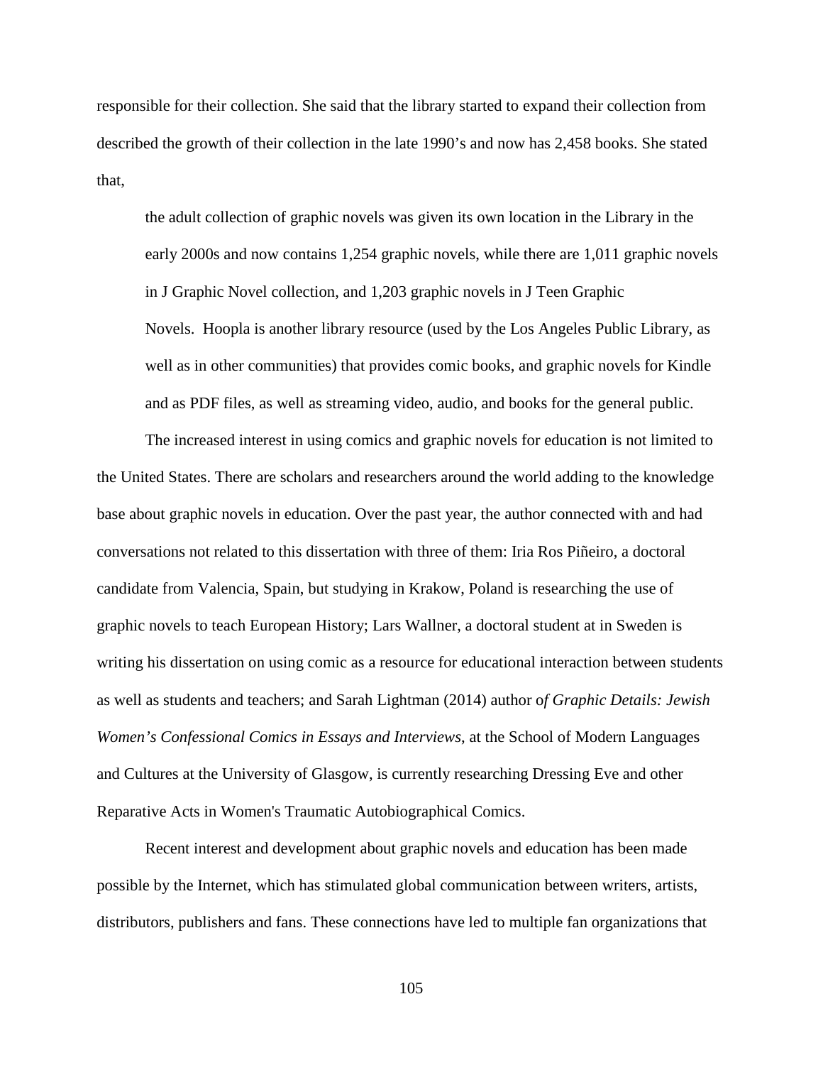responsible for their collection. She said that the library started to expand their collection from described the growth of their collection in the late 1990's and now has 2,458 books. She stated that,

> the adult collection of graphic novels was given its own location in the Library in the early 2000s and now contains 1,254 graphic novels, while there are 1,011 graphic novels in J Graphic Novel collection, and 1,203 graphic novels in J Teen Graphic Novels. Hoopla is another library resource (used by the Los Angeles Public Library, as well as in other communities) that provides comic books, and graphic novels for Kindle and as PDF files, as well as streaming video, audio, and books for the general public.

The increased interest in using comics and graphic novels for education is not limited to the United States. There are scholars and researchers around the world adding to the knowledge base about graphic novels in education. Over the past year, the author connected with and had conversations not related to this dissertation with three of them: Iria Ros Piñeiro, a doctoral candidate from Valencia, Spain, but studying in Krakow, Poland is researching the use of graphic novels to teach European History; Lars Wallner, a doctoral student at in Sweden is writing his dissertation on using comic as a resource for educational interaction between students as well as students and teachers; and Sarah Lightman (2014) author o*f Graphic Details: Jewish Women's Confessional Comics in Essays and Interviews*, at the School of Modern Languages and Cultures at the University of Glasgow, is currently researching Dressing Eve and other Reparative Acts in Women's Traumatic Autobiographical Comics.

Recent interest and development about graphic novels and education has been made possible by the Internet, which has stimulated global communication between writers, artists, distributors, publishers and fans. These connections have led to multiple fan organizations that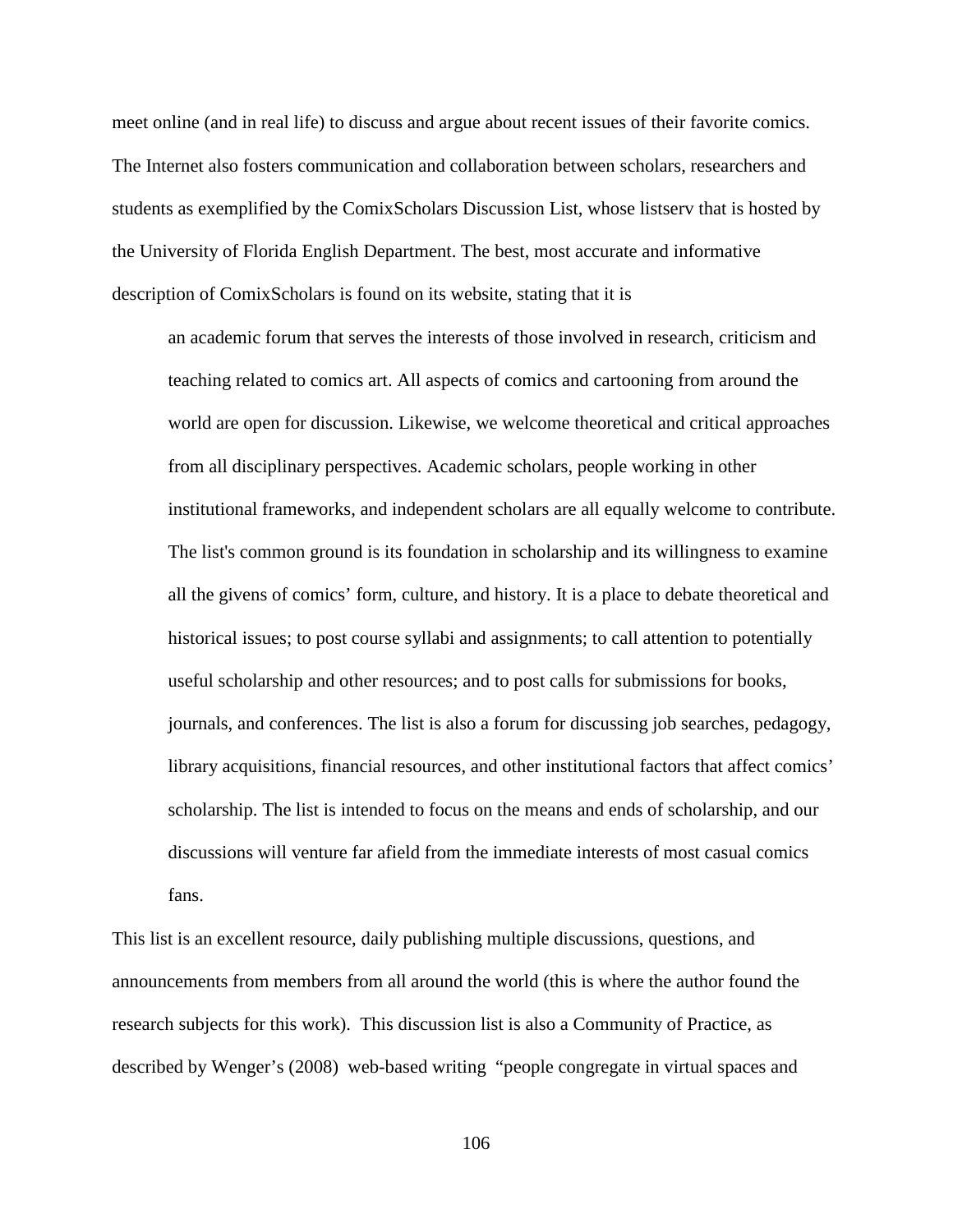meet online (and in real life) to discuss and argue about recent issues of their favorite comics. The Internet also fosters communication and collaboration between scholars, researchers and students as exemplified by the ComixScholars Discussion List, whose listserv that is hosted by the University of Florida English Department. The best, most accurate and informative description of ComixScholars is found on its website, stating that it is

> an academic forum that serves the interests of those involved in research, criticism and teaching related to comics art. All aspects of comics and cartooning from around the world are open for discussion. Likewise, we welcome theoretical and critical approaches from all disciplinary perspectives. Academic scholars, people working in other institutional frameworks, and independent scholars are all equally welcome to contribute. The list's common ground is its foundation in scholarship and its willingness to examine all the givens of comics' form, culture, and history. It is a place to debate theoretical and historical issues; to post course syllabi and assignments; to call attention to potentially useful scholarship and other resources; and to post calls for submissions for books, journals, and conferences. The list is also a forum for discussing job searches, pedagogy, library acquisitions, financial resources, and other institutional factors that affect comics' scholarship. The list is intended to focus on the means and ends of scholarship, and our discussions will venture far afield from the immediate interests of most casual comics fans.

This list is an excellent resource, daily publishing multiple discussions, questions, and announcements from members from all around the world (this is where the author found the research subjects for this work). This discussion list is also a Community of Practice, as described by Wenger's (2008) web-based writing "people congregate in virtual spaces and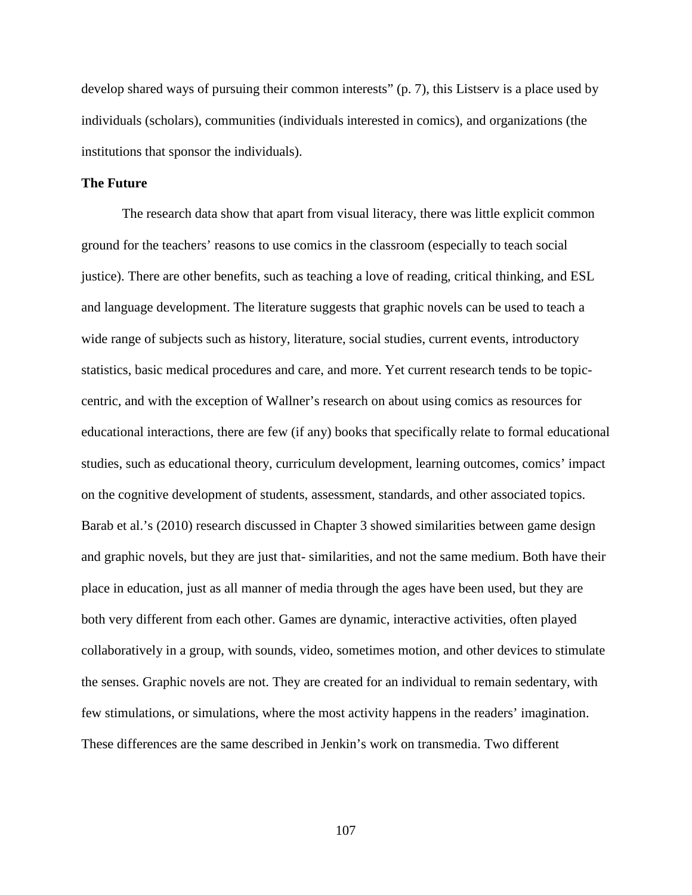develop shared ways of pursuing their common interests" (p. 7), this Listserv is a place used by individuals (scholars), communities (individuals interested in comics), and organizations (the institutions that sponsor the individuals).

**The Future**

The research data show that apart from visual literacy, there was little explicit common ground for the teachers' reasons to use comics in the classroom (especially to teach social justice). There are other benefits, such as teaching a love of reading, critical thinking, and ESL and language development. The literature suggests that graphic novels can be used to teach a wide range of subjects such as history, literature, social studies, current events, introductory statistics, basic medical procedures and care, and more. Yet current research tends to be topic-centric, and with the exception of Wallner's research on about using comics as resources for educational interactions, there are few (if any) books that specifically relate to formal educational studies, such as educational theory, curriculum development, learning outcomes, comics' impact on the cognitive development of students, assessment, standards, and other associated topics. Barab et al.'s (2010) research discussed in Chapter 3 showed similarities between game design and graphic novels, but they are just that- similarities, and not the same medium. Both have their place in education, just as all manner of media through the ages have been used, but they are both very different from each other. Games are dynamic, interactive activities, often played collaboratively in a group, with sounds, video, sometimes motion, and other devices to stimulate the senses. Graphic novels are not. They are created for an individual to remain sedentary, with few stimulations, or simulations, where the most activity happens in the readers' imagination. These differences are the same described in Jenkin's work on transmedia. Two different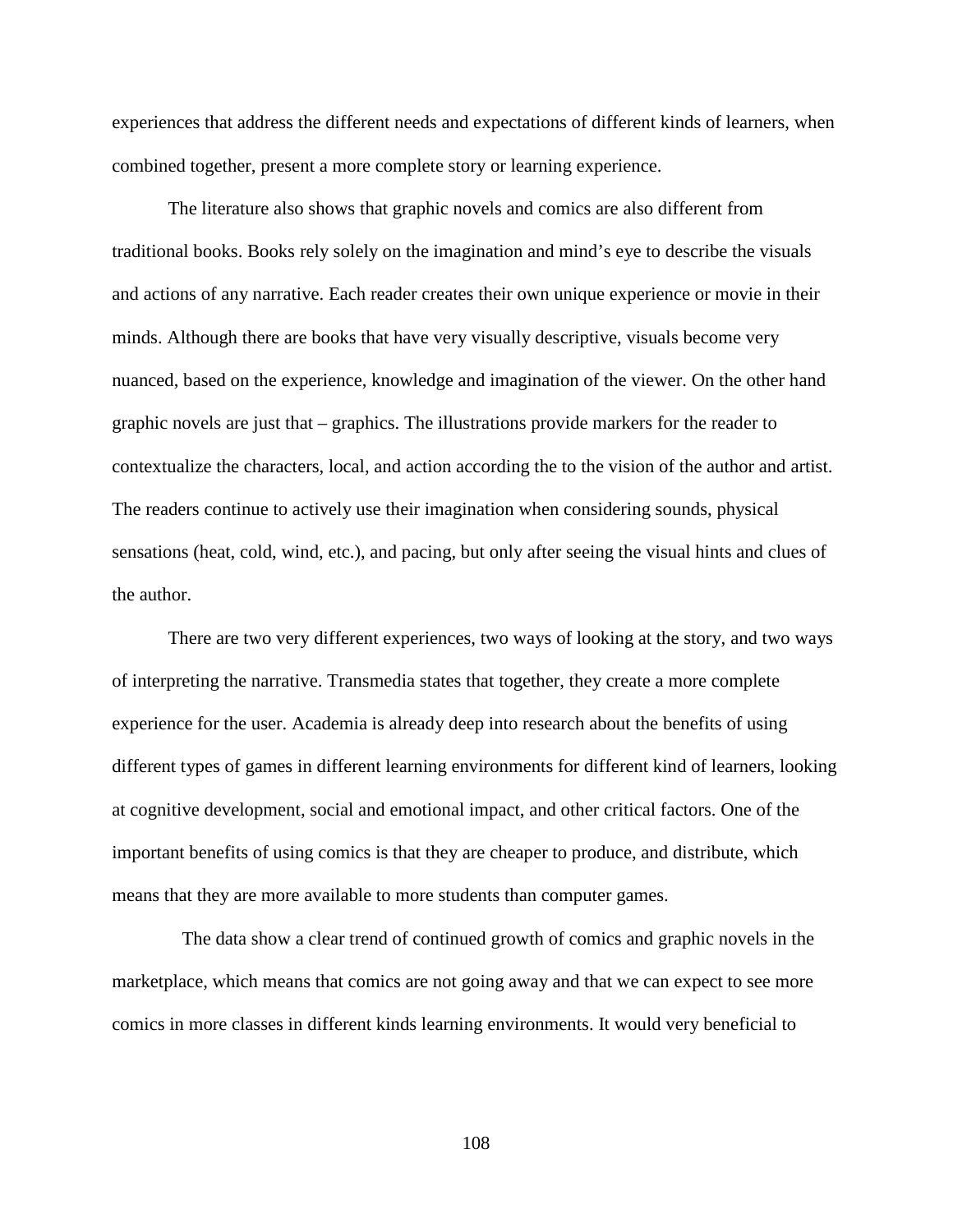experiences that address the different needs and expectations of different kinds of learners, when combined together, present a more complete story or learning experience.

The literature also shows that graphic novels and comics are also different from traditional books. Books rely solely on the imagination and mind's eye to describe the visuals and actions of any narrative. Each reader creates their own unique experience or movie in their minds. Although there are books that have very visually descriptive, visuals become very nuanced, based on the experience, knowledge and imagination of the viewer. On the other hand graphic novels are just that – graphics. The illustrations provide markers for the reader to contextualize the characters, local, and action according the to the vision of the author and artist. The readers continue to actively use their imagination when considering sounds, physical sensations (heat, cold, wind, etc.), and pacing, but only after seeing the visual hints and clues of the author.

There are two very different experiences, two ways of looking at the story, and two ways of interpreting the narrative. Transmedia states that together, they create a more complete experience for the user. Academia is already deep into research about the benefits of using different types of games in different learning environments for different kind of learners, looking at cognitive development, social and emotional impact, and other critical factors. One of the important benefits of using comics is that they are cheaper to produce, and distribute, which means that they are more available to more students than computer games.

The data show a clear trend of continued growth of comics and graphic novels in the marketplace, which means that comics are not going away and that we can expect to see more comics in more classes in different kinds learning environments. It would very beneficial to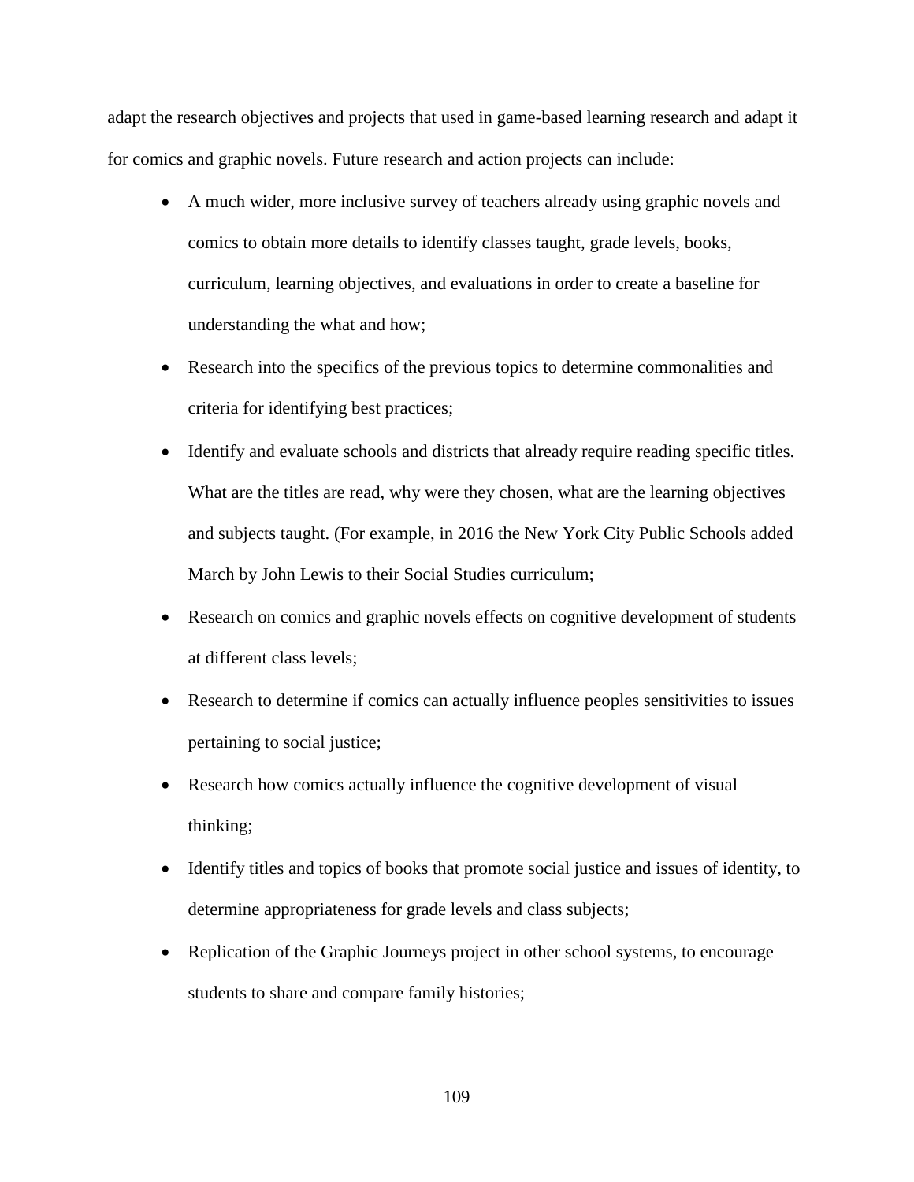adapt the research objectives and projects that used in game-based learning research and adapt it for comics and graphic novels. Future research and action projects can include:

- A much wider, more inclusive survey of teachers already using graphic novels and comics to obtain more details to identify classes taught, grade levels, books, curriculum, learning objectives, and evaluations in order to create a baseline for understanding the what and how;
- Research into the specifics of the previous topics to determine commonalities and criteria for identifying best practices;
- Identify and evaluate schools and districts that already require reading specific titles. What are the titles are read, why were they chosen, what are the learning objectives and subjects taught. (For example, in 2016 the New York City Public Schools added March by John Lewis to their Social Studies curriculum;
- Research on comics and graphic novels effects on cognitive development of students at different class levels;
- Research to determine if comics can actually influence peoples sensitivities to issues pertaining to social justice;
- Research how comics actually influence the cognitive development of visual thinking;
- Identify titles and topics of books that promote social justice and issues of identity, to determine appropriateness for grade levels and class subjects;
- Replication of the Graphic Journeys project in other school systems, to encourage students to share and compare family histories;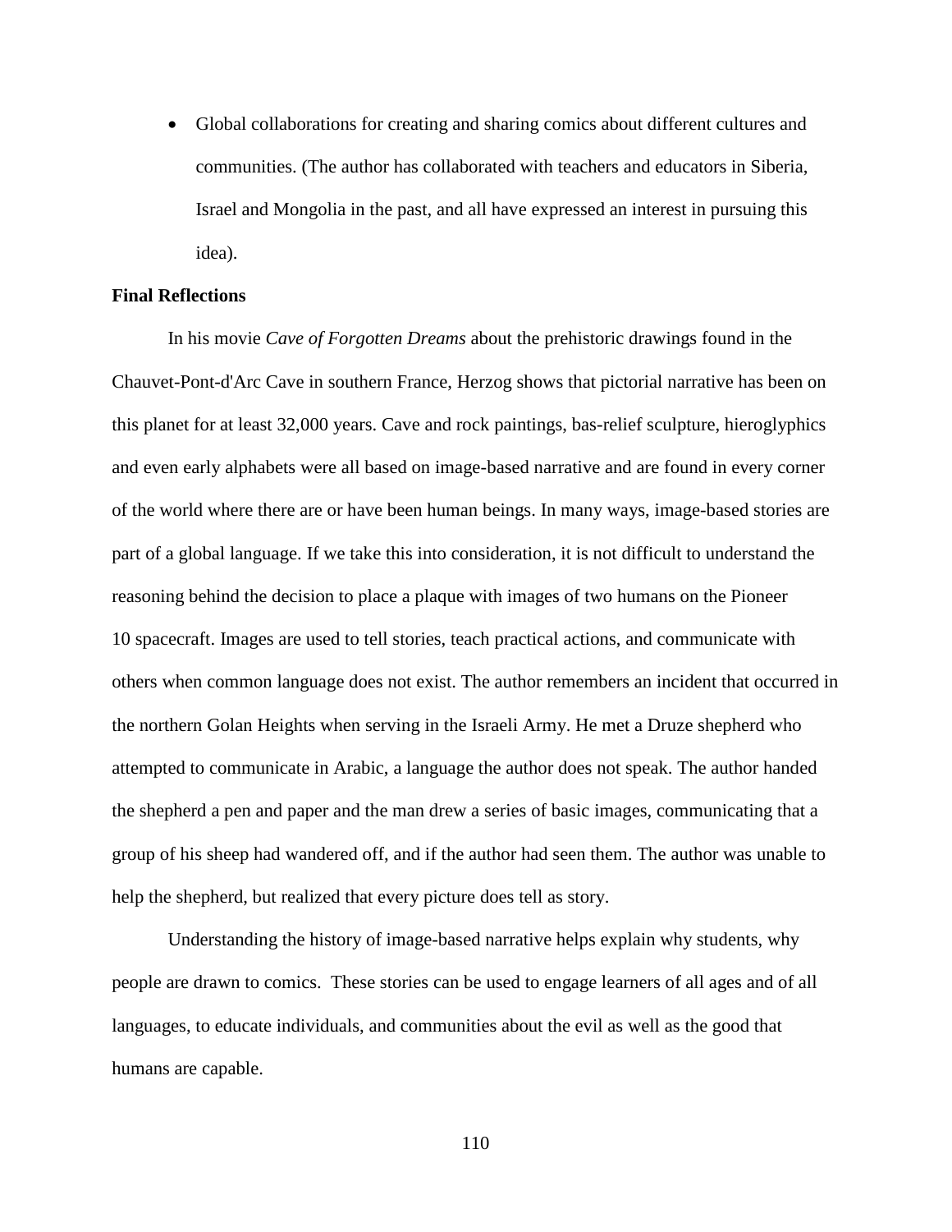- Global collaborations for creating and sharing comics about different cultures and communities. (The author has collaborated with teachers and educators in Siberia, Israel and Mongolia in the past, and all have expressed an interest in pursuing this idea).

**Final Reflections**

In his movie *Cave of Forgotten Dreams* about the prehistoric drawings found in the Chauvet-Pont-d'Arc Cave in southern France, Herzog shows that pictorial narrative has been on this planet for at least 32,000 years. Cave and rock paintings, bas-relief sculpture, hieroglyphics and even early alphabets were all based on image-based narrative and are found in every corner of the world where there are or have been human beings. In many ways, image-based stories are part of a global language. If we take this into consideration, it is not difficult to understand the reasoning behind the decision to place a plaque with images of two humans on the Pioneer 10 spacecraft. Images are used to tell stories, teach practical actions, and communicate with others when common language does not exist. The author remembers an incident that occurred in the northern Golan Heights when serving in the Israeli Army. He met a Druze shepherd who attempted to communicate in Arabic, a language the author does not speak. The author handed the shepherd a pen and paper and the man drew a series of basic images, communicating that a group of his sheep had wandered off, and if the author had seen them. The author was unable to help the shepherd, but realized that every picture does tell as story.

Understanding the history of image-based narrative helps explain why students, why people are drawn to comics. These stories can be used to engage learners of all ages and of all languages, to educate individuals, and communities about the evil as well as the good that humans are capable.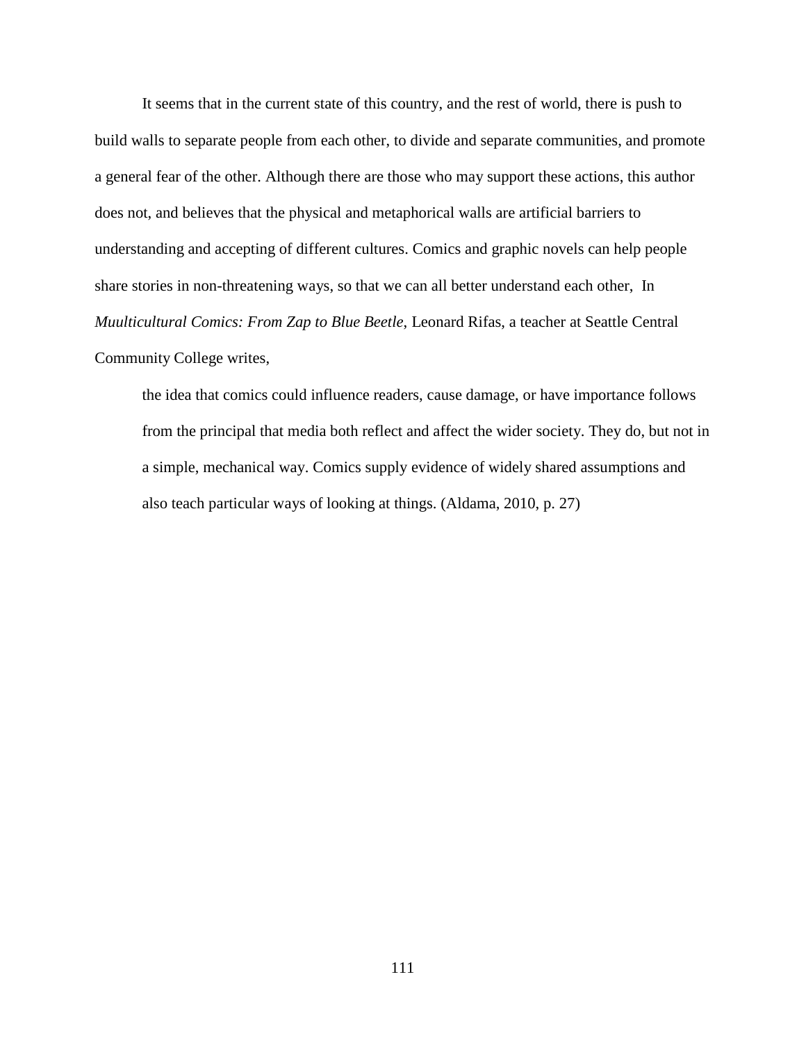It seems that in the current state of this country, and the rest of world, there is push to build walls to separate people from each other, to divide and separate communities, and promote a general fear of the other. Although there are those who may support these actions, this author does not, and believes that the physical and metaphorical walls are artificial barriers to understanding and accepting of different cultures. Comics and graphic novels can help people share stories in non-threatening ways, so that we can all better understand each other,  In *Muulticultural Comics: From Zap to Blue Beetle*, Leonard Rifas, a teacher at Seattle Central Community College writes,

> the idea that comics could influence readers, cause damage, or have importance follows from the principal that media both reflect and affect the wider society. They do, but not in a simple, mechanical way. Comics supply evidence of widely shared assumptions and also teach particular ways of looking at things. (Aldama, 2010, p. 27)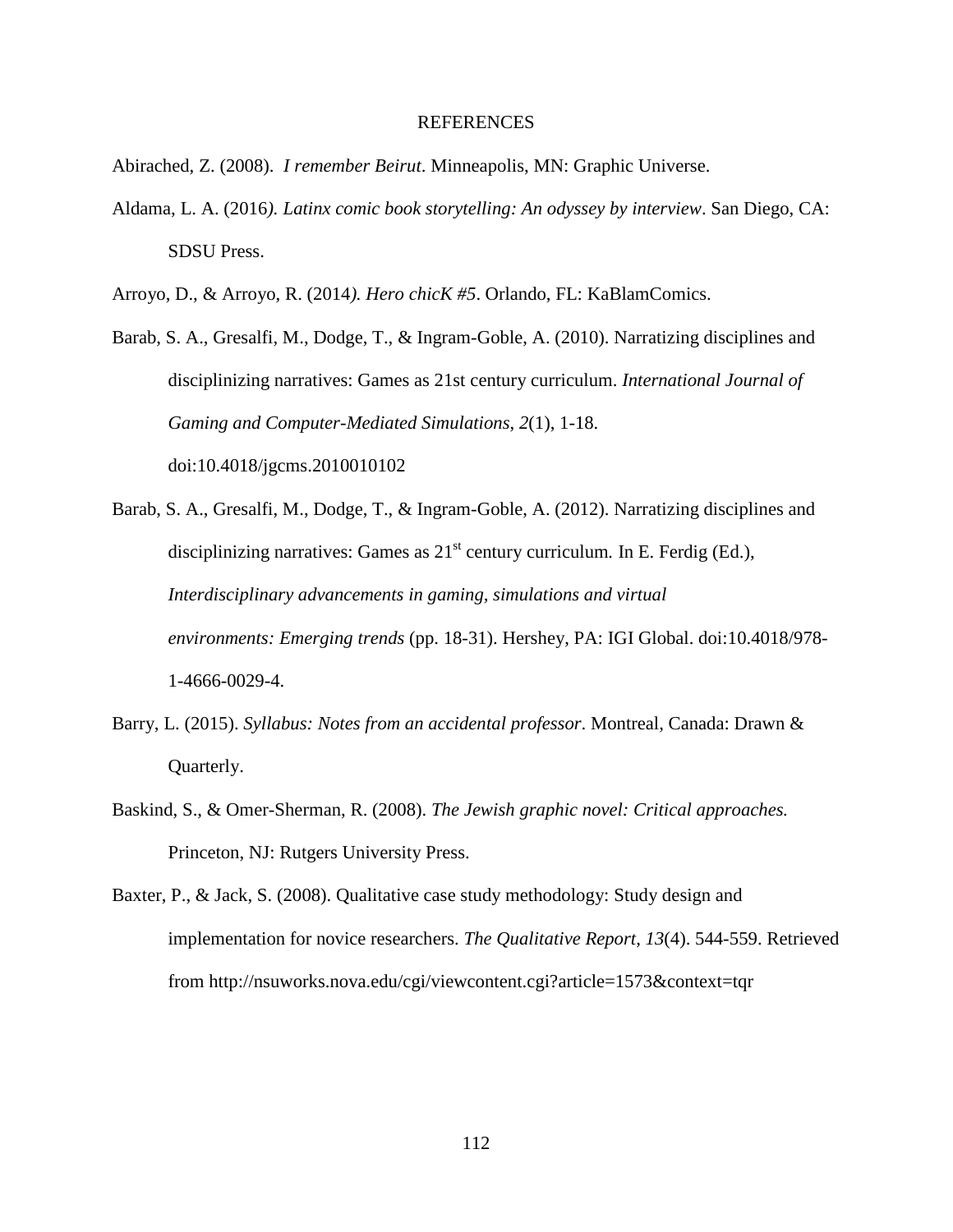# REFERENCES

Abirached, Z. (2008). *I remember Beirut*. Minneapolis, MN: Graphic Universe.

Aldama, L. A. (2016*). Latinx comic book storytelling: An odyssey by interview*. San Diego, CA: SDSU Press.

Arroyo, D., & Arroyo, R. (2014*). Hero chicK #5*. Orlando, FL: KaBlamComics.

Barab, S. A., Gresalfi, M., Dodge, T., & Ingram-Goble, A. (2010). Narratizing disciplines and disciplinizing narratives: Games as 21st century curriculum. *International Journal of Gaming and Computer-Mediated Simulations*, *2*(1), 1-18. doi:10.4018/jgcms.2010010102

Barab, S. A., Gresalfi, M., Dodge, T., & Ingram-Goble, A. (2012). Narratizing disciplines and disciplinizing narratives: Games as 21st century curriculum*.* In E. Ferdig (Ed.), *Interdisciplinary advancements in gaming, simulations and virtual environments: Emerging trends* (pp. 18-31). Hershey, PA: IGI Global. doi:10.4018/978-1-4666-0029-4.

Barry, L. (2015). *Syllabus: Notes from an accidental professor*. Montreal, Canada: Drawn & Quarterly.

Baskind, S., & Omer-Sherman, R. (2008). *The Jewish graphic novel: Critical approaches.* Princeton, NJ: Rutgers University Press.

Baxter, P., & Jack, S. (2008). Qualitative case study methodology: Study design and implementation for novice researchers. *The Qualitative Report*, *13*(4). 544-559. Retrieved from http://nsuworks.nova.edu/cgi/viewcontent.cgi?article=1573&context=tqr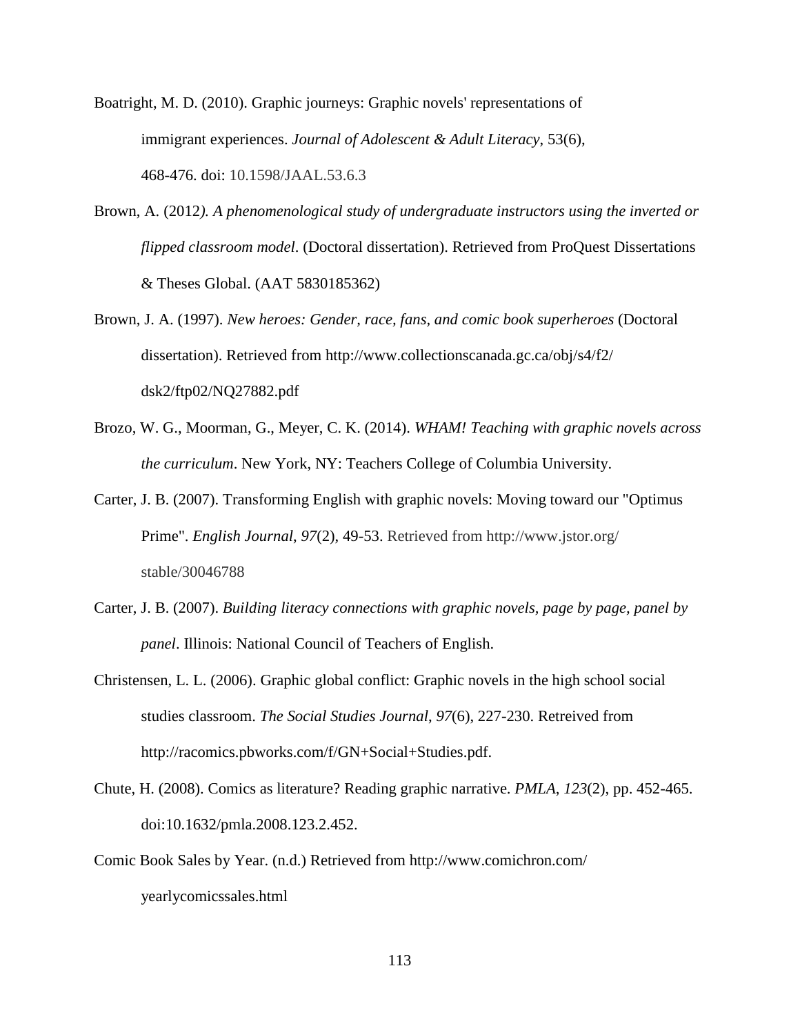Boatright, M. D. (2010). Graphic journeys: Graphic novels' representations of immigrant experiences. *Journal of Adolescent & Adult Literacy*, 53(6), 468-476. doi: 10.1598/JAAL.53.6.3

Brown, A. (2012*). A phenomenological study of undergraduate instructors using the inverted or flipped classroom model*. (Doctoral dissertation). Retrieved from ProQuest Dissertations & Theses Global. (AAT 5830185362)

Brown, J. A. (1997). *New heroes: Gender, race, fans, and comic book superheroes* (Doctoral dissertation). Retrieved from http://www.collectionscanada.gc.ca/obj/s4/f2/dsk2/ftp02/NQ27882.pdf

Brozo, W. G., Moorman, G., Meyer, C. K. (2014). *WHAM! Teaching with graphic novels across the curriculum*. New York, NY: Teachers College of Columbia University.

Carter, J. B. (2007). Transforming English with graphic novels: Moving toward our "Optimus Prime". *English Journal*, *97*(2), 49-53. Retrieved from http://www.jstor.org/stable/30046788

Carter, J. B. (2007). *Building literacy connections with graphic novels, page by page, panel by panel*. Illinois: National Council of Teachers of English.

Christensen, L. L. (2006). Graphic global conflict: Graphic novels in the high school social studies classroom. *The Social Studies Journal*, *97*(6), 227-230. Retreived from http://racomics.pbworks.com/f/GN+Social+Studies.pdf.

Chute, H. (2008). Comics as literature? Reading graphic narrative. *PMLA*, *123*(2), pp. 452-465. doi:10.1632/pmla.2008.123.2.452.

Comic Book Sales by Year. (n.d.) Retrieved from http://www.comichron.com/yearlycomicssales.html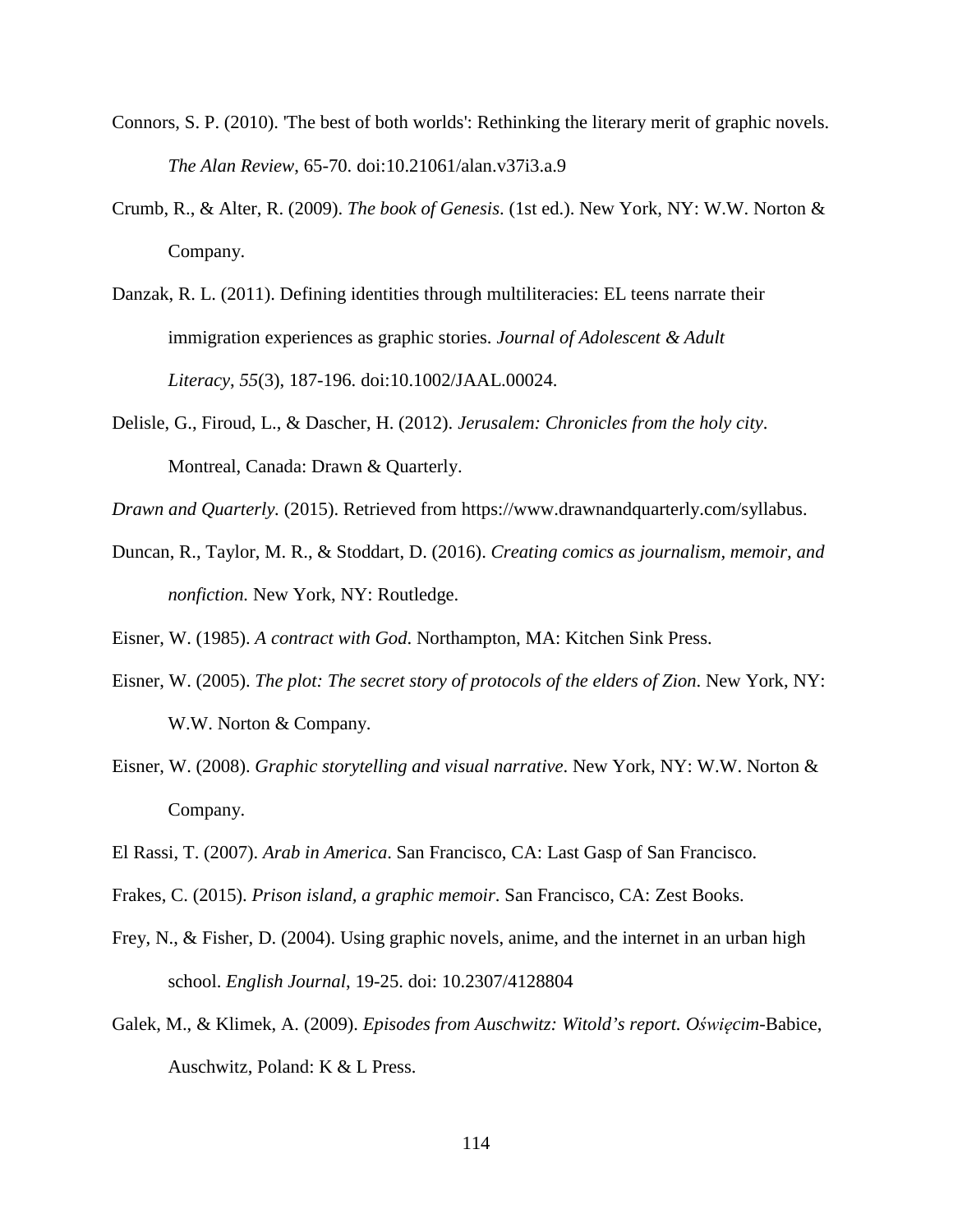Connors, S. P. (2010). 'The best of both worlds': Rethinking the literary merit of graphic novels. *The Alan Review*, 65-70. doi:10.21061/alan.v37i3.a.9

Crumb, R., & Alter, R. (2009). *The book of Genesis*. (1st ed.). New York, NY: W.W. Norton & Company.

Danzak, R. L. (2011). Defining identities through multiliteracies: EL teens narrate their immigration experiences as graphic stories. *Journal of Adolescent & Adult Literacy*, *55*(3), 187-196. doi:10.1002/JAAL.00024.

Delisle, G., Firoud, L., & Dascher, H. (2012). *Jerusalem: Chronicles from the holy city*. Montreal, Canada: Drawn & Quarterly.

*Drawn and Quarterly.* (2015). Retrieved from https://www.drawnandquarterly.com/syllabus.

Duncan, R., Taylor, M. R., & Stoddart, D. (2016). *Creating comics as journalism, memoir, and nonfiction.* New York, NY: Routledge.

Eisner, W. (1985). *A contract with God*. Northampton, MA: Kitchen Sink Press.

Eisner, W. (2005). *The plot: The secret story of protocols of the elders of Zion*. New York, NY: W.W. Norton & Company.

Eisner, W. (2008). *Graphic storytelling and visual narrative*. New York, NY: W.W. Norton & Company.

El Rassi, T. (2007). *Arab in America*. San Francisco, CA: Last Gasp of San Francisco.

Frakes, C. (2015). *Prison island, a graphic memoir.* San Francisco, CA: Zest Books.

Frey, N., & Fisher, D. (2004). Using graphic novels, anime, and the internet in an urban high school. *English Journal*, 19-25. doi: 10.2307/4128804

Galek, M., & Klimek, A. (2009). *Episodes from Auschwitz: Witold's report. Oświęcim*-Babice, Auschwitz, Poland: K & L Press.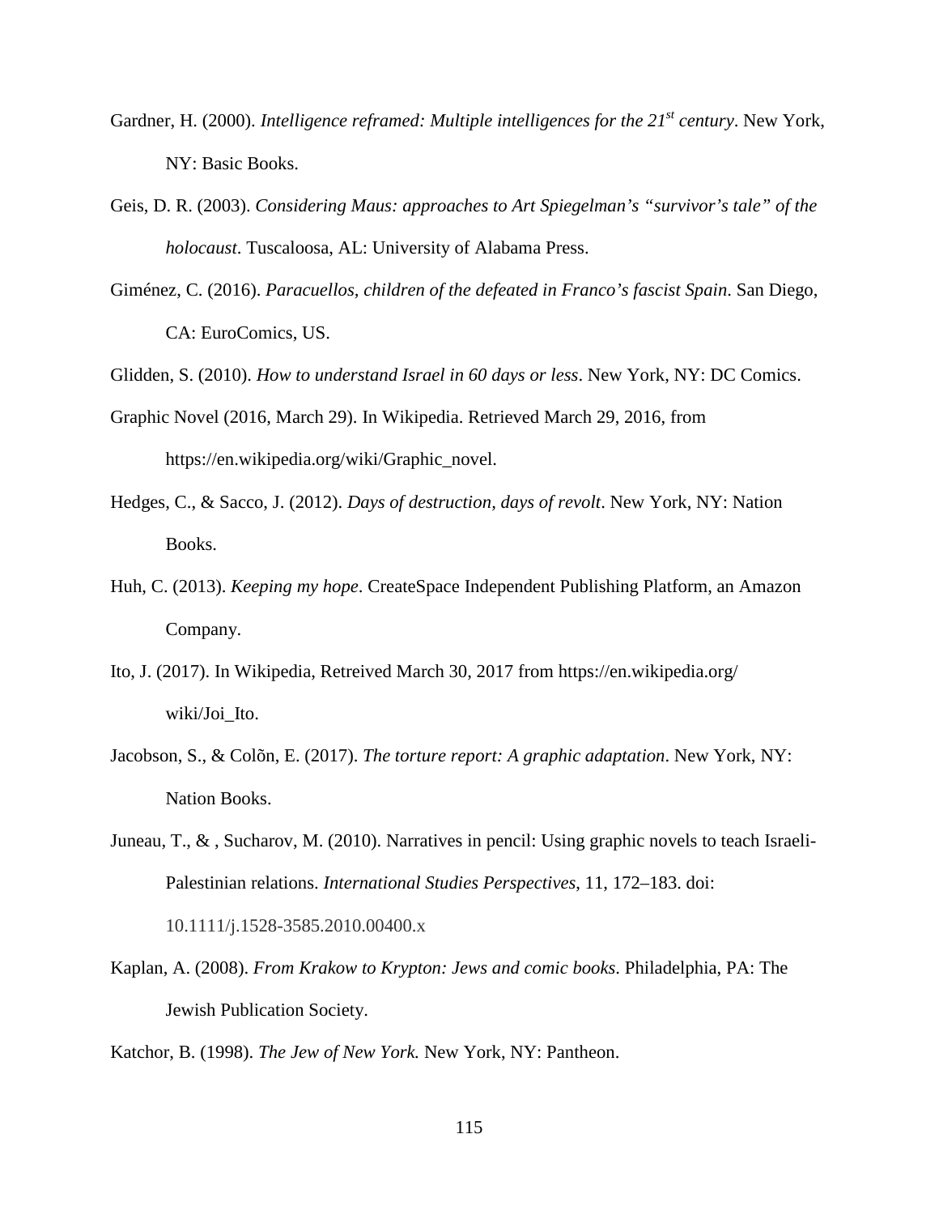Gardner, H. (2000). *Intelligence reframed: Multiple intelligences for the 21st century*. New York, NY: Basic Books.

Geis, D. R. (2003). *Considering Maus: approaches to Art Spiegelman's "survivor's tale" of the holocaust*. Tuscaloosa, AL: University of Alabama Press.

Giménez, C. (2016). *Paracuellos, children of the defeated in Franco's fascist Spain*. San Diego, CA: EuroComics, US.

Glidden, S. (2010). *How to understand Israel in 60 days or less*. New York, NY: DC Comics.

Graphic Novel (2016, March 29). In Wikipedia. Retrieved March 29, 2016, from https://en.wikipedia.org/wiki/Graphic_novel.

Hedges, C., & Sacco, J. (2012). *Days of destruction, days of revolt*. New York, NY: Nation Books.

Huh, C. (2013). *Keeping my hope*. CreateSpace Independent Publishing Platform, an Amazon Company.

Ito, J. (2017). In Wikipedia, Retreived March 30, 2017 from https://en.wikipedia.org/wiki/Joi_Ito.

Jacobson, S., & Colõn, E. (2017). *The torture report: A graphic adaptation*. New York, NY: Nation Books.

Juneau, T., & , Sucharov, M. (2010). Narratives in pencil: Using graphic novels to teach Israeli-Palestinian relations. *International Studies Perspectives*, 11, 172–183. doi: 10.1111/j.1528-3585.2010.00400.x

Kaplan, A. (2008). *From Krakow to Krypton: Jews and comic books*. Philadelphia, PA: The Jewish Publication Society.

Katchor, B. (1998). *The Jew of New York.* New York, NY: Pantheon.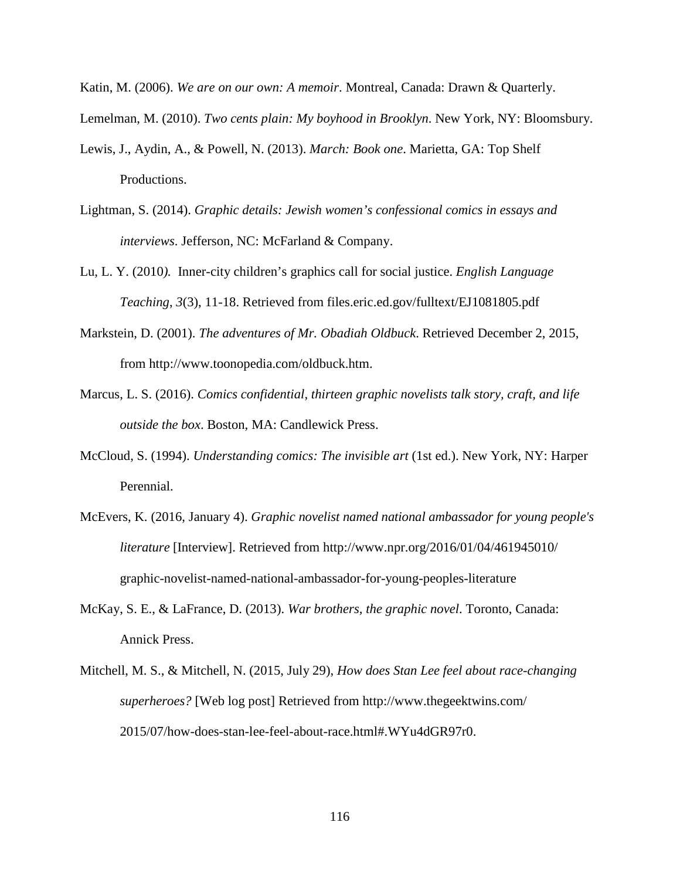Katin, M. (2006). *We are on our own: A memoir*. Montreal, Canada: Drawn & Quarterly.

Lemelman, M. (2010). *Two cents plain: My boyhood in Brooklyn*. New York, NY: Bloomsbury.

Lewis, J., Aydin, A., & Powell, N. (2013). *March: Book one*. Marietta, GA: Top Shelf Productions.

Lightman, S. (2014). *Graphic details: Jewish women's confessional comics in essays and interviews*. Jefferson, NC: McFarland & Company.

Lu, L. Y. (2010). Inner-city children's graphics call for social justice. *English Language Teaching*, *3*(3), 11-18. Retrieved from files.eric.ed.gov/fulltext/EJ1081805.pdf

Markstein, D. (2001). *The adventures of Mr. Obadiah Oldbuck*. Retrieved December 2, 2015, from http://www.toonopedia.com/oldbuck.htm.

Marcus, L. S. (2016). *Comics confidential, thirteen graphic novelists talk story, craft, and life outside the box*. Boston, MA: Candlewick Press.

McCloud, S. (1994). *Understanding comics: The invisible art* (1st ed.). New York, NY: Harper Perennial.

McEvers, K. (2016, January 4). *Graphic novelist named national ambassador for young people's literature* [Interview]. Retrieved from http://www.npr.org/2016/01/04/461945010/graphic-novelist-named-national-ambassador-for-young-peoples-literature

McKay, S. E., & LaFrance, D. (2013). *War brothers, the graphic novel*. Toronto, Canada: Annick Press.

Mitchell, M. S., & Mitchell, N. (2015, July 29), *How does Stan Lee feel about race-changing superheroes?* [Web log post] Retrieved from http://www.thegeektwins.com/2015/07/how-does-stan-lee-feel-about-race.html#.WYu4dGR97r0.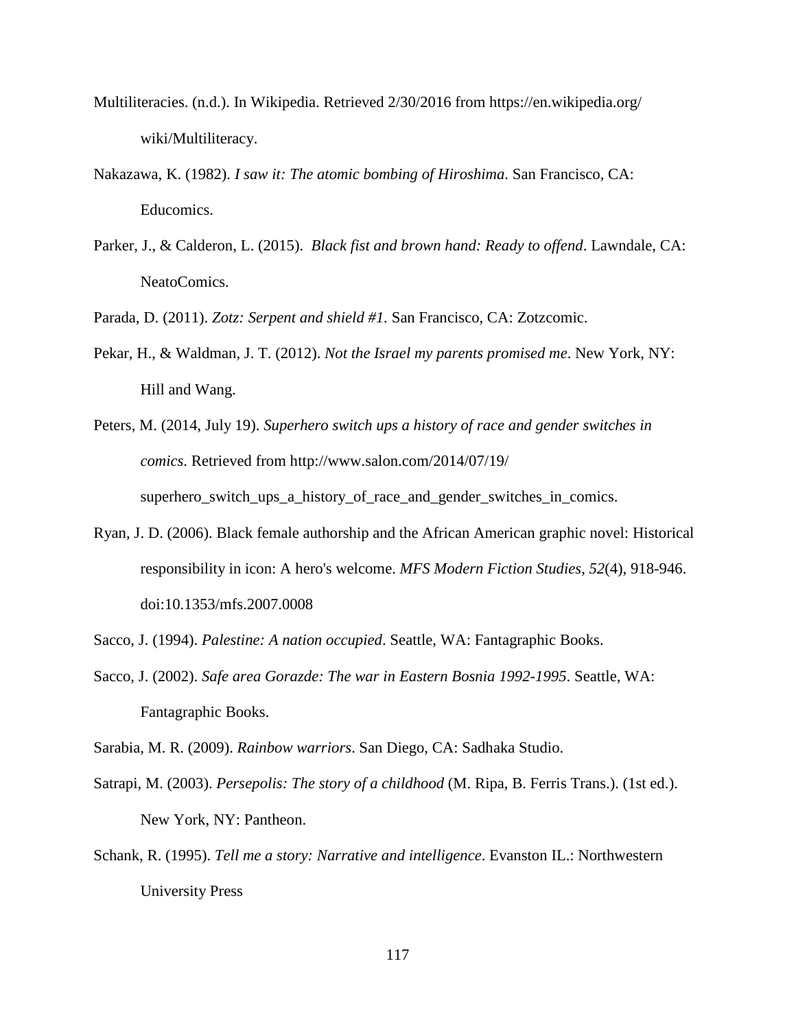Multiliteracies. (n.d.). In Wikipedia. Retrieved 2/30/2016 from https://en.wikipedia.org/wiki/Multiliteracy.

Nakazawa, K. (1982). *I saw it: The atomic bombing of Hiroshima*. San Francisco, CA: Educomics.

Parker, J., & Calderon, L. (2015). *Black fist and brown hand: Ready to offend*. Lawndale, CA: NeatoComics.

Parada, D. (2011). *Zotz: Serpent and shield #1.* San Francisco, CA: Zotzcomic.

Pekar, H., & Waldman, J. T. (2012). *Not the Israel my parents promised me*. New York, NY: Hill and Wang.

Peters, M. (2014, July 19). *Superhero switch ups a history of race and gender switches in comics*. Retrieved from http://www.salon.com/2014/07/19/superhero_switch_ups_a_history_of_race_and_gender_switches_in_comics.

Ryan, J. D. (2006). Black female authorship and the African American graphic novel: Historical responsibility in icon: A hero's welcome. *MFS Modern Fiction Studies*, *52*(4), 918-946. doi:10.1353/mfs.2007.0008

Sacco, J. (1994). *Palestine: A nation occupied*. Seattle, WA: Fantagraphic Books.

Sacco, J. (2002). *Safe area Gorazde: The war in Eastern Bosnia 1992-1995*. Seattle, WA: Fantagraphic Books.

Sarabia, M. R. (2009). *Rainbow warriors*. San Diego, CA: Sadhaka Studio.

Satrapi, M. (2003). *Persepolis: The story of a childhood* (M. Ripa, B. Ferris Trans.). (1st ed.). New York, NY: Pantheon.

Schank, R. (1995). *Tell me a story: Narrative and intelligence*. Evanston IL.: Northwestern University Press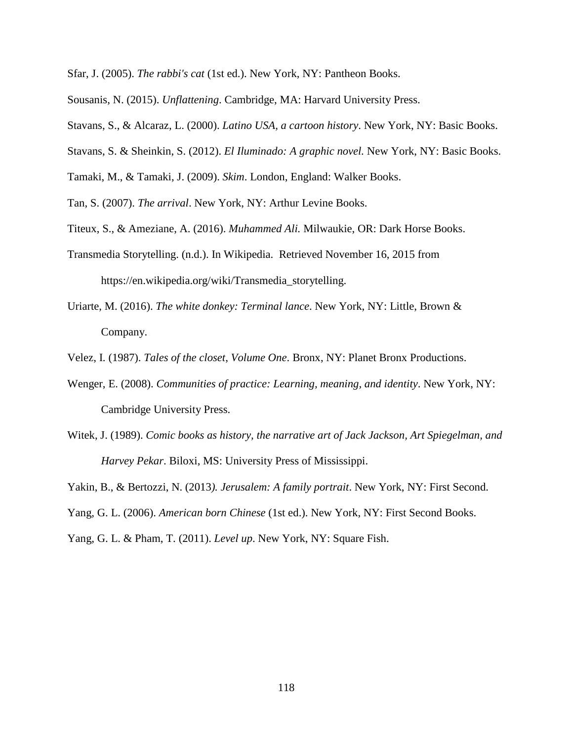Sfar, J. (2005). *The rabbi's cat* (1st ed.). New York, NY: Pantheon Books.

Sousanis, N. (2015). *Unflattening*. Cambridge, MA: Harvard University Press.

Stavans, S., & Alcaraz, L. (2000). *Latino USA, a cartoon history*. New York, NY: Basic Books.

Stavans, S. & Sheinkin, S. (2012). *El Iluminado: A graphic novel.* New York, NY: Basic Books.

Tamaki, M., & Tamaki, J. (2009). *Skim*. London, England: Walker Books.

Tan, S. (2007). *The arrival*. New York, NY: Arthur Levine Books.

Titeux, S., & Ameziane, A. (2016). *Muhammed Ali.* Milwaukie, OR: Dark Horse Books.

Transmedia Storytelling. (n.d.). In Wikipedia. Retrieved November 16, 2015 from https://en.wikipedia.org/wiki/Transmedia_storytelling.

Uriarte, M. (2016). *The white donkey: Terminal lance*. New York, NY: Little, Brown & Company.

Velez, I. (1987). *Tales of the closet, Volume One*. Bronx, NY: Planet Bronx Productions.

Wenger, E. (2008). *Communities of practice: Learning, meaning, and identity*. New York, NY: Cambridge University Press.

Witek, J. (1989). *Comic books as history, the narrative art of Jack Jackson, Art Spiegelman, and Harvey Pekar*. Biloxi, MS: University Press of Mississippi.

Yakin, B., & Bertozzi, N. (2013*). Jerusalem: A family portrait*. New York, NY: First Second.

Yang, G. L. (2006). *American born Chinese* (1st ed.). New York, NY: First Second Books.

Yang, G. L. & Pham, T. (2011). *Level up*. New York, NY: Square Fish.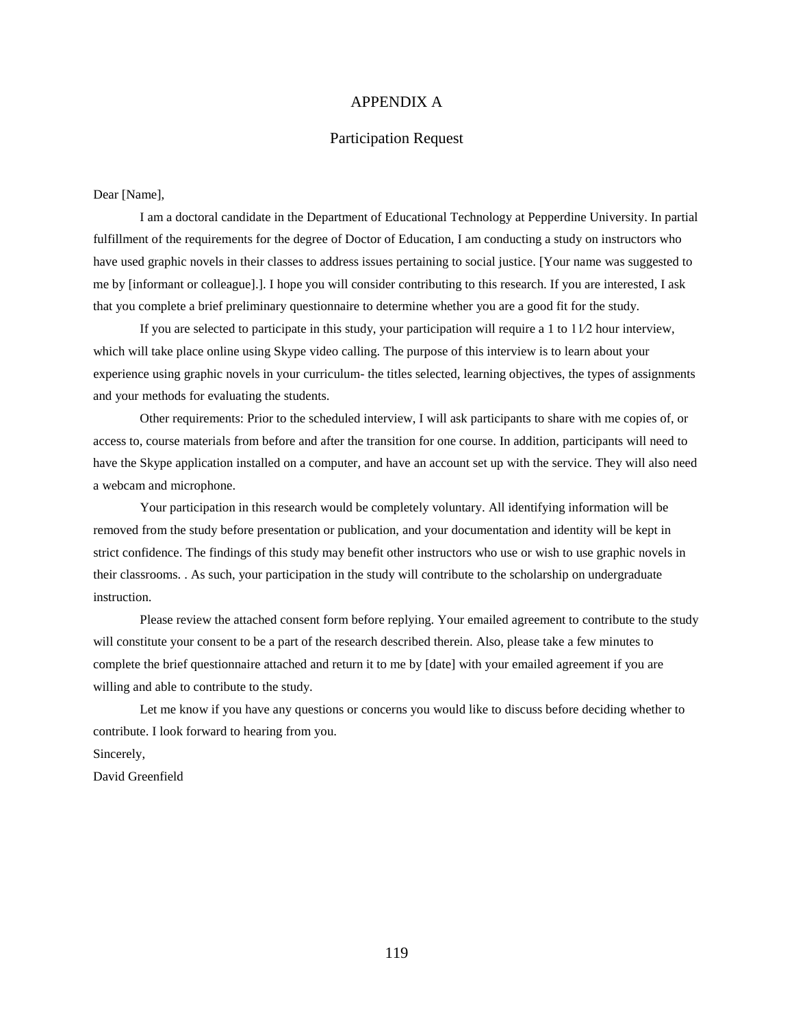# APPENDIX A

## Participation Request

Dear [Name],

I am a doctoral candidate in the Department of Educational Technology at Pepperdine University. In partial fulfillment of the requirements for the degree of Doctor of Education, I am conducting a study on instructors who have used graphic novels in their classes to address issues pertaining to social justice. [Your name was suggested to me by [informant or colleague].]. I hope you will consider contributing to this research. If you are interested, I ask that you complete a brief preliminary questionnaire to determine whether you are a good fit for the study.

If you are selected to participate in this study, your participation will require a 1 to 1 1⁄2 hour interview, which will take place online using Skype video calling. The purpose of this interview is to learn about your experience using graphic novels in your curriculum- the titles selected, learning objectives, the types of assignments and your methods for evaluating the students.

Other requirements: Prior to the scheduled interview, I will ask participants to share with me copies of, or access to, course materials from before and after the transition for one course. In addition, participants will need to have the Skype application installed on a computer, and have an account set up with the service. They will also need a webcam and microphone.

Your participation in this research would be completely voluntary. All identifying information will be removed from the study before presentation or publication, and your documentation and identity will be kept in strict confidence. The findings of this study may benefit other instructors who use or wish to use graphic novels in their classrooms. . As such, your participation in the study will contribute to the scholarship on undergraduate instruction.

Please review the attached consent form before replying. Your emailed agreement to contribute to the study will constitute your consent to be a part of the research described therein. Also, please take a few minutes to complete the brief questionnaire attached and return it to me by [date] with your emailed agreement if you are willing and able to contribute to the study.

Let me know if you have any questions or concerns you would like to discuss before deciding whether to contribute. I look forward to hearing from you.

Sincerely,

David Greenfield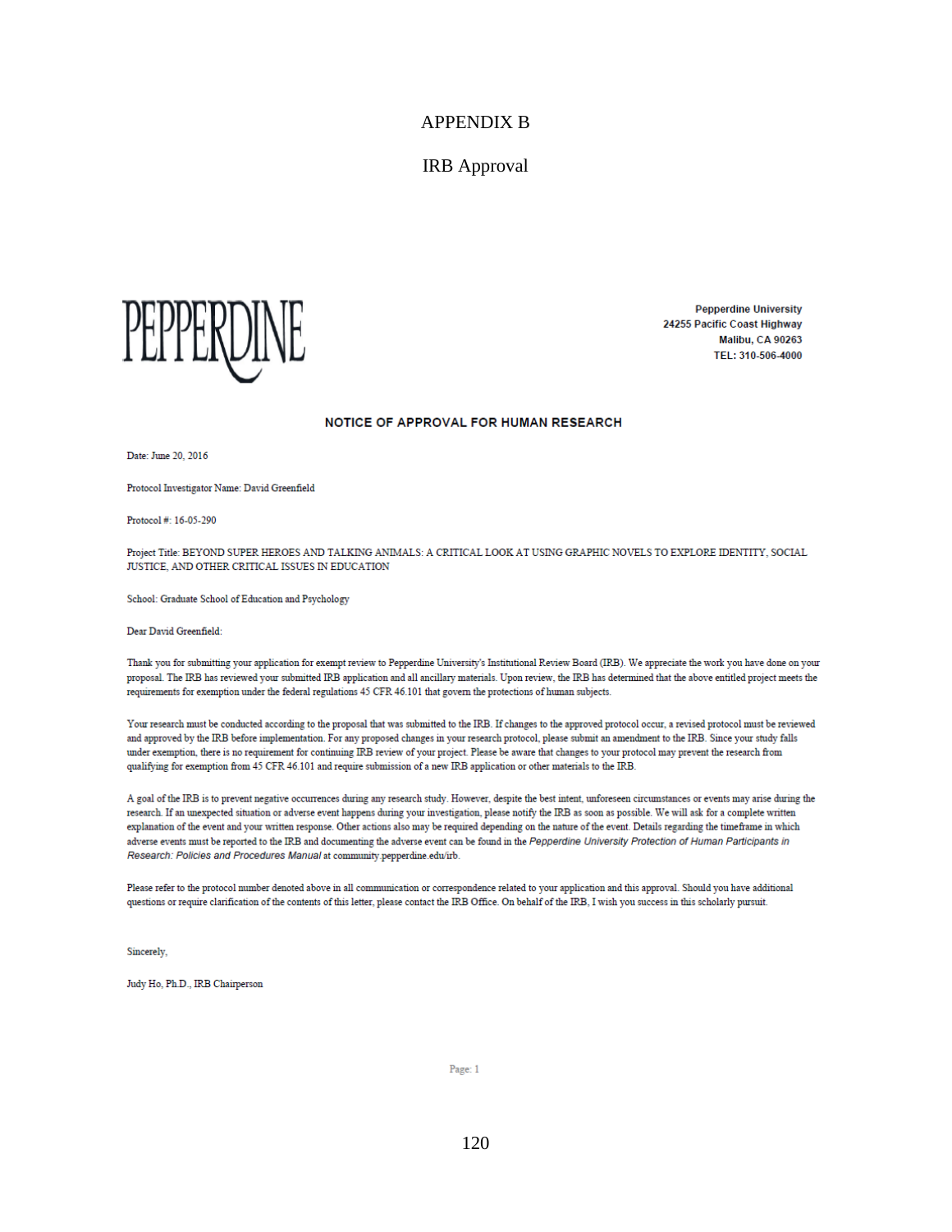# APPENDIX B

## IRB Approval

PEPPERDINE

**Pepperdine University**
**24255 Pacific Coast Highway**
**Malibu, CA 90263**
**TEL: 310-506-4000**

### NOTICE OF APPROVAL FOR HUMAN RESEARCH

Date: June 20, 2016

Protocol Investigator Name: David Greenfield

Protocol #: 16-05-290

Project Title: BEYOND SUPER HEROES AND TALKING ANIMALS: A CRITICAL LOOK AT USING GRAPHIC NOVELS TO EXPLORE IDENTITY, SOCIAL JUSTICE, AND OTHER CRITICAL ISSUES IN EDUCATION

School: Graduate School of Education and Psychology

Dear David Greenfield:

Thank you for submitting your application for exempt review to Pepperdine University's Institutional Review Board (IRB). We appreciate the work you have done on your proposal. The IRB has reviewed your submitted IRB application and all ancillary materials. Upon review, the IRB has determined that the above entitled project meets the requirements for exemption under the federal regulations 45 CFR 46.101 that govern the protections of human subjects.

Your research must be conducted according to the proposal that was submitted to the IRB. If changes to the approved protocol occur, a revised protocol must be reviewed and approved by the IRB before implementation. For any proposed changes in your research protocol, please submit an amendment to the IRB. Since your study falls under exemption, there is no requirement for continuing IRB review of your project. Please be aware that changes to your protocol may prevent the research from qualifying for exemption from 45 CFR 46.101 and require submission of a new IRB application or other materials to the IRB.

A goal of the IRB is to prevent negative occurrences during any research study. However, despite the best intent, unforeseen circumstances or events may arise during the research. If an unexpected situation or adverse event happens during your investigation, please notify the IRB as soon as possible. We will ask for a complete written explanation of the event and your written response. Other actions also may be required depending on the nature of the event. Details regarding the timeframe in which adverse events must be reported to the IRB and documenting the adverse event can be found in the *Pepperdine University Protection of Human Participants in Research: Policies and Procedures Manual* at community.pepperdine.edu/irb.

Please refer to the protocol number denoted above in all communication or correspondence related to your application and this approval. Should you have additional questions or require clarification of the contents of this letter, please contact the IRB Office. On behalf of the IRB, I wish you success in this scholarly pursuit.

Sincerely,

Judy Ho, Ph.D., IRB Chairperson